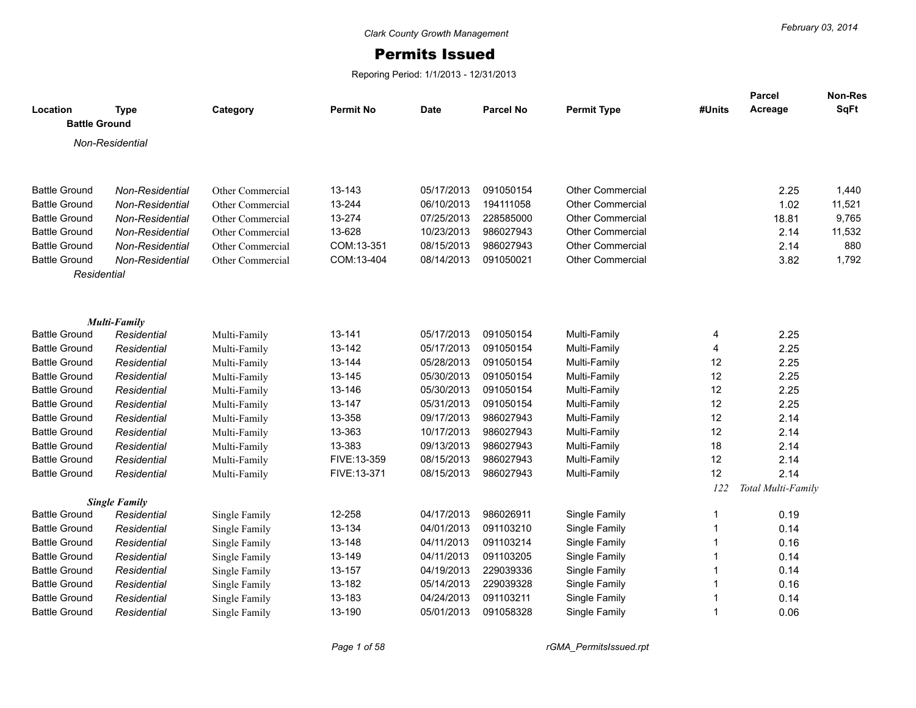Clark County Growth Management

February 03, 2014

# Permits Issued

Reporing Period: 1/1/2013 - 12/31/2013

| Location | Type | Category | Permit No | Date | Parcel No | Permit Type | #Units | Parcel Acreage | Non-Res SqFt |
|---|---|---|---|---|---|---|---|---|---|
| **Battle Ground** | | | | | | | | | |
| *Non-Residential* | | | | | | | | | |
| Battle Ground | *Non-Residential* | Other Commercial | 13-143 | 05/17/2013 | 091050154 | Other Commercial | | 2.25 | 1,440 |
| Battle Ground | *Non-Residential* | Other Commercial | 13-244 | 06/10/2013 | 194111058 | Other Commercial | | 1.02 | 11,521 |
| Battle Ground | *Non-Residential* | Other Commercial | 13-274 | 07/25/2013 | 228585000 | Other Commercial | | 18.81 | 9,765 |
| Battle Ground | *Non-Residential* | Other Commercial | 13-628 | 10/23/2013 | 986027943 | Other Commercial | | 2.14 | 11,532 |
| Battle Ground | *Non-Residential* | Other Commercial | COM:13-351 | 08/15/2013 | 986027943 | Other Commercial | | 2.14 | 880 |
| Battle Ground | *Non-Residential* | Other Commercial | COM:13-404 | 08/14/2013 | 091050021 | Other Commercial | | 3.82 | 1,792 |
| *Residential* | | | | | | | | | |
| ***Multi-Family*** | | | | | | | | | |
| Battle Ground | *Residential* | Multi-Family | 13-141 | 05/17/2013 | 091050154 | Multi-Family | 4 | 2.25 | |
| Battle Ground | *Residential* | Multi-Family | 13-142 | 05/17/2013 | 091050154 | Multi-Family | 4 | 2.25 | |
| Battle Ground | *Residential* | Multi-Family | 13-144 | 05/28/2013 | 091050154 | Multi-Family | 12 | 2.25 | |
| Battle Ground | *Residential* | Multi-Family | 13-145 | 05/30/2013 | 091050154 | Multi-Family | 12 | 2.25 | |
| Battle Ground | *Residential* | Multi-Family | 13-146 | 05/30/2013 | 091050154 | Multi-Family | 12 | 2.25 | |
| Battle Ground | *Residential* | Multi-Family | 13-147 | 05/31/2013 | 091050154 | Multi-Family | 12 | 2.25 | |
| Battle Ground | *Residential* | Multi-Family | 13-358 | 09/17/2013 | 986027943 | Multi-Family | 12 | 2.14 | |
| Battle Ground | *Residential* | Multi-Family | 13-363 | 10/17/2013 | 986027943 | Multi-Family | 12 | 2.14 | |
| Battle Ground | *Residential* | Multi-Family | 13-383 | 09/13/2013 | 986027943 | Multi-Family | 18 | 2.14 | |
| Battle Ground | *Residential* | Multi-Family | FIVE:13-359 | 08/15/2013 | 986027943 | Multi-Family | 12 | 2.14 | |
| Battle Ground | *Residential* | Multi-Family | FIVE:13-371 | 08/15/2013 | 986027943 | Multi-Family | 12 | 2.14 | |
| | | | | | | | *122* | *Total Multi-Family* | |
| ***Single Family*** | | | | | | | | | |
| Battle Ground | *Residential* | Single Family | 12-258 | 04/17/2013 | 986026911 | Single Family | 1 | 0.19 | |
| Battle Ground | *Residential* | Single Family | 13-134 | 04/01/2013 | 091103210 | Single Family | 1 | 0.14 | |
| Battle Ground | *Residential* | Single Family | 13-148 | 04/11/2013 | 091103214 | Single Family | 1 | 0.16 | |
| Battle Ground | *Residential* | Single Family | 13-149 | 04/11/2013 | 091103205 | Single Family | 1 | 0.14 | |
| Battle Ground | *Residential* | Single Family | 13-157 | 04/19/2013 | 229039336 | Single Family | 1 | 0.14 | |
| Battle Ground | *Residential* | Single Family | 13-182 | 05/14/2013 | 229039328 | Single Family | 1 | 0.16 | |
| Battle Ground | *Residential* | Single Family | 13-183 | 04/24/2013 | 091103211 | Single Family | 1 | 0.14 | |
| Battle Ground | *Residential* | Single Family | 13-190 | 05/01/2013 | 091058328 | Single Family | 1 | 0.06 | |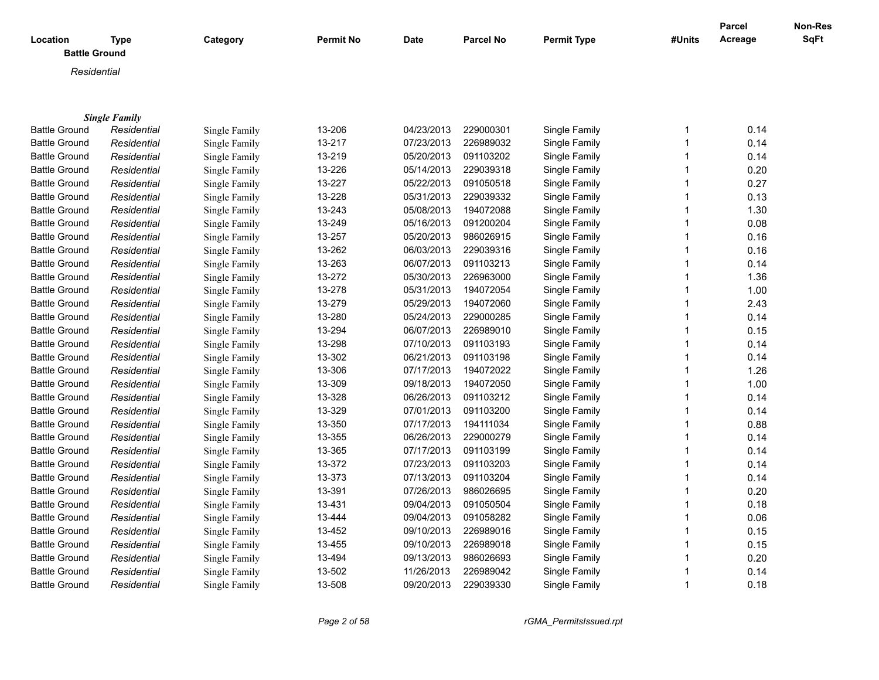| Location | Type | Category | Permit No | Date | Parcel No | Permit Type | #Units | Parcel Acreage | Non-Res SqFt |
|---|---|---|---|---|---|---|---|---|---|
| **Battle Ground** | | | | | | | | | |
| *Residential* | | | | | | | | | |
| ***Single Family*** | | | | | | | | | |
| Battle Ground | *Residential* | Single Family | 13-206 | 04/23/2013 | 229000301 | Single Family | 1 | 0.14 | |
| Battle Ground | *Residential* | Single Family | 13-217 | 07/23/2013 | 226989032 | Single Family | 1 | 0.14 | |
| Battle Ground | *Residential* | Single Family | 13-219 | 05/20/2013 | 091103202 | Single Family | 1 | 0.14 | |
| Battle Ground | *Residential* | Single Family | 13-226 | 05/14/2013 | 229039318 | Single Family | 1 | 0.20 | |
| Battle Ground | *Residential* | Single Family | 13-227 | 05/22/2013 | 091050518 | Single Family | 1 | 0.27 | |
| Battle Ground | *Residential* | Single Family | 13-228 | 05/31/2013 | 229039332 | Single Family | 1 | 0.13 | |
| Battle Ground | *Residential* | Single Family | 13-243 | 05/08/2013 | 194072088 | Single Family | 1 | 1.30 | |
| Battle Ground | *Residential* | Single Family | 13-249 | 05/16/2013 | 091200204 | Single Family | 1 | 0.08 | |
| Battle Ground | *Residential* | Single Family | 13-257 | 05/20/2013 | 986026915 | Single Family | 1 | 0.16 | |
| Battle Ground | *Residential* | Single Family | 13-262 | 06/03/2013 | 229039316 | Single Family | 1 | 0.16 | |
| Battle Ground | *Residential* | Single Family | 13-263 | 06/07/2013 | 091103213 | Single Family | 1 | 0.14 | |
| Battle Ground | *Residential* | Single Family | 13-272 | 05/30/2013 | 226963000 | Single Family | 1 | 1.36 | |
| Battle Ground | *Residential* | Single Family | 13-278 | 05/31/2013 | 194072054 | Single Family | 1 | 1.00 | |
| Battle Ground | *Residential* | Single Family | 13-279 | 05/29/2013 | 194072060 | Single Family | 1 | 2.43 | |
| Battle Ground | *Residential* | Single Family | 13-280 | 05/24/2013 | 229000285 | Single Family | 1 | 0.14 | |
| Battle Ground | *Residential* | Single Family | 13-294 | 06/07/2013 | 226989010 | Single Family | 1 | 0.15 | |
| Battle Ground | *Residential* | Single Family | 13-298 | 07/10/2013 | 091103193 | Single Family | 1 | 0.14 | |
| Battle Ground | *Residential* | Single Family | 13-302 | 06/21/2013 | 091103198 | Single Family | 1 | 0.14 | |
| Battle Ground | *Residential* | Single Family | 13-306 | 07/17/2013 | 194072022 | Single Family | 1 | 1.26 | |
| Battle Ground | *Residential* | Single Family | 13-309 | 09/18/2013 | 194072050 | Single Family | 1 | 1.00 | |
| Battle Ground | *Residential* | Single Family | 13-328 | 06/26/2013 | 091103212 | Single Family | 1 | 0.14 | |
| Battle Ground | *Residential* | Single Family | 13-329 | 07/01/2013 | 091103200 | Single Family | 1 | 0.14 | |
| Battle Ground | *Residential* | Single Family | 13-350 | 07/17/2013 | 194111034 | Single Family | 1 | 0.88 | |
| Battle Ground | *Residential* | Single Family | 13-355 | 06/26/2013 | 229000279 | Single Family | 1 | 0.14 | |
| Battle Ground | *Residential* | Single Family | 13-365 | 07/17/2013 | 091103199 | Single Family | 1 | 0.14 | |
| Battle Ground | *Residential* | Single Family | 13-372 | 07/23/2013 | 091103203 | Single Family | 1 | 0.14 | |
| Battle Ground | *Residential* | Single Family | 13-373 | 07/13/2013 | 091103204 | Single Family | 1 | 0.14 | |
| Battle Ground | *Residential* | Single Family | 13-391 | 07/26/2013 | 986026695 | Single Family | 1 | 0.20 | |
| Battle Ground | *Residential* | Single Family | 13-431 | 09/04/2013 | 091050504 | Single Family | 1 | 0.18 | |
| Battle Ground | *Residential* | Single Family | 13-444 | 09/04/2013 | 091058282 | Single Family | 1 | 0.06 | |
| Battle Ground | *Residential* | Single Family | 13-452 | 09/10/2013 | 226989016 | Single Family | 1 | 0.15 | |
| Battle Ground | *Residential* | Single Family | 13-455 | 09/10/2013 | 226989018 | Single Family | 1 | 0.15 | |
| Battle Ground | *Residential* | Single Family | 13-494 | 09/13/2013 | 986026693 | Single Family | 1 | 0.20 | |
| Battle Ground | *Residential* | Single Family | 13-502 | 11/26/2013 | 226989042 | Single Family | 1 | 0.14 | |
| Battle Ground | *Residential* | Single Family | 13-508 | 09/20/2013 | 229039330 | Single Family | 1 | 0.18 | |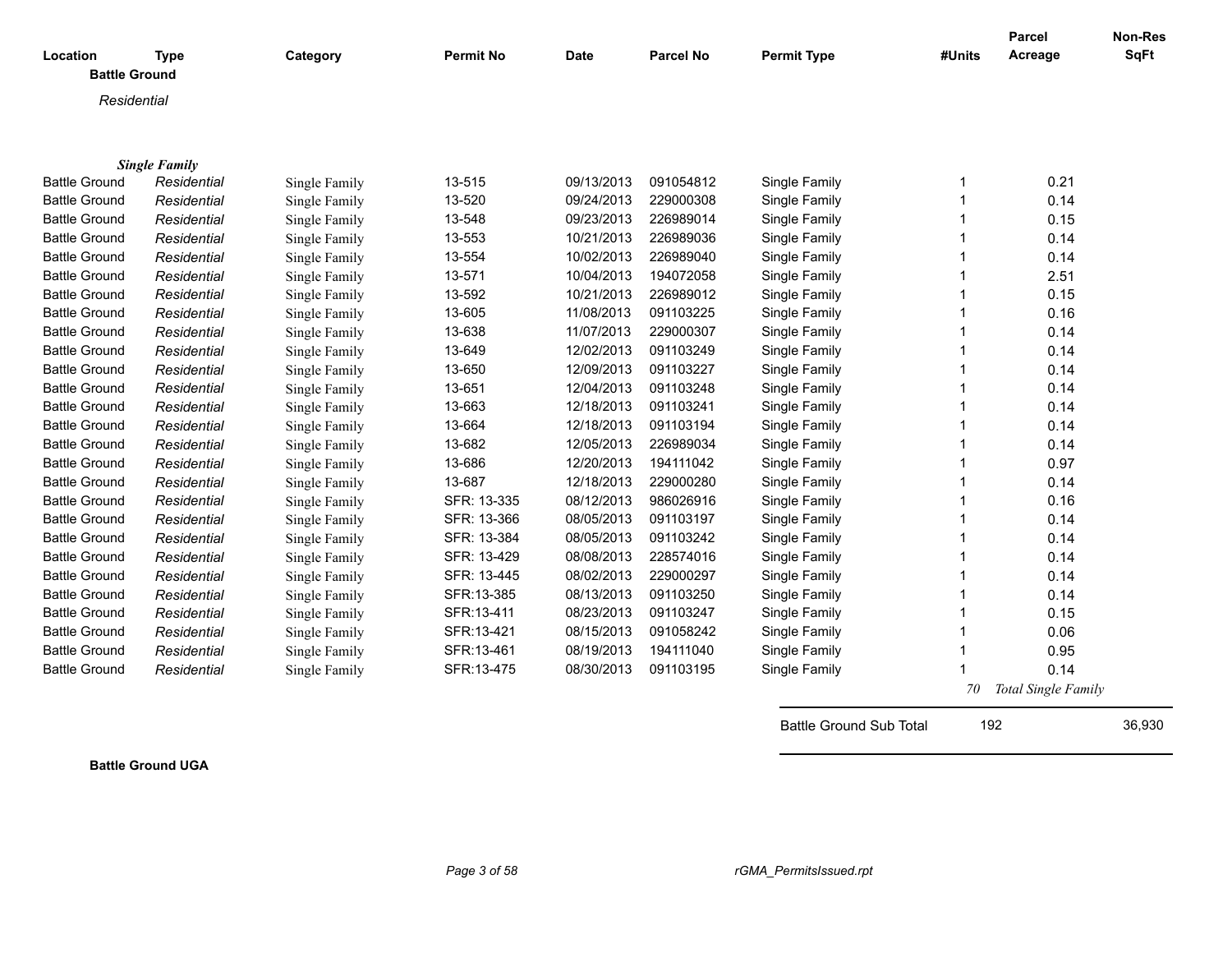| Location | Type | Category | Permit No | Date | Parcel No | Permit Type | #Units | Parcel Acreage | Non-Res SqFt |
|---|---|---|---|---|---|---|---|---|---|
| **Battle Ground** | | | | | | | | | |
| *Residential* | | | | | | | | | |
| ***Single Family*** | | | | | | | | | |
| Battle Ground | *Residential* | Single Family | 13-515 | 09/13/2013 | 091054812 | Single Family | 1 | 0.21 | |
| Battle Ground | *Residential* | Single Family | 13-520 | 09/24/2013 | 229000308 | Single Family | 1 | 0.14 | |
| Battle Ground | *Residential* | Single Family | 13-548 | 09/23/2013 | 226989014 | Single Family | 1 | 0.15 | |
| Battle Ground | *Residential* | Single Family | 13-553 | 10/21/2013 | 226989036 | Single Family | 1 | 0.14 | |
| Battle Ground | *Residential* | Single Family | 13-554 | 10/02/2013 | 226989040 | Single Family | 1 | 0.14 | |
| Battle Ground | *Residential* | Single Family | 13-571 | 10/04/2013 | 194072058 | Single Family | 1 | 2.51 | |
| Battle Ground | *Residential* | Single Family | 13-592 | 10/21/2013 | 226989012 | Single Family | 1 | 0.15 | |
| Battle Ground | *Residential* | Single Family | 13-605 | 11/08/2013 | 091103225 | Single Family | 1 | 0.16 | |
| Battle Ground | *Residential* | Single Family | 13-638 | 11/07/2013 | 229000307 | Single Family | 1 | 0.14 | |
| Battle Ground | *Residential* | Single Family | 13-649 | 12/02/2013 | 091103249 | Single Family | 1 | 0.14 | |
| Battle Ground | *Residential* | Single Family | 13-650 | 12/09/2013 | 091103227 | Single Family | 1 | 0.14 | |
| Battle Ground | *Residential* | Single Family | 13-651 | 12/04/2013 | 091103248 | Single Family | 1 | 0.14 | |
| Battle Ground | *Residential* | Single Family | 13-663 | 12/18/2013 | 091103241 | Single Family | 1 | 0.14 | |
| Battle Ground | *Residential* | Single Family | 13-664 | 12/18/2013 | 091103194 | Single Family | 1 | 0.14 | |
| Battle Ground | *Residential* | Single Family | 13-682 | 12/05/2013 | 226989034 | Single Family | 1 | 0.14 | |
| Battle Ground | *Residential* | Single Family | 13-686 | 12/20/2013 | 194111042 | Single Family | 1 | 0.97 | |
| Battle Ground | *Residential* | Single Family | 13-687 | 12/18/2013 | 229000280 | Single Family | 1 | 0.14 | |
| Battle Ground | *Residential* | Single Family | SFR: 13-335 | 08/12/2013 | 986026916 | Single Family | 1 | 0.16 | |
| Battle Ground | *Residential* | Single Family | SFR: 13-366 | 08/05/2013 | 091103197 | Single Family | 1 | 0.14 | |
| Battle Ground | *Residential* | Single Family | SFR: 13-384 | 08/05/2013 | 091103242 | Single Family | 1 | 0.14 | |
| Battle Ground | *Residential* | Single Family | SFR: 13-429 | 08/08/2013 | 228574016 | Single Family | 1 | 0.14 | |
| Battle Ground | *Residential* | Single Family | SFR: 13-445 | 08/02/2013 | 229000297 | Single Family | 1 | 0.14 | |
| Battle Ground | *Residential* | Single Family | SFR:13-385 | 08/13/2013 | 091103250 | Single Family | 1 | 0.14 | |
| Battle Ground | *Residential* | Single Family | SFR:13-411 | 08/23/2013 | 091103247 | Single Family | 1 | 0.15 | |
| Battle Ground | *Residential* | Single Family | SFR:13-421 | 08/15/2013 | 091058242 | Single Family | 1 | 0.06 | |
| Battle Ground | *Residential* | Single Family | SFR:13-461 | 08/19/2013 | 194111040 | Single Family | 1 | 0.95 | |
| Battle Ground | *Residential* | Single Family | SFR:13-475 | 08/30/2013 | 091103195 | Single Family | 1 | 0.14 | |
| | | | | | | | *70* | *Total Single Family* | |
| | | | | | | Battle Ground Sub Total | 192 | | 36,930 |

**Battle Ground UGA**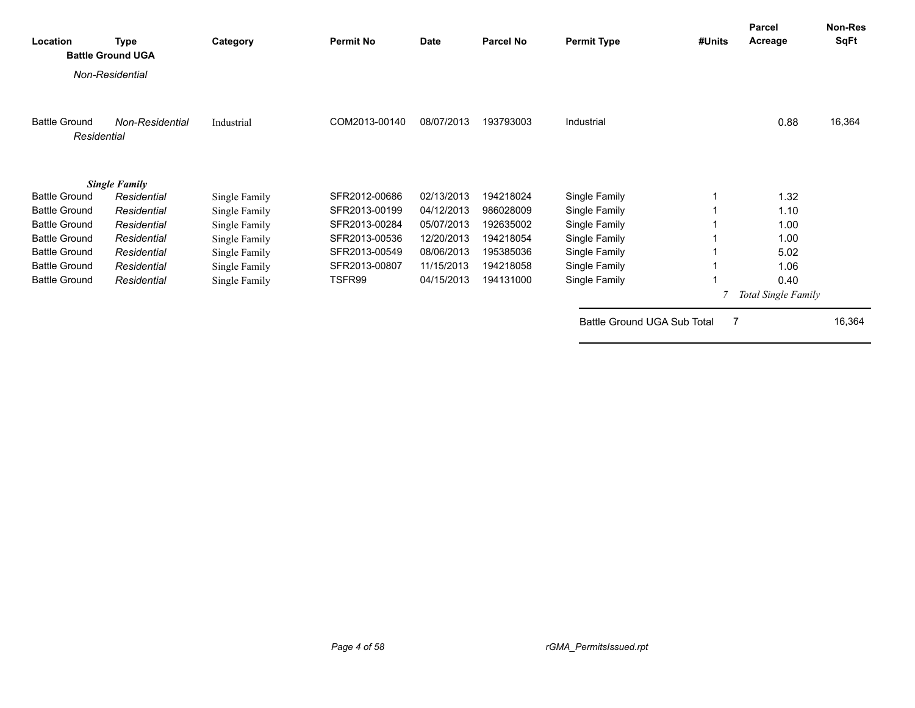| Location | Type | Category | Permit No | Date | Parcel No | Permit Type | #Units | Parcel Acreage | Non-Res SqFt |
|---|---|---|---|---|---|---|---|---|---|
| **Battle Ground UGA** | | | | | | | | | |
| *Non-Residential* | | | | | | | | | |
| Battle Ground | *Non-Residential* | Industrial | COM2013-00140 | 08/07/2013 | 193793003 | Industrial | | 0.88 | 16,364 |
| *Residential* | | | | | | | | | |
| ***Single Family*** | | | | | | | | | |
| Battle Ground | *Residential* | Single Family | SFR2012-00686 | 02/13/2013 | 194218024 | Single Family | 1 | 1.32 | |
| Battle Ground | *Residential* | Single Family | SFR2013-00199 | 04/12/2013 | 986028009 | Single Family | 1 | 1.10 | |
| Battle Ground | *Residential* | Single Family | SFR2013-00284 | 05/07/2013 | 192635002 | Single Family | 1 | 1.00 | |
| Battle Ground | *Residential* | Single Family | SFR2013-00536 | 12/20/2013 | 194218054 | Single Family | 1 | 1.00 | |
| Battle Ground | *Residential* | Single Family | SFR2013-00549 | 08/06/2013 | 195385036 | Single Family | 1 | 5.02 | |
| Battle Ground | *Residential* | Single Family | SFR2013-00807 | 11/15/2013 | 194218058 | Single Family | 1 | 1.06 | |
| Battle Ground | *Residential* | Single Family | TSFR99 | 04/15/2013 | 194131000 | Single Family | 1 | 0.40 | |
| | | | | | | | *7* | *Total Single Family* | |
| | | | | | | Battle Ground UGA Sub Total | 7 | | 16,364 |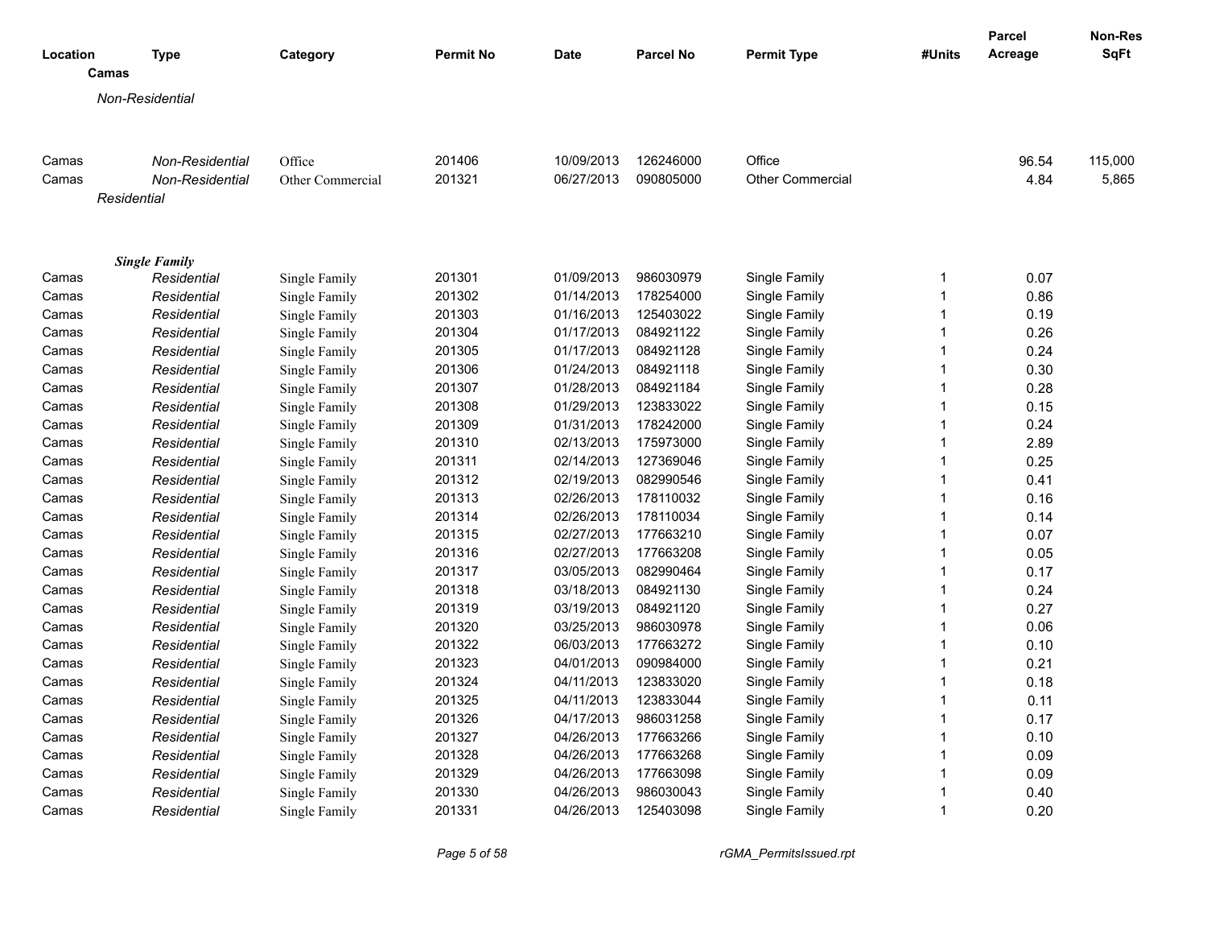| Location | Type | Category | Permit No | Date | Parcel No | Permit Type | #Units | Parcel Acreage | Non-Res SqFt |
|---|---|---|---|---|---|---|---|---|---|
| **Camas** | | | | | | | | | |
| *Non-Residential* | | | | | | | | | |
| Camas | *Non-Residential* | Office | 201406 | 10/09/2013 | 126246000 | Office | | 96.54 | 115,000 |
| Camas | *Non-Residential* | Other Commercial | 201321 | 06/27/2013 | 090805000 | Other Commercial | | 4.84 | 5,865 |
| *Residential* | | | | | | | | | |
| ***Single Family*** | | | | | | | | | |
| Camas | *Residential* | Single Family | 201301 | 01/09/2013 | 986030979 | Single Family | 1 | 0.07 | |
| Camas | *Residential* | Single Family | 201302 | 01/14/2013 | 178254000 | Single Family | 1 | 0.86 | |
| Camas | *Residential* | Single Family | 201303 | 01/16/2013 | 125403022 | Single Family | 1 | 0.19 | |
| Camas | *Residential* | Single Family | 201304 | 01/17/2013 | 084921122 | Single Family | 1 | 0.26 | |
| Camas | *Residential* | Single Family | 201305 | 01/17/2013 | 084921128 | Single Family | 1 | 0.24 | |
| Camas | *Residential* | Single Family | 201306 | 01/24/2013 | 084921118 | Single Family | 1 | 0.30 | |
| Camas | *Residential* | Single Family | 201307 | 01/28/2013 | 084921184 | Single Family | 1 | 0.28 | |
| Camas | *Residential* | Single Family | 201308 | 01/29/2013 | 123833022 | Single Family | 1 | 0.15 | |
| Camas | *Residential* | Single Family | 201309 | 01/31/2013 | 178242000 | Single Family | 1 | 0.24 | |
| Camas | *Residential* | Single Family | 201310 | 02/13/2013 | 175973000 | Single Family | 1 | 2.89 | |
| Camas | *Residential* | Single Family | 201311 | 02/14/2013 | 127369046 | Single Family | 1 | 0.25 | |
| Camas | *Residential* | Single Family | 201312 | 02/19/2013 | 082990546 | Single Family | 1 | 0.41 | |
| Camas | *Residential* | Single Family | 201313 | 02/26/2013 | 178110032 | Single Family | 1 | 0.16 | |
| Camas | *Residential* | Single Family | 201314 | 02/26/2013 | 178110034 | Single Family | 1 | 0.14 | |
| Camas | *Residential* | Single Family | 201315 | 02/27/2013 | 177663210 | Single Family | 1 | 0.07 | |
| Camas | *Residential* | Single Family | 201316 | 02/27/2013 | 177663208 | Single Family | 1 | 0.05 | |
| Camas | *Residential* | Single Family | 201317 | 03/05/2013 | 082990464 | Single Family | 1 | 0.17 | |
| Camas | *Residential* | Single Family | 201318 | 03/18/2013 | 084921130 | Single Family | 1 | 0.24 | |
| Camas | *Residential* | Single Family | 201319 | 03/19/2013 | 084921120 | Single Family | 1 | 0.27 | |
| Camas | *Residential* | Single Family | 201320 | 03/25/2013 | 986030978 | Single Family | 1 | 0.06 | |
| Camas | *Residential* | Single Family | 201322 | 06/03/2013 | 177663272 | Single Family | 1 | 0.10 | |
| Camas | *Residential* | Single Family | 201323 | 04/01/2013 | 090984000 | Single Family | 1 | 0.21 | |
| Camas | *Residential* | Single Family | 201324 | 04/11/2013 | 123833020 | Single Family | 1 | 0.18 | |
| Camas | *Residential* | Single Family | 201325 | 04/11/2013 | 123833044 | Single Family | 1 | 0.11 | |
| Camas | *Residential* | Single Family | 201326 | 04/17/2013 | 986031258 | Single Family | 1 | 0.17 | |
| Camas | *Residential* | Single Family | 201327 | 04/26/2013 | 177663266 | Single Family | 1 | 0.10 | |
| Camas | *Residential* | Single Family | 201328 | 04/26/2013 | 177663268 | Single Family | 1 | 0.09 | |
| Camas | *Residential* | Single Family | 201329 | 04/26/2013 | 177663098 | Single Family | 1 | 0.09 | |
| Camas | *Residential* | Single Family | 201330 | 04/26/2013 | 986030043 | Single Family | 1 | 0.40 | |
| Camas | *Residential* | Single Family | 201331 | 04/26/2013 | 125403098 | Single Family | 1 | 0.20 | |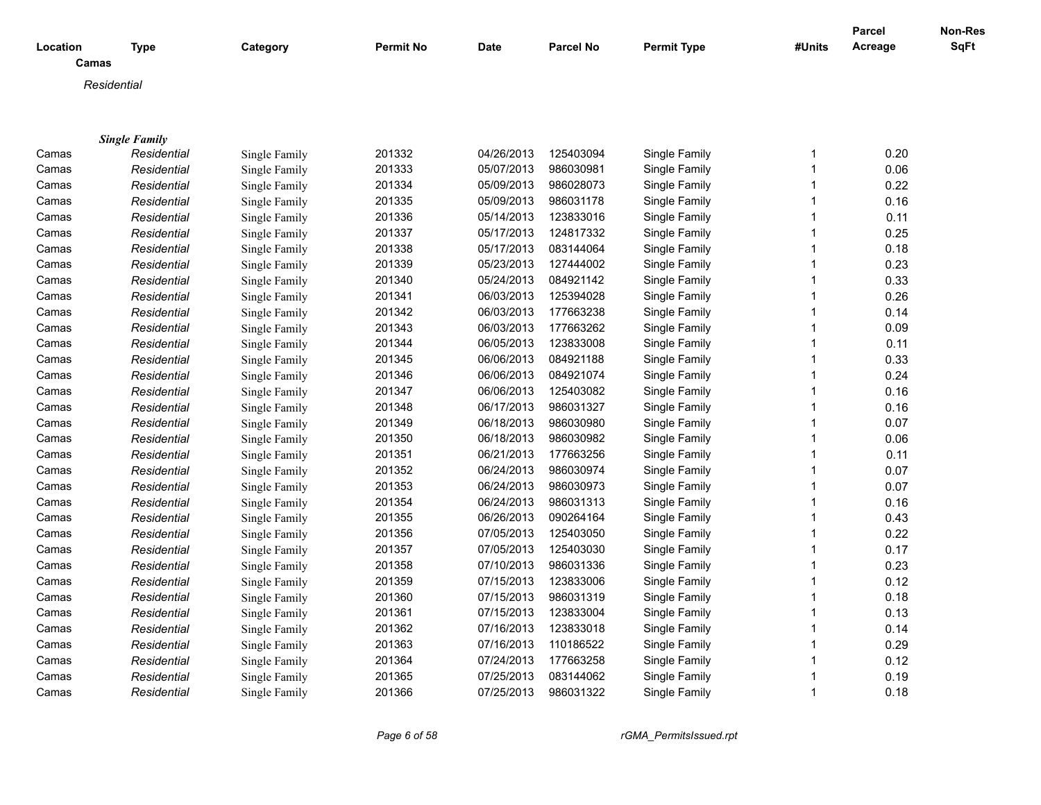| Location | Type | Category | Permit No | Date | Parcel No | Permit Type | #Units | Parcel Acreage | Non-Res SqFt |
|---|---|---|---|---|---|---|---|---|---|
| **Camas** | | | | | | | | | |
| *Residential* | | | | | | | | | |
| ***Single Family*** | | | | | | | | | |
| Camas | *Residential* | Single Family | 201332 | 04/26/2013 | 125403094 | Single Family | 1 | 0.20 | |
| Camas | *Residential* | Single Family | 201333 | 05/07/2013 | 986030981 | Single Family | 1 | 0.06 | |
| Camas | *Residential* | Single Family | 201334 | 05/09/2013 | 986028073 | Single Family | 1 | 0.22 | |
| Camas | *Residential* | Single Family | 201335 | 05/09/2013 | 986031178 | Single Family | 1 | 0.16 | |
| Camas | *Residential* | Single Family | 201336 | 05/14/2013 | 123833016 | Single Family | 1 | 0.11 | |
| Camas | *Residential* | Single Family | 201337 | 05/17/2013 | 124817332 | Single Family | 1 | 0.25 | |
| Camas | *Residential* | Single Family | 201338 | 05/17/2013 | 083144064 | Single Family | 1 | 0.18 | |
| Camas | *Residential* | Single Family | 201339 | 05/23/2013 | 127444002 | Single Family | 1 | 0.23 | |
| Camas | *Residential* | Single Family | 201340 | 05/24/2013 | 084921142 | Single Family | 1 | 0.33 | |
| Camas | *Residential* | Single Family | 201341 | 06/03/2013 | 125394028 | Single Family | 1 | 0.26 | |
| Camas | *Residential* | Single Family | 201342 | 06/03/2013 | 177663238 | Single Family | 1 | 0.14 | |
| Camas | *Residential* | Single Family | 201343 | 06/03/2013 | 177663262 | Single Family | 1 | 0.09 | |
| Camas | *Residential* | Single Family | 201344 | 06/05/2013 | 123833008 | Single Family | 1 | 0.11 | |
| Camas | *Residential* | Single Family | 201345 | 06/06/2013 | 084921188 | Single Family | 1 | 0.33 | |
| Camas | *Residential* | Single Family | 201346 | 06/06/2013 | 084921074 | Single Family | 1 | 0.24 | |
| Camas | *Residential* | Single Family | 201347 | 06/06/2013 | 125403082 | Single Family | 1 | 0.16 | |
| Camas | *Residential* | Single Family | 201348 | 06/17/2013 | 986031327 | Single Family | 1 | 0.16 | |
| Camas | *Residential* | Single Family | 201349 | 06/18/2013 | 986030980 | Single Family | 1 | 0.07 | |
| Camas | *Residential* | Single Family | 201350 | 06/18/2013 | 986030982 | Single Family | 1 | 0.06 | |
| Camas | *Residential* | Single Family | 201351 | 06/21/2013 | 177663256 | Single Family | 1 | 0.11 | |
| Camas | *Residential* | Single Family | 201352 | 06/24/2013 | 986030974 | Single Family | 1 | 0.07 | |
| Camas | *Residential* | Single Family | 201353 | 06/24/2013 | 986030973 | Single Family | 1 | 0.07 | |
| Camas | *Residential* | Single Family | 201354 | 06/24/2013 | 986031313 | Single Family | 1 | 0.16 | |
| Camas | *Residential* | Single Family | 201355 | 06/26/2013 | 090264164 | Single Family | 1 | 0.43 | |
| Camas | *Residential* | Single Family | 201356 | 07/05/2013 | 125403050 | Single Family | 1 | 0.22 | |
| Camas | *Residential* | Single Family | 201357 | 07/05/2013 | 125403030 | Single Family | 1 | 0.17 | |
| Camas | *Residential* | Single Family | 201358 | 07/10/2013 | 986031336 | Single Family | 1 | 0.23 | |
| Camas | *Residential* | Single Family | 201359 | 07/15/2013 | 123833006 | Single Family | 1 | 0.12 | |
| Camas | *Residential* | Single Family | 201360 | 07/15/2013 | 986031319 | Single Family | 1 | 0.18 | |
| Camas | *Residential* | Single Family | 201361 | 07/15/2013 | 123833004 | Single Family | 1 | 0.13 | |
| Camas | *Residential* | Single Family | 201362 | 07/16/2013 | 123833018 | Single Family | 1 | 0.14 | |
| Camas | *Residential* | Single Family | 201363 | 07/16/2013 | 110186522 | Single Family | 1 | 0.29 | |
| Camas | *Residential* | Single Family | 201364 | 07/24/2013 | 177663258 | Single Family | 1 | 0.12 | |
| Camas | *Residential* | Single Family | 201365 | 07/25/2013 | 083144062 | Single Family | 1 | 0.19 | |
| Camas | *Residential* | Single Family | 201366 | 07/25/2013 | 986031322 | Single Family | 1 | 0.18 | |

rGMA_PermitsIssued.rpt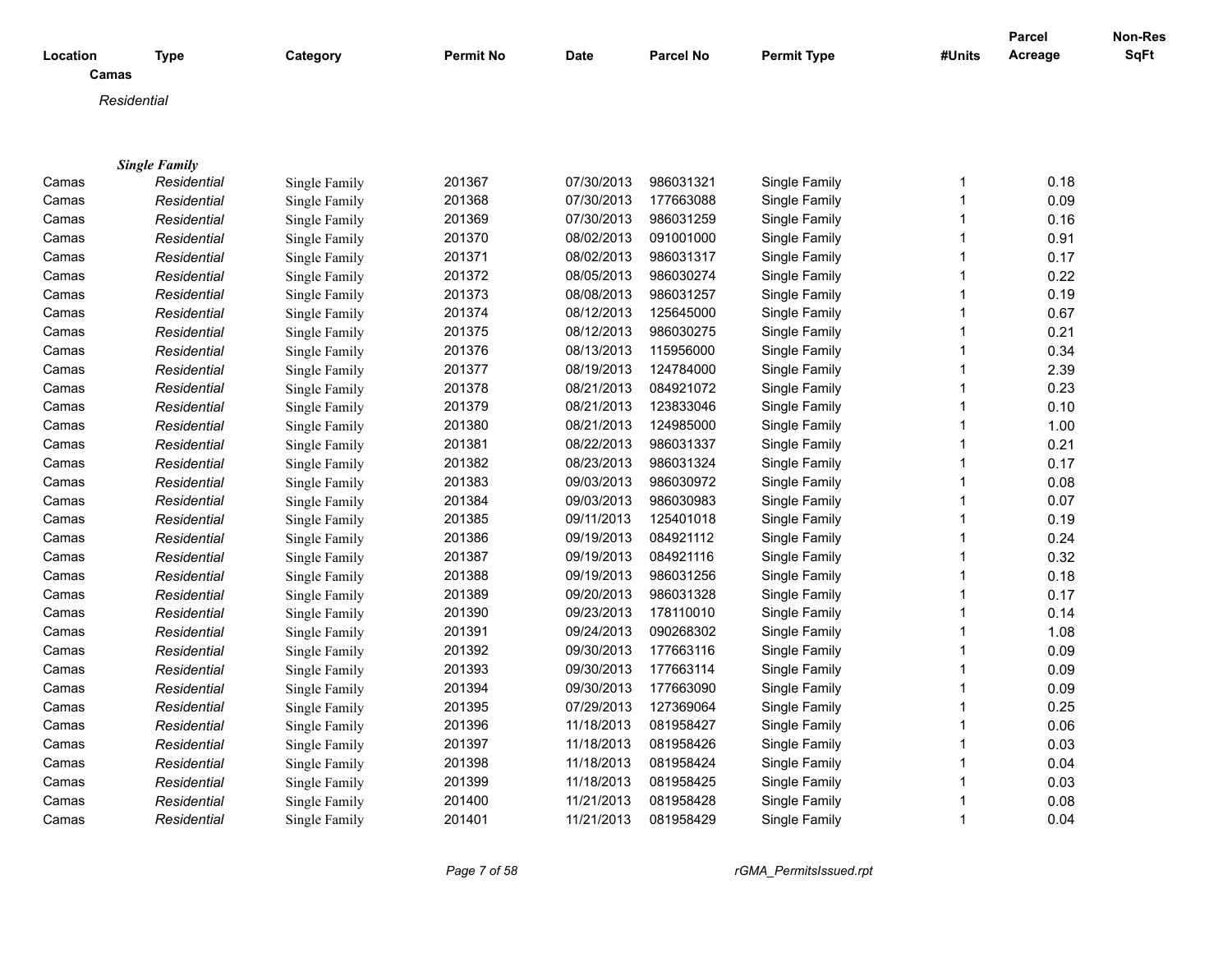| Location | Type | Category | Permit No | Date | Parcel No | Permit Type | #Units | Parcel Acreage | Non-Res SqFt |
|---|---|---|---|---|---|---|---|---|---|

**Camas**

*Residential*

***Single Family***

| Location | Type | Category | Permit No | Date | Parcel No | Permit Type | #Units | Parcel Acreage | Non-Res SqFt |
|---|---|---|---|---|---|---|---|---|---|
| Camas | *Residential* | Single Family | 201367 | 07/30/2013 | 986031321 | Single Family | 1 | 0.18 | |
| Camas | *Residential* | Single Family | 201368 | 07/30/2013 | 177663088 | Single Family | 1 | 0.09 | |
| Camas | *Residential* | Single Family | 201369 | 07/30/2013 | 986031259 | Single Family | 1 | 0.16 | |
| Camas | *Residential* | Single Family | 201370 | 08/02/2013 | 091001000 | Single Family | 1 | 0.91 | |
| Camas | *Residential* | Single Family | 201371 | 08/02/2013 | 986031317 | Single Family | 1 | 0.17 | |
| Camas | *Residential* | Single Family | 201372 | 08/05/2013 | 986030274 | Single Family | 1 | 0.22 | |
| Camas | *Residential* | Single Family | 201373 | 08/08/2013 | 986031257 | Single Family | 1 | 0.19 | |
| Camas | *Residential* | Single Family | 201374 | 08/12/2013 | 125645000 | Single Family | 1 | 0.67 | |
| Camas | *Residential* | Single Family | 201375 | 08/12/2013 | 986030275 | Single Family | 1 | 0.21 | |
| Camas | *Residential* | Single Family | 201376 | 08/13/2013 | 115956000 | Single Family | 1 | 0.34 | |
| Camas | *Residential* | Single Family | 201377 | 08/19/2013 | 124784000 | Single Family | 1 | 2.39 | |
| Camas | *Residential* | Single Family | 201378 | 08/21/2013 | 084921072 | Single Family | 1 | 0.23 | |
| Camas | *Residential* | Single Family | 201379 | 08/21/2013 | 123833046 | Single Family | 1 | 0.10 | |
| Camas | *Residential* | Single Family | 201380 | 08/21/2013 | 124985000 | Single Family | 1 | 1.00 | |
| Camas | *Residential* | Single Family | 201381 | 08/22/2013 | 986031337 | Single Family | 1 | 0.21 | |
| Camas | *Residential* | Single Family | 201382 | 08/23/2013 | 986031324 | Single Family | 1 | 0.17 | |
| Camas | *Residential* | Single Family | 201383 | 09/03/2013 | 986030972 | Single Family | 1 | 0.08 | |
| Camas | *Residential* | Single Family | 201384 | 09/03/2013 | 986030983 | Single Family | 1 | 0.07 | |
| Camas | *Residential* | Single Family | 201385 | 09/11/2013 | 125401018 | Single Family | 1 | 0.19 | |
| Camas | *Residential* | Single Family | 201386 | 09/19/2013 | 084921112 | Single Family | 1 | 0.24 | |
| Camas | *Residential* | Single Family | 201387 | 09/19/2013 | 084921116 | Single Family | 1 | 0.32 | |
| Camas | *Residential* | Single Family | 201388 | 09/19/2013 | 986031256 | Single Family | 1 | 0.18 | |
| Camas | *Residential* | Single Family | 201389 | 09/20/2013 | 986031328 | Single Family | 1 | 0.17 | |
| Camas | *Residential* | Single Family | 201390 | 09/23/2013 | 178110010 | Single Family | 1 | 0.14 | |
| Camas | *Residential* | Single Family | 201391 | 09/24/2013 | 090268302 | Single Family | 1 | 1.08 | |
| Camas | *Residential* | Single Family | 201392 | 09/30/2013 | 177663116 | Single Family | 1 | 0.09 | |
| Camas | *Residential* | Single Family | 201393 | 09/30/2013 | 177663114 | Single Family | 1 | 0.09 | |
| Camas | *Residential* | Single Family | 201394 | 09/30/2013 | 177663090 | Single Family | 1 | 0.09 | |
| Camas | *Residential* | Single Family | 201395 | 07/29/2013 | 127369064 | Single Family | 1 | 0.25 | |
| Camas | *Residential* | Single Family | 201396 | 11/18/2013 | 081958427 | Single Family | 1 | 0.06 | |
| Camas | *Residential* | Single Family | 201397 | 11/18/2013 | 081958426 | Single Family | 1 | 0.03 | |
| Camas | *Residential* | Single Family | 201398 | 11/18/2013 | 081958424 | Single Family | 1 | 0.04 | |
| Camas | *Residential* | Single Family | 201399 | 11/18/2013 | 081958425 | Single Family | 1 | 0.03 | |
| Camas | *Residential* | Single Family | 201400 | 11/21/2013 | 081958428 | Single Family | 1 | 0.08 | |
| Camas | *Residential* | Single Family | 201401 | 11/21/2013 | 081958429 | Single Family | 1 | 0.04 | |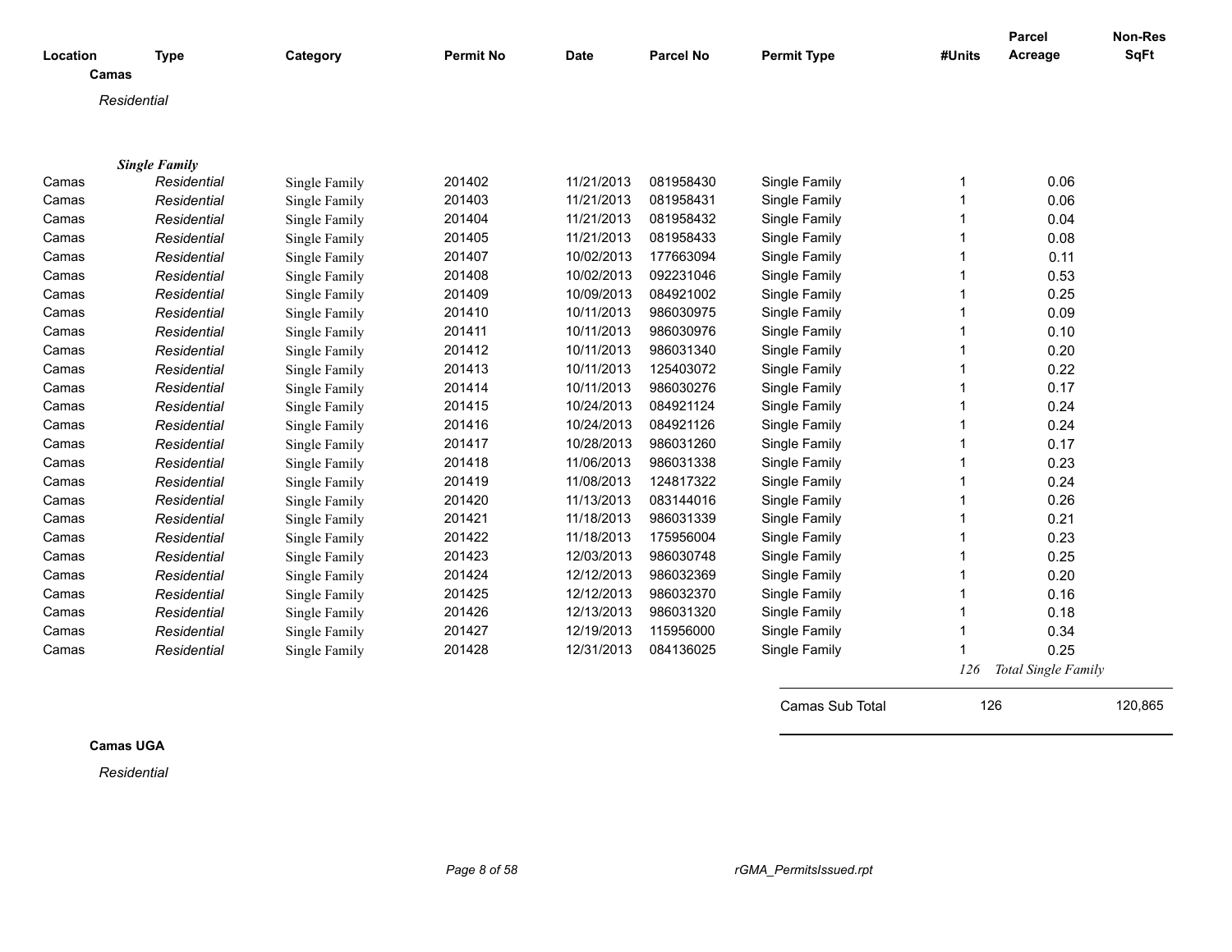| Location | Type | Category | Permit No | Date | Parcel No | Permit Type | #Units | Parcel Acreage | Non-Res SqFt |
|---|---|---|---|---|---|---|---|---|---|

**Camas**

*Residential*

***Single Family***

| Location | Type | Category | Permit No | Date | Parcel No | Permit Type | #Units | Parcel Acreage | Non-Res SqFt |
|---|---|---|---|---|---|---|---|---|---|
| Camas | *Residential* | Single Family | 201402 | 11/21/2013 | 081958430 | Single Family | 1 | 0.06 | |
| Camas | *Residential* | Single Family | 201403 | 11/21/2013 | 081958431 | Single Family | 1 | 0.06 | |
| Camas | *Residential* | Single Family | 201404 | 11/21/2013 | 081958432 | Single Family | 1 | 0.04 | |
| Camas | *Residential* | Single Family | 201405 | 11/21/2013 | 081958433 | Single Family | 1 | 0.08 | |
| Camas | *Residential* | Single Family | 201407 | 10/02/2013 | 177663094 | Single Family | 1 | 0.11 | |
| Camas | *Residential* | Single Family | 201408 | 10/02/2013 | 092231046 | Single Family | 1 | 0.53 | |
| Camas | *Residential* | Single Family | 201409 | 10/09/2013 | 084921002 | Single Family | 1 | 0.25 | |
| Camas | *Residential* | Single Family | 201410 | 10/11/2013 | 986030975 | Single Family | 1 | 0.09 | |
| Camas | *Residential* | Single Family | 201411 | 10/11/2013 | 986030976 | Single Family | 1 | 0.10 | |
| Camas | *Residential* | Single Family | 201412 | 10/11/2013 | 986031340 | Single Family | 1 | 0.20 | |
| Camas | *Residential* | Single Family | 201413 | 10/11/2013 | 125403072 | Single Family | 1 | 0.22 | |
| Camas | *Residential* | Single Family | 201414 | 10/11/2013 | 986030276 | Single Family | 1 | 0.17 | |
| Camas | *Residential* | Single Family | 201415 | 10/24/2013 | 084921124 | Single Family | 1 | 0.24 | |
| Camas | *Residential* | Single Family | 201416 | 10/24/2013 | 084921126 | Single Family | 1 | 0.24 | |
| Camas | *Residential* | Single Family | 201417 | 10/28/2013 | 986031260 | Single Family | 1 | 0.17 | |
| Camas | *Residential* | Single Family | 201418 | 11/06/2013 | 986031338 | Single Family | 1 | 0.23 | |
| Camas | *Residential* | Single Family | 201419 | 11/08/2013 | 124817322 | Single Family | 1 | 0.24 | |
| Camas | *Residential* | Single Family | 201420 | 11/13/2013 | 083144016 | Single Family | 1 | 0.26 | |
| Camas | *Residential* | Single Family | 201421 | 11/18/2013 | 986031339 | Single Family | 1 | 0.21 | |
| Camas | *Residential* | Single Family | 201422 | 11/18/2013 | 175956004 | Single Family | 1 | 0.23 | |
| Camas | *Residential* | Single Family | 201423 | 12/03/2013 | 986030748 | Single Family | 1 | 0.25 | |
| Camas | *Residential* | Single Family | 201424 | 12/12/2013 | 986032369 | Single Family | 1 | 0.20 | |
| Camas | *Residential* | Single Family | 201425 | 12/12/2013 | 986032370 | Single Family | 1 | 0.16 | |
| Camas | *Residential* | Single Family | 201426 | 12/13/2013 | 986031320 | Single Family | 1 | 0.18 | |
| Camas | *Residential* | Single Family | 201427 | 12/19/2013 | 115956000 | Single Family | 1 | 0.34 | |
| Camas | *Residential* | Single Family | 201428 | 12/31/2013 | 084136025 | Single Family | 1 | 0.25 | |
| | | | | | | | *126* | *Total Single Family* | |
| | | | | | | Camas Sub Total | 126 | | 120,865 |

**Camas UGA**

*Residential*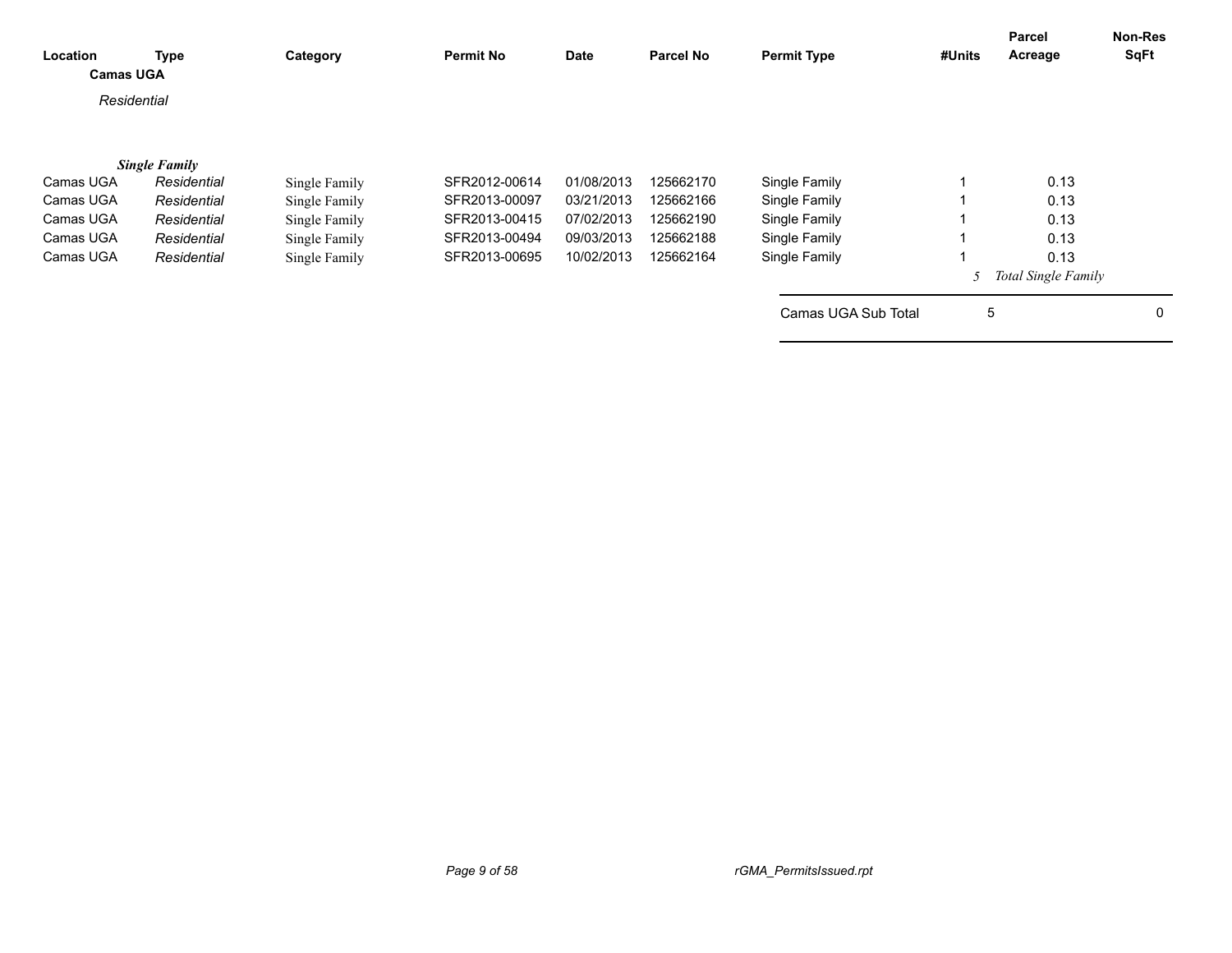| Location | Type | Category | Permit No | Date | Parcel No | Permit Type | #Units | Parcel Acreage | Non-Res SqFt |
|---|---|---|---|---|---|---|---|---|---|
| **Camas UGA** | | | | | | | | | |
| *Residential* | | | | | | | | | |
| | ***Single Family*** | | | | | | | | |
| Camas UGA | *Residential* | Single Family | SFR2012-00614 | 01/08/2013 | 125662170 | Single Family | 1 | 0.13 | |
| Camas UGA | *Residential* | Single Family | SFR2013-00097 | 03/21/2013 | 125662166 | Single Family | 1 | 0.13 | |
| Camas UGA | *Residential* | Single Family | SFR2013-00415 | 07/02/2013 | 125662190 | Single Family | 1 | 0.13 | |
| Camas UGA | *Residential* | Single Family | SFR2013-00494 | 09/03/2013 | 125662188 | Single Family | 1 | 0.13 | |
| Camas UGA | *Residential* | Single Family | SFR2013-00695 | 10/02/2013 | 125662164 | Single Family | 1 | 0.13 | |
| | | | | | | | *5* | *Total Single Family* | |
| | | | | | | Camas UGA Sub Total | 5 | | 0 |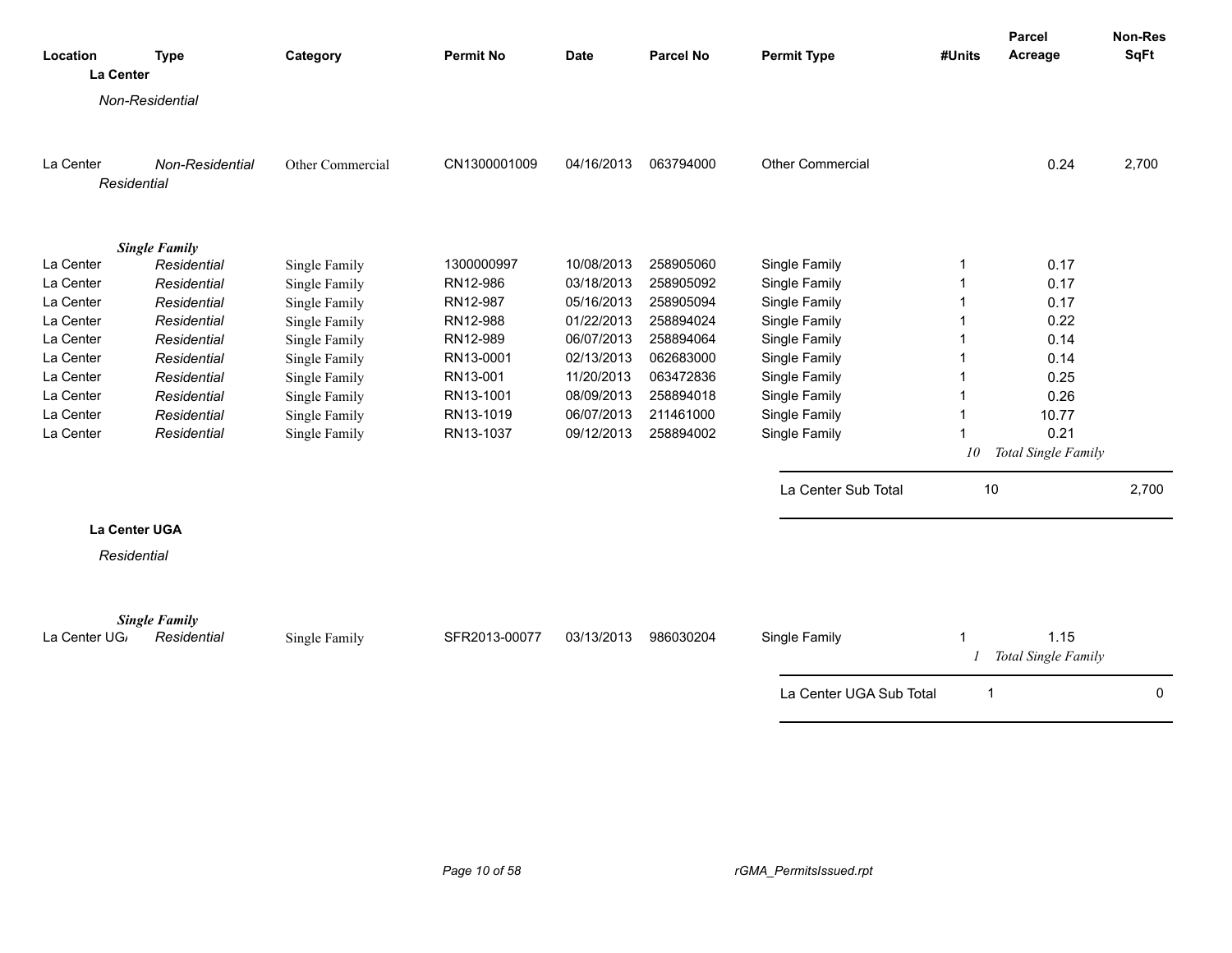| Location | Type | Category | Permit No | Date | Parcel No | Permit Type | #Units | Parcel Acreage | Non-Res SqFt |
|---|---|---|---|---|---|---|---|---|---|
| **La Center** | | | | | | | | | |
| *Non-Residential* | | | | | | | | | |
| La Center | *Non-Residential* | Other Commercial | CN1300001009 | 04/16/2013 | 063794000 | Other Commercial | | 0.24 | 2,700 |
| *Residential* | | | | | | | | | |
| ***Single Family*** | | | | | | | | | |
| La Center | *Residential* | Single Family | 1300000997 | 10/08/2013 | 258905060 | Single Family | 1 | 0.17 | |
| La Center | *Residential* | Single Family | RN12-986 | 03/18/2013 | 258905092 | Single Family | 1 | 0.17 | |
| La Center | *Residential* | Single Family | RN12-987 | 05/16/2013 | 258905094 | Single Family | 1 | 0.17 | |
| La Center | *Residential* | Single Family | RN12-988 | 01/22/2013 | 258894024 | Single Family | 1 | 0.22 | |
| La Center | *Residential* | Single Family | RN12-989 | 06/07/2013 | 258894064 | Single Family | 1 | 0.14 | |
| La Center | *Residential* | Single Family | RN13-0001 | 02/13/2013 | 062683000 | Single Family | 1 | 0.14 | |
| La Center | *Residential* | Single Family | RN13-001 | 11/20/2013 | 063472836 | Single Family | 1 | 0.25 | |
| La Center | *Residential* | Single Family | RN13-1001 | 08/09/2013 | 258894018 | Single Family | 1 | 0.26 | |
| La Center | *Residential* | Single Family | RN13-1019 | 06/07/2013 | 211461000 | Single Family | 1 | 10.77 | |
| La Center | *Residential* | Single Family | RN13-1037 | 09/12/2013 | 258894002 | Single Family | 1 | 0.21 | |
| | | | | | | | *10* | *Total Single Family* | |
| | | | | | | La Center Sub Total | 10 | | 2,700 |
| **La Center UGA** | | | | | | | | | |
| *Residential* | | | | | | | | | |
| ***Single Family*** | | | | | | | | | |
| La Center UGA | *Residential* | Single Family | SFR2013-00077 | 03/13/2013 | 986030204 | Single Family | 1 | 1.15 | |
| | | | | | | | *1* | *Total Single Family* | |
| | | | | | | La Center UGA Sub Total | 1 | | 0 |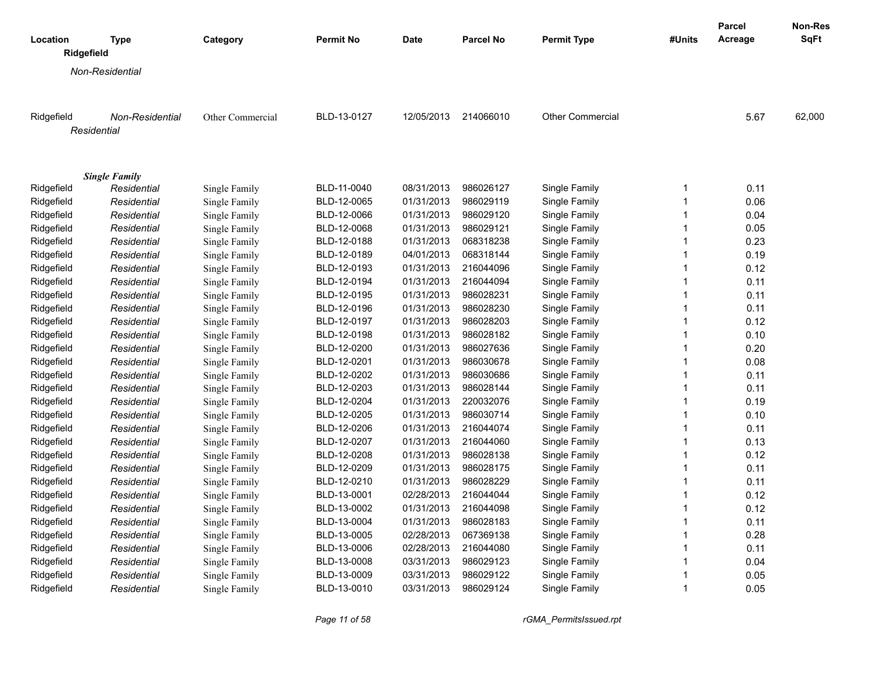| Location | Type | Category | Permit No | Date | Parcel No | Permit Type | #Units | Parcel Acreage | Non-Res SqFt |
|---|---|---|---|---|---|---|---|---|---|
| **Ridgefield** | | | | | | | | | |
| *Non-Residential* | | | | | | | | | |
| Ridgefield | *Non-Residential* | Other Commercial | BLD-13-0127 | 12/05/2013 | 214066010 | Other Commercial | | 5.67 | 62,000 |
| *Residential* | | | | | | | | | |
| ***Single Family*** | | | | | | | | | |
| Ridgefield | *Residential* | Single Family | BLD-11-0040 | 08/31/2013 | 986026127 | Single Family | 1 | 0.11 | |
| Ridgefield | *Residential* | Single Family | BLD-12-0065 | 01/31/2013 | 986029119 | Single Family | 1 | 0.06 | |
| Ridgefield | *Residential* | Single Family | BLD-12-0066 | 01/31/2013 | 986029120 | Single Family | 1 | 0.04 | |
| Ridgefield | *Residential* | Single Family | BLD-12-0068 | 01/31/2013 | 986029121 | Single Family | 1 | 0.05 | |
| Ridgefield | *Residential* | Single Family | BLD-12-0188 | 01/31/2013 | 068318238 | Single Family | 1 | 0.23 | |
| Ridgefield | *Residential* | Single Family | BLD-12-0189 | 04/01/2013 | 068318144 | Single Family | 1 | 0.19 | |
| Ridgefield | *Residential* | Single Family | BLD-12-0193 | 01/31/2013 | 216044096 | Single Family | 1 | 0.12 | |
| Ridgefield | *Residential* | Single Family | BLD-12-0194 | 01/31/2013 | 216044094 | Single Family | 1 | 0.11 | |
| Ridgefield | *Residential* | Single Family | BLD-12-0195 | 01/31/2013 | 986028231 | Single Family | 1 | 0.11 | |
| Ridgefield | *Residential* | Single Family | BLD-12-0196 | 01/31/2013 | 986028230 | Single Family | 1 | 0.11 | |
| Ridgefield | *Residential* | Single Family | BLD-12-0197 | 01/31/2013 | 986028203 | Single Family | 1 | 0.12 | |
| Ridgefield | *Residential* | Single Family | BLD-12-0198 | 01/31/2013 | 986028182 | Single Family | 1 | 0.10 | |
| Ridgefield | *Residential* | Single Family | BLD-12-0200 | 01/31/2013 | 986027636 | Single Family | 1 | 0.20 | |
| Ridgefield | *Residential* | Single Family | BLD-12-0201 | 01/31/2013 | 986030678 | Single Family | 1 | 0.08 | |
| Ridgefield | *Residential* | Single Family | BLD-12-0202 | 01/31/2013 | 986030686 | Single Family | 1 | 0.11 | |
| Ridgefield | *Residential* | Single Family | BLD-12-0203 | 01/31/2013 | 986028144 | Single Family | 1 | 0.11 | |
| Ridgefield | *Residential* | Single Family | BLD-12-0204 | 01/31/2013 | 220032076 | Single Family | 1 | 0.19 | |
| Ridgefield | *Residential* | Single Family | BLD-12-0205 | 01/31/2013 | 986030714 | Single Family | 1 | 0.10 | |
| Ridgefield | *Residential* | Single Family | BLD-12-0206 | 01/31/2013 | 216044074 | Single Family | 1 | 0.11 | |
| Ridgefield | *Residential* | Single Family | BLD-12-0207 | 01/31/2013 | 216044060 | Single Family | 1 | 0.13 | |
| Ridgefield | *Residential* | Single Family | BLD-12-0208 | 01/31/2013 | 986028138 | Single Family | 1 | 0.12 | |
| Ridgefield | *Residential* | Single Family | BLD-12-0209 | 01/31/2013 | 986028175 | Single Family | 1 | 0.11 | |
| Ridgefield | *Residential* | Single Family | BLD-12-0210 | 01/31/2013 | 986028229 | Single Family | 1 | 0.11 | |
| Ridgefield | *Residential* | Single Family | BLD-13-0001 | 02/28/2013 | 216044044 | Single Family | 1 | 0.12 | |
| Ridgefield | *Residential* | Single Family | BLD-13-0002 | 01/31/2013 | 216044098 | Single Family | 1 | 0.12 | |
| Ridgefield | *Residential* | Single Family | BLD-13-0004 | 01/31/2013 | 986028183 | Single Family | 1 | 0.11 | |
| Ridgefield | *Residential* | Single Family | BLD-13-0005 | 02/28/2013 | 067369138 | Single Family | 1 | 0.28 | |
| Ridgefield | *Residential* | Single Family | BLD-13-0006 | 02/28/2013 | 216044080 | Single Family | 1 | 0.11 | |
| Ridgefield | *Residential* | Single Family | BLD-13-0008 | 03/31/2013 | 986029123 | Single Family | 1 | 0.04 | |
| Ridgefield | *Residential* | Single Family | BLD-13-0009 | 03/31/2013 | 986029122 | Single Family | 1 | 0.05 | |
| Ridgefield | *Residential* | Single Family | BLD-13-0010 | 03/31/2013 | 986029124 | Single Family | 1 | 0.05 | |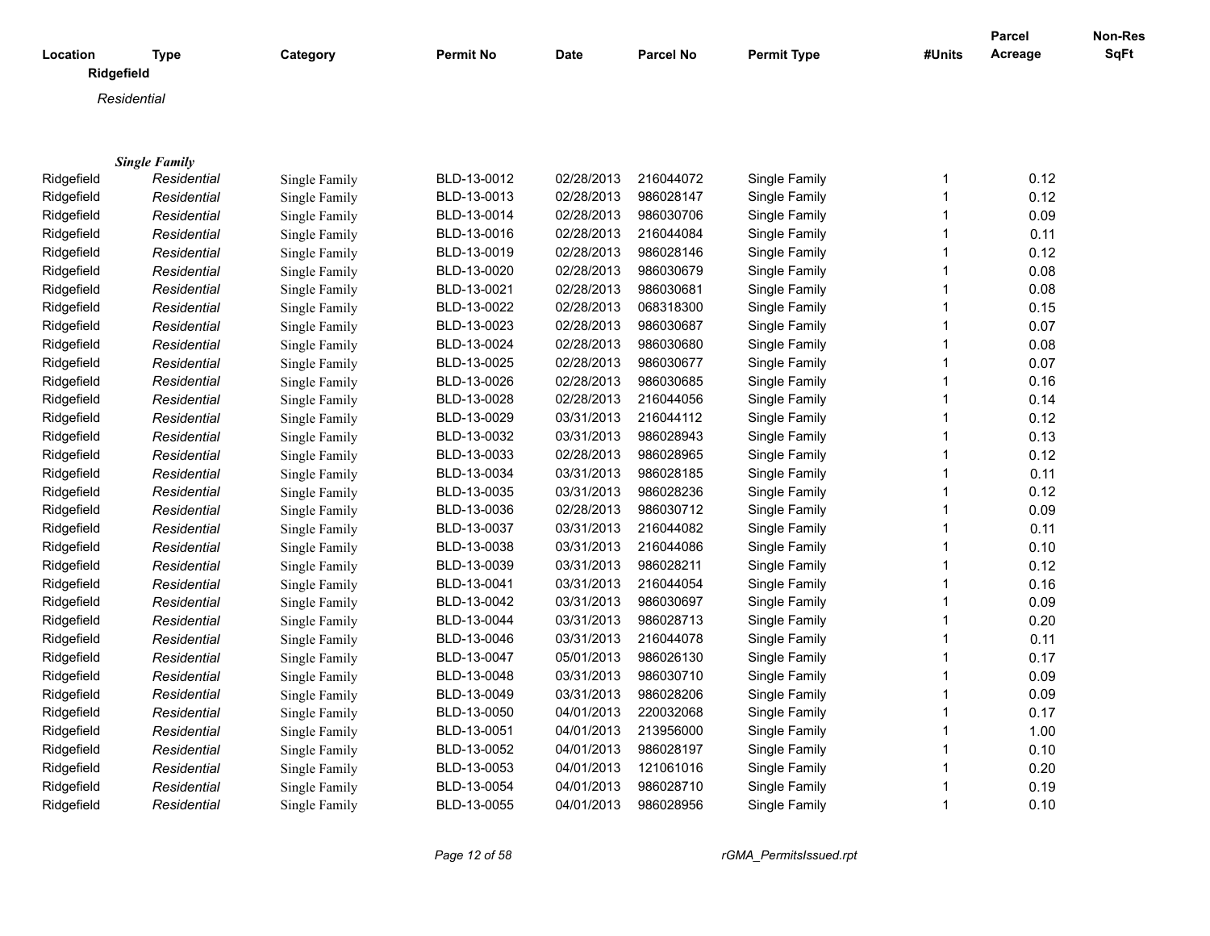| Location | Type | Category | Permit No | Date | Parcel No | Permit Type | #Units | Parcel Acreage | Non-Res SqFt |
|---|---|---|---|---|---|---|---|---|---|
| **Ridgefield** | | | | | | | | | |
| *Residential* | | | | | | | | | |
| ***Single Family*** | | | | | | | | | |
| Ridgefield | *Residential* | Single Family | BLD-13-0012 | 02/28/2013 | 216044072 | Single Family | 1 | 0.12 | |
| Ridgefield | *Residential* | Single Family | BLD-13-0013 | 02/28/2013 | 986028147 | Single Family | 1 | 0.12 | |
| Ridgefield | *Residential* | Single Family | BLD-13-0014 | 02/28/2013 | 986030706 | Single Family | 1 | 0.09 | |
| Ridgefield | *Residential* | Single Family | BLD-13-0016 | 02/28/2013 | 216044084 | Single Family | 1 | 0.11 | |
| Ridgefield | *Residential* | Single Family | BLD-13-0019 | 02/28/2013 | 986028146 | Single Family | 1 | 0.12 | |
| Ridgefield | *Residential* | Single Family | BLD-13-0020 | 02/28/2013 | 986030679 | Single Family | 1 | 0.08 | |
| Ridgefield | *Residential* | Single Family | BLD-13-0021 | 02/28/2013 | 986030681 | Single Family | 1 | 0.08 | |
| Ridgefield | *Residential* | Single Family | BLD-13-0022 | 02/28/2013 | 068318300 | Single Family | 1 | 0.15 | |
| Ridgefield | *Residential* | Single Family | BLD-13-0023 | 02/28/2013 | 986030687 | Single Family | 1 | 0.07 | |
| Ridgefield | *Residential* | Single Family | BLD-13-0024 | 02/28/2013 | 986030680 | Single Family | 1 | 0.08 | |
| Ridgefield | *Residential* | Single Family | BLD-13-0025 | 02/28/2013 | 986030677 | Single Family | 1 | 0.07 | |
| Ridgefield | *Residential* | Single Family | BLD-13-0026 | 02/28/2013 | 986030685 | Single Family | 1 | 0.16 | |
| Ridgefield | *Residential* | Single Family | BLD-13-0028 | 02/28/2013 | 216044056 | Single Family | 1 | 0.14 | |
| Ridgefield | *Residential* | Single Family | BLD-13-0029 | 03/31/2013 | 216044112 | Single Family | 1 | 0.12 | |
| Ridgefield | *Residential* | Single Family | BLD-13-0032 | 03/31/2013 | 986028943 | Single Family | 1 | 0.13 | |
| Ridgefield | *Residential* | Single Family | BLD-13-0033 | 02/28/2013 | 986028965 | Single Family | 1 | 0.12 | |
| Ridgefield | *Residential* | Single Family | BLD-13-0034 | 03/31/2013 | 986028185 | Single Family | 1 | 0.11 | |
| Ridgefield | *Residential* | Single Family | BLD-13-0035 | 03/31/2013 | 986028236 | Single Family | 1 | 0.12 | |
| Ridgefield | *Residential* | Single Family | BLD-13-0036 | 02/28/2013 | 986030712 | Single Family | 1 | 0.09 | |
| Ridgefield | *Residential* | Single Family | BLD-13-0037 | 03/31/2013 | 216044082 | Single Family | 1 | 0.11 | |
| Ridgefield | *Residential* | Single Family | BLD-13-0038 | 03/31/2013 | 216044086 | Single Family | 1 | 0.10 | |
| Ridgefield | *Residential* | Single Family | BLD-13-0039 | 03/31/2013 | 986028211 | Single Family | 1 | 0.12 | |
| Ridgefield | *Residential* | Single Family | BLD-13-0041 | 03/31/2013 | 216044054 | Single Family | 1 | 0.16 | |
| Ridgefield | *Residential* | Single Family | BLD-13-0042 | 03/31/2013 | 986030697 | Single Family | 1 | 0.09 | |
| Ridgefield | *Residential* | Single Family | BLD-13-0044 | 03/31/2013 | 986028713 | Single Family | 1 | 0.20 | |
| Ridgefield | *Residential* | Single Family | BLD-13-0046 | 03/31/2013 | 216044078 | Single Family | 1 | 0.11 | |
| Ridgefield | *Residential* | Single Family | BLD-13-0047 | 05/01/2013 | 986026130 | Single Family | 1 | 0.17 | |
| Ridgefield | *Residential* | Single Family | BLD-13-0048 | 03/31/2013 | 986030710 | Single Family | 1 | 0.09 | |
| Ridgefield | *Residential* | Single Family | BLD-13-0049 | 03/31/2013 | 986028206 | Single Family | 1 | 0.09 | |
| Ridgefield | *Residential* | Single Family | BLD-13-0050 | 04/01/2013 | 220032068 | Single Family | 1 | 0.17 | |
| Ridgefield | *Residential* | Single Family | BLD-13-0051 | 04/01/2013 | 213956000 | Single Family | 1 | 1.00 | |
| Ridgefield | *Residential* | Single Family | BLD-13-0052 | 04/01/2013 | 986028197 | Single Family | 1 | 0.10 | |
| Ridgefield | *Residential* | Single Family | BLD-13-0053 | 04/01/2013 | 121061016 | Single Family | 1 | 0.20 | |
| Ridgefield | *Residential* | Single Family | BLD-13-0054 | 04/01/2013 | 986028710 | Single Family | 1 | 0.19 | |
| Ridgefield | *Residential* | Single Family | BLD-13-0055 | 04/01/2013 | 986028956 | Single Family | 1 | 0.10 | |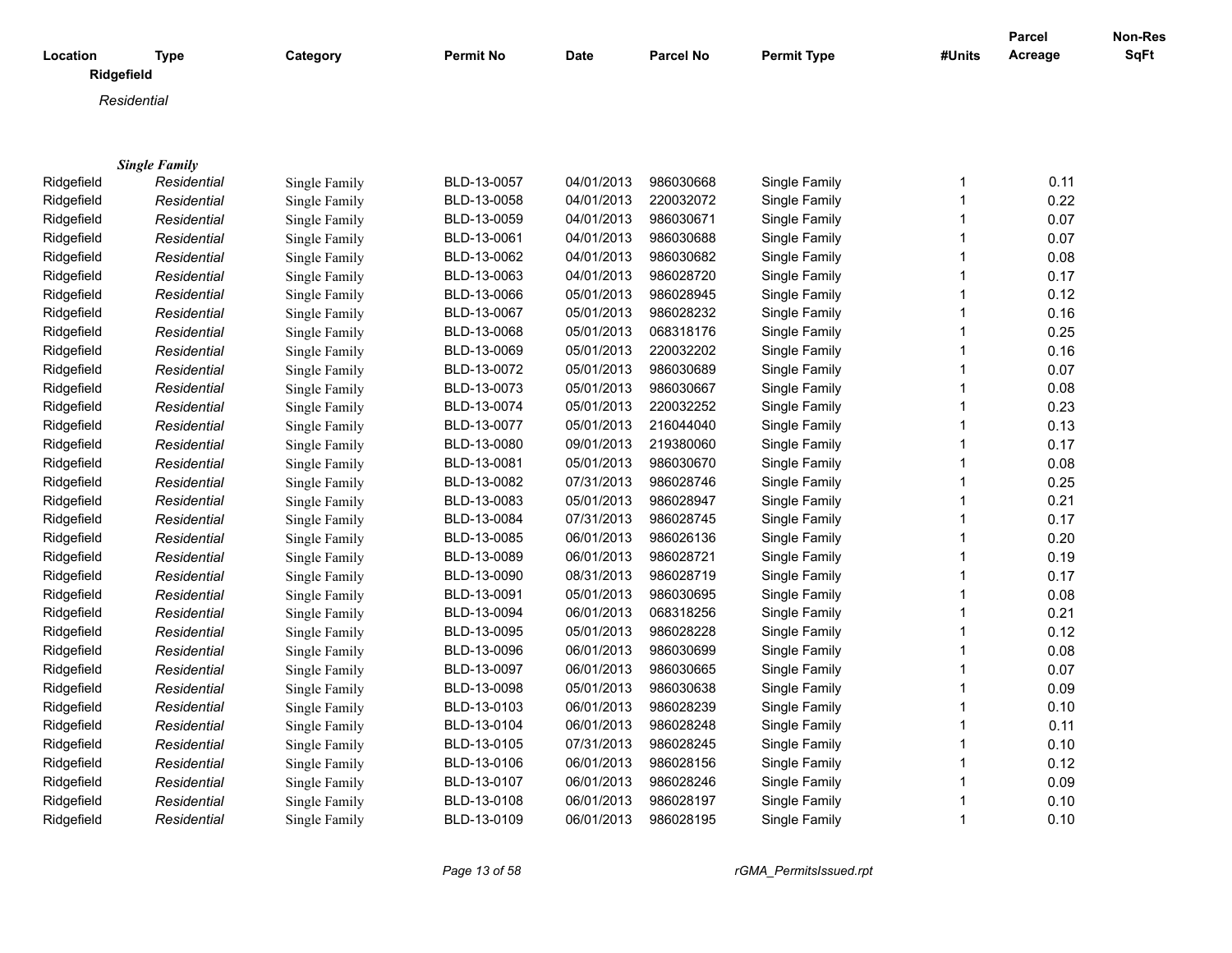| Location | Type | Category | Permit No | Date | Parcel No | Permit Type | #Units | Parcel Acreage | Non-Res SqFt |
|---|---|---|---|---|---|---|---|---|---|
| **Ridgefield** | | | | | | | | | |
| *Residential* | | | | | | | | | |
| ***Single Family*** | | | | | | | | | |
| Ridgefield | *Residential* | Single Family | BLD-13-0057 | 04/01/2013 | 986030668 | Single Family | 1 | 0.11 | |
| Ridgefield | *Residential* | Single Family | BLD-13-0058 | 04/01/2013 | 220032072 | Single Family | 1 | 0.22 | |
| Ridgefield | *Residential* | Single Family | BLD-13-0059 | 04/01/2013 | 986030671 | Single Family | 1 | 0.07 | |
| Ridgefield | *Residential* | Single Family | BLD-13-0061 | 04/01/2013 | 986030688 | Single Family | 1 | 0.07 | |
| Ridgefield | *Residential* | Single Family | BLD-13-0062 | 04/01/2013 | 986030682 | Single Family | 1 | 0.08 | |
| Ridgefield | *Residential* | Single Family | BLD-13-0063 | 04/01/2013 | 986028720 | Single Family | 1 | 0.17 | |
| Ridgefield | *Residential* | Single Family | BLD-13-0066 | 05/01/2013 | 986028945 | Single Family | 1 | 0.12 | |
| Ridgefield | *Residential* | Single Family | BLD-13-0067 | 05/01/2013 | 986028232 | Single Family | 1 | 0.16 | |
| Ridgefield | *Residential* | Single Family | BLD-13-0068 | 05/01/2013 | 068318176 | Single Family | 1 | 0.25 | |
| Ridgefield | *Residential* | Single Family | BLD-13-0069 | 05/01/2013 | 220032202 | Single Family | 1 | 0.16 | |
| Ridgefield | *Residential* | Single Family | BLD-13-0072 | 05/01/2013 | 986030689 | Single Family | 1 | 0.07 | |
| Ridgefield | *Residential* | Single Family | BLD-13-0073 | 05/01/2013 | 986030667 | Single Family | 1 | 0.08 | |
| Ridgefield | *Residential* | Single Family | BLD-13-0074 | 05/01/2013 | 220032252 | Single Family | 1 | 0.23 | |
| Ridgefield | *Residential* | Single Family | BLD-13-0077 | 05/01/2013 | 216044040 | Single Family | 1 | 0.13 | |
| Ridgefield | *Residential* | Single Family | BLD-13-0080 | 09/01/2013 | 219380060 | Single Family | 1 | 0.17 | |
| Ridgefield | *Residential* | Single Family | BLD-13-0081 | 05/01/2013 | 986030670 | Single Family | 1 | 0.08 | |
| Ridgefield | *Residential* | Single Family | BLD-13-0082 | 07/31/2013 | 986028746 | Single Family | 1 | 0.25 | |
| Ridgefield | *Residential* | Single Family | BLD-13-0083 | 05/01/2013 | 986028947 | Single Family | 1 | 0.21 | |
| Ridgefield | *Residential* | Single Family | BLD-13-0084 | 07/31/2013 | 986028745 | Single Family | 1 | 0.17 | |
| Ridgefield | *Residential* | Single Family | BLD-13-0085 | 06/01/2013 | 986026136 | Single Family | 1 | 0.20 | |
| Ridgefield | *Residential* | Single Family | BLD-13-0089 | 06/01/2013 | 986028721 | Single Family | 1 | 0.19 | |
| Ridgefield | *Residential* | Single Family | BLD-13-0090 | 08/31/2013 | 986028719 | Single Family | 1 | 0.17 | |
| Ridgefield | *Residential* | Single Family | BLD-13-0091 | 05/01/2013 | 986030695 | Single Family | 1 | 0.08 | |
| Ridgefield | *Residential* | Single Family | BLD-13-0094 | 06/01/2013 | 068318256 | Single Family | 1 | 0.21 | |
| Ridgefield | *Residential* | Single Family | BLD-13-0095 | 05/01/2013 | 986028228 | Single Family | 1 | 0.12 | |
| Ridgefield | *Residential* | Single Family | BLD-13-0096 | 06/01/2013 | 986030699 | Single Family | 1 | 0.08 | |
| Ridgefield | *Residential* | Single Family | BLD-13-0097 | 06/01/2013 | 986030665 | Single Family | 1 | 0.07 | |
| Ridgefield | *Residential* | Single Family | BLD-13-0098 | 05/01/2013 | 986030638 | Single Family | 1 | 0.09 | |
| Ridgefield | *Residential* | Single Family | BLD-13-0103 | 06/01/2013 | 986028239 | Single Family | 1 | 0.10 | |
| Ridgefield | *Residential* | Single Family | BLD-13-0104 | 06/01/2013 | 986028248 | Single Family | 1 | 0.11 | |
| Ridgefield | *Residential* | Single Family | BLD-13-0105 | 07/31/2013 | 986028245 | Single Family | 1 | 0.10 | |
| Ridgefield | *Residential* | Single Family | BLD-13-0106 | 06/01/2013 | 986028156 | Single Family | 1 | 0.12 | |
| Ridgefield | *Residential* | Single Family | BLD-13-0107 | 06/01/2013 | 986028246 | Single Family | 1 | 0.09 | |
| Ridgefield | *Residential* | Single Family | BLD-13-0108 | 06/01/2013 | 986028197 | Single Family | 1 | 0.10 | |
| Ridgefield | *Residential* | Single Family | BLD-13-0109 | 06/01/2013 | 986028195 | Single Family | 1 | 0.10 | |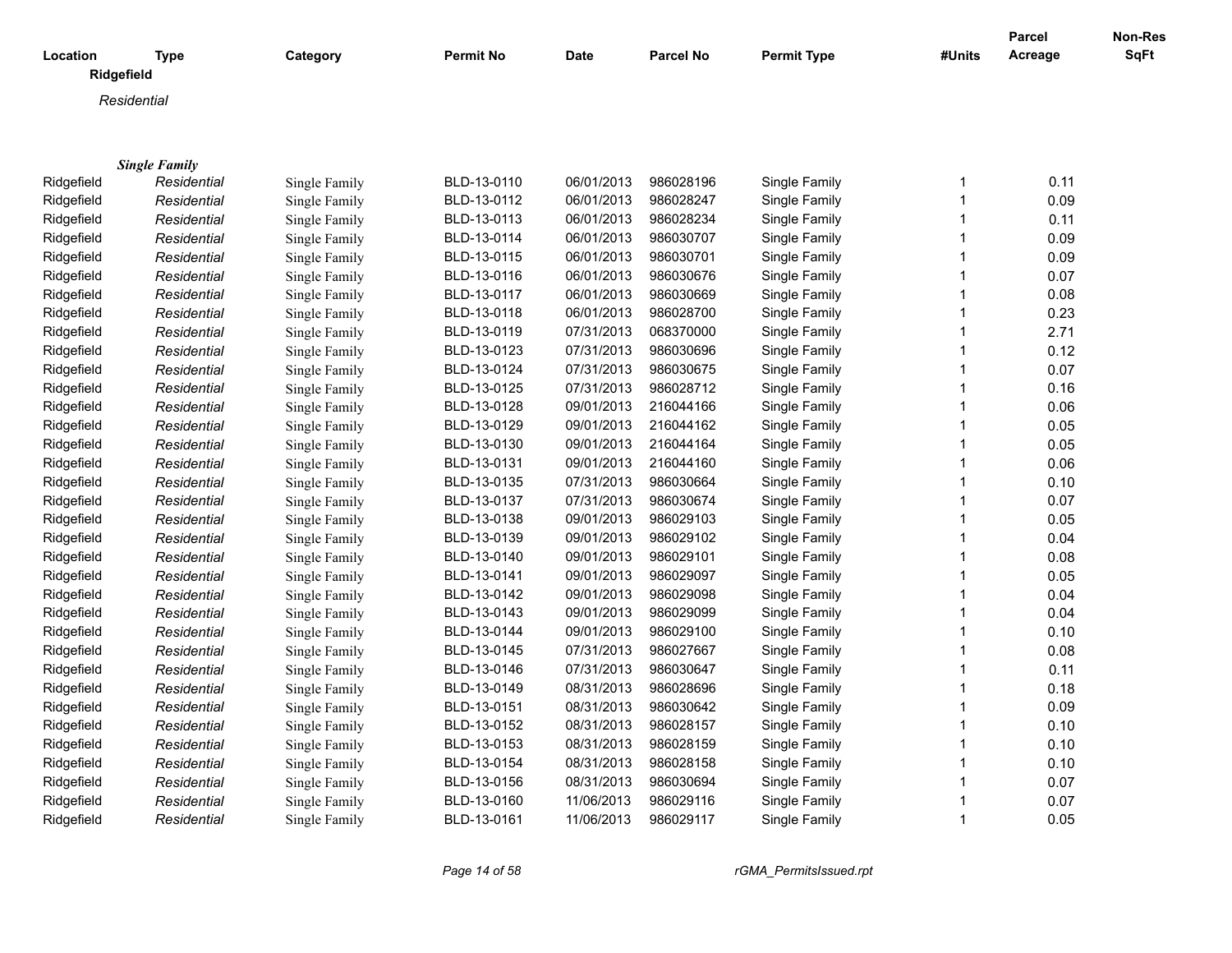| Location | Type | Category | Permit No | Date | Parcel No | Permit Type | #Units | Parcel Acreage | Non-Res SqFt |
|---|---|---|---|---|---|---|---|---|---|

**Ridgefield**

*Residential*

***Single Family***

| Location | Type | Category | Permit No | Date | Parcel No | Permit Type | #Units | Parcel Acreage | Non-Res SqFt |
|---|---|---|---|---|---|---|---|---|---|
| Ridgefield | *Residential* | Single Family | BLD-13-0110 | 06/01/2013 | 986028196 | Single Family | 1 | 0.11 | |
| Ridgefield | *Residential* | Single Family | BLD-13-0112 | 06/01/2013 | 986028247 | Single Family | 1 | 0.09 | |
| Ridgefield | *Residential* | Single Family | BLD-13-0113 | 06/01/2013 | 986028234 | Single Family | 1 | 0.11 | |
| Ridgefield | *Residential* | Single Family | BLD-13-0114 | 06/01/2013 | 986030707 | Single Family | 1 | 0.09 | |
| Ridgefield | *Residential* | Single Family | BLD-13-0115 | 06/01/2013 | 986030701 | Single Family | 1 | 0.09 | |
| Ridgefield | *Residential* | Single Family | BLD-13-0116 | 06/01/2013 | 986030676 | Single Family | 1 | 0.07 | |
| Ridgefield | *Residential* | Single Family | BLD-13-0117 | 06/01/2013 | 986030669 | Single Family | 1 | 0.08 | |
| Ridgefield | *Residential* | Single Family | BLD-13-0118 | 06/01/2013 | 986028700 | Single Family | 1 | 0.23 | |
| Ridgefield | *Residential* | Single Family | BLD-13-0119 | 07/31/2013 | 068370000 | Single Family | 1 | 2.71 | |
| Ridgefield | *Residential* | Single Family | BLD-13-0123 | 07/31/2013 | 986030696 | Single Family | 1 | 0.12 | |
| Ridgefield | *Residential* | Single Family | BLD-13-0124 | 07/31/2013 | 986030675 | Single Family | 1 | 0.07 | |
| Ridgefield | *Residential* | Single Family | BLD-13-0125 | 07/31/2013 | 986028712 | Single Family | 1 | 0.16 | |
| Ridgefield | *Residential* | Single Family | BLD-13-0128 | 09/01/2013 | 216044166 | Single Family | 1 | 0.06 | |
| Ridgefield | *Residential* | Single Family | BLD-13-0129 | 09/01/2013 | 216044162 | Single Family | 1 | 0.05 | |
| Ridgefield | *Residential* | Single Family | BLD-13-0130 | 09/01/2013 | 216044164 | Single Family | 1 | 0.05 | |
| Ridgefield | *Residential* | Single Family | BLD-13-0131 | 09/01/2013 | 216044160 | Single Family | 1 | 0.06 | |
| Ridgefield | *Residential* | Single Family | BLD-13-0135 | 07/31/2013 | 986030664 | Single Family | 1 | 0.10 | |
| Ridgefield | *Residential* | Single Family | BLD-13-0137 | 07/31/2013 | 986030674 | Single Family | 1 | 0.07 | |
| Ridgefield | *Residential* | Single Family | BLD-13-0138 | 09/01/2013 | 986029103 | Single Family | 1 | 0.05 | |
| Ridgefield | *Residential* | Single Family | BLD-13-0139 | 09/01/2013 | 986029102 | Single Family | 1 | 0.04 | |
| Ridgefield | *Residential* | Single Family | BLD-13-0140 | 09/01/2013 | 986029101 | Single Family | 1 | 0.08 | |
| Ridgefield | *Residential* | Single Family | BLD-13-0141 | 09/01/2013 | 986029097 | Single Family | 1 | 0.05 | |
| Ridgefield | *Residential* | Single Family | BLD-13-0142 | 09/01/2013 | 986029098 | Single Family | 1 | 0.04 | |
| Ridgefield | *Residential* | Single Family | BLD-13-0143 | 09/01/2013 | 986029099 | Single Family | 1 | 0.04 | |
| Ridgefield | *Residential* | Single Family | BLD-13-0144 | 09/01/2013 | 986029100 | Single Family | 1 | 0.10 | |
| Ridgefield | *Residential* | Single Family | BLD-13-0145 | 07/31/2013 | 986027667 | Single Family | 1 | 0.08 | |
| Ridgefield | *Residential* | Single Family | BLD-13-0146 | 07/31/2013 | 986030647 | Single Family | 1 | 0.11 | |
| Ridgefield | *Residential* | Single Family | BLD-13-0149 | 08/31/2013 | 986028696 | Single Family | 1 | 0.18 | |
| Ridgefield | *Residential* | Single Family | BLD-13-0151 | 08/31/2013 | 986030642 | Single Family | 1 | 0.09 | |
| Ridgefield | *Residential* | Single Family | BLD-13-0152 | 08/31/2013 | 986028157 | Single Family | 1 | 0.10 | |
| Ridgefield | *Residential* | Single Family | BLD-13-0153 | 08/31/2013 | 986028159 | Single Family | 1 | 0.10 | |
| Ridgefield | *Residential* | Single Family | BLD-13-0154 | 08/31/2013 | 986028158 | Single Family | 1 | 0.10 | |
| Ridgefield | *Residential* | Single Family | BLD-13-0156 | 08/31/2013 | 986030694 | Single Family | 1 | 0.07 | |
| Ridgefield | *Residential* | Single Family | BLD-13-0160 | 11/06/2013 | 986029116 | Single Family | 1 | 0.07 | |
| Ridgefield | *Residential* | Single Family | BLD-13-0161 | 11/06/2013 | 986029117 | Single Family | 1 | 0.05 | |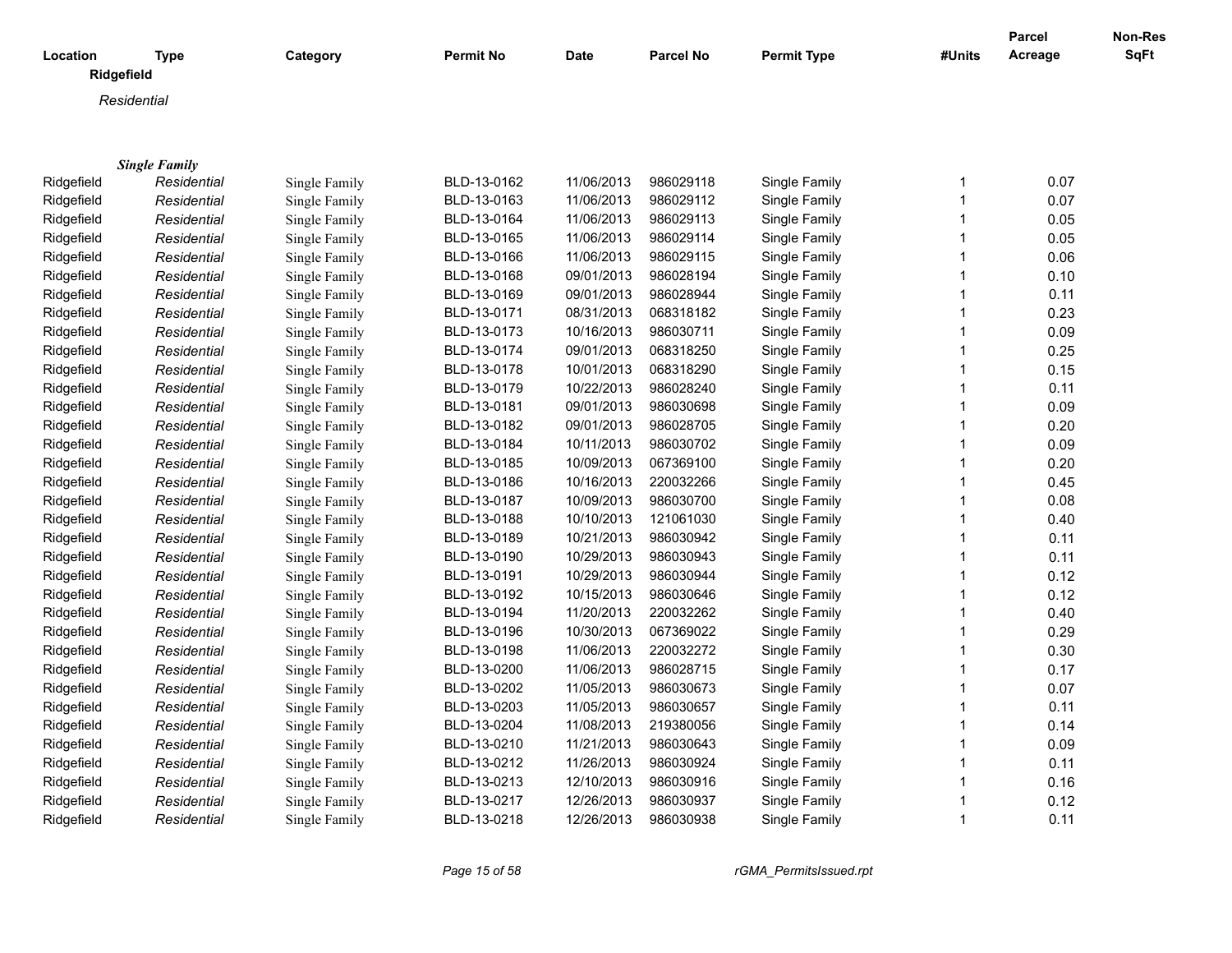| Location | Type | Category | Permit No | Date | Parcel No | Permit Type | #Units | Parcel Acreage | Non-Res SqFt |
|---|---|---|---|---|---|---|---|---|---|

**Ridgefield**

*Residential*

***Single Family***

| Location | Type | Category | Permit No | Date | Parcel No | Permit Type | #Units | Parcel Acreage | Non-Res SqFt |
|---|---|---|---|---|---|---|---|---|---|
| Ridgefield | *Residential* | Single Family | BLD-13-0162 | 11/06/2013 | 986029118 | Single Family | 1 | 0.07 | |
| Ridgefield | *Residential* | Single Family | BLD-13-0163 | 11/06/2013 | 986029112 | Single Family | 1 | 0.07 | |
| Ridgefield | *Residential* | Single Family | BLD-13-0164 | 11/06/2013 | 986029113 | Single Family | 1 | 0.05 | |
| Ridgefield | *Residential* | Single Family | BLD-13-0165 | 11/06/2013 | 986029114 | Single Family | 1 | 0.05 | |
| Ridgefield | *Residential* | Single Family | BLD-13-0166 | 11/06/2013 | 986029115 | Single Family | 1 | 0.06 | |
| Ridgefield | *Residential* | Single Family | BLD-13-0168 | 09/01/2013 | 986028194 | Single Family | 1 | 0.10 | |
| Ridgefield | *Residential* | Single Family | BLD-13-0169 | 09/01/2013 | 986028944 | Single Family | 1 | 0.11 | |
| Ridgefield | *Residential* | Single Family | BLD-13-0171 | 08/31/2013 | 068318182 | Single Family | 1 | 0.23 | |
| Ridgefield | *Residential* | Single Family | BLD-13-0173 | 10/16/2013 | 986030711 | Single Family | 1 | 0.09 | |
| Ridgefield | *Residential* | Single Family | BLD-13-0174 | 09/01/2013 | 068318250 | Single Family | 1 | 0.25 | |
| Ridgefield | *Residential* | Single Family | BLD-13-0178 | 10/01/2013 | 068318290 | Single Family | 1 | 0.15 | |
| Ridgefield | *Residential* | Single Family | BLD-13-0179 | 10/22/2013 | 986028240 | Single Family | 1 | 0.11 | |
| Ridgefield | *Residential* | Single Family | BLD-13-0181 | 09/01/2013 | 986030698 | Single Family | 1 | 0.09 | |
| Ridgefield | *Residential* | Single Family | BLD-13-0182 | 09/01/2013 | 986028705 | Single Family | 1 | 0.20 | |
| Ridgefield | *Residential* | Single Family | BLD-13-0184 | 10/11/2013 | 986030702 | Single Family | 1 | 0.09 | |
| Ridgefield | *Residential* | Single Family | BLD-13-0185 | 10/09/2013 | 067369100 | Single Family | 1 | 0.20 | |
| Ridgefield | *Residential* | Single Family | BLD-13-0186 | 10/16/2013 | 220032266 | Single Family | 1 | 0.45 | |
| Ridgefield | *Residential* | Single Family | BLD-13-0187 | 10/09/2013 | 986030700 | Single Family | 1 | 0.08 | |
| Ridgefield | *Residential* | Single Family | BLD-13-0188 | 10/10/2013 | 121061030 | Single Family | 1 | 0.40 | |
| Ridgefield | *Residential* | Single Family | BLD-13-0189 | 10/21/2013 | 986030942 | Single Family | 1 | 0.11 | |
| Ridgefield | *Residential* | Single Family | BLD-13-0190 | 10/29/2013 | 986030943 | Single Family | 1 | 0.11 | |
| Ridgefield | *Residential* | Single Family | BLD-13-0191 | 10/29/2013 | 986030944 | Single Family | 1 | 0.12 | |
| Ridgefield | *Residential* | Single Family | BLD-13-0192 | 10/15/2013 | 986030646 | Single Family | 1 | 0.12 | |
| Ridgefield | *Residential* | Single Family | BLD-13-0194 | 11/20/2013 | 220032262 | Single Family | 1 | 0.40 | |
| Ridgefield | *Residential* | Single Family | BLD-13-0196 | 10/30/2013 | 067369022 | Single Family | 1 | 0.29 | |
| Ridgefield | *Residential* | Single Family | BLD-13-0198 | 11/06/2013 | 220032272 | Single Family | 1 | 0.30 | |
| Ridgefield | *Residential* | Single Family | BLD-13-0200 | 11/06/2013 | 986028715 | Single Family | 1 | 0.17 | |
| Ridgefield | *Residential* | Single Family | BLD-13-0202 | 11/05/2013 | 986030673 | Single Family | 1 | 0.07 | |
| Ridgefield | *Residential* | Single Family | BLD-13-0203 | 11/05/2013 | 986030657 | Single Family | 1 | 0.11 | |
| Ridgefield | *Residential* | Single Family | BLD-13-0204 | 11/08/2013 | 219380056 | Single Family | 1 | 0.14 | |
| Ridgefield | *Residential* | Single Family | BLD-13-0210 | 11/21/2013 | 986030643 | Single Family | 1 | 0.09 | |
| Ridgefield | *Residential* | Single Family | BLD-13-0212 | 11/26/2013 | 986030924 | Single Family | 1 | 0.11 | |
| Ridgefield | *Residential* | Single Family | BLD-13-0213 | 12/10/2013 | 986030916 | Single Family | 1 | 0.16 | |
| Ridgefield | *Residential* | Single Family | BLD-13-0217 | 12/26/2013 | 986030937 | Single Family | 1 | 0.12 | |
| Ridgefield | *Residential* | Single Family | BLD-13-0218 | 12/26/2013 | 986030938 | Single Family | 1 | 0.11 | |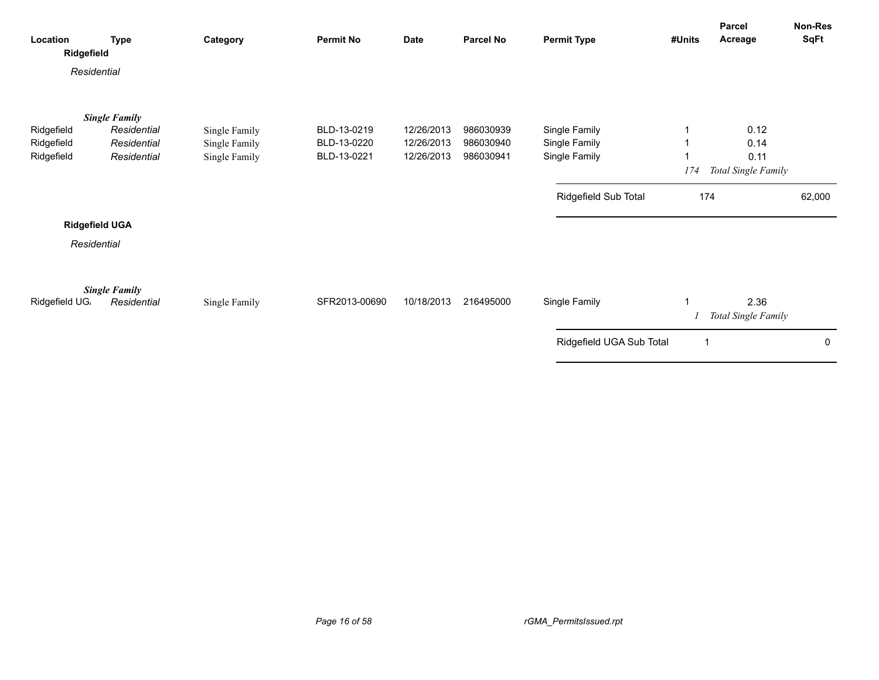| Location | Type | Category | Permit No | Date | Parcel No | Permit Type | #Units | Parcel Acreage | Non-Res SqFt |
|---|---|---|---|---|---|---|---|---|---|
| **Ridgefield** | | | | | | | | | |
| *Residential* | | | | | | | | | |
| | ***Single Family*** | | | | | | | | |
| Ridgefield | *Residential* | Single Family | BLD-13-0219 | 12/26/2013 | 986030939 | Single Family | 1 | 0.12 | |
| Ridgefield | *Residential* | Single Family | BLD-13-0220 | 12/26/2013 | 986030940 | Single Family | 1 | 0.14 | |
| Ridgefield | *Residential* | Single Family | BLD-13-0221 | 12/26/2013 | 986030941 | Single Family | 1 | 0.11 | |
| | | | | | | | *174* | *Total Single Family* | |
| | | | | | | Ridgefield Sub Total | 174 | | 62,000 |
| **Ridgefield UGA** | | | | | | | | | |
| *Residential* | | | | | | | | | |
| | ***Single Family*** | | | | | | | | |
| Ridgefield UGA | *Residential* | Single Family | SFR2013-00690 | 10/18/2013 | 216495000 | Single Family | 1 | 2.36 | |
| | | | | | | | *1* | *Total Single Family* | |
| | | | | | | Ridgefield UGA Sub Total | 1 | | 0 |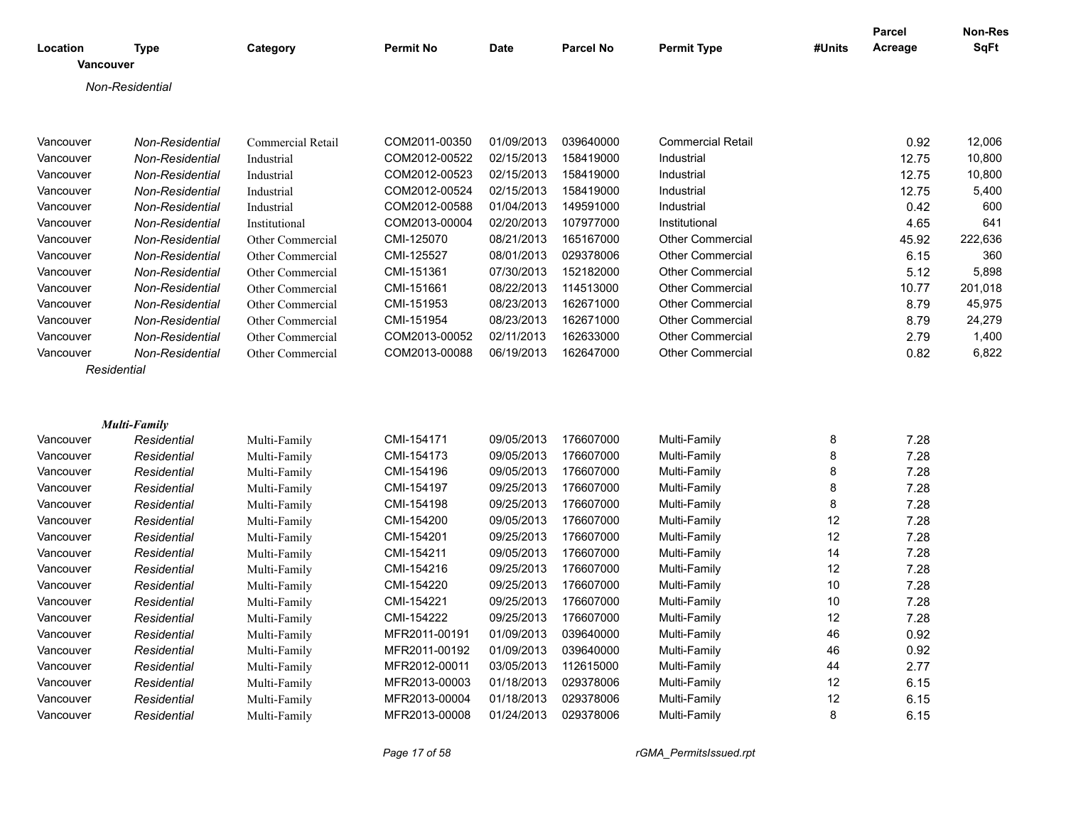| Location | Type | Category | Permit No | Date | Parcel No | Permit Type | #Units | Parcel Acreage | Non-Res SqFt |
|---|---|---|---|---|---|---|---|---|---|
| **Vancouver** | | | | | | | | | |
| *Non-Residential* | | | | | | | | | |
| Vancouver | *Non-Residential* | Commercial Retail | COM2011-00350 | 01/09/2013 | 039640000 | Commercial Retail | | 0.92 | 12,006 |
| Vancouver | *Non-Residential* | Industrial | COM2012-00522 | 02/15/2013 | 158419000 | Industrial | | 12.75 | 10,800 |
| Vancouver | *Non-Residential* | Industrial | COM2012-00523 | 02/15/2013 | 158419000 | Industrial | | 12.75 | 10,800 |
| Vancouver | *Non-Residential* | Industrial | COM2012-00524 | 02/15/2013 | 158419000 | Industrial | | 12.75 | 5,400 |
| Vancouver | *Non-Residential* | Industrial | COM2012-00588 | 01/04/2013 | 149591000 | Industrial | | 0.42 | 600 |
| Vancouver | *Non-Residential* | Institutional | COM2013-00004 | 02/20/2013 | 107977000 | Institutional | | 4.65 | 641 |
| Vancouver | *Non-Residential* | Other Commercial | CMI-125070 | 08/21/2013 | 165167000 | Other Commercial | | 45.92 | 222,636 |
| Vancouver | *Non-Residential* | Other Commercial | CMI-125527 | 08/01/2013 | 029378006 | Other Commercial | | 6.15 | 360 |
| Vancouver | *Non-Residential* | Other Commercial | CMI-151361 | 07/30/2013 | 152182000 | Other Commercial | | 5.12 | 5,898 |
| Vancouver | *Non-Residential* | Other Commercial | CMI-151661 | 08/22/2013 | 114513000 | Other Commercial | | 10.77 | 201,018 |
| Vancouver | *Non-Residential* | Other Commercial | CMI-151953 | 08/23/2013 | 162671000 | Other Commercial | | 8.79 | 45,975 |
| Vancouver | *Non-Residential* | Other Commercial | CMI-151954 | 08/23/2013 | 162671000 | Other Commercial | | 8.79 | 24,279 |
| Vancouver | *Non-Residential* | Other Commercial | COM2013-00052 | 02/11/2013 | 162633000 | Other Commercial | | 2.79 | 1,400 |
| Vancouver | *Non-Residential* | Other Commercial | COM2013-00088 | 06/19/2013 | 162647000 | Other Commercial | | 0.82 | 6,822 |
| *Residential* | | | | | | | | | |
| ***Multi-Family*** | | | | | | | | | |
| Vancouver | *Residential* | Multi-Family | CMI-154171 | 09/05/2013 | 176607000 | Multi-Family | 8 | 7.28 | |
| Vancouver | *Residential* | Multi-Family | CMI-154173 | 09/05/2013 | 176607000 | Multi-Family | 8 | 7.28 | |
| Vancouver | *Residential* | Multi-Family | CMI-154196 | 09/05/2013 | 176607000 | Multi-Family | 8 | 7.28 | |
| Vancouver | *Residential* | Multi-Family | CMI-154197 | 09/25/2013 | 176607000 | Multi-Family | 8 | 7.28 | |
| Vancouver | *Residential* | Multi-Family | CMI-154198 | 09/25/2013 | 176607000 | Multi-Family | 8 | 7.28 | |
| Vancouver | *Residential* | Multi-Family | CMI-154200 | 09/05/2013 | 176607000 | Multi-Family | 12 | 7.28 | |
| Vancouver | *Residential* | Multi-Family | CMI-154201 | 09/25/2013 | 176607000 | Multi-Family | 12 | 7.28 | |
| Vancouver | *Residential* | Multi-Family | CMI-154211 | 09/05/2013 | 176607000 | Multi-Family | 14 | 7.28 | |
| Vancouver | *Residential* | Multi-Family | CMI-154216 | 09/25/2013 | 176607000 | Multi-Family | 12 | 7.28 | |
| Vancouver | *Residential* | Multi-Family | CMI-154220 | 09/25/2013 | 176607000 | Multi-Family | 10 | 7.28 | |
| Vancouver | *Residential* | Multi-Family | CMI-154221 | 09/25/2013 | 176607000 | Multi-Family | 10 | 7.28 | |
| Vancouver | *Residential* | Multi-Family | CMI-154222 | 09/25/2013 | 176607000 | Multi-Family | 12 | 7.28 | |
| Vancouver | *Residential* | Multi-Family | MFR2011-00191 | 01/09/2013 | 039640000 | Multi-Family | 46 | 0.92 | |
| Vancouver | *Residential* | Multi-Family | MFR2011-00192 | 01/09/2013 | 039640000 | Multi-Family | 46 | 0.92 | |
| Vancouver | *Residential* | Multi-Family | MFR2012-00011 | 03/05/2013 | 112615000 | Multi-Family | 44 | 2.77 | |
| Vancouver | *Residential* | Multi-Family | MFR2013-00003 | 01/18/2013 | 029378006 | Multi-Family | 12 | 6.15 | |
| Vancouver | *Residential* | Multi-Family | MFR2013-00004 | 01/18/2013 | 029378006 | Multi-Family | 12 | 6.15 | |
| Vancouver | *Residential* | Multi-Family | MFR2013-00008 | 01/24/2013 | 029378006 | Multi-Family | 8 | 6.15 | |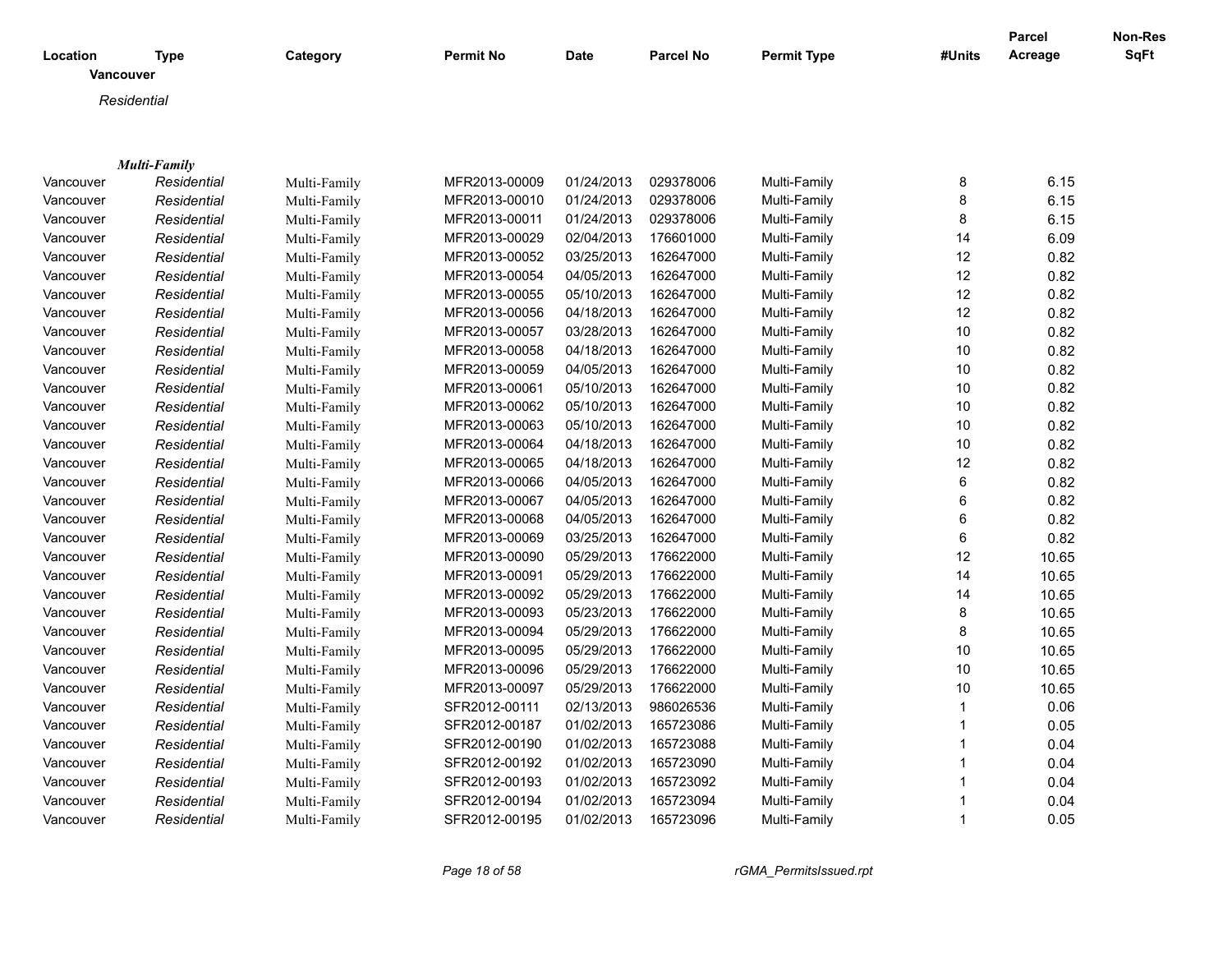| Location | Type | Category | Permit No | Date | Parcel No | Permit Type | #Units | Parcel Acreage | Non-Res SqFt |
|---|---|---|---|---|---|---|---|---|---|

**Vancouver**

*Residential*

***Multi-Family***

| Location | Type | Category | Permit No | Date | Parcel No | Permit Type | #Units | Parcel Acreage | Non-Res SqFt |
|---|---|---|---|---|---|---|---|---|---|
| Vancouver | *Residential* | Multi-Family | MFR2013-00009 | 01/24/2013 | 029378006 | Multi-Family | 8 | 6.15 | |
| Vancouver | *Residential* | Multi-Family | MFR2013-00010 | 01/24/2013 | 029378006 | Multi-Family | 8 | 6.15 | |
| Vancouver | *Residential* | Multi-Family | MFR2013-00011 | 01/24/2013 | 029378006 | Multi-Family | 8 | 6.15 | |
| Vancouver | *Residential* | Multi-Family | MFR2013-00029 | 02/04/2013 | 176601000 | Multi-Family | 14 | 6.09 | |
| Vancouver | *Residential* | Multi-Family | MFR2013-00052 | 03/25/2013 | 162647000 | Multi-Family | 12 | 0.82 | |
| Vancouver | *Residential* | Multi-Family | MFR2013-00054 | 04/05/2013 | 162647000 | Multi-Family | 12 | 0.82 | |
| Vancouver | *Residential* | Multi-Family | MFR2013-00055 | 05/10/2013 | 162647000 | Multi-Family | 12 | 0.82 | |
| Vancouver | *Residential* | Multi-Family | MFR2013-00056 | 04/18/2013 | 162647000 | Multi-Family | 12 | 0.82 | |
| Vancouver | *Residential* | Multi-Family | MFR2013-00057 | 03/28/2013 | 162647000 | Multi-Family | 10 | 0.82 | |
| Vancouver | *Residential* | Multi-Family | MFR2013-00058 | 04/18/2013 | 162647000 | Multi-Family | 10 | 0.82 | |
| Vancouver | *Residential* | Multi-Family | MFR2013-00059 | 04/05/2013 | 162647000 | Multi-Family | 10 | 0.82 | |
| Vancouver | *Residential* | Multi-Family | MFR2013-00061 | 05/10/2013 | 162647000 | Multi-Family | 10 | 0.82 | |
| Vancouver | *Residential* | Multi-Family | MFR2013-00062 | 05/10/2013 | 162647000 | Multi-Family | 10 | 0.82 | |
| Vancouver | *Residential* | Multi-Family | MFR2013-00063 | 05/10/2013 | 162647000 | Multi-Family | 10 | 0.82 | |
| Vancouver | *Residential* | Multi-Family | MFR2013-00064 | 04/18/2013 | 162647000 | Multi-Family | 10 | 0.82 | |
| Vancouver | *Residential* | Multi-Family | MFR2013-00065 | 04/18/2013 | 162647000 | Multi-Family | 12 | 0.82 | |
| Vancouver | *Residential* | Multi-Family | MFR2013-00066 | 04/05/2013 | 162647000 | Multi-Family | 6 | 0.82 | |
| Vancouver | *Residential* | Multi-Family | MFR2013-00067 | 04/05/2013 | 162647000 | Multi-Family | 6 | 0.82 | |
| Vancouver | *Residential* | Multi-Family | MFR2013-00068 | 04/05/2013 | 162647000 | Multi-Family | 6 | 0.82 | |
| Vancouver | *Residential* | Multi-Family | MFR2013-00069 | 03/25/2013 | 162647000 | Multi-Family | 6 | 0.82 | |
| Vancouver | *Residential* | Multi-Family | MFR2013-00090 | 05/29/2013 | 176622000 | Multi-Family | 12 | 10.65 | |
| Vancouver | *Residential* | Multi-Family | MFR2013-00091 | 05/29/2013 | 176622000 | Multi-Family | 14 | 10.65 | |
| Vancouver | *Residential* | Multi-Family | MFR2013-00092 | 05/29/2013 | 176622000 | Multi-Family | 14 | 10.65 | |
| Vancouver | *Residential* | Multi-Family | MFR2013-00093 | 05/23/2013 | 176622000 | Multi-Family | 8 | 10.65 | |
| Vancouver | *Residential* | Multi-Family | MFR2013-00094 | 05/29/2013 | 176622000 | Multi-Family | 8 | 10.65 | |
| Vancouver | *Residential* | Multi-Family | MFR2013-00095 | 05/29/2013 | 176622000 | Multi-Family | 10 | 10.65 | |
| Vancouver | *Residential* | Multi-Family | MFR2013-00096 | 05/29/2013 | 176622000 | Multi-Family | 10 | 10.65 | |
| Vancouver | *Residential* | Multi-Family | MFR2013-00097 | 05/29/2013 | 176622000 | Multi-Family | 10 | 10.65 | |
| Vancouver | *Residential* | Multi-Family | SFR2012-00111 | 02/13/2013 | 986026536 | Multi-Family | 1 | 0.06 | |
| Vancouver | *Residential* | Multi-Family | SFR2012-00187 | 01/02/2013 | 165723086 | Multi-Family | 1 | 0.05 | |
| Vancouver | *Residential* | Multi-Family | SFR2012-00190 | 01/02/2013 | 165723088 | Multi-Family | 1 | 0.04 | |
| Vancouver | *Residential* | Multi-Family | SFR2012-00192 | 01/02/2013 | 165723090 | Multi-Family | 1 | 0.04 | |
| Vancouver | *Residential* | Multi-Family | SFR2012-00193 | 01/02/2013 | 165723092 | Multi-Family | 1 | 0.04 | |
| Vancouver | *Residential* | Multi-Family | SFR2012-00194 | 01/02/2013 | 165723094 | Multi-Family | 1 | 0.04 | |
| Vancouver | *Residential* | Multi-Family | SFR2012-00195 | 01/02/2013 | 165723096 | Multi-Family | 1 | 0.05 | |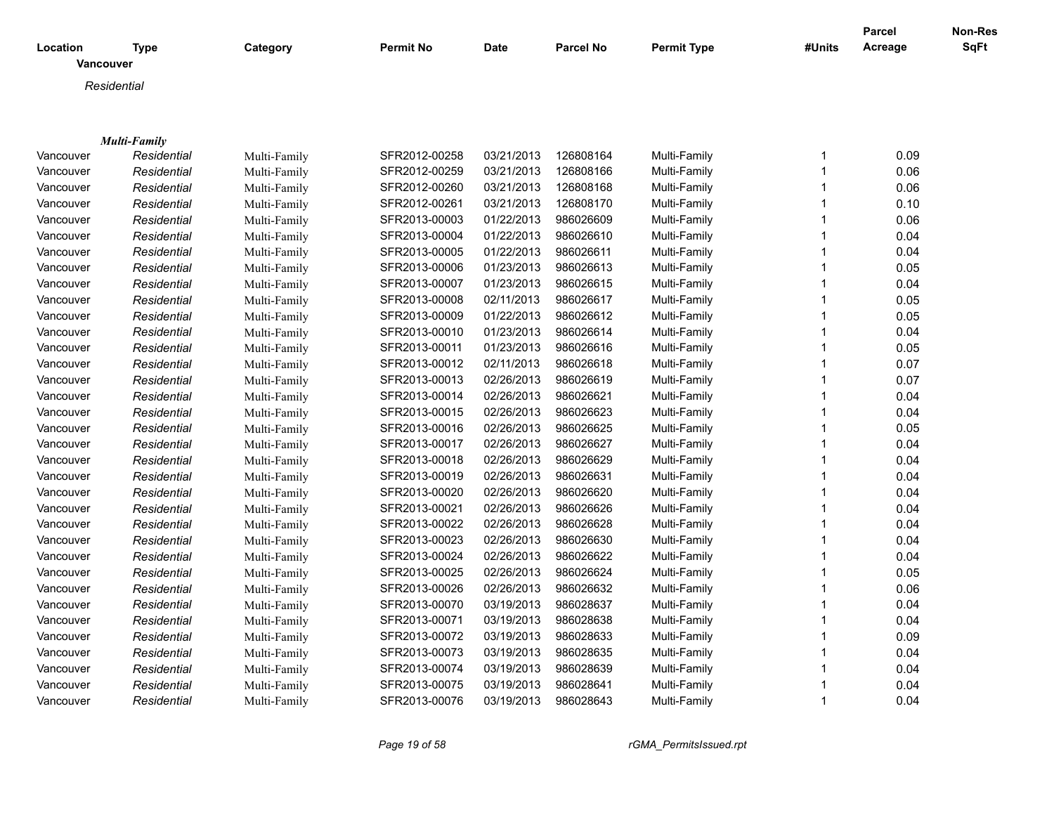| Location | Type | Category | Permit No | Date | Parcel No | Permit Type | #Units | Parcel Acreage | Non-Res SqFt |
|---|---|---|---|---|---|---|---|---|---|
| **Vancouver** | | | | | | | | | |
| *Residential* | | | | | | | | | |
| ***Multi-Family*** | | | | | | | | | |
| Vancouver | *Residential* | Multi-Family | SFR2012-00258 | 03/21/2013 | 126808164 | Multi-Family | 1 | 0.09 | |
| Vancouver | *Residential* | Multi-Family | SFR2012-00259 | 03/21/2013 | 126808166 | Multi-Family | 1 | 0.06 | |
| Vancouver | *Residential* | Multi-Family | SFR2012-00260 | 03/21/2013 | 126808168 | Multi-Family | 1 | 0.06 | |
| Vancouver | *Residential* | Multi-Family | SFR2012-00261 | 03/21/2013 | 126808170 | Multi-Family | 1 | 0.10 | |
| Vancouver | *Residential* | Multi-Family | SFR2013-00003 | 01/22/2013 | 986026609 | Multi-Family | 1 | 0.06 | |
| Vancouver | *Residential* | Multi-Family | SFR2013-00004 | 01/22/2013 | 986026610 | Multi-Family | 1 | 0.04 | |
| Vancouver | *Residential* | Multi-Family | SFR2013-00005 | 01/22/2013 | 986026611 | Multi-Family | 1 | 0.04 | |
| Vancouver | *Residential* | Multi-Family | SFR2013-00006 | 01/23/2013 | 986026613 | Multi-Family | 1 | 0.05 | |
| Vancouver | *Residential* | Multi-Family | SFR2013-00007 | 01/23/2013 | 986026615 | Multi-Family | 1 | 0.04 | |
| Vancouver | *Residential* | Multi-Family | SFR2013-00008 | 02/11/2013 | 986026617 | Multi-Family | 1 | 0.05 | |
| Vancouver | *Residential* | Multi-Family | SFR2013-00009 | 01/22/2013 | 986026612 | Multi-Family | 1 | 0.05 | |
| Vancouver | *Residential* | Multi-Family | SFR2013-00010 | 01/23/2013 | 986026614 | Multi-Family | 1 | 0.04 | |
| Vancouver | *Residential* | Multi-Family | SFR2013-00011 | 01/23/2013 | 986026616 | Multi-Family | 1 | 0.05 | |
| Vancouver | *Residential* | Multi-Family | SFR2013-00012 | 02/11/2013 | 986026618 | Multi-Family | 1 | 0.07 | |
| Vancouver | *Residential* | Multi-Family | SFR2013-00013 | 02/26/2013 | 986026619 | Multi-Family | 1 | 0.07 | |
| Vancouver | *Residential* | Multi-Family | SFR2013-00014 | 02/26/2013 | 986026621 | Multi-Family | 1 | 0.04 | |
| Vancouver | *Residential* | Multi-Family | SFR2013-00015 | 02/26/2013 | 986026623 | Multi-Family | 1 | 0.04 | |
| Vancouver | *Residential* | Multi-Family | SFR2013-00016 | 02/26/2013 | 986026625 | Multi-Family | 1 | 0.05 | |
| Vancouver | *Residential* | Multi-Family | SFR2013-00017 | 02/26/2013 | 986026627 | Multi-Family | 1 | 0.04 | |
| Vancouver | *Residential* | Multi-Family | SFR2013-00018 | 02/26/2013 | 986026629 | Multi-Family | 1 | 0.04 | |
| Vancouver | *Residential* | Multi-Family | SFR2013-00019 | 02/26/2013 | 986026631 | Multi-Family | 1 | 0.04 | |
| Vancouver | *Residential* | Multi-Family | SFR2013-00020 | 02/26/2013 | 986026620 | Multi-Family | 1 | 0.04 | |
| Vancouver | *Residential* | Multi-Family | SFR2013-00021 | 02/26/2013 | 986026626 | Multi-Family | 1 | 0.04 | |
| Vancouver | *Residential* | Multi-Family | SFR2013-00022 | 02/26/2013 | 986026628 | Multi-Family | 1 | 0.04 | |
| Vancouver | *Residential* | Multi-Family | SFR2013-00023 | 02/26/2013 | 986026630 | Multi-Family | 1 | 0.04 | |
| Vancouver | *Residential* | Multi-Family | SFR2013-00024 | 02/26/2013 | 986026622 | Multi-Family | 1 | 0.04 | |
| Vancouver | *Residential* | Multi-Family | SFR2013-00025 | 02/26/2013 | 986026624 | Multi-Family | 1 | 0.05 | |
| Vancouver | *Residential* | Multi-Family | SFR2013-00026 | 02/26/2013 | 986026632 | Multi-Family | 1 | 0.06 | |
| Vancouver | *Residential* | Multi-Family | SFR2013-00070 | 03/19/2013 | 986028637 | Multi-Family | 1 | 0.04 | |
| Vancouver | *Residential* | Multi-Family | SFR2013-00071 | 03/19/2013 | 986028638 | Multi-Family | 1 | 0.04 | |
| Vancouver | *Residential* | Multi-Family | SFR2013-00072 | 03/19/2013 | 986028633 | Multi-Family | 1 | 0.09 | |
| Vancouver | *Residential* | Multi-Family | SFR2013-00073 | 03/19/2013 | 986028635 | Multi-Family | 1 | 0.04 | |
| Vancouver | *Residential* | Multi-Family | SFR2013-00074 | 03/19/2013 | 986028639 | Multi-Family | 1 | 0.04 | |
| Vancouver | *Residential* | Multi-Family | SFR2013-00075 | 03/19/2013 | 986028641 | Multi-Family | 1 | 0.04 | |
| Vancouver | *Residential* | Multi-Family | SFR2013-00076 | 03/19/2013 | 986028643 | Multi-Family | 1 | 0.04 | |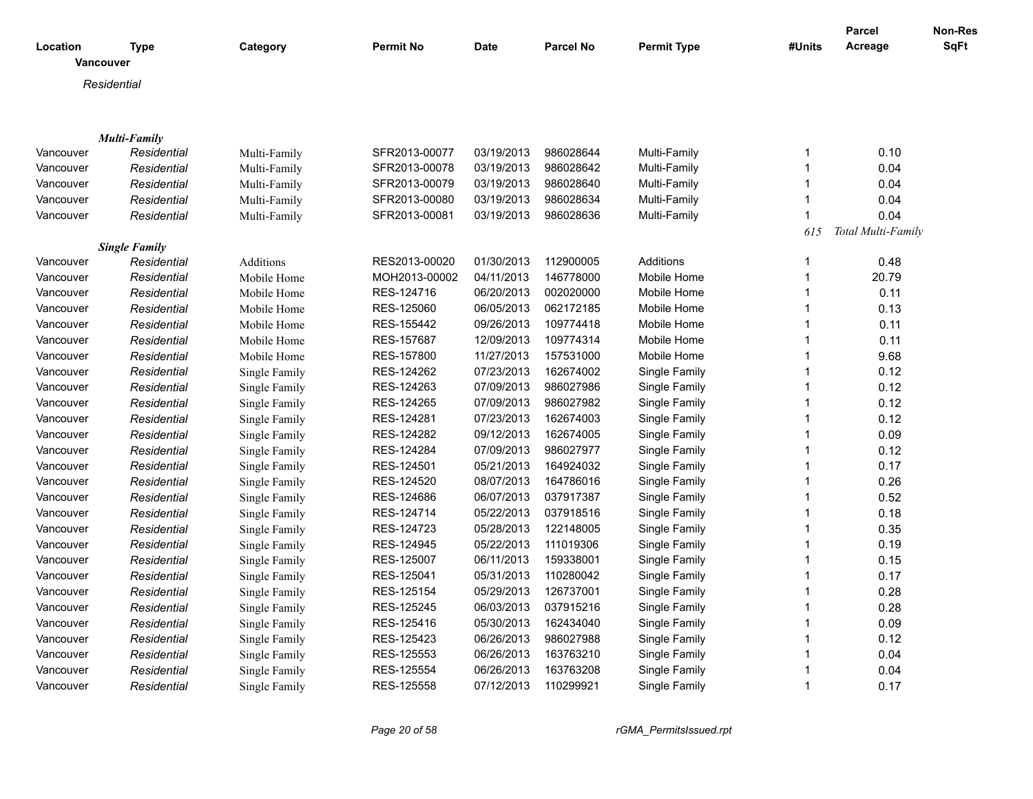| Location | Type | Category | Permit No | Date | Parcel No | Permit Type | #Units | Parcel Acreage | Non-Res SqFt |
|---|---|---|---|---|---|---|---|---|---|
| **Vancouver** | | | | | | | | | |
| *Residential* | | | | | | | | | |
| | ***Multi-Family*** | | | | | | | | |
| Vancouver | *Residential* | Multi-Family | SFR2013-00077 | 03/19/2013 | 986028644 | Multi-Family | 1 | 0.10 | |
| Vancouver | *Residential* | Multi-Family | SFR2013-00078 | 03/19/2013 | 986028642 | Multi-Family | 1 | 0.04 | |
| Vancouver | *Residential* | Multi-Family | SFR2013-00079 | 03/19/2013 | 986028640 | Multi-Family | 1 | 0.04 | |
| Vancouver | *Residential* | Multi-Family | SFR2013-00080 | 03/19/2013 | 986028634 | Multi-Family | 1 | 0.04 | |
| Vancouver | *Residential* | Multi-Family | SFR2013-00081 | 03/19/2013 | 986028636 | Multi-Family | 1 | 0.04 | |
| | | | | | | | *615* | *Total Multi-Family* | |
| | ***Single Family*** | | | | | | | | |
| Vancouver | *Residential* | Additions | RES2013-00020 | 01/30/2013 | 112900005 | Additions | 1 | 0.48 | |
| Vancouver | *Residential* | Mobile Home | MOH2013-00002 | 04/11/2013 | 146778000 | Mobile Home | 1 | 20.79 | |
| Vancouver | *Residential* | Mobile Home | RES-124716 | 06/20/2013 | 002020000 | Mobile Home | 1 | 0.11 | |
| Vancouver | *Residential* | Mobile Home | RES-125060 | 06/05/2013 | 062172185 | Mobile Home | 1 | 0.13 | |
| Vancouver | *Residential* | Mobile Home | RES-155442 | 09/26/2013 | 109774418 | Mobile Home | 1 | 0.11 | |
| Vancouver | *Residential* | Mobile Home | RES-157687 | 12/09/2013 | 109774314 | Mobile Home | 1 | 0.11 | |
| Vancouver | *Residential* | Mobile Home | RES-157800 | 11/27/2013 | 157531000 | Mobile Home | 1 | 9.68 | |
| Vancouver | *Residential* | Single Family | RES-124262 | 07/23/2013 | 162674002 | Single Family | 1 | 0.12 | |
| Vancouver | *Residential* | Single Family | RES-124263 | 07/09/2013 | 986027986 | Single Family | 1 | 0.12 | |
| Vancouver | *Residential* | Single Family | RES-124265 | 07/09/2013 | 986027982 | Single Family | 1 | 0.12 | |
| Vancouver | *Residential* | Single Family | RES-124281 | 07/23/2013 | 162674003 | Single Family | 1 | 0.12 | |
| Vancouver | *Residential* | Single Family | RES-124282 | 09/12/2013 | 162674005 | Single Family | 1 | 0.09 | |
| Vancouver | *Residential* | Single Family | RES-124284 | 07/09/2013 | 986027977 | Single Family | 1 | 0.12 | |
| Vancouver | *Residential* | Single Family | RES-124501 | 05/21/2013 | 164924032 | Single Family | 1 | 0.17 | |
| Vancouver | *Residential* | Single Family | RES-124520 | 08/07/2013 | 164786016 | Single Family | 1 | 0.26 | |
| Vancouver | *Residential* | Single Family | RES-124686 | 06/07/2013 | 037917387 | Single Family | 1 | 0.52 | |
| Vancouver | *Residential* | Single Family | RES-124714 | 05/22/2013 | 037918516 | Single Family | 1 | 0.18 | |
| Vancouver | *Residential* | Single Family | RES-124723 | 05/28/2013 | 122148005 | Single Family | 1 | 0.35 | |
| Vancouver | *Residential* | Single Family | RES-124945 | 05/22/2013 | 111019306 | Single Family | 1 | 0.19 | |
| Vancouver | *Residential* | Single Family | RES-125007 | 06/11/2013 | 159338001 | Single Family | 1 | 0.15 | |
| Vancouver | *Residential* | Single Family | RES-125041 | 05/31/2013 | 110280042 | Single Family | 1 | 0.17 | |
| Vancouver | *Residential* | Single Family | RES-125154 | 05/29/2013 | 126737001 | Single Family | 1 | 0.28 | |
| Vancouver | *Residential* | Single Family | RES-125245 | 06/03/2013 | 037915216 | Single Family | 1 | 0.28 | |
| Vancouver | *Residential* | Single Family | RES-125416 | 05/30/2013 | 162434040 | Single Family | 1 | 0.09 | |
| Vancouver | *Residential* | Single Family | RES-125423 | 06/26/2013 | 986027988 | Single Family | 1 | 0.12 | |
| Vancouver | *Residential* | Single Family | RES-125553 | 06/26/2013 | 163763210 | Single Family | 1 | 0.04 | |
| Vancouver | *Residential* | Single Family | RES-125554 | 06/26/2013 | 163763208 | Single Family | 1 | 0.04 | |
| Vancouver | *Residential* | Single Family | RES-125558 | 07/12/2013 | 110299921 | Single Family | 1 | 0.17 | |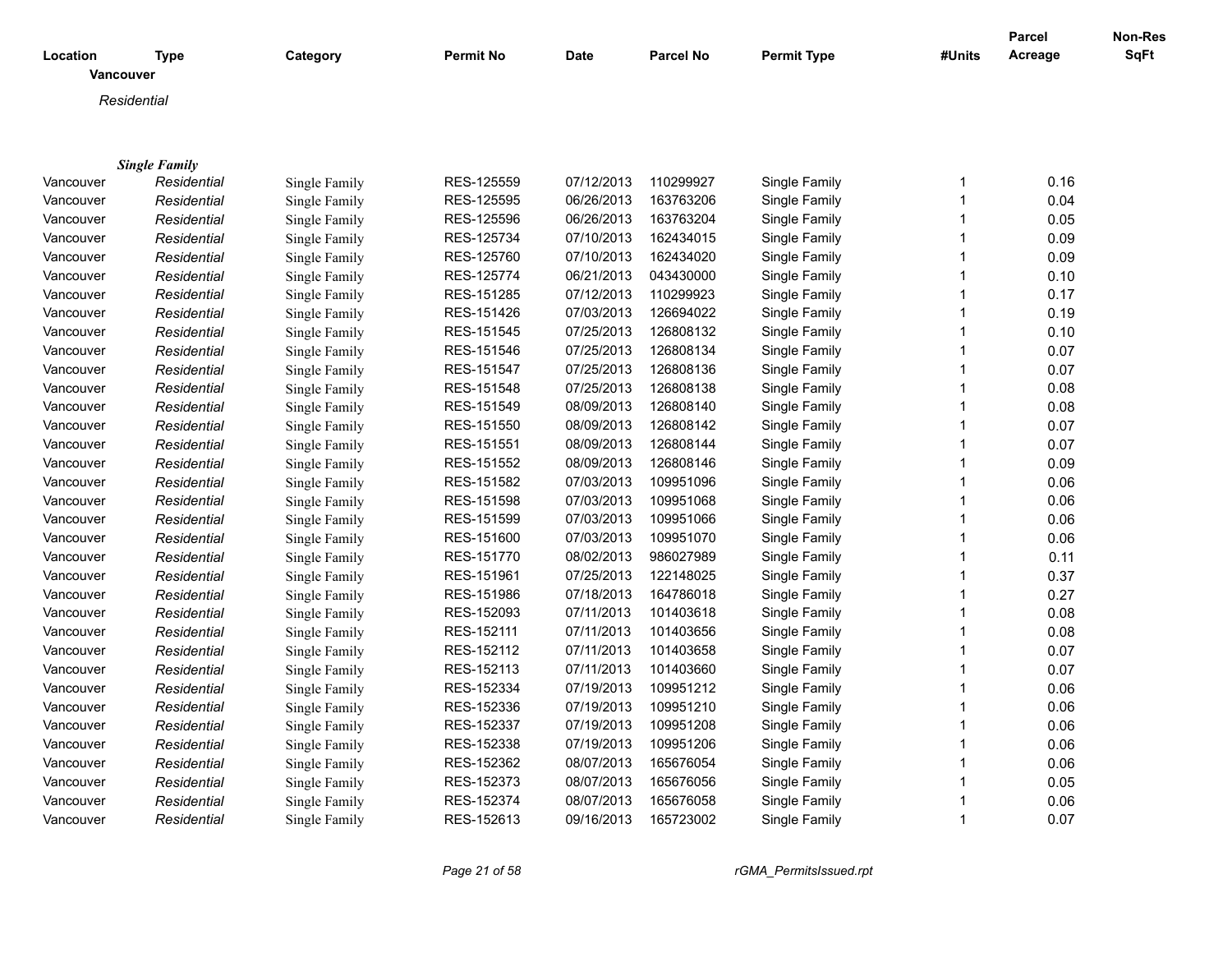| Location | Type | Category | Permit No | Date | Parcel No | Permit Type | #Units | Parcel Acreage | Non-Res SqFt |
|---|---|---|---|---|---|---|---|---|---|

**Vancouver**

*Residential*

***Single Family***

| Location | Type | Category | Permit No | Date | Parcel No | Permit Type | #Units | Parcel Acreage | Non-Res SqFt |
|---|---|---|---|---|---|---|---|---|---|
| Vancouver | *Residential* | Single Family | RES-125559 | 07/12/2013 | 110299927 | Single Family | 1 | 0.16 | |
| Vancouver | *Residential* | Single Family | RES-125595 | 06/26/2013 | 163763206 | Single Family | 1 | 0.04 | |
| Vancouver | *Residential* | Single Family | RES-125596 | 06/26/2013 | 163763204 | Single Family | 1 | 0.05 | |
| Vancouver | *Residential* | Single Family | RES-125734 | 07/10/2013 | 162434015 | Single Family | 1 | 0.09 | |
| Vancouver | *Residential* | Single Family | RES-125760 | 07/10/2013 | 162434020 | Single Family | 1 | 0.09 | |
| Vancouver | *Residential* | Single Family | RES-125774 | 06/21/2013 | 043430000 | Single Family | 1 | 0.10 | |
| Vancouver | *Residential* | Single Family | RES-151285 | 07/12/2013 | 110299923 | Single Family | 1 | 0.17 | |
| Vancouver | *Residential* | Single Family | RES-151426 | 07/03/2013 | 126694022 | Single Family | 1 | 0.19 | |
| Vancouver | *Residential* | Single Family | RES-151545 | 07/25/2013 | 126808132 | Single Family | 1 | 0.10 | |
| Vancouver | *Residential* | Single Family | RES-151546 | 07/25/2013 | 126808134 | Single Family | 1 | 0.07 | |
| Vancouver | *Residential* | Single Family | RES-151547 | 07/25/2013 | 126808136 | Single Family | 1 | 0.07 | |
| Vancouver | *Residential* | Single Family | RES-151548 | 07/25/2013 | 126808138 | Single Family | 1 | 0.08 | |
| Vancouver | *Residential* | Single Family | RES-151549 | 08/09/2013 | 126808140 | Single Family | 1 | 0.08 | |
| Vancouver | *Residential* | Single Family | RES-151550 | 08/09/2013 | 126808142 | Single Family | 1 | 0.07 | |
| Vancouver | *Residential* | Single Family | RES-151551 | 08/09/2013 | 126808144 | Single Family | 1 | 0.07 | |
| Vancouver | *Residential* | Single Family | RES-151552 | 08/09/2013 | 126808146 | Single Family | 1 | 0.09 | |
| Vancouver | *Residential* | Single Family | RES-151582 | 07/03/2013 | 109951096 | Single Family | 1 | 0.06 | |
| Vancouver | *Residential* | Single Family | RES-151598 | 07/03/2013 | 109951068 | Single Family | 1 | 0.06 | |
| Vancouver | *Residential* | Single Family | RES-151599 | 07/03/2013 | 109951066 | Single Family | 1 | 0.06 | |
| Vancouver | *Residential* | Single Family | RES-151600 | 07/03/2013 | 109951070 | Single Family | 1 | 0.06 | |
| Vancouver | *Residential* | Single Family | RES-151770 | 08/02/2013 | 986027989 | Single Family | 1 | 0.11 | |
| Vancouver | *Residential* | Single Family | RES-151961 | 07/25/2013 | 122148025 | Single Family | 1 | 0.37 | |
| Vancouver | *Residential* | Single Family | RES-151986 | 07/18/2013 | 164786018 | Single Family | 1 | 0.27 | |
| Vancouver | *Residential* | Single Family | RES-152093 | 07/11/2013 | 101403618 | Single Family | 1 | 0.08 | |
| Vancouver | *Residential* | Single Family | RES-152111 | 07/11/2013 | 101403656 | Single Family | 1 | 0.08 | |
| Vancouver | *Residential* | Single Family | RES-152112 | 07/11/2013 | 101403658 | Single Family | 1 | 0.07 | |
| Vancouver | *Residential* | Single Family | RES-152113 | 07/11/2013 | 101403660 | Single Family | 1 | 0.07 | |
| Vancouver | *Residential* | Single Family | RES-152334 | 07/19/2013 | 109951212 | Single Family | 1 | 0.06 | |
| Vancouver | *Residential* | Single Family | RES-152336 | 07/19/2013 | 109951210 | Single Family | 1 | 0.06 | |
| Vancouver | *Residential* | Single Family | RES-152337 | 07/19/2013 | 109951208 | Single Family | 1 | 0.06 | |
| Vancouver | *Residential* | Single Family | RES-152338 | 07/19/2013 | 109951206 | Single Family | 1 | 0.06 | |
| Vancouver | *Residential* | Single Family | RES-152362 | 08/07/2013 | 165676054 | Single Family | 1 | 0.06 | |
| Vancouver | *Residential* | Single Family | RES-152373 | 08/07/2013 | 165676056 | Single Family | 1 | 0.05 | |
| Vancouver | *Residential* | Single Family | RES-152374 | 08/07/2013 | 165676058 | Single Family | 1 | 0.06 | |
| Vancouver | *Residential* | Single Family | RES-152613 | 09/16/2013 | 165723002 | Single Family | 1 | 0.07 | |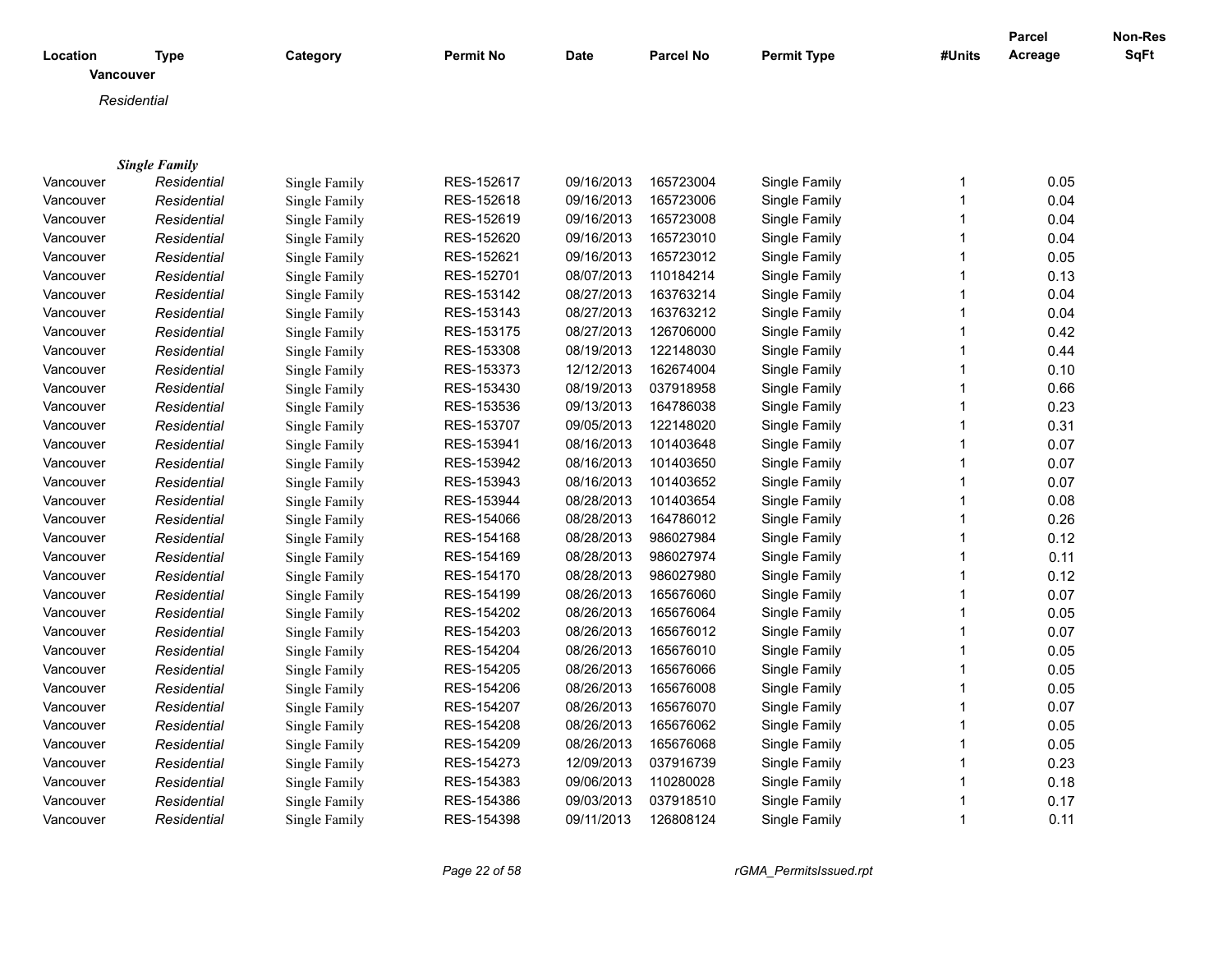| Location | Type | Category | Permit No | Date | Parcel No | Permit Type | #Units | Parcel Acreage | Non-Res SqFt |
|---|---|---|---|---|---|---|---|---|---|
| **Vancouver** | | | | | | | | | |
| *Residential* | | | | | | | | | |
| ***Single Family*** | | | | | | | | | |
| Vancouver | *Residential* | Single Family | RES-152617 | 09/16/2013 | 165723004 | Single Family | 1 | 0.05 | |
| Vancouver | *Residential* | Single Family | RES-152618 | 09/16/2013 | 165723006 | Single Family | 1 | 0.04 | |
| Vancouver | *Residential* | Single Family | RES-152619 | 09/16/2013 | 165723008 | Single Family | 1 | 0.04 | |
| Vancouver | *Residential* | Single Family | RES-152620 | 09/16/2013 | 165723010 | Single Family | 1 | 0.04 | |
| Vancouver | *Residential* | Single Family | RES-152621 | 09/16/2013 | 165723012 | Single Family | 1 | 0.05 | |
| Vancouver | *Residential* | Single Family | RES-152701 | 08/07/2013 | 110184214 | Single Family | 1 | 0.13 | |
| Vancouver | *Residential* | Single Family | RES-153142 | 08/27/2013 | 163763214 | Single Family | 1 | 0.04 | |
| Vancouver | *Residential* | Single Family | RES-153143 | 08/27/2013 | 163763212 | Single Family | 1 | 0.04 | |
| Vancouver | *Residential* | Single Family | RES-153175 | 08/27/2013 | 126706000 | Single Family | 1 | 0.42 | |
| Vancouver | *Residential* | Single Family | RES-153308 | 08/19/2013 | 122148030 | Single Family | 1 | 0.44 | |
| Vancouver | *Residential* | Single Family | RES-153373 | 12/12/2013 | 162674004 | Single Family | 1 | 0.10 | |
| Vancouver | *Residential* | Single Family | RES-153430 | 08/19/2013 | 037918958 | Single Family | 1 | 0.66 | |
| Vancouver | *Residential* | Single Family | RES-153536 | 09/13/2013 | 164786038 | Single Family | 1 | 0.23 | |
| Vancouver | *Residential* | Single Family | RES-153707 | 09/05/2013 | 122148020 | Single Family | 1 | 0.31 | |
| Vancouver | *Residential* | Single Family | RES-153941 | 08/16/2013 | 101403648 | Single Family | 1 | 0.07 | |
| Vancouver | *Residential* | Single Family | RES-153942 | 08/16/2013 | 101403650 | Single Family | 1 | 0.07 | |
| Vancouver | *Residential* | Single Family | RES-153943 | 08/16/2013 | 101403652 | Single Family | 1 | 0.07 | |
| Vancouver | *Residential* | Single Family | RES-153944 | 08/28/2013 | 101403654 | Single Family | 1 | 0.08 | |
| Vancouver | *Residential* | Single Family | RES-154066 | 08/28/2013 | 164786012 | Single Family | 1 | 0.26 | |
| Vancouver | *Residential* | Single Family | RES-154168 | 08/28/2013 | 986027984 | Single Family | 1 | 0.12 | |
| Vancouver | *Residential* | Single Family | RES-154169 | 08/28/2013 | 986027974 | Single Family | 1 | 0.11 | |
| Vancouver | *Residential* | Single Family | RES-154170 | 08/28/2013 | 986027980 | Single Family | 1 | 0.12 | |
| Vancouver | *Residential* | Single Family | RES-154199 | 08/26/2013 | 165676060 | Single Family | 1 | 0.07 | |
| Vancouver | *Residential* | Single Family | RES-154202 | 08/26/2013 | 165676064 | Single Family | 1 | 0.05 | |
| Vancouver | *Residential* | Single Family | RES-154203 | 08/26/2013 | 165676012 | Single Family | 1 | 0.07 | |
| Vancouver | *Residential* | Single Family | RES-154204 | 08/26/2013 | 165676010 | Single Family | 1 | 0.05 | |
| Vancouver | *Residential* | Single Family | RES-154205 | 08/26/2013 | 165676066 | Single Family | 1 | 0.05 | |
| Vancouver | *Residential* | Single Family | RES-154206 | 08/26/2013 | 165676008 | Single Family | 1 | 0.05 | |
| Vancouver | *Residential* | Single Family | RES-154207 | 08/26/2013 | 165676070 | Single Family | 1 | 0.07 | |
| Vancouver | *Residential* | Single Family | RES-154208 | 08/26/2013 | 165676062 | Single Family | 1 | 0.05 | |
| Vancouver | *Residential* | Single Family | RES-154209 | 08/26/2013 | 165676068 | Single Family | 1 | 0.05 | |
| Vancouver | *Residential* | Single Family | RES-154273 | 12/09/2013 | 037916739 | Single Family | 1 | 0.23 | |
| Vancouver | *Residential* | Single Family | RES-154383 | 09/06/2013 | 110280028 | Single Family | 1 | 0.18 | |
| Vancouver | *Residential* | Single Family | RES-154386 | 09/03/2013 | 037918510 | Single Family | 1 | 0.17 | |
| Vancouver | *Residential* | Single Family | RES-154398 | 09/11/2013 | 126808124 | Single Family | 1 | 0.11 | |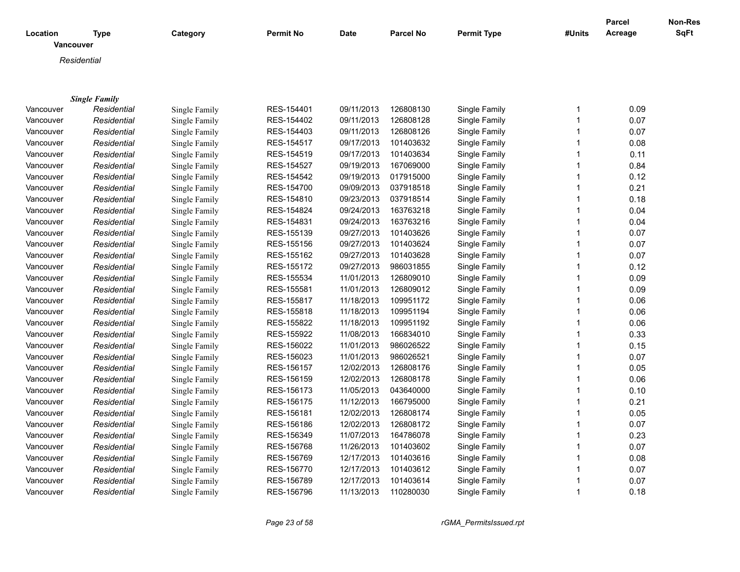| Location | Type | Category | Permit No | Date | Parcel No | Permit Type | #Units | Parcel Acreage | Non-Res SqFt |
|---|---|---|---|---|---|---|---|---|---|

**Vancouver**

*Residential*

***Single Family***

| Location | Type | Category | Permit No | Date | Parcel No | Permit Type | #Units | Parcel Acreage | Non-Res SqFt |
|---|---|---|---|---|---|---|---|---|---|
| Vancouver | *Residential* | Single Family | RES-154401 | 09/11/2013 | 126808130 | Single Family | 1 | 0.09 | |
| Vancouver | *Residential* | Single Family | RES-154402 | 09/11/2013 | 126808128 | Single Family | 1 | 0.07 | |
| Vancouver | *Residential* | Single Family | RES-154403 | 09/11/2013 | 126808126 | Single Family | 1 | 0.07 | |
| Vancouver | *Residential* | Single Family | RES-154517 | 09/17/2013 | 101403632 | Single Family | 1 | 0.08 | |
| Vancouver | *Residential* | Single Family | RES-154519 | 09/17/2013 | 101403634 | Single Family | 1 | 0.11 | |
| Vancouver | *Residential* | Single Family | RES-154527 | 09/19/2013 | 167069000 | Single Family | 1 | 0.84 | |
| Vancouver | *Residential* | Single Family | RES-154542 | 09/19/2013 | 017915000 | Single Family | 1 | 0.12 | |
| Vancouver | *Residential* | Single Family | RES-154700 | 09/09/2013 | 037918518 | Single Family | 1 | 0.21 | |
| Vancouver | *Residential* | Single Family | RES-154810 | 09/23/2013 | 037918514 | Single Family | 1 | 0.18 | |
| Vancouver | *Residential* | Single Family | RES-154824 | 09/24/2013 | 163763218 | Single Family | 1 | 0.04 | |
| Vancouver | *Residential* | Single Family | RES-154831 | 09/24/2013 | 163763216 | Single Family | 1 | 0.04 | |
| Vancouver | *Residential* | Single Family | RES-155139 | 09/27/2013 | 101403626 | Single Family | 1 | 0.07 | |
| Vancouver | *Residential* | Single Family | RES-155156 | 09/27/2013 | 101403624 | Single Family | 1 | 0.07 | |
| Vancouver | *Residential* | Single Family | RES-155162 | 09/27/2013 | 101403628 | Single Family | 1 | 0.07 | |
| Vancouver | *Residential* | Single Family | RES-155172 | 09/27/2013 | 986031855 | Single Family | 1 | 0.12 | |
| Vancouver | *Residential* | Single Family | RES-155534 | 11/01/2013 | 126809010 | Single Family | 1 | 0.09 | |
| Vancouver | *Residential* | Single Family | RES-155581 | 11/01/2013 | 126809012 | Single Family | 1 | 0.09 | |
| Vancouver | *Residential* | Single Family | RES-155817 | 11/18/2013 | 109951172 | Single Family | 1 | 0.06 | |
| Vancouver | *Residential* | Single Family | RES-155818 | 11/18/2013 | 109951194 | Single Family | 1 | 0.06 | |
| Vancouver | *Residential* | Single Family | RES-155822 | 11/18/2013 | 109951192 | Single Family | 1 | 0.06 | |
| Vancouver | *Residential* | Single Family | RES-155922 | 11/08/2013 | 166834010 | Single Family | 1 | 0.33 | |
| Vancouver | *Residential* | Single Family | RES-156022 | 11/01/2013 | 986026522 | Single Family | 1 | 0.15 | |
| Vancouver | *Residential* | Single Family | RES-156023 | 11/01/2013 | 986026521 | Single Family | 1 | 0.07 | |
| Vancouver | *Residential* | Single Family | RES-156157 | 12/02/2013 | 126808176 | Single Family | 1 | 0.05 | |
| Vancouver | *Residential* | Single Family | RES-156159 | 12/02/2013 | 126808178 | Single Family | 1 | 0.06 | |
| Vancouver | *Residential* | Single Family | RES-156173 | 11/05/2013 | 043640000 | Single Family | 1 | 0.10 | |
| Vancouver | *Residential* | Single Family | RES-156175 | 11/12/2013 | 166795000 | Single Family | 1 | 0.21 | |
| Vancouver | *Residential* | Single Family | RES-156181 | 12/02/2013 | 126808174 | Single Family | 1 | 0.05 | |
| Vancouver | *Residential* | Single Family | RES-156186 | 12/02/2013 | 126808172 | Single Family | 1 | 0.07 | |
| Vancouver | *Residential* | Single Family | RES-156349 | 11/07/2013 | 164786078 | Single Family | 1 | 0.23 | |
| Vancouver | *Residential* | Single Family | RES-156768 | 11/26/2013 | 101403602 | Single Family | 1 | 0.07 | |
| Vancouver | *Residential* | Single Family | RES-156769 | 12/17/2013 | 101403616 | Single Family | 1 | 0.08 | |
| Vancouver | *Residential* | Single Family | RES-156770 | 12/17/2013 | 101403612 | Single Family | 1 | 0.07 | |
| Vancouver | *Residential* | Single Family | RES-156789 | 12/17/2013 | 101403614 | Single Family | 1 | 0.07 | |
| Vancouver | *Residential* | Single Family | RES-156796 | 11/13/2013 | 110280030 | Single Family | 1 | 0.18 | |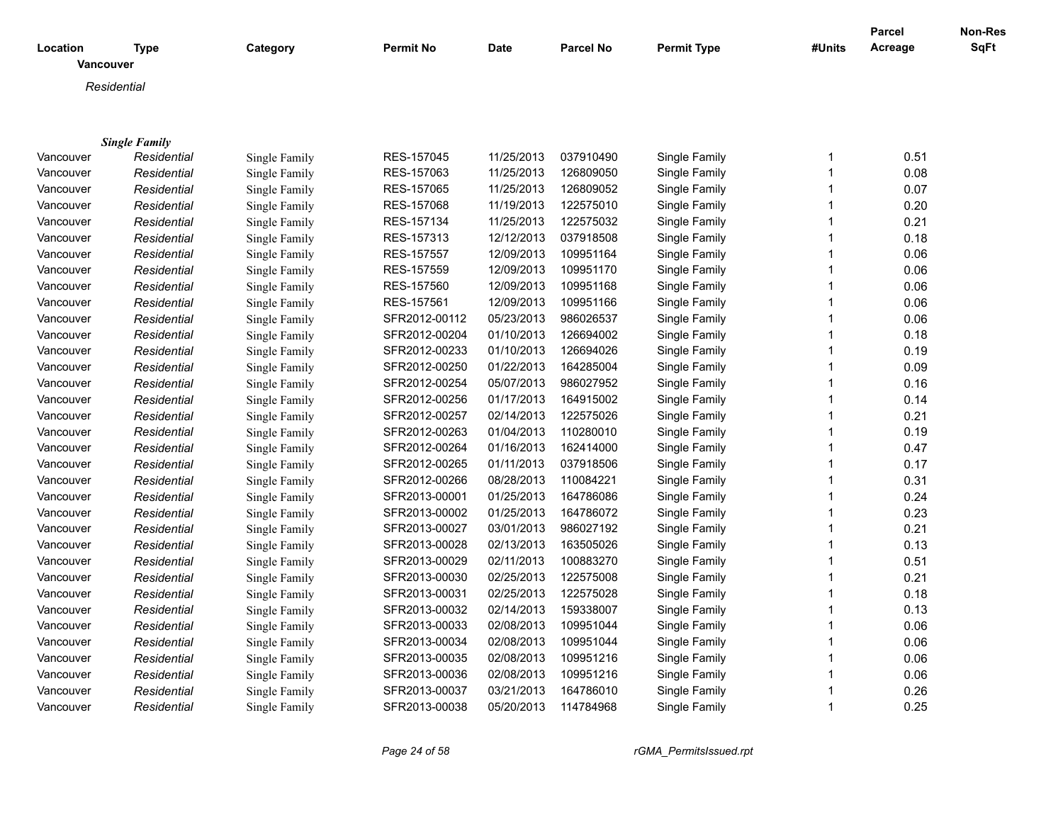| Location | Type | Category | Permit No | Date | Parcel No | Permit Type | #Units | Parcel Acreage | Non-Res SqFt |
|---|---|---|---|---|---|---|---|---|---|

**Vancouver**

*Residential*

***Single Family***

| Location | Type | Category | Permit No | Date | Parcel No | Permit Type | #Units | Parcel Acreage | Non-Res SqFt |
|---|---|---|---|---|---|---|---|---|---|
| Vancouver | *Residential* | Single Family | RES-157045 | 11/25/2013 | 037910490 | Single Family | 1 | 0.51 | |
| Vancouver | *Residential* | Single Family | RES-157063 | 11/25/2013 | 126809050 | Single Family | 1 | 0.08 | |
| Vancouver | *Residential* | Single Family | RES-157065 | 11/25/2013 | 126809052 | Single Family | 1 | 0.07 | |
| Vancouver | *Residential* | Single Family | RES-157068 | 11/19/2013 | 122575010 | Single Family | 1 | 0.20 | |
| Vancouver | *Residential* | Single Family | RES-157134 | 11/25/2013 | 122575032 | Single Family | 1 | 0.21 | |
| Vancouver | *Residential* | Single Family | RES-157313 | 12/12/2013 | 037918508 | Single Family | 1 | 0.18 | |
| Vancouver | *Residential* | Single Family | RES-157557 | 12/09/2013 | 109951164 | Single Family | 1 | 0.06 | |
| Vancouver | *Residential* | Single Family | RES-157559 | 12/09/2013 | 109951170 | Single Family | 1 | 0.06 | |
| Vancouver | *Residential* | Single Family | RES-157560 | 12/09/2013 | 109951168 | Single Family | 1 | 0.06 | |
| Vancouver | *Residential* | Single Family | RES-157561 | 12/09/2013 | 109951166 | Single Family | 1 | 0.06 | |
| Vancouver | *Residential* | Single Family | SFR2012-00112 | 05/23/2013 | 986026537 | Single Family | 1 | 0.06 | |
| Vancouver | *Residential* | Single Family | SFR2012-00204 | 01/10/2013 | 126694002 | Single Family | 1 | 0.18 | |
| Vancouver | *Residential* | Single Family | SFR2012-00233 | 01/10/2013 | 126694026 | Single Family | 1 | 0.19 | |
| Vancouver | *Residential* | Single Family | SFR2012-00250 | 01/22/2013 | 164285004 | Single Family | 1 | 0.09 | |
| Vancouver | *Residential* | Single Family | SFR2012-00254 | 05/07/2013 | 986027952 | Single Family | 1 | 0.16 | |
| Vancouver | *Residential* | Single Family | SFR2012-00256 | 01/17/2013 | 164915002 | Single Family | 1 | 0.14 | |
| Vancouver | *Residential* | Single Family | SFR2012-00257 | 02/14/2013 | 122575026 | Single Family | 1 | 0.21 | |
| Vancouver | *Residential* | Single Family | SFR2012-00263 | 01/04/2013 | 110280010 | Single Family | 1 | 0.19 | |
| Vancouver | *Residential* | Single Family | SFR2012-00264 | 01/16/2013 | 162414000 | Single Family | 1 | 0.47 | |
| Vancouver | *Residential* | Single Family | SFR2012-00265 | 01/11/2013 | 037918506 | Single Family | 1 | 0.17 | |
| Vancouver | *Residential* | Single Family | SFR2012-00266 | 08/28/2013 | 110084221 | Single Family | 1 | 0.31 | |
| Vancouver | *Residential* | Single Family | SFR2013-00001 | 01/25/2013 | 164786086 | Single Family | 1 | 0.24 | |
| Vancouver | *Residential* | Single Family | SFR2013-00002 | 01/25/2013 | 164786072 | Single Family | 1 | 0.23 | |
| Vancouver | *Residential* | Single Family | SFR2013-00027 | 03/01/2013 | 986027192 | Single Family | 1 | 0.21 | |
| Vancouver | *Residential* | Single Family | SFR2013-00028 | 02/13/2013 | 163505026 | Single Family | 1 | 0.13 | |
| Vancouver | *Residential* | Single Family | SFR2013-00029 | 02/11/2013 | 100883270 | Single Family | 1 | 0.51 | |
| Vancouver | *Residential* | Single Family | SFR2013-00030 | 02/25/2013 | 122575008 | Single Family | 1 | 0.21 | |
| Vancouver | *Residential* | Single Family | SFR2013-00031 | 02/25/2013 | 122575028 | Single Family | 1 | 0.18 | |
| Vancouver | *Residential* | Single Family | SFR2013-00032 | 02/14/2013 | 159338007 | Single Family | 1 | 0.13 | |
| Vancouver | *Residential* | Single Family | SFR2013-00033 | 02/08/2013 | 109951044 | Single Family | 1 | 0.06 | |
| Vancouver | *Residential* | Single Family | SFR2013-00034 | 02/08/2013 | 109951044 | Single Family | 1 | 0.06 | |
| Vancouver | *Residential* | Single Family | SFR2013-00035 | 02/08/2013 | 109951216 | Single Family | 1 | 0.06 | |
| Vancouver | *Residential* | Single Family | SFR2013-00036 | 02/08/2013 | 109951216 | Single Family | 1 | 0.06 | |
| Vancouver | *Residential* | Single Family | SFR2013-00037 | 03/21/2013 | 164786010 | Single Family | 1 | 0.26 | |
| Vancouver | *Residential* | Single Family | SFR2013-00038 | 05/20/2013 | 114784968 | Single Family | 1 | 0.25 | |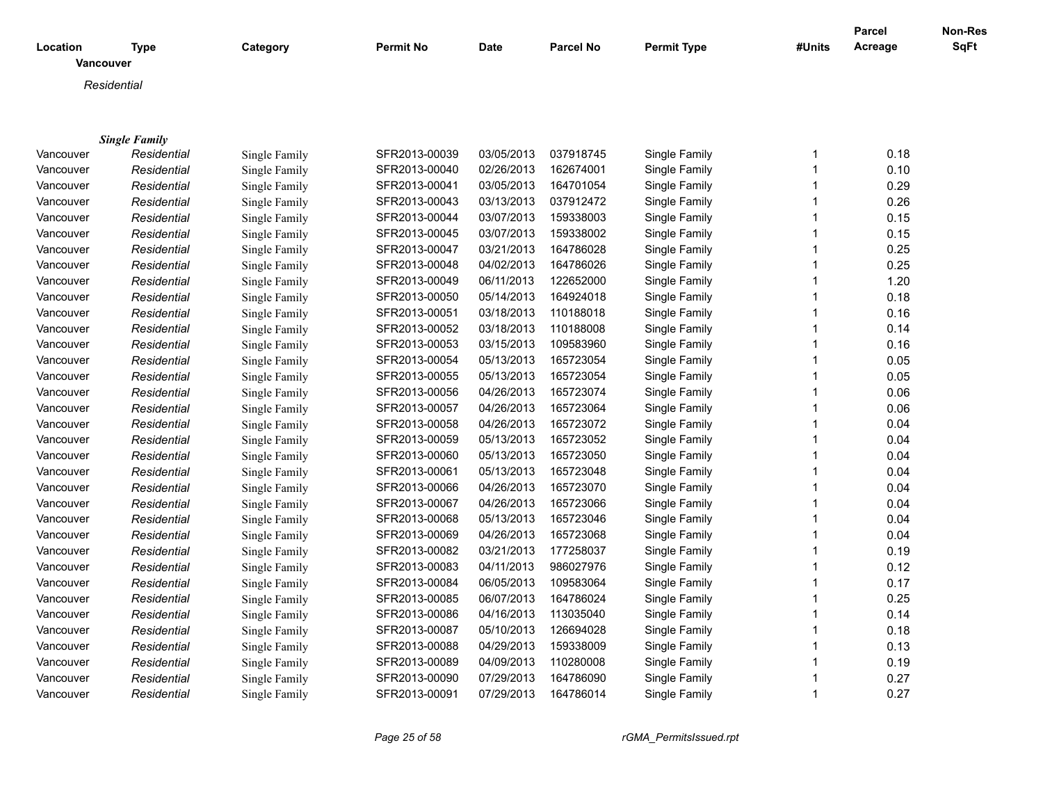| Location | Type | Category | Permit No | Date | Parcel No | Permit Type | #Units | Parcel Acreage | Non-Res SqFt |
|---|---|---|---|---|---|---|---|---|---|
| **Vancouver** | | | | | | | | | |
| *Residential* | | | | | | | | | |
| ***Single Family*** | | | | | | | | | |
| Vancouver | *Residential* | Single Family | SFR2013-00039 | 03/05/2013 | 037918745 | Single Family | 1 | 0.18 | |
| Vancouver | *Residential* | Single Family | SFR2013-00040 | 02/26/2013 | 162674001 | Single Family | 1 | 0.10 | |
| Vancouver | *Residential* | Single Family | SFR2013-00041 | 03/05/2013 | 164701054 | Single Family | 1 | 0.29 | |
| Vancouver | *Residential* | Single Family | SFR2013-00043 | 03/13/2013 | 037912472 | Single Family | 1 | 0.26 | |
| Vancouver | *Residential* | Single Family | SFR2013-00044 | 03/07/2013 | 159338003 | Single Family | 1 | 0.15 | |
| Vancouver | *Residential* | Single Family | SFR2013-00045 | 03/07/2013 | 159338002 | Single Family | 1 | 0.15 | |
| Vancouver | *Residential* | Single Family | SFR2013-00047 | 03/21/2013 | 164786028 | Single Family | 1 | 0.25 | |
| Vancouver | *Residential* | Single Family | SFR2013-00048 | 04/02/2013 | 164786026 | Single Family | 1 | 0.25 | |
| Vancouver | *Residential* | Single Family | SFR2013-00049 | 06/11/2013 | 122652000 | Single Family | 1 | 1.20 | |
| Vancouver | *Residential* | Single Family | SFR2013-00050 | 05/14/2013 | 164924018 | Single Family | 1 | 0.18 | |
| Vancouver | *Residential* | Single Family | SFR2013-00051 | 03/18/2013 | 110188018 | Single Family | 1 | 0.16 | |
| Vancouver | *Residential* | Single Family | SFR2013-00052 | 03/18/2013 | 110188008 | Single Family | 1 | 0.14 | |
| Vancouver | *Residential* | Single Family | SFR2013-00053 | 03/15/2013 | 109583960 | Single Family | 1 | 0.16 | |
| Vancouver | *Residential* | Single Family | SFR2013-00054 | 05/13/2013 | 165723054 | Single Family | 1 | 0.05 | |
| Vancouver | *Residential* | Single Family | SFR2013-00055 | 05/13/2013 | 165723054 | Single Family | 1 | 0.05 | |
| Vancouver | *Residential* | Single Family | SFR2013-00056 | 04/26/2013 | 165723074 | Single Family | 1 | 0.06 | |
| Vancouver | *Residential* | Single Family | SFR2013-00057 | 04/26/2013 | 165723064 | Single Family | 1 | 0.06 | |
| Vancouver | *Residential* | Single Family | SFR2013-00058 | 04/26/2013 | 165723072 | Single Family | 1 | 0.04 | |
| Vancouver | *Residential* | Single Family | SFR2013-00059 | 05/13/2013 | 165723052 | Single Family | 1 | 0.04 | |
| Vancouver | *Residential* | Single Family | SFR2013-00060 | 05/13/2013 | 165723050 | Single Family | 1 | 0.04 | |
| Vancouver | *Residential* | Single Family | SFR2013-00061 | 05/13/2013 | 165723048 | Single Family | 1 | 0.04 | |
| Vancouver | *Residential* | Single Family | SFR2013-00066 | 04/26/2013 | 165723070 | Single Family | 1 | 0.04 | |
| Vancouver | *Residential* | Single Family | SFR2013-00067 | 04/26/2013 | 165723066 | Single Family | 1 | 0.04 | |
| Vancouver | *Residential* | Single Family | SFR2013-00068 | 05/13/2013 | 165723046 | Single Family | 1 | 0.04 | |
| Vancouver | *Residential* | Single Family | SFR2013-00069 | 04/26/2013 | 165723068 | Single Family | 1 | 0.04 | |
| Vancouver | *Residential* | Single Family | SFR2013-00082 | 03/21/2013 | 177258037 | Single Family | 1 | 0.19 | |
| Vancouver | *Residential* | Single Family | SFR2013-00083 | 04/11/2013 | 986027976 | Single Family | 1 | 0.12 | |
| Vancouver | *Residential* | Single Family | SFR2013-00084 | 06/05/2013 | 109583064 | Single Family | 1 | 0.17 | |
| Vancouver | *Residential* | Single Family | SFR2013-00085 | 06/07/2013 | 164786024 | Single Family | 1 | 0.25 | |
| Vancouver | *Residential* | Single Family | SFR2013-00086 | 04/16/2013 | 113035040 | Single Family | 1 | 0.14 | |
| Vancouver | *Residential* | Single Family | SFR2013-00087 | 05/10/2013 | 126694028 | Single Family | 1 | 0.18 | |
| Vancouver | *Residential* | Single Family | SFR2013-00088 | 04/29/2013 | 159338009 | Single Family | 1 | 0.13 | |
| Vancouver | *Residential* | Single Family | SFR2013-00089 | 04/09/2013 | 110280008 | Single Family | 1 | 0.19 | |
| Vancouver | *Residential* | Single Family | SFR2013-00090 | 07/29/2013 | 164786090 | Single Family | 1 | 0.27 | |
| Vancouver | *Residential* | Single Family | SFR2013-00091 | 07/29/2013 | 164786014 | Single Family | 1 | 0.27 | |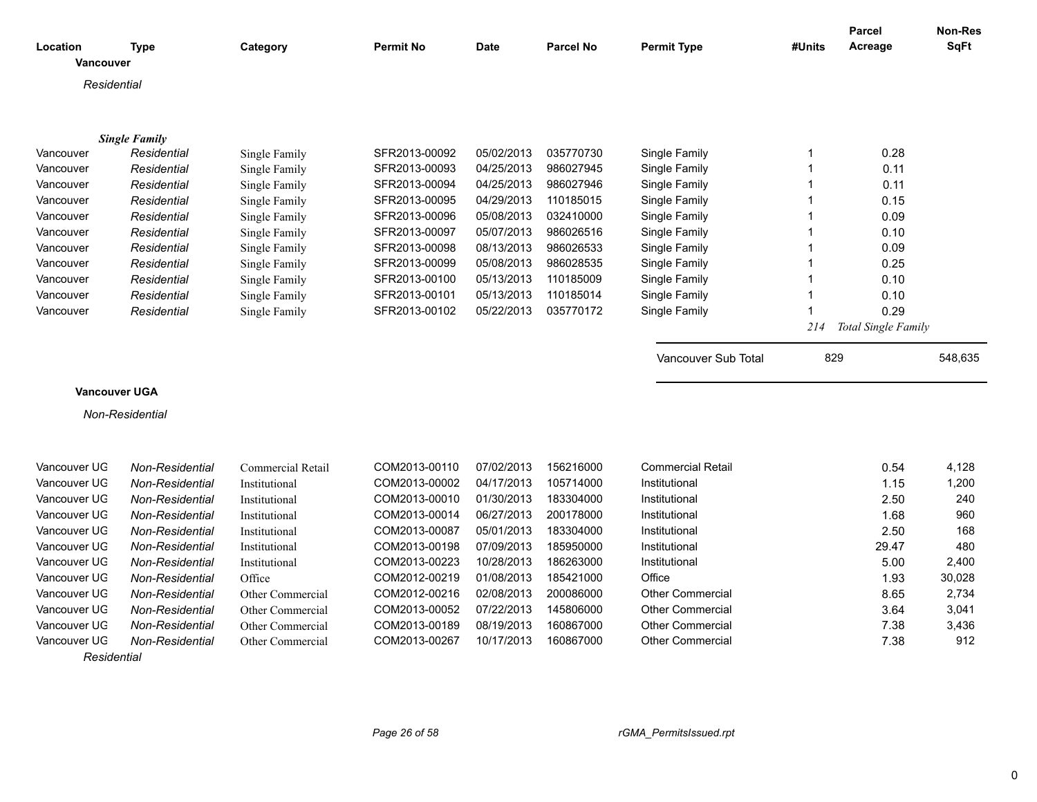| Location | Type | Category | Permit No | Date | Parcel No | Permit Type | #Units | Parcel Acreage | Non-Res SqFt |
|---|---|---|---|---|---|---|---|---|---|
| **Vancouver** | | | | | | | | | |
| *Residential* | | | | | | | | | |
| | ***Single Family*** | | | | | | | | |
| Vancouver | *Residential* | Single Family | SFR2013-00092 | 05/02/2013 | 035770730 | Single Family | 1 | 0.28 | |
| Vancouver | *Residential* | Single Family | SFR2013-00093 | 04/25/2013 | 986027945 | Single Family | 1 | 0.11 | |
| Vancouver | *Residential* | Single Family | SFR2013-00094 | 04/25/2013 | 986027946 | Single Family | 1 | 0.11 | |
| Vancouver | *Residential* | Single Family | SFR2013-00095 | 04/29/2013 | 110185015 | Single Family | 1 | 0.15 | |
| Vancouver | *Residential* | Single Family | SFR2013-00096 | 05/08/2013 | 032410000 | Single Family | 1 | 0.09 | |
| Vancouver | *Residential* | Single Family | SFR2013-00097 | 05/07/2013 | 986026516 | Single Family | 1 | 0.10 | |
| Vancouver | *Residential* | Single Family | SFR2013-00098 | 08/13/2013 | 986026533 | Single Family | 1 | 0.09 | |
| Vancouver | *Residential* | Single Family | SFR2013-00099 | 05/08/2013 | 986028535 | Single Family | 1 | 0.25 | |
| Vancouver | *Residential* | Single Family | SFR2013-00100 | 05/13/2013 | 110185009 | Single Family | 1 | 0.10 | |
| Vancouver | *Residential* | Single Family | SFR2013-00101 | 05/13/2013 | 110185014 | Single Family | 1 | 0.10 | |
| Vancouver | *Residential* | Single Family | SFR2013-00102 | 05/22/2013 | 035770172 | Single Family | 1 | 0.29 | |
| | | | | | | | *214* | *Total Single Family* | |
| | | | | | | Vancouver Sub Total | 829 | | 548,635 |
| **Vancouver UGA** | | | | | | | | | |
| *Non-Residential* | | | | | | | | | |
| Vancouver UG | *Non-Residential* | Commercial Retail | COM2013-00110 | 07/02/2013 | 156216000 | Commercial Retail | | 0.54 | 4,128 |
| Vancouver UG | *Non-Residential* | Institutional | COM2013-00002 | 04/17/2013 | 105714000 | Institutional | | 1.15 | 1,200 |
| Vancouver UG | *Non-Residential* | Institutional | COM2013-00010 | 01/30/2013 | 183304000 | Institutional | | 2.50 | 240 |
| Vancouver UG | *Non-Residential* | Institutional | COM2013-00014 | 06/27/2013 | 200178000 | Institutional | | 1.68 | 960 |
| Vancouver UG | *Non-Residential* | Institutional | COM2013-00087 | 05/01/2013 | 183304000 | Institutional | | 2.50 | 168 |
| Vancouver UG | *Non-Residential* | Institutional | COM2013-00198 | 07/09/2013 | 185950000 | Institutional | | 29.47 | 480 |
| Vancouver UG | *Non-Residential* | Institutional | COM2013-00223 | 10/28/2013 | 186263000 | Institutional | | 5.00 | 2,400 |
| Vancouver UG | *Non-Residential* | Office | COM2012-00219 | 01/08/2013 | 185421000 | Office | | 1.93 | 30,028 |
| Vancouver UG | *Non-Residential* | Other Commercial | COM2012-00216 | 02/08/2013 | 200086000 | Other Commercial | | 8.65 | 2,734 |
| Vancouver UG | *Non-Residential* | Other Commercial | COM2013-00052 | 07/22/2013 | 145806000 | Other Commercial | | 3.64 | 3,041 |
| Vancouver UG | *Non-Residential* | Other Commercial | COM2013-00189 | 08/19/2013 | 160867000 | Other Commercial | | 7.38 | 3,436 |
| Vancouver UG | *Non-Residential* | Other Commercial | COM2013-00267 | 10/17/2013 | 160867000 | Other Commercial | | 7.38 | 912 |
| *Residential* | | | | | | | | | |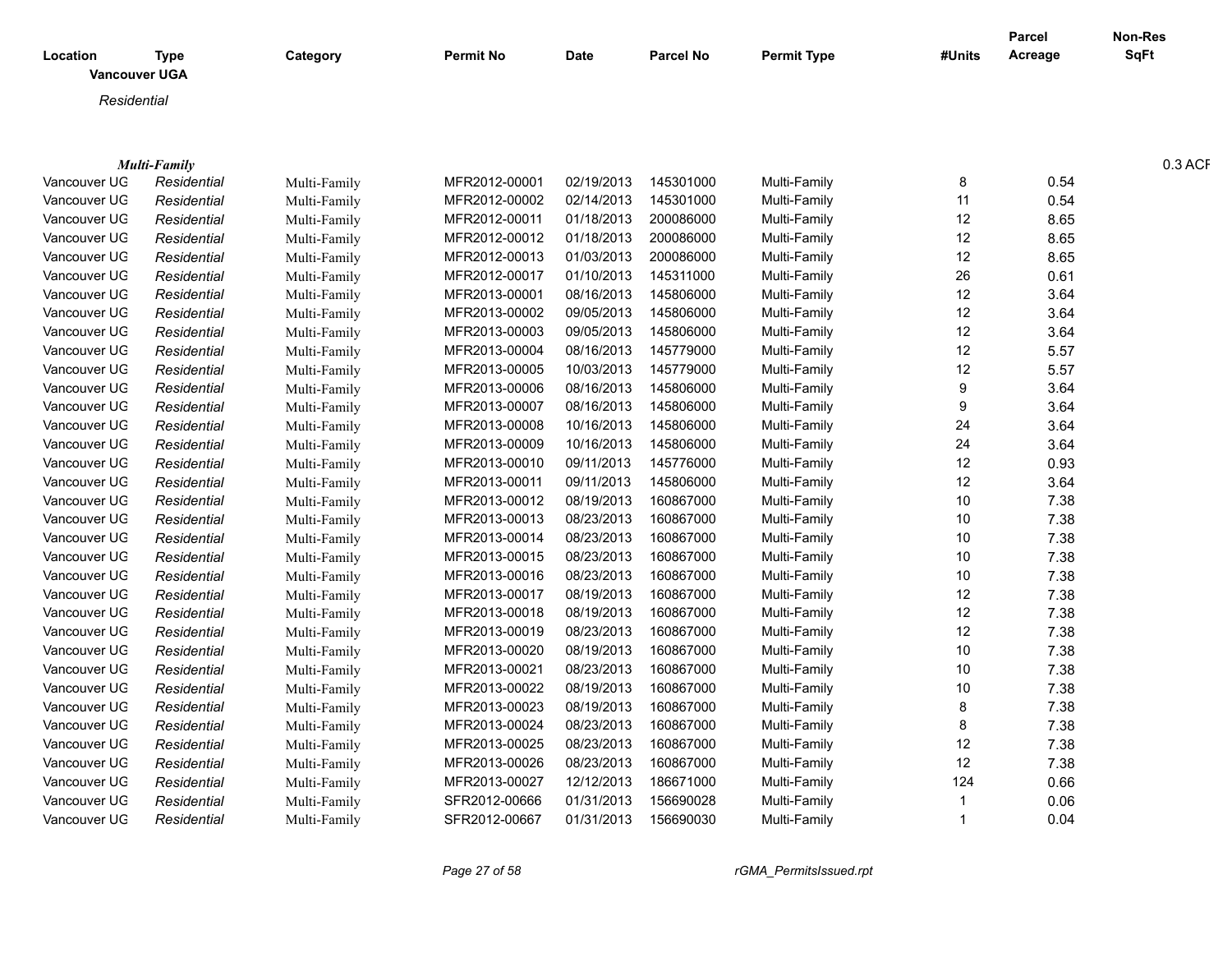| Location | Type | Category | Permit No | Date | Parcel No | Permit Type | #Units | Parcel Acreage | Non-Res SqFt |
|---|---|---|---|---|---|---|---|---|---|

**Vancouver UGA**

*Residential*

***Multi-Family*** 0.3 ACF

| Location | Type | Category | Permit No | Date | Parcel No | Permit Type | #Units | Parcel Acreage | Non-Res SqFt |
|---|---|---|---|---|---|---|---|---|---|
| Vancouver UG | *Residential* | Multi-Family | MFR2012-00001 | 02/19/2013 | 145301000 | Multi-Family | 8 | 0.54 | |
| Vancouver UG | *Residential* | Multi-Family | MFR2012-00002 | 02/14/2013 | 145301000 | Multi-Family | 11 | 0.54 | |
| Vancouver UG | *Residential* | Multi-Family | MFR2012-00011 | 01/18/2013 | 200086000 | Multi-Family | 12 | 8.65 | |
| Vancouver UG | *Residential* | Multi-Family | MFR2012-00012 | 01/18/2013 | 200086000 | Multi-Family | 12 | 8.65 | |
| Vancouver UG | *Residential* | Multi-Family | MFR2012-00013 | 01/03/2013 | 200086000 | Multi-Family | 12 | 8.65 | |
| Vancouver UG | *Residential* | Multi-Family | MFR2012-00017 | 01/10/2013 | 145311000 | Multi-Family | 26 | 0.61 | |
| Vancouver UG | *Residential* | Multi-Family | MFR2013-00001 | 08/16/2013 | 145806000 | Multi-Family | 12 | 3.64 | |
| Vancouver UG | *Residential* | Multi-Family | MFR2013-00002 | 09/05/2013 | 145806000 | Multi-Family | 12 | 3.64 | |
| Vancouver UG | *Residential* | Multi-Family | MFR2013-00003 | 09/05/2013 | 145806000 | Multi-Family | 12 | 3.64 | |
| Vancouver UG | *Residential* | Multi-Family | MFR2013-00004 | 08/16/2013 | 145779000 | Multi-Family | 12 | 5.57 | |
| Vancouver UG | *Residential* | Multi-Family | MFR2013-00005 | 10/03/2013 | 145779000 | Multi-Family | 12 | 5.57 | |
| Vancouver UG | *Residential* | Multi-Family | MFR2013-00006 | 08/16/2013 | 145806000 | Multi-Family | 9 | 3.64 | |
| Vancouver UG | *Residential* | Multi-Family | MFR2013-00007 | 08/16/2013 | 145806000 | Multi-Family | 9 | 3.64 | |
| Vancouver UG | *Residential* | Multi-Family | MFR2013-00008 | 10/16/2013 | 145806000 | Multi-Family | 24 | 3.64 | |
| Vancouver UG | *Residential* | Multi-Family | MFR2013-00009 | 10/16/2013 | 145806000 | Multi-Family | 24 | 3.64 | |
| Vancouver UG | *Residential* | Multi-Family | MFR2013-00010 | 09/11/2013 | 145776000 | Multi-Family | 12 | 0.93 | |
| Vancouver UG | *Residential* | Multi-Family | MFR2013-00011 | 09/11/2013 | 145806000 | Multi-Family | 12 | 3.64 | |
| Vancouver UG | *Residential* | Multi-Family | MFR2013-00012 | 08/19/2013 | 160867000 | Multi-Family | 10 | 7.38 | |
| Vancouver UG | *Residential* | Multi-Family | MFR2013-00013 | 08/23/2013 | 160867000 | Multi-Family | 10 | 7.38 | |
| Vancouver UG | *Residential* | Multi-Family | MFR2013-00014 | 08/23/2013 | 160867000 | Multi-Family | 10 | 7.38 | |
| Vancouver UG | *Residential* | Multi-Family | MFR2013-00015 | 08/23/2013 | 160867000 | Multi-Family | 10 | 7.38 | |
| Vancouver UG | *Residential* | Multi-Family | MFR2013-00016 | 08/23/2013 | 160867000 | Multi-Family | 10 | 7.38 | |
| Vancouver UG | *Residential* | Multi-Family | MFR2013-00017 | 08/19/2013 | 160867000 | Multi-Family | 12 | 7.38 | |
| Vancouver UG | *Residential* | Multi-Family | MFR2013-00018 | 08/19/2013 | 160867000 | Multi-Family | 12 | 7.38 | |
| Vancouver UG | *Residential* | Multi-Family | MFR2013-00019 | 08/23/2013 | 160867000 | Multi-Family | 12 | 7.38 | |
| Vancouver UG | *Residential* | Multi-Family | MFR2013-00020 | 08/19/2013 | 160867000 | Multi-Family | 10 | 7.38 | |
| Vancouver UG | *Residential* | Multi-Family | MFR2013-00021 | 08/23/2013 | 160867000 | Multi-Family | 10 | 7.38 | |
| Vancouver UG | *Residential* | Multi-Family | MFR2013-00022 | 08/19/2013 | 160867000 | Multi-Family | 10 | 7.38 | |
| Vancouver UG | *Residential* | Multi-Family | MFR2013-00023 | 08/19/2013 | 160867000 | Multi-Family | 8 | 7.38 | |
| Vancouver UG | *Residential* | Multi-Family | MFR2013-00024 | 08/23/2013 | 160867000 | Multi-Family | 8 | 7.38 | |
| Vancouver UG | *Residential* | Multi-Family | MFR2013-00025 | 08/23/2013 | 160867000 | Multi-Family | 12 | 7.38 | |
| Vancouver UG | *Residential* | Multi-Family | MFR2013-00026 | 08/23/2013 | 160867000 | Multi-Family | 12 | 7.38 | |
| Vancouver UG | *Residential* | Multi-Family | MFR2013-00027 | 12/12/2013 | 186671000 | Multi-Family | 124 | 0.66 | |
| Vancouver UG | *Residential* | Multi-Family | SFR2012-00666 | 01/31/2013 | 156690028 | Multi-Family | 1 | 0.06 | |
| Vancouver UG | *Residential* | Multi-Family | SFR2012-00667 | 01/31/2013 | 156690030 | Multi-Family | 1 | 0.04 | |

*rGMA_PermitsIssued.rpt*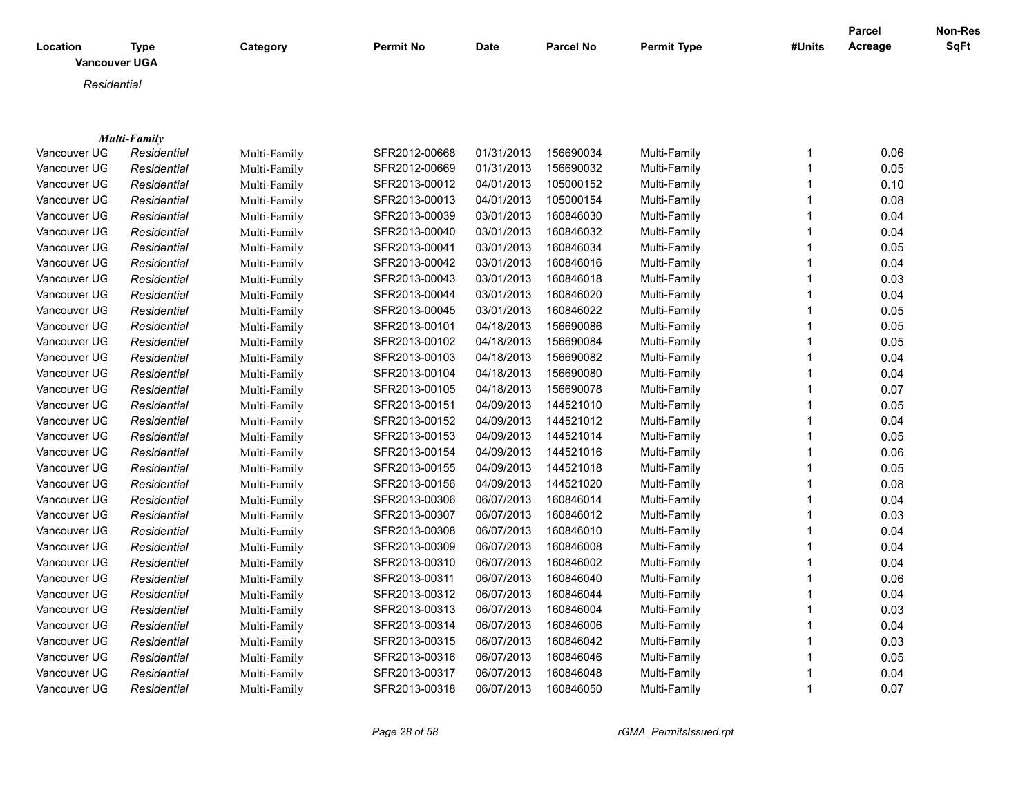| Location | Type | Category | Permit No | Date | Parcel No | Permit Type | #Units | Parcel Acreage | Non-Res SqFt |
|---|---|---|---|---|---|---|---|---|---|
| **Vancouver UGA** | | | | | | | | | |
| *Residential* | | | | | | | | | |
| ***Multi-Family*** | | | | | | | | | |
| Vancouver UG | *Residential* | Multi-Family | SFR2012-00668 | 01/31/2013 | 156690034 | Multi-Family | 1 | 0.06 | |
| Vancouver UG | *Residential* | Multi-Family | SFR2012-00669 | 01/31/2013 | 156690032 | Multi-Family | 1 | 0.05 | |
| Vancouver UG | *Residential* | Multi-Family | SFR2013-00012 | 04/01/2013 | 105000152 | Multi-Family | 1 | 0.10 | |
| Vancouver UG | *Residential* | Multi-Family | SFR2013-00013 | 04/01/2013 | 105000154 | Multi-Family | 1 | 0.08 | |
| Vancouver UG | *Residential* | Multi-Family | SFR2013-00039 | 03/01/2013 | 160846030 | Multi-Family | 1 | 0.04 | |
| Vancouver UG | *Residential* | Multi-Family | SFR2013-00040 | 03/01/2013 | 160846032 | Multi-Family | 1 | 0.04 | |
| Vancouver UG | *Residential* | Multi-Family | SFR2013-00041 | 03/01/2013 | 160846034 | Multi-Family | 1 | 0.05 | |
| Vancouver UG | *Residential* | Multi-Family | SFR2013-00042 | 03/01/2013 | 160846016 | Multi-Family | 1 | 0.04 | |
| Vancouver UG | *Residential* | Multi-Family | SFR2013-00043 | 03/01/2013 | 160846018 | Multi-Family | 1 | 0.03 | |
| Vancouver UG | *Residential* | Multi-Family | SFR2013-00044 | 03/01/2013 | 160846020 | Multi-Family | 1 | 0.04 | |
| Vancouver UG | *Residential* | Multi-Family | SFR2013-00045 | 03/01/2013 | 160846022 | Multi-Family | 1 | 0.05 | |
| Vancouver UG | *Residential* | Multi-Family | SFR2013-00101 | 04/18/2013 | 156690086 | Multi-Family | 1 | 0.05 | |
| Vancouver UG | *Residential* | Multi-Family | SFR2013-00102 | 04/18/2013 | 156690084 | Multi-Family | 1 | 0.05 | |
| Vancouver UG | *Residential* | Multi-Family | SFR2013-00103 | 04/18/2013 | 156690082 | Multi-Family | 1 | 0.04 | |
| Vancouver UG | *Residential* | Multi-Family | SFR2013-00104 | 04/18/2013 | 156690080 | Multi-Family | 1 | 0.04 | |
| Vancouver UG | *Residential* | Multi-Family | SFR2013-00105 | 04/18/2013 | 156690078 | Multi-Family | 1 | 0.07 | |
| Vancouver UG | *Residential* | Multi-Family | SFR2013-00151 | 04/09/2013 | 144521010 | Multi-Family | 1 | 0.05 | |
| Vancouver UG | *Residential* | Multi-Family | SFR2013-00152 | 04/09/2013 | 144521012 | Multi-Family | 1 | 0.04 | |
| Vancouver UG | *Residential* | Multi-Family | SFR2013-00153 | 04/09/2013 | 144521014 | Multi-Family | 1 | 0.05 | |
| Vancouver UG | *Residential* | Multi-Family | SFR2013-00154 | 04/09/2013 | 144521016 | Multi-Family | 1 | 0.06 | |
| Vancouver UG | *Residential* | Multi-Family | SFR2013-00155 | 04/09/2013 | 144521018 | Multi-Family | 1 | 0.05 | |
| Vancouver UG | *Residential* | Multi-Family | SFR2013-00156 | 04/09/2013 | 144521020 | Multi-Family | 1 | 0.08 | |
| Vancouver UG | *Residential* | Multi-Family | SFR2013-00306 | 06/07/2013 | 160846014 | Multi-Family | 1 | 0.04 | |
| Vancouver UG | *Residential* | Multi-Family | SFR2013-00307 | 06/07/2013 | 160846012 | Multi-Family | 1 | 0.03 | |
| Vancouver UG | *Residential* | Multi-Family | SFR2013-00308 | 06/07/2013 | 160846010 | Multi-Family | 1 | 0.04 | |
| Vancouver UG | *Residential* | Multi-Family | SFR2013-00309 | 06/07/2013 | 160846008 | Multi-Family | 1 | 0.04 | |
| Vancouver UG | *Residential* | Multi-Family | SFR2013-00310 | 06/07/2013 | 160846002 | Multi-Family | 1 | 0.04 | |
| Vancouver UG | *Residential* | Multi-Family | SFR2013-00311 | 06/07/2013 | 160846040 | Multi-Family | 1 | 0.06 | |
| Vancouver UG | *Residential* | Multi-Family | SFR2013-00312 | 06/07/2013 | 160846044 | Multi-Family | 1 | 0.04 | |
| Vancouver UG | *Residential* | Multi-Family | SFR2013-00313 | 06/07/2013 | 160846004 | Multi-Family | 1 | 0.03 | |
| Vancouver UG | *Residential* | Multi-Family | SFR2013-00314 | 06/07/2013 | 160846006 | Multi-Family | 1 | 0.04 | |
| Vancouver UG | *Residential* | Multi-Family | SFR2013-00315 | 06/07/2013 | 160846042 | Multi-Family | 1 | 0.03 | |
| Vancouver UG | *Residential* | Multi-Family | SFR2013-00316 | 06/07/2013 | 160846046 | Multi-Family | 1 | 0.05 | |
| Vancouver UG | *Residential* | Multi-Family | SFR2013-00317 | 06/07/2013 | 160846048 | Multi-Family | 1 | 0.04 | |
| Vancouver UG | *Residential* | Multi-Family | SFR2013-00318 | 06/07/2013 | 160846050 | Multi-Family | 1 | 0.07 | |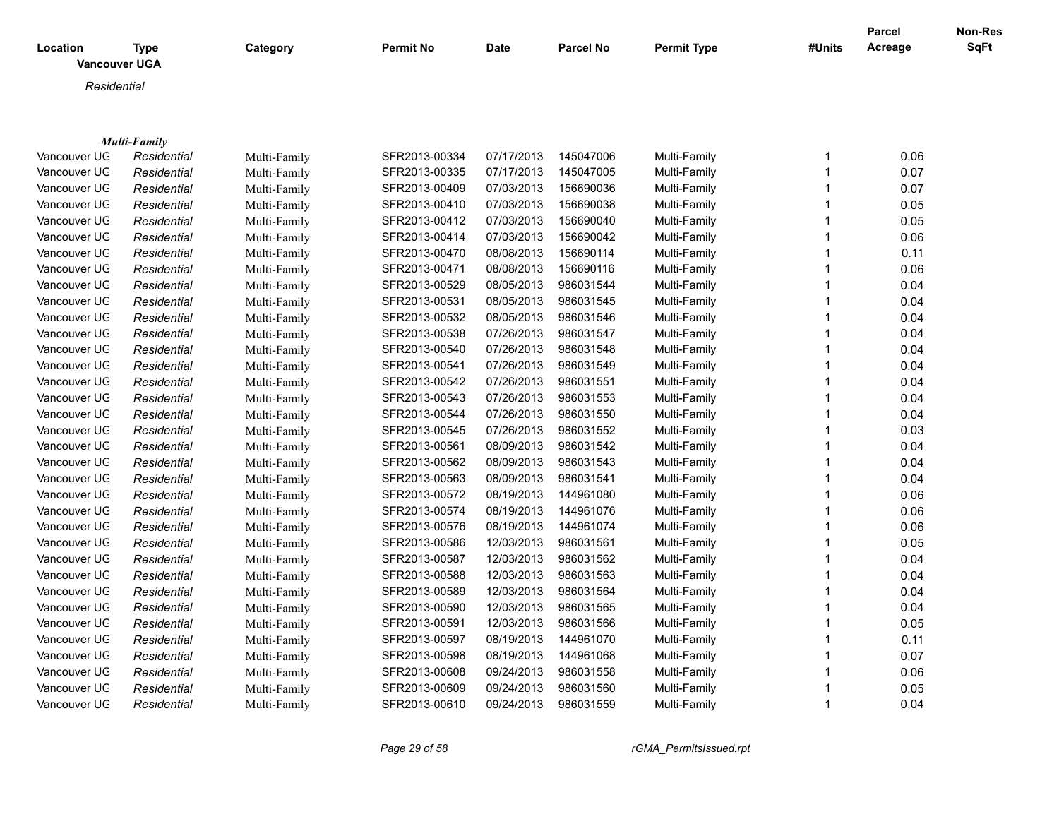| Location | Type | Category | Permit No | Date | Parcel No | Permit Type | #Units | Parcel Acreage | Non-Res SqFt |
|---|---|---|---|---|---|---|---|---|---|
| **Vancouver UGA** | | | | | | | | | |
| *Residential* | | | | | | | | | |
| ***Multi-Family*** | | | | | | | | | |
| Vancouver UG | *Residential* | Multi-Family | SFR2013-00334 | 07/17/2013 | 145047006 | Multi-Family | 1 | 0.06 | |
| Vancouver UG | *Residential* | Multi-Family | SFR2013-00335 | 07/17/2013 | 145047005 | Multi-Family | 1 | 0.07 | |
| Vancouver UG | *Residential* | Multi-Family | SFR2013-00409 | 07/03/2013 | 156690036 | Multi-Family | 1 | 0.07 | |
| Vancouver UG | *Residential* | Multi-Family | SFR2013-00410 | 07/03/2013 | 156690038 | Multi-Family | 1 | 0.05 | |
| Vancouver UG | *Residential* | Multi-Family | SFR2013-00412 | 07/03/2013 | 156690040 | Multi-Family | 1 | 0.05 | |
| Vancouver UG | *Residential* | Multi-Family | SFR2013-00414 | 07/03/2013 | 156690042 | Multi-Family | 1 | 0.06 | |
| Vancouver UG | *Residential* | Multi-Family | SFR2013-00470 | 08/08/2013 | 156690114 | Multi-Family | 1 | 0.11 | |
| Vancouver UG | *Residential* | Multi-Family | SFR2013-00471 | 08/08/2013 | 156690116 | Multi-Family | 1 | 0.06 | |
| Vancouver UG | *Residential* | Multi-Family | SFR2013-00529 | 08/05/2013 | 986031544 | Multi-Family | 1 | 0.04 | |
| Vancouver UG | *Residential* | Multi-Family | SFR2013-00531 | 08/05/2013 | 986031545 | Multi-Family | 1 | 0.04 | |
| Vancouver UG | *Residential* | Multi-Family | SFR2013-00532 | 08/05/2013 | 986031546 | Multi-Family | 1 | 0.04 | |
| Vancouver UG | *Residential* | Multi-Family | SFR2013-00538 | 07/26/2013 | 986031547 | Multi-Family | 1 | 0.04 | |
| Vancouver UG | *Residential* | Multi-Family | SFR2013-00540 | 07/26/2013 | 986031548 | Multi-Family | 1 | 0.04 | |
| Vancouver UG | *Residential* | Multi-Family | SFR2013-00541 | 07/26/2013 | 986031549 | Multi-Family | 1 | 0.04 | |
| Vancouver UG | *Residential* | Multi-Family | SFR2013-00542 | 07/26/2013 | 986031551 | Multi-Family | 1 | 0.04 | |
| Vancouver UG | *Residential* | Multi-Family | SFR2013-00543 | 07/26/2013 | 986031553 | Multi-Family | 1 | 0.04 | |
| Vancouver UG | *Residential* | Multi-Family | SFR2013-00544 | 07/26/2013 | 986031550 | Multi-Family | 1 | 0.04 | |
| Vancouver UG | *Residential* | Multi-Family | SFR2013-00545 | 07/26/2013 | 986031552 | Multi-Family | 1 | 0.03 | |
| Vancouver UG | *Residential* | Multi-Family | SFR2013-00561 | 08/09/2013 | 986031542 | Multi-Family | 1 | 0.04 | |
| Vancouver UG | *Residential* | Multi-Family | SFR2013-00562 | 08/09/2013 | 986031543 | Multi-Family | 1 | 0.04 | |
| Vancouver UG | *Residential* | Multi-Family | SFR2013-00563 | 08/09/2013 | 986031541 | Multi-Family | 1 | 0.04 | |
| Vancouver UG | *Residential* | Multi-Family | SFR2013-00572 | 08/19/2013 | 144961080 | Multi-Family | 1 | 0.06 | |
| Vancouver UG | *Residential* | Multi-Family | SFR2013-00574 | 08/19/2013 | 144961076 | Multi-Family | 1 | 0.06 | |
| Vancouver UG | *Residential* | Multi-Family | SFR2013-00576 | 08/19/2013 | 144961074 | Multi-Family | 1 | 0.06 | |
| Vancouver UG | *Residential* | Multi-Family | SFR2013-00586 | 12/03/2013 | 986031561 | Multi-Family | 1 | 0.05 | |
| Vancouver UG | *Residential* | Multi-Family | SFR2013-00587 | 12/03/2013 | 986031562 | Multi-Family | 1 | 0.04 | |
| Vancouver UG | *Residential* | Multi-Family | SFR2013-00588 | 12/03/2013 | 986031563 | Multi-Family | 1 | 0.04 | |
| Vancouver UG | *Residential* | Multi-Family | SFR2013-00589 | 12/03/2013 | 986031564 | Multi-Family | 1 | 0.04 | |
| Vancouver UG | *Residential* | Multi-Family | SFR2013-00590 | 12/03/2013 | 986031565 | Multi-Family | 1 | 0.04 | |
| Vancouver UG | *Residential* | Multi-Family | SFR2013-00591 | 12/03/2013 | 986031566 | Multi-Family | 1 | 0.05 | |
| Vancouver UG | *Residential* | Multi-Family | SFR2013-00597 | 08/19/2013 | 144961070 | Multi-Family | 1 | 0.11 | |
| Vancouver UG | *Residential* | Multi-Family | SFR2013-00598 | 08/19/2013 | 144961068 | Multi-Family | 1 | 0.07 | |
| Vancouver UG | *Residential* | Multi-Family | SFR2013-00608 | 09/24/2013 | 986031558 | Multi-Family | 1 | 0.06 | |
| Vancouver UG | *Residential* | Multi-Family | SFR2013-00609 | 09/24/2013 | 986031560 | Multi-Family | 1 | 0.05 | |
| Vancouver UG | *Residential* | Multi-Family | SFR2013-00610 | 09/24/2013 | 986031559 | Multi-Family | 1 | 0.04 | |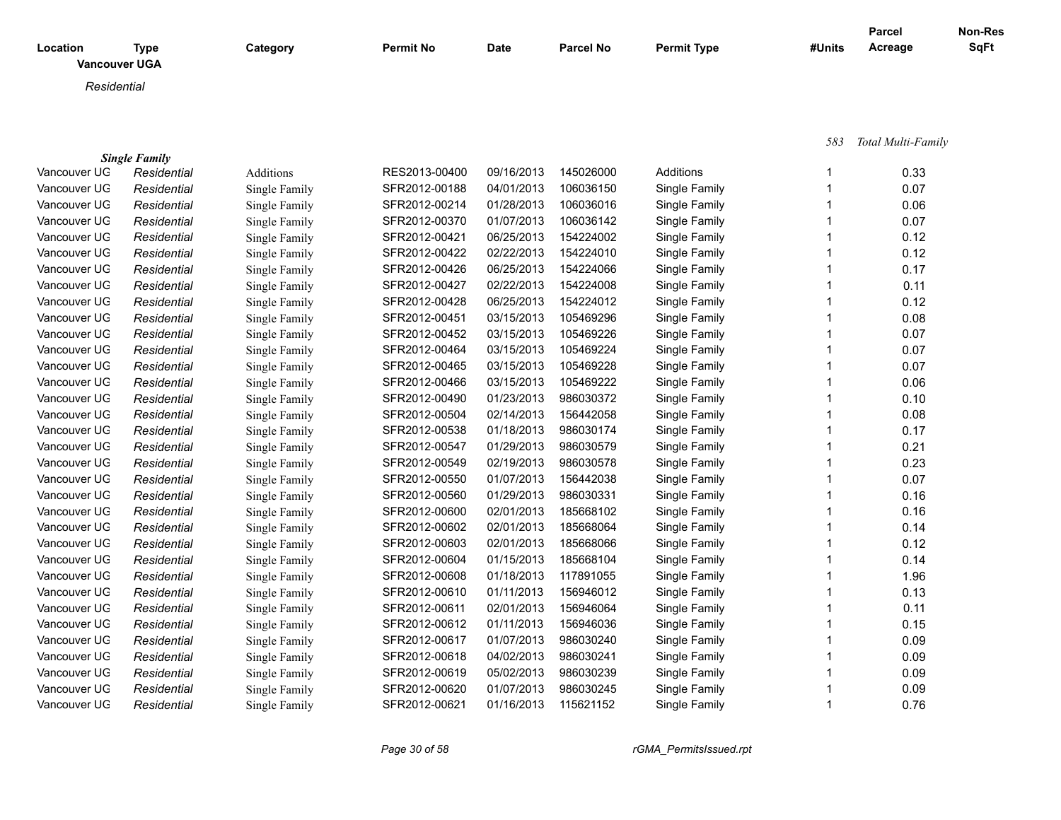**Vancouver UGA**

*Residential*

583 *Total Multi-Family*

***Single Family***

| Location | Type | Category | Permit No | Date | Parcel No | Permit Type | #Units | Parcel Acreage | Non-Res SqFt |
|---|---|---|---|---|---|---|---|---|---|
| Vancouver UG | *Residential* | Additions | RES2013-00400 | 09/16/2013 | 145026000 | Additions | 1 | 0.33 | |
| Vancouver UG | *Residential* | Single Family | SFR2012-00188 | 04/01/2013 | 106036150 | Single Family | 1 | 0.07 | |
| Vancouver UG | *Residential* | Single Family | SFR2012-00214 | 01/28/2013 | 106036016 | Single Family | 1 | 0.06 | |
| Vancouver UG | *Residential* | Single Family | SFR2012-00370 | 01/07/2013 | 106036142 | Single Family | 1 | 0.07 | |
| Vancouver UG | *Residential* | Single Family | SFR2012-00421 | 06/25/2013 | 154224002 | Single Family | 1 | 0.12 | |
| Vancouver UG | *Residential* | Single Family | SFR2012-00422 | 02/22/2013 | 154224010 | Single Family | 1 | 0.12 | |
| Vancouver UG | *Residential* | Single Family | SFR2012-00426 | 06/25/2013 | 154224066 | Single Family | 1 | 0.17 | |
| Vancouver UG | *Residential* | Single Family | SFR2012-00427 | 02/22/2013 | 154224008 | Single Family | 1 | 0.11 | |
| Vancouver UG | *Residential* | Single Family | SFR2012-00428 | 06/25/2013 | 154224012 | Single Family | 1 | 0.12 | |
| Vancouver UG | *Residential* | Single Family | SFR2012-00451 | 03/15/2013 | 105469296 | Single Family | 1 | 0.08 | |
| Vancouver UG | *Residential* | Single Family | SFR2012-00452 | 03/15/2013 | 105469226 | Single Family | 1 | 0.07 | |
| Vancouver UG | *Residential* | Single Family | SFR2012-00464 | 03/15/2013 | 105469224 | Single Family | 1 | 0.07 | |
| Vancouver UG | *Residential* | Single Family | SFR2012-00465 | 03/15/2013 | 105469228 | Single Family | 1 | 0.07 | |
| Vancouver UG | *Residential* | Single Family | SFR2012-00466 | 03/15/2013 | 105469222 | Single Family | 1 | 0.06 | |
| Vancouver UG | *Residential* | Single Family | SFR2012-00490 | 01/23/2013 | 986030372 | Single Family | 1 | 0.10 | |
| Vancouver UG | *Residential* | Single Family | SFR2012-00504 | 02/14/2013 | 156442058 | Single Family | 1 | 0.08 | |
| Vancouver UG | *Residential* | Single Family | SFR2012-00538 | 01/18/2013 | 986030174 | Single Family | 1 | 0.17 | |
| Vancouver UG | *Residential* | Single Family | SFR2012-00547 | 01/29/2013 | 986030579 | Single Family | 1 | 0.21 | |
| Vancouver UG | *Residential* | Single Family | SFR2012-00549 | 02/19/2013 | 986030578 | Single Family | 1 | 0.23 | |
| Vancouver UG | *Residential* | Single Family | SFR2012-00550 | 01/07/2013 | 156442038 | Single Family | 1 | 0.07 | |
| Vancouver UG | *Residential* | Single Family | SFR2012-00560 | 01/29/2013 | 986030331 | Single Family | 1 | 0.16 | |
| Vancouver UG | *Residential* | Single Family | SFR2012-00600 | 02/01/2013 | 185668102 | Single Family | 1 | 0.16 | |
| Vancouver UG | *Residential* | Single Family | SFR2012-00602 | 02/01/2013 | 185668064 | Single Family | 1 | 0.14 | |
| Vancouver UG | *Residential* | Single Family | SFR2012-00603 | 02/01/2013 | 185668066 | Single Family | 1 | 0.12 | |
| Vancouver UG | *Residential* | Single Family | SFR2012-00604 | 01/15/2013 | 185668104 | Single Family | 1 | 0.14 | |
| Vancouver UG | *Residential* | Single Family | SFR2012-00608 | 01/18/2013 | 117891055 | Single Family | 1 | 1.96 | |
| Vancouver UG | *Residential* | Single Family | SFR2012-00610 | 01/11/2013 | 156946012 | Single Family | 1 | 0.13 | |
| Vancouver UG | *Residential* | Single Family | SFR2012-00611 | 02/01/2013 | 156946064 | Single Family | 1 | 0.11 | |
| Vancouver UG | *Residential* | Single Family | SFR2012-00612 | 01/11/2013 | 156946036 | Single Family | 1 | 0.15 | |
| Vancouver UG | *Residential* | Single Family | SFR2012-00617 | 01/07/2013 | 986030240 | Single Family | 1 | 0.09 | |
| Vancouver UG | *Residential* | Single Family | SFR2012-00618 | 04/02/2013 | 986030241 | Single Family | 1 | 0.09 | |
| Vancouver UG | *Residential* | Single Family | SFR2012-00619 | 05/02/2013 | 986030239 | Single Family | 1 | 0.09 | |
| Vancouver UG | *Residential* | Single Family | SFR2012-00620 | 01/07/2013 | 986030245 | Single Family | 1 | 0.09 | |
| Vancouver UG | *Residential* | Single Family | SFR2012-00621 | 01/16/2013 | 115621152 | Single Family | 1 | 0.76 | |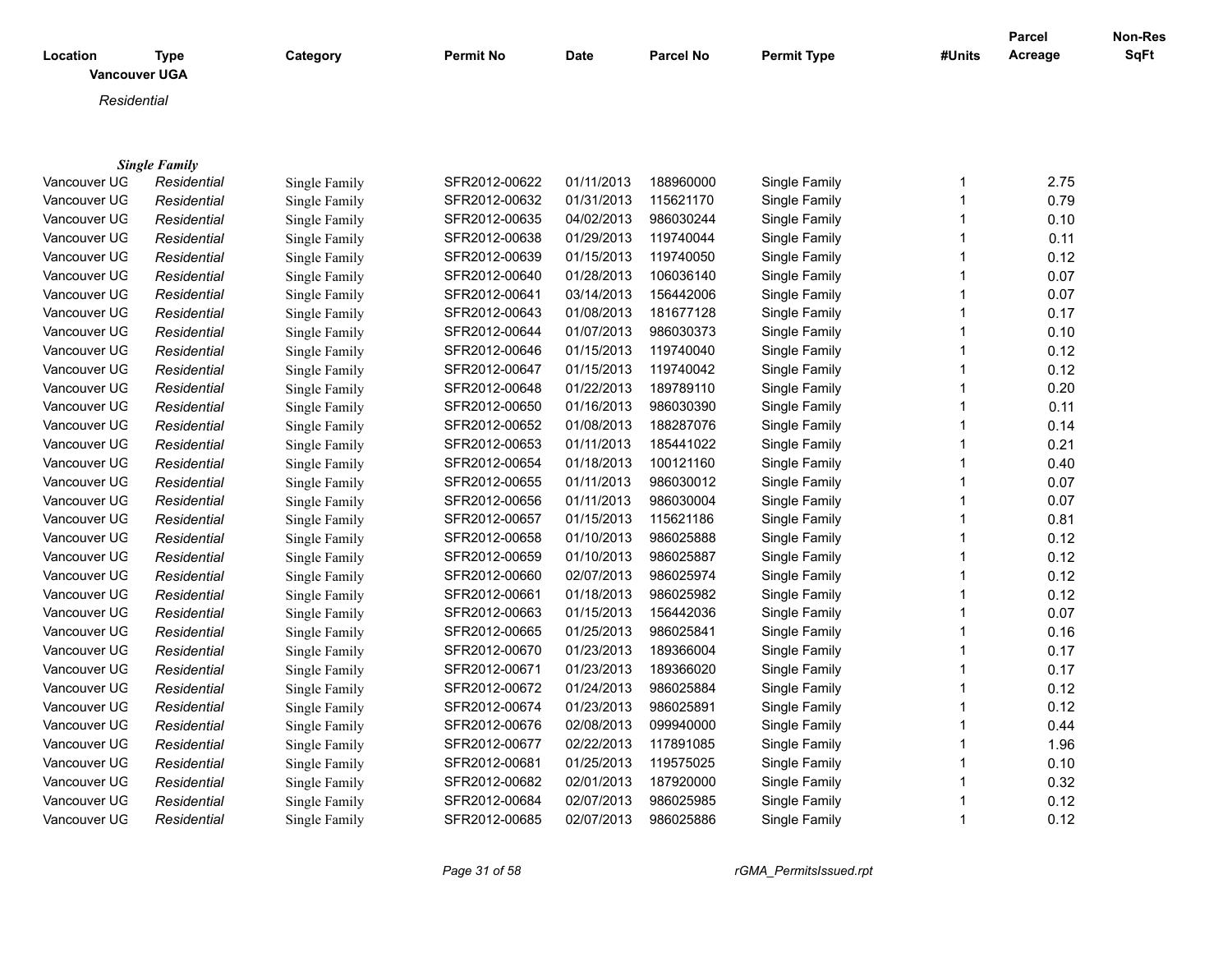| Location | Type | Category | Permit No | Date | Parcel No | Permit Type | #Units | Parcel Acreage | Non-Res SqFt |
|---|---|---|---|---|---|---|---|---|---|
| **Vancouver UGA** | | | | | | | | | |
| *Residential* | | | | | | | | | |
| ***Single Family*** | | | | | | | | | |
| Vancouver UG | *Residential* | Single Family | SFR2012-00622 | 01/11/2013 | 188960000 | Single Family | 1 | 2.75 | |
| Vancouver UG | *Residential* | Single Family | SFR2012-00632 | 01/31/2013 | 115621170 | Single Family | 1 | 0.79 | |
| Vancouver UG | *Residential* | Single Family | SFR2012-00635 | 04/02/2013 | 986030244 | Single Family | 1 | 0.10 | |
| Vancouver UG | *Residential* | Single Family | SFR2012-00638 | 01/29/2013 | 119740044 | Single Family | 1 | 0.11 | |
| Vancouver UG | *Residential* | Single Family | SFR2012-00639 | 01/15/2013 | 119740050 | Single Family | 1 | 0.12 | |
| Vancouver UG | *Residential* | Single Family | SFR2012-00640 | 01/28/2013 | 106036140 | Single Family | 1 | 0.07 | |
| Vancouver UG | *Residential* | Single Family | SFR2012-00641 | 03/14/2013 | 156442006 | Single Family | 1 | 0.07 | |
| Vancouver UG | *Residential* | Single Family | SFR2012-00643 | 01/08/2013 | 181677128 | Single Family | 1 | 0.17 | |
| Vancouver UG | *Residential* | Single Family | SFR2012-00644 | 01/07/2013 | 986030373 | Single Family | 1 | 0.10 | |
| Vancouver UG | *Residential* | Single Family | SFR2012-00646 | 01/15/2013 | 119740040 | Single Family | 1 | 0.12 | |
| Vancouver UG | *Residential* | Single Family | SFR2012-00647 | 01/15/2013 | 119740042 | Single Family | 1 | 0.12 | |
| Vancouver UG | *Residential* | Single Family | SFR2012-00648 | 01/22/2013 | 189789110 | Single Family | 1 | 0.20 | |
| Vancouver UG | *Residential* | Single Family | SFR2012-00650 | 01/16/2013 | 986030390 | Single Family | 1 | 0.11 | |
| Vancouver UG | *Residential* | Single Family | SFR2012-00652 | 01/08/2013 | 188287076 | Single Family | 1 | 0.14 | |
| Vancouver UG | *Residential* | Single Family | SFR2012-00653 | 01/11/2013 | 185441022 | Single Family | 1 | 0.21 | |
| Vancouver UG | *Residential* | Single Family | SFR2012-00654 | 01/18/2013 | 100121160 | Single Family | 1 | 0.40 | |
| Vancouver UG | *Residential* | Single Family | SFR2012-00655 | 01/11/2013 | 986030012 | Single Family | 1 | 0.07 | |
| Vancouver UG | *Residential* | Single Family | SFR2012-00656 | 01/11/2013 | 986030004 | Single Family | 1 | 0.07 | |
| Vancouver UG | *Residential* | Single Family | SFR2012-00657 | 01/15/2013 | 115621186 | Single Family | 1 | 0.81 | |
| Vancouver UG | *Residential* | Single Family | SFR2012-00658 | 01/10/2013 | 986025888 | Single Family | 1 | 0.12 | |
| Vancouver UG | *Residential* | Single Family | SFR2012-00659 | 01/10/2013 | 986025887 | Single Family | 1 | 0.12 | |
| Vancouver UG | *Residential* | Single Family | SFR2012-00660 | 02/07/2013 | 986025974 | Single Family | 1 | 0.12 | |
| Vancouver UG | *Residential* | Single Family | SFR2012-00661 | 01/18/2013 | 986025982 | Single Family | 1 | 0.12 | |
| Vancouver UG | *Residential* | Single Family | SFR2012-00663 | 01/15/2013 | 156442036 | Single Family | 1 | 0.07 | |
| Vancouver UG | *Residential* | Single Family | SFR2012-00665 | 01/25/2013 | 986025841 | Single Family | 1 | 0.16 | |
| Vancouver UG | *Residential* | Single Family | SFR2012-00670 | 01/23/2013 | 189366004 | Single Family | 1 | 0.17 | |
| Vancouver UG | *Residential* | Single Family | SFR2012-00671 | 01/23/2013 | 189366020 | Single Family | 1 | 0.17 | |
| Vancouver UG | *Residential* | Single Family | SFR2012-00672 | 01/24/2013 | 986025884 | Single Family | 1 | 0.12 | |
| Vancouver UG | *Residential* | Single Family | SFR2012-00674 | 01/23/2013 | 986025891 | Single Family | 1 | 0.12 | |
| Vancouver UG | *Residential* | Single Family | SFR2012-00676 | 02/08/2013 | 099940000 | Single Family | 1 | 0.44 | |
| Vancouver UG | *Residential* | Single Family | SFR2012-00677 | 02/22/2013 | 117891085 | Single Family | 1 | 1.96 | |
| Vancouver UG | *Residential* | Single Family | SFR2012-00681 | 01/25/2013 | 119575025 | Single Family | 1 | 0.10 | |
| Vancouver UG | *Residential* | Single Family | SFR2012-00682 | 02/01/2013 | 187920000 | Single Family | 1 | 0.32 | |
| Vancouver UG | *Residential* | Single Family | SFR2012-00684 | 02/07/2013 | 986025985 | Single Family | 1 | 0.12 | |
| Vancouver UG | *Residential* | Single Family | SFR2012-00685 | 02/07/2013 | 986025886 | Single Family | 1 | 0.12 | |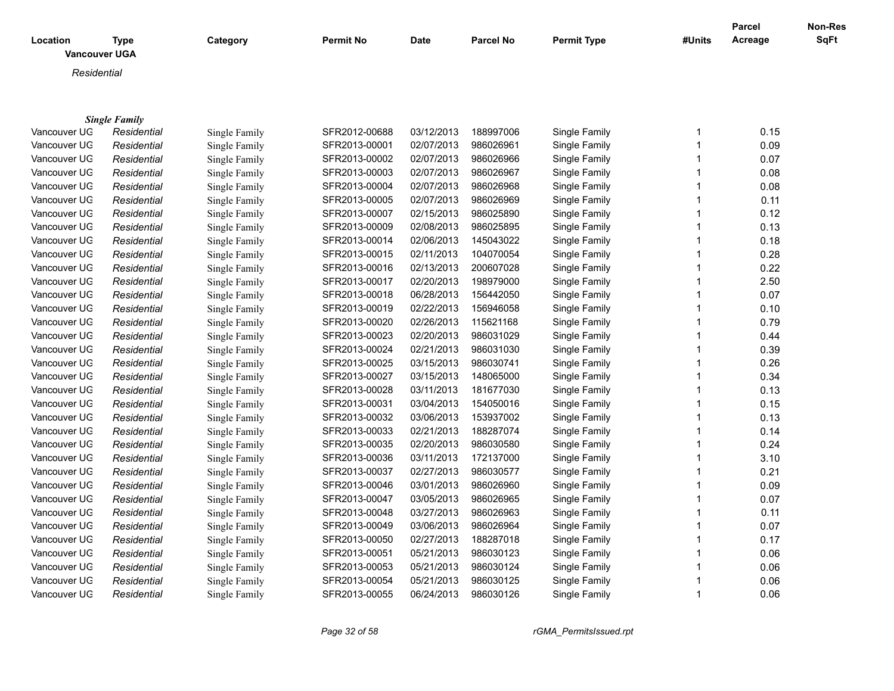| Location | Type | Category | Permit No | Date | Parcel No | Permit Type | #Units | Parcel Acreage | Non-Res SqFt |
|---|---|---|---|---|---|---|---|---|---|

**Vancouver UGA**

*Residential*

***Single Family***

| Location | Type | Category | Permit No | Date | Parcel No | Permit Type | #Units | Parcel Acreage | Non-Res SqFt |
|---|---|---|---|---|---|---|---|---|---|
| Vancouver UG | *Residential* | Single Family | SFR2012-00688 | 03/12/2013 | 188997006 | Single Family | 1 | 0.15 | |
| Vancouver UG | *Residential* | Single Family | SFR2013-00001 | 02/07/2013 | 986026961 | Single Family | 1 | 0.09 | |
| Vancouver UG | *Residential* | Single Family | SFR2013-00002 | 02/07/2013 | 986026966 | Single Family | 1 | 0.07 | |
| Vancouver UG | *Residential* | Single Family | SFR2013-00003 | 02/07/2013 | 986026967 | Single Family | 1 | 0.08 | |
| Vancouver UG | *Residential* | Single Family | SFR2013-00004 | 02/07/2013 | 986026968 | Single Family | 1 | 0.08 | |
| Vancouver UG | *Residential* | Single Family | SFR2013-00005 | 02/07/2013 | 986026969 | Single Family | 1 | 0.11 | |
| Vancouver UG | *Residential* | Single Family | SFR2013-00007 | 02/15/2013 | 986025890 | Single Family | 1 | 0.12 | |
| Vancouver UG | *Residential* | Single Family | SFR2013-00009 | 02/08/2013 | 986025895 | Single Family | 1 | 0.13 | |
| Vancouver UG | *Residential* | Single Family | SFR2013-00014 | 02/06/2013 | 145043022 | Single Family | 1 | 0.18 | |
| Vancouver UG | *Residential* | Single Family | SFR2013-00015 | 02/11/2013 | 104070054 | Single Family | 1 | 0.28 | |
| Vancouver UG | *Residential* | Single Family | SFR2013-00016 | 02/13/2013 | 200607028 | Single Family | 1 | 0.22 | |
| Vancouver UG | *Residential* | Single Family | SFR2013-00017 | 02/20/2013 | 198979000 | Single Family | 1 | 2.50 | |
| Vancouver UG | *Residential* | Single Family | SFR2013-00018 | 06/28/2013 | 156442050 | Single Family | 1 | 0.07 | |
| Vancouver UG | *Residential* | Single Family | SFR2013-00019 | 02/22/2013 | 156946058 | Single Family | 1 | 0.10 | |
| Vancouver UG | *Residential* | Single Family | SFR2013-00020 | 02/26/2013 | 115621168 | Single Family | 1 | 0.79 | |
| Vancouver UG | *Residential* | Single Family | SFR2013-00023 | 02/20/2013 | 986031029 | Single Family | 1 | 0.44 | |
| Vancouver UG | *Residential* | Single Family | SFR2013-00024 | 02/21/2013 | 986031030 | Single Family | 1 | 0.39 | |
| Vancouver UG | *Residential* | Single Family | SFR2013-00025 | 03/15/2013 | 986030741 | Single Family | 1 | 0.26 | |
| Vancouver UG | *Residential* | Single Family | SFR2013-00027 | 03/15/2013 | 148065000 | Single Family | 1 | 0.34 | |
| Vancouver UG | *Residential* | Single Family | SFR2013-00028 | 03/11/2013 | 181677030 | Single Family | 1 | 0.13 | |
| Vancouver UG | *Residential* | Single Family | SFR2013-00031 | 03/04/2013 | 154050016 | Single Family | 1 | 0.15 | |
| Vancouver UG | *Residential* | Single Family | SFR2013-00032 | 03/06/2013 | 153937002 | Single Family | 1 | 0.13 | |
| Vancouver UG | *Residential* | Single Family | SFR2013-00033 | 02/21/2013 | 188287074 | Single Family | 1 | 0.14 | |
| Vancouver UG | *Residential* | Single Family | SFR2013-00035 | 02/20/2013 | 986030580 | Single Family | 1 | 0.24 | |
| Vancouver UG | *Residential* | Single Family | SFR2013-00036 | 03/11/2013 | 172137000 | Single Family | 1 | 3.10 | |
| Vancouver UG | *Residential* | Single Family | SFR2013-00037 | 02/27/2013 | 986030577 | Single Family | 1 | 0.21 | |
| Vancouver UG | *Residential* | Single Family | SFR2013-00046 | 03/01/2013 | 986026960 | Single Family | 1 | 0.09 | |
| Vancouver UG | *Residential* | Single Family | SFR2013-00047 | 03/05/2013 | 986026965 | Single Family | 1 | 0.07 | |
| Vancouver UG | *Residential* | Single Family | SFR2013-00048 | 03/27/2013 | 986026963 | Single Family | 1 | 0.11 | |
| Vancouver UG | *Residential* | Single Family | SFR2013-00049 | 03/06/2013 | 986026964 | Single Family | 1 | 0.07 | |
| Vancouver UG | *Residential* | Single Family | SFR2013-00050 | 02/27/2013 | 188287018 | Single Family | 1 | 0.17 | |
| Vancouver UG | *Residential* | Single Family | SFR2013-00051 | 05/21/2013 | 986030123 | Single Family | 1 | 0.06 | |
| Vancouver UG | *Residential* | Single Family | SFR2013-00053 | 05/21/2013 | 986030124 | Single Family | 1 | 0.06 | |
| Vancouver UG | *Residential* | Single Family | SFR2013-00054 | 05/21/2013 | 986030125 | Single Family | 1 | 0.06 | |
| Vancouver UG | *Residential* | Single Family | SFR2013-00055 | 06/24/2013 | 986030126 | Single Family | 1 | 0.06 | |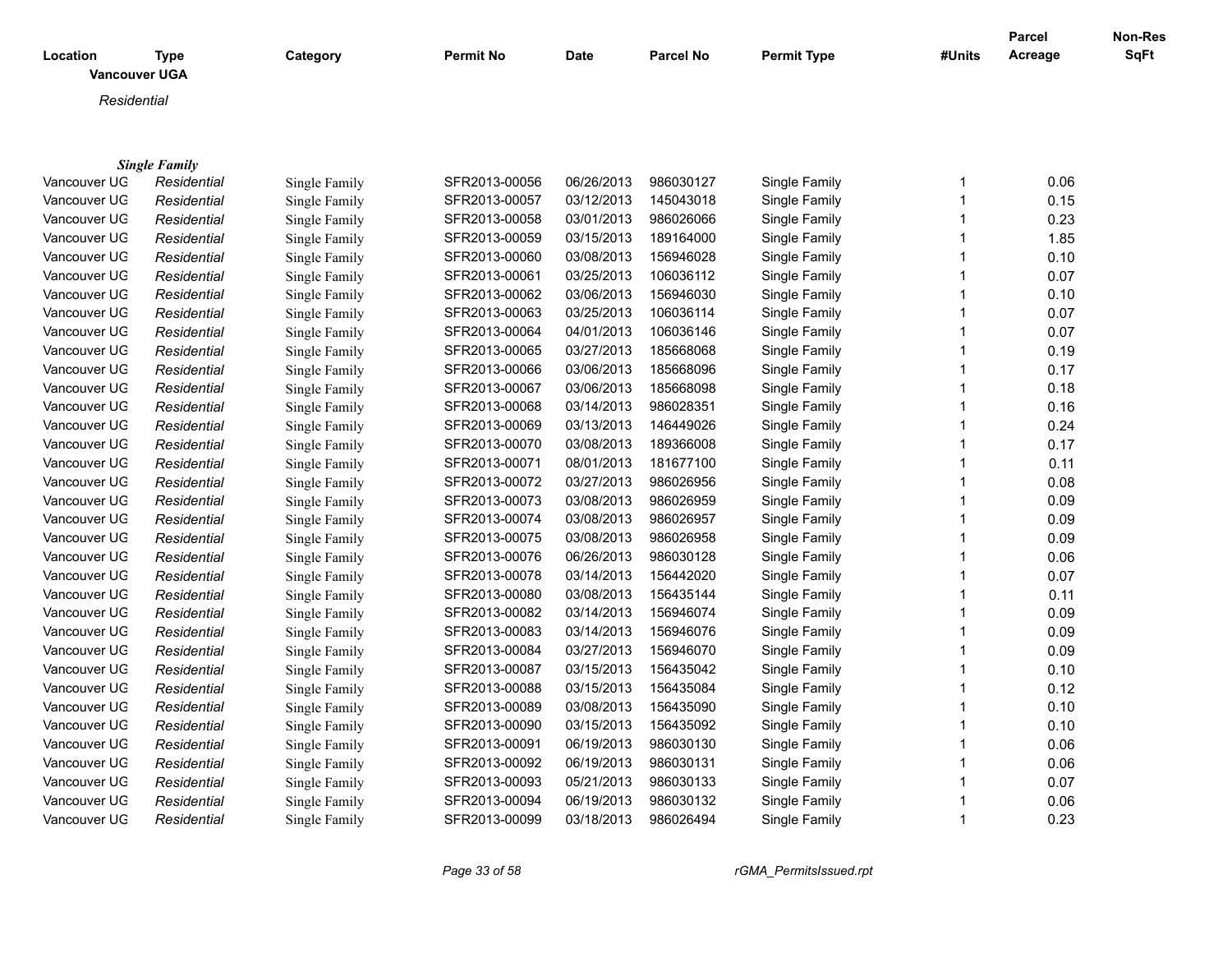| Location | Type | Category | Permit No | Date | Parcel No | Permit Type | #Units | Parcel Acreage | Non-Res SqFt |
|---|---|---|---|---|---|---|---|---|---|

**Vancouver UGA**

*Residential*

***Single Family***

| Location | Type | Category | Permit No | Date | Parcel No | Permit Type | #Units | Parcel Acreage | Non-Res SqFt |
|---|---|---|---|---|---|---|---|---|---|
| Vancouver UG | *Residential* | Single Family | SFR2013-00056 | 06/26/2013 | 986030127 | Single Family | 1 | 0.06 | |
| Vancouver UG | *Residential* | Single Family | SFR2013-00057 | 03/12/2013 | 145043018 | Single Family | 1 | 0.15 | |
| Vancouver UG | *Residential* | Single Family | SFR2013-00058 | 03/01/2013 | 986026066 | Single Family | 1 | 0.23 | |
| Vancouver UG | *Residential* | Single Family | SFR2013-00059 | 03/15/2013 | 189164000 | Single Family | 1 | 1.85 | |
| Vancouver UG | *Residential* | Single Family | SFR2013-00060 | 03/08/2013 | 156946028 | Single Family | 1 | 0.10 | |
| Vancouver UG | *Residential* | Single Family | SFR2013-00061 | 03/25/2013 | 106036112 | Single Family | 1 | 0.07 | |
| Vancouver UG | *Residential* | Single Family | SFR2013-00062 | 03/06/2013 | 156946030 | Single Family | 1 | 0.10 | |
| Vancouver UG | *Residential* | Single Family | SFR2013-00063 | 03/25/2013 | 106036114 | Single Family | 1 | 0.07 | |
| Vancouver UG | *Residential* | Single Family | SFR2013-00064 | 04/01/2013 | 106036146 | Single Family | 1 | 0.07 | |
| Vancouver UG | *Residential* | Single Family | SFR2013-00065 | 03/27/2013 | 185668068 | Single Family | 1 | 0.19 | |
| Vancouver UG | *Residential* | Single Family | SFR2013-00066 | 03/06/2013 | 185668096 | Single Family | 1 | 0.17 | |
| Vancouver UG | *Residential* | Single Family | SFR2013-00067 | 03/06/2013 | 185668098 | Single Family | 1 | 0.18 | |
| Vancouver UG | *Residential* | Single Family | SFR2013-00068 | 03/14/2013 | 986028351 | Single Family | 1 | 0.16 | |
| Vancouver UG | *Residential* | Single Family | SFR2013-00069 | 03/13/2013 | 146449026 | Single Family | 1 | 0.24 | |
| Vancouver UG | *Residential* | Single Family | SFR2013-00070 | 03/08/2013 | 189366008 | Single Family | 1 | 0.17 | |
| Vancouver UG | *Residential* | Single Family | SFR2013-00071 | 08/01/2013 | 181677100 | Single Family | 1 | 0.11 | |
| Vancouver UG | *Residential* | Single Family | SFR2013-00072 | 03/27/2013 | 986026956 | Single Family | 1 | 0.08 | |
| Vancouver UG | *Residential* | Single Family | SFR2013-00073 | 03/08/2013 | 986026959 | Single Family | 1 | 0.09 | |
| Vancouver UG | *Residential* | Single Family | SFR2013-00074 | 03/08/2013 | 986026957 | Single Family | 1 | 0.09 | |
| Vancouver UG | *Residential* | Single Family | SFR2013-00075 | 03/08/2013 | 986026958 | Single Family | 1 | 0.09 | |
| Vancouver UG | *Residential* | Single Family | SFR2013-00076 | 06/26/2013 | 986030128 | Single Family | 1 | 0.06 | |
| Vancouver UG | *Residential* | Single Family | SFR2013-00078 | 03/14/2013 | 156442020 | Single Family | 1 | 0.07 | |
| Vancouver UG | *Residential* | Single Family | SFR2013-00080 | 03/08/2013 | 156435144 | Single Family | 1 | 0.11 | |
| Vancouver UG | *Residential* | Single Family | SFR2013-00082 | 03/14/2013 | 156946074 | Single Family | 1 | 0.09 | |
| Vancouver UG | *Residential* | Single Family | SFR2013-00083 | 03/14/2013 | 156946076 | Single Family | 1 | 0.09 | |
| Vancouver UG | *Residential* | Single Family | SFR2013-00084 | 03/27/2013 | 156946070 | Single Family | 1 | 0.09 | |
| Vancouver UG | *Residential* | Single Family | SFR2013-00087 | 03/15/2013 | 156435042 | Single Family | 1 | 0.10 | |
| Vancouver UG | *Residential* | Single Family | SFR2013-00088 | 03/15/2013 | 156435084 | Single Family | 1 | 0.12 | |
| Vancouver UG | *Residential* | Single Family | SFR2013-00089 | 03/08/2013 | 156435090 | Single Family | 1 | 0.10 | |
| Vancouver UG | *Residential* | Single Family | SFR2013-00090 | 03/15/2013 | 156435092 | Single Family | 1 | 0.10 | |
| Vancouver UG | *Residential* | Single Family | SFR2013-00091 | 06/19/2013 | 986030130 | Single Family | 1 | 0.06 | |
| Vancouver UG | *Residential* | Single Family | SFR2013-00092 | 06/19/2013 | 986030131 | Single Family | 1 | 0.06 | |
| Vancouver UG | *Residential* | Single Family | SFR2013-00093 | 05/21/2013 | 986030133 | Single Family | 1 | 0.07 | |
| Vancouver UG | *Residential* | Single Family | SFR2013-00094 | 06/19/2013 | 986030132 | Single Family | 1 | 0.06 | |
| Vancouver UG | *Residential* | Single Family | SFR2013-00099 | 03/18/2013 | 986026494 | Single Family | 1 | 0.23 | |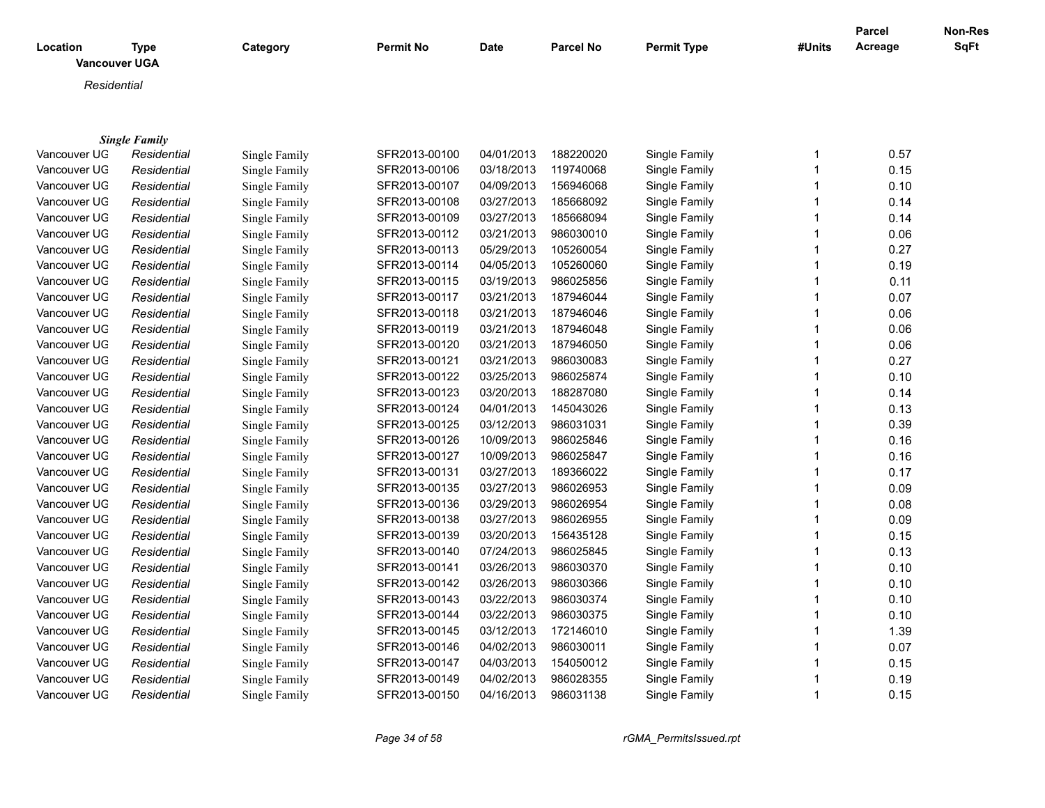| Location | Type | Category | Permit No | Date | Parcel No | Permit Type | #Units | Parcel Acreage | Non-Res SqFt |
|---|---|---|---|---|---|---|---|---|---|

**Vancouver UGA**

*Residential*

***Single Family***

| Location | Type | Category | Permit No | Date | Parcel No | Permit Type | #Units | Parcel Acreage | Non-Res SqFt |
|---|---|---|---|---|---|---|---|---|---|
| Vancouver UG | *Residential* | Single Family | SFR2013-00100 | 04/01/2013 | 188220020 | Single Family | 1 | 0.57 | |
| Vancouver UG | *Residential* | Single Family | SFR2013-00106 | 03/18/2013 | 119740068 | Single Family | 1 | 0.15 | |
| Vancouver UG | *Residential* | Single Family | SFR2013-00107 | 04/09/2013 | 156946068 | Single Family | 1 | 0.10 | |
| Vancouver UG | *Residential* | Single Family | SFR2013-00108 | 03/27/2013 | 185668092 | Single Family | 1 | 0.14 | |
| Vancouver UG | *Residential* | Single Family | SFR2013-00109 | 03/27/2013 | 185668094 | Single Family | 1 | 0.14 | |
| Vancouver UG | *Residential* | Single Family | SFR2013-00112 | 03/21/2013 | 986030010 | Single Family | 1 | 0.06 | |
| Vancouver UG | *Residential* | Single Family | SFR2013-00113 | 05/29/2013 | 105260054 | Single Family | 1 | 0.27 | |
| Vancouver UG | *Residential* | Single Family | SFR2013-00114 | 04/05/2013 | 105260060 | Single Family | 1 | 0.19 | |
| Vancouver UG | *Residential* | Single Family | SFR2013-00115 | 03/19/2013 | 986025856 | Single Family | 1 | 0.11 | |
| Vancouver UG | *Residential* | Single Family | SFR2013-00117 | 03/21/2013 | 187946044 | Single Family | 1 | 0.07 | |
| Vancouver UG | *Residential* | Single Family | SFR2013-00118 | 03/21/2013 | 187946046 | Single Family | 1 | 0.06 | |
| Vancouver UG | *Residential* | Single Family | SFR2013-00119 | 03/21/2013 | 187946048 | Single Family | 1 | 0.06 | |
| Vancouver UG | *Residential* | Single Family | SFR2013-00120 | 03/21/2013 | 187946050 | Single Family | 1 | 0.06 | |
| Vancouver UG | *Residential* | Single Family | SFR2013-00121 | 03/21/2013 | 986030083 | Single Family | 1 | 0.27 | |
| Vancouver UG | *Residential* | Single Family | SFR2013-00122 | 03/25/2013 | 986025874 | Single Family | 1 | 0.10 | |
| Vancouver UG | *Residential* | Single Family | SFR2013-00123 | 03/20/2013 | 188287080 | Single Family | 1 | 0.14 | |
| Vancouver UG | *Residential* | Single Family | SFR2013-00124 | 04/01/2013 | 145043026 | Single Family | 1 | 0.13 | |
| Vancouver UG | *Residential* | Single Family | SFR2013-00125 | 03/12/2013 | 986031031 | Single Family | 1 | 0.39 | |
| Vancouver UG | *Residential* | Single Family | SFR2013-00126 | 10/09/2013 | 986025846 | Single Family | 1 | 0.16 | |
| Vancouver UG | *Residential* | Single Family | SFR2013-00127 | 10/09/2013 | 986025847 | Single Family | 1 | 0.16 | |
| Vancouver UG | *Residential* | Single Family | SFR2013-00131 | 03/27/2013 | 189366022 | Single Family | 1 | 0.17 | |
| Vancouver UG | *Residential* | Single Family | SFR2013-00135 | 03/27/2013 | 986026953 | Single Family | 1 | 0.09 | |
| Vancouver UG | *Residential* | Single Family | SFR2013-00136 | 03/29/2013 | 986026954 | Single Family | 1 | 0.08 | |
| Vancouver UG | *Residential* | Single Family | SFR2013-00138 | 03/27/2013 | 986026955 | Single Family | 1 | 0.09 | |
| Vancouver UG | *Residential* | Single Family | SFR2013-00139 | 03/20/2013 | 156435128 | Single Family | 1 | 0.15 | |
| Vancouver UG | *Residential* | Single Family | SFR2013-00140 | 07/24/2013 | 986025845 | Single Family | 1 | 0.13 | |
| Vancouver UG | *Residential* | Single Family | SFR2013-00141 | 03/26/2013 | 986030370 | Single Family | 1 | 0.10 | |
| Vancouver UG | *Residential* | Single Family | SFR2013-00142 | 03/26/2013 | 986030366 | Single Family | 1 | 0.10 | |
| Vancouver UG | *Residential* | Single Family | SFR2013-00143 | 03/22/2013 | 986030374 | Single Family | 1 | 0.10 | |
| Vancouver UG | *Residential* | Single Family | SFR2013-00144 | 03/22/2013 | 986030375 | Single Family | 1 | 0.10 | |
| Vancouver UG | *Residential* | Single Family | SFR2013-00145 | 03/12/2013 | 172146010 | Single Family | 1 | 1.39 | |
| Vancouver UG | *Residential* | Single Family | SFR2013-00146 | 04/02/2013 | 986030011 | Single Family | 1 | 0.07 | |
| Vancouver UG | *Residential* | Single Family | SFR2013-00147 | 04/03/2013 | 154050012 | Single Family | 1 | 0.15 | |
| Vancouver UG | *Residential* | Single Family | SFR2013-00149 | 04/02/2013 | 986028355 | Single Family | 1 | 0.19 | |
| Vancouver UG | *Residential* | Single Family | SFR2013-00150 | 04/16/2013 | 986031138 | Single Family | 1 | 0.15 | |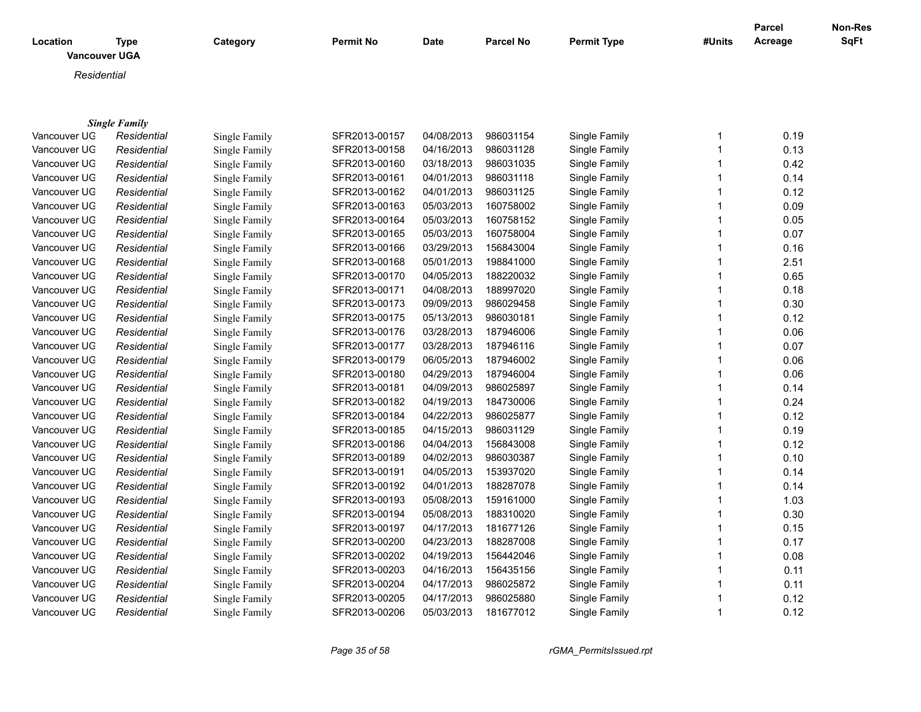| Location | Type | Category | Permit No | Date | Parcel No | Permit Type | #Units | Parcel Acreage | Non-Res SqFt |
|---|---|---|---|---|---|---|---|---|---|
| **Vancouver UGA** | | | | | | | | | |
| *Residential* | | | | | | | | | |
| ***Single Family*** | | | | | | | | | |
| Vancouver UG | *Residential* | Single Family | SFR2013-00157 | 04/08/2013 | 986031154 | Single Family | 1 | 0.19 | |
| Vancouver UG | *Residential* | Single Family | SFR2013-00158 | 04/16/2013 | 986031128 | Single Family | 1 | 0.13 | |
| Vancouver UG | *Residential* | Single Family | SFR2013-00160 | 03/18/2013 | 986031035 | Single Family | 1 | 0.42 | |
| Vancouver UG | *Residential* | Single Family | SFR2013-00161 | 04/01/2013 | 986031118 | Single Family | 1 | 0.14 | |
| Vancouver UG | *Residential* | Single Family | SFR2013-00162 | 04/01/2013 | 986031125 | Single Family | 1 | 0.12 | |
| Vancouver UG | *Residential* | Single Family | SFR2013-00163 | 05/03/2013 | 160758002 | Single Family | 1 | 0.09 | |
| Vancouver UG | *Residential* | Single Family | SFR2013-00164 | 05/03/2013 | 160758152 | Single Family | 1 | 0.05 | |
| Vancouver UG | *Residential* | Single Family | SFR2013-00165 | 05/03/2013 | 160758004 | Single Family | 1 | 0.07 | |
| Vancouver UG | *Residential* | Single Family | SFR2013-00166 | 03/29/2013 | 156843004 | Single Family | 1 | 0.16 | |
| Vancouver UG | *Residential* | Single Family | SFR2013-00168 | 05/01/2013 | 198841000 | Single Family | 1 | 2.51 | |
| Vancouver UG | *Residential* | Single Family | SFR2013-00170 | 04/05/2013 | 188220032 | Single Family | 1 | 0.65 | |
| Vancouver UG | *Residential* | Single Family | SFR2013-00171 | 04/08/2013 | 188997020 | Single Family | 1 | 0.18 | |
| Vancouver UG | *Residential* | Single Family | SFR2013-00173 | 09/09/2013 | 986029458 | Single Family | 1 | 0.30 | |
| Vancouver UG | *Residential* | Single Family | SFR2013-00175 | 05/13/2013 | 986030181 | Single Family | 1 | 0.12 | |
| Vancouver UG | *Residential* | Single Family | SFR2013-00176 | 03/28/2013 | 187946006 | Single Family | 1 | 0.06 | |
| Vancouver UG | *Residential* | Single Family | SFR2013-00177 | 03/28/2013 | 187946116 | Single Family | 1 | 0.07 | |
| Vancouver UG | *Residential* | Single Family | SFR2013-00179 | 06/05/2013 | 187946002 | Single Family | 1 | 0.06 | |
| Vancouver UG | *Residential* | Single Family | SFR2013-00180 | 04/29/2013 | 187946004 | Single Family | 1 | 0.06 | |
| Vancouver UG | *Residential* | Single Family | SFR2013-00181 | 04/09/2013 | 986025897 | Single Family | 1 | 0.14 | |
| Vancouver UG | *Residential* | Single Family | SFR2013-00182 | 04/19/2013 | 184730006 | Single Family | 1 | 0.24 | |
| Vancouver UG | *Residential* | Single Family | SFR2013-00184 | 04/22/2013 | 986025877 | Single Family | 1 | 0.12 | |
| Vancouver UG | *Residential* | Single Family | SFR2013-00185 | 04/15/2013 | 986031129 | Single Family | 1 | 0.19 | |
| Vancouver UG | *Residential* | Single Family | SFR2013-00186 | 04/04/2013 | 156843008 | Single Family | 1 | 0.12 | |
| Vancouver UG | *Residential* | Single Family | SFR2013-00189 | 04/02/2013 | 986030387 | Single Family | 1 | 0.10 | |
| Vancouver UG | *Residential* | Single Family | SFR2013-00191 | 04/05/2013 | 153937020 | Single Family | 1 | 0.14 | |
| Vancouver UG | *Residential* | Single Family | SFR2013-00192 | 04/01/2013 | 188287078 | Single Family | 1 | 0.14 | |
| Vancouver UG | *Residential* | Single Family | SFR2013-00193 | 05/08/2013 | 159161000 | Single Family | 1 | 1.03 | |
| Vancouver UG | *Residential* | Single Family | SFR2013-00194 | 05/08/2013 | 188310020 | Single Family | 1 | 0.30 | |
| Vancouver UG | *Residential* | Single Family | SFR2013-00197 | 04/17/2013 | 181677126 | Single Family | 1 | 0.15 | |
| Vancouver UG | *Residential* | Single Family | SFR2013-00200 | 04/23/2013 | 188287008 | Single Family | 1 | 0.17 | |
| Vancouver UG | *Residential* | Single Family | SFR2013-00202 | 04/19/2013 | 156442046 | Single Family | 1 | 0.08 | |
| Vancouver UG | *Residential* | Single Family | SFR2013-00203 | 04/16/2013 | 156435156 | Single Family | 1 | 0.11 | |
| Vancouver UG | *Residential* | Single Family | SFR2013-00204 | 04/17/2013 | 986025872 | Single Family | 1 | 0.11 | |
| Vancouver UG | *Residential* | Single Family | SFR2013-00205 | 04/17/2013 | 986025880 | Single Family | 1 | 0.12 | |
| Vancouver UG | *Residential* | Single Family | SFR2013-00206 | 05/03/2013 | 181677012 | Single Family | 1 | 0.12 | |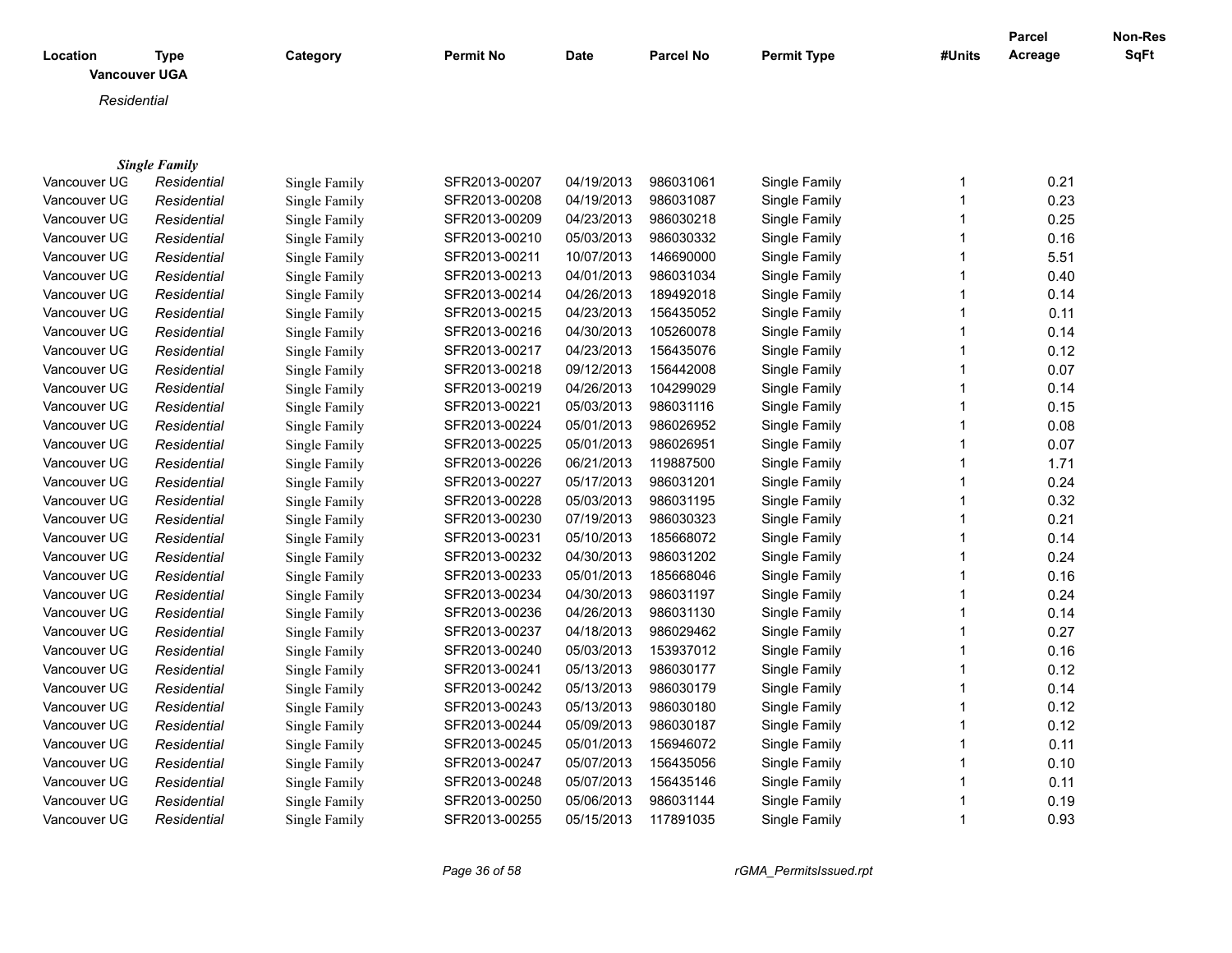| Location | Type | Category | Permit No | Date | Parcel No | Permit Type | #Units | Parcel Acreage | Non-Res SqFt |
|---|---|---|---|---|---|---|---|---|---|
| **Vancouver UGA** | | | | | | | | | |
| *Residential* | | | | | | | | | |
| ***Single Family*** | | | | | | | | | |
| Vancouver UG | *Residential* | Single Family | SFR2013-00207 | 04/19/2013 | 986031061 | Single Family | 1 | 0.21 | |
| Vancouver UG | *Residential* | Single Family | SFR2013-00208 | 04/19/2013 | 986031087 | Single Family | 1 | 0.23 | |
| Vancouver UG | *Residential* | Single Family | SFR2013-00209 | 04/23/2013 | 986030218 | Single Family | 1 | 0.25 | |
| Vancouver UG | *Residential* | Single Family | SFR2013-00210 | 05/03/2013 | 986030332 | Single Family | 1 | 0.16 | |
| Vancouver UG | *Residential* | Single Family | SFR2013-00211 | 10/07/2013 | 146690000 | Single Family | 1 | 5.51 | |
| Vancouver UG | *Residential* | Single Family | SFR2013-00213 | 04/01/2013 | 986031034 | Single Family | 1 | 0.40 | |
| Vancouver UG | *Residential* | Single Family | SFR2013-00214 | 04/26/2013 | 189492018 | Single Family | 1 | 0.14 | |
| Vancouver UG | *Residential* | Single Family | SFR2013-00215 | 04/23/2013 | 156435052 | Single Family | 1 | 0.11 | |
| Vancouver UG | *Residential* | Single Family | SFR2013-00216 | 04/30/2013 | 105260078 | Single Family | 1 | 0.14 | |
| Vancouver UG | *Residential* | Single Family | SFR2013-00217 | 04/23/2013 | 156435076 | Single Family | 1 | 0.12 | |
| Vancouver UG | *Residential* | Single Family | SFR2013-00218 | 09/12/2013 | 156442008 | Single Family | 1 | 0.07 | |
| Vancouver UG | *Residential* | Single Family | SFR2013-00219 | 04/26/2013 | 104299029 | Single Family | 1 | 0.14 | |
| Vancouver UG | *Residential* | Single Family | SFR2013-00221 | 05/03/2013 | 986031116 | Single Family | 1 | 0.15 | |
| Vancouver UG | *Residential* | Single Family | SFR2013-00224 | 05/01/2013 | 986026952 | Single Family | 1 | 0.08 | |
| Vancouver UG | *Residential* | Single Family | SFR2013-00225 | 05/01/2013 | 986026951 | Single Family | 1 | 0.07 | |
| Vancouver UG | *Residential* | Single Family | SFR2013-00226 | 06/21/2013 | 119887500 | Single Family | 1 | 1.71 | |
| Vancouver UG | *Residential* | Single Family | SFR2013-00227 | 05/17/2013 | 986031201 | Single Family | 1 | 0.24 | |
| Vancouver UG | *Residential* | Single Family | SFR2013-00228 | 05/03/2013 | 986031195 | Single Family | 1 | 0.32 | |
| Vancouver UG | *Residential* | Single Family | SFR2013-00230 | 07/19/2013 | 986030323 | Single Family | 1 | 0.21 | |
| Vancouver UG | *Residential* | Single Family | SFR2013-00231 | 05/10/2013 | 185668072 | Single Family | 1 | 0.14 | |
| Vancouver UG | *Residential* | Single Family | SFR2013-00232 | 04/30/2013 | 986031202 | Single Family | 1 | 0.24 | |
| Vancouver UG | *Residential* | Single Family | SFR2013-00233 | 05/01/2013 | 185668046 | Single Family | 1 | 0.16 | |
| Vancouver UG | *Residential* | Single Family | SFR2013-00234 | 04/30/2013 | 986031197 | Single Family | 1 | 0.24 | |
| Vancouver UG | *Residential* | Single Family | SFR2013-00236 | 04/26/2013 | 986031130 | Single Family | 1 | 0.14 | |
| Vancouver UG | *Residential* | Single Family | SFR2013-00237 | 04/18/2013 | 986029462 | Single Family | 1 | 0.27 | |
| Vancouver UG | *Residential* | Single Family | SFR2013-00240 | 05/03/2013 | 153937012 | Single Family | 1 | 0.16 | |
| Vancouver UG | *Residential* | Single Family | SFR2013-00241 | 05/13/2013 | 986030177 | Single Family | 1 | 0.12 | |
| Vancouver UG | *Residential* | Single Family | SFR2013-00242 | 05/13/2013 | 986030179 | Single Family | 1 | 0.14 | |
| Vancouver UG | *Residential* | Single Family | SFR2013-00243 | 05/13/2013 | 986030180 | Single Family | 1 | 0.12 | |
| Vancouver UG | *Residential* | Single Family | SFR2013-00244 | 05/09/2013 | 986030187 | Single Family | 1 | 0.12 | |
| Vancouver UG | *Residential* | Single Family | SFR2013-00245 | 05/01/2013 | 156946072 | Single Family | 1 | 0.11 | |
| Vancouver UG | *Residential* | Single Family | SFR2013-00247 | 05/07/2013 | 156435056 | Single Family | 1 | 0.10 | |
| Vancouver UG | *Residential* | Single Family | SFR2013-00248 | 05/07/2013 | 156435146 | Single Family | 1 | 0.11 | |
| Vancouver UG | *Residential* | Single Family | SFR2013-00250 | 05/06/2013 | 986031144 | Single Family | 1 | 0.19 | |
| Vancouver UG | *Residential* | Single Family | SFR2013-00255 | 05/15/2013 | 117891035 | Single Family | 1 | 0.93 | |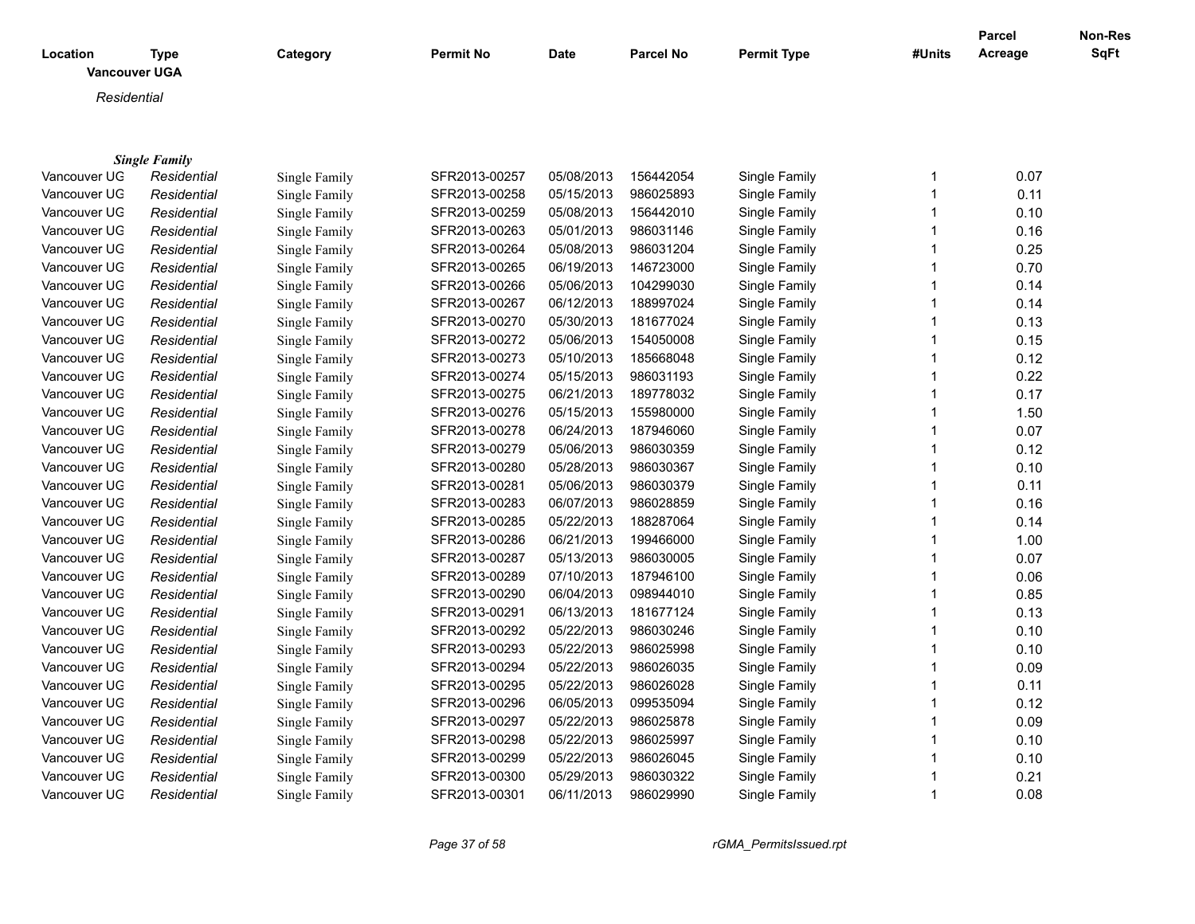| Location | Type | Category | Permit No | Date | Parcel No | Permit Type | #Units | Parcel Acreage | Non-Res SqFt |
|---|---|---|---|---|---|---|---|---|---|

**Vancouver UGA**

*Residential*

***Single Family***

| Location | Type | Category | Permit No | Date | Parcel No | Permit Type | #Units | Parcel Acreage | Non-Res SqFt |
|---|---|---|---|---|---|---|---|---|---|
| Vancouver UG | *Residential* | Single Family | SFR2013-00257 | 05/08/2013 | 156442054 | Single Family | 1 | 0.07 | |
| Vancouver UG | *Residential* | Single Family | SFR2013-00258 | 05/15/2013 | 986025893 | Single Family | 1 | 0.11 | |
| Vancouver UG | *Residential* | Single Family | SFR2013-00259 | 05/08/2013 | 156442010 | Single Family | 1 | 0.10 | |
| Vancouver UG | *Residential* | Single Family | SFR2013-00263 | 05/01/2013 | 986031146 | Single Family | 1 | 0.16 | |
| Vancouver UG | *Residential* | Single Family | SFR2013-00264 | 05/08/2013 | 986031204 | Single Family | 1 | 0.25 | |
| Vancouver UG | *Residential* | Single Family | SFR2013-00265 | 06/19/2013 | 146723000 | Single Family | 1 | 0.70 | |
| Vancouver UG | *Residential* | Single Family | SFR2013-00266 | 05/06/2013 | 104299030 | Single Family | 1 | 0.14 | |
| Vancouver UG | *Residential* | Single Family | SFR2013-00267 | 06/12/2013 | 188997024 | Single Family | 1 | 0.14 | |
| Vancouver UG | *Residential* | Single Family | SFR2013-00270 | 05/30/2013 | 181677024 | Single Family | 1 | 0.13 | |
| Vancouver UG | *Residential* | Single Family | SFR2013-00272 | 05/06/2013 | 154050008 | Single Family | 1 | 0.15 | |
| Vancouver UG | *Residential* | Single Family | SFR2013-00273 | 05/10/2013 | 185668048 | Single Family | 1 | 0.12 | |
| Vancouver UG | *Residential* | Single Family | SFR2013-00274 | 05/15/2013 | 986031193 | Single Family | 1 | 0.22 | |
| Vancouver UG | *Residential* | Single Family | SFR2013-00275 | 06/21/2013 | 189778032 | Single Family | 1 | 0.17 | |
| Vancouver UG | *Residential* | Single Family | SFR2013-00276 | 05/15/2013 | 155980000 | Single Family | 1 | 1.50 | |
| Vancouver UG | *Residential* | Single Family | SFR2013-00278 | 06/24/2013 | 187946060 | Single Family | 1 | 0.07 | |
| Vancouver UG | *Residential* | Single Family | SFR2013-00279 | 05/06/2013 | 986030359 | Single Family | 1 | 0.12 | |
| Vancouver UG | *Residential* | Single Family | SFR2013-00280 | 05/28/2013 | 986030367 | Single Family | 1 | 0.10 | |
| Vancouver UG | *Residential* | Single Family | SFR2013-00281 | 05/06/2013 | 986030379 | Single Family | 1 | 0.11 | |
| Vancouver UG | *Residential* | Single Family | SFR2013-00283 | 06/07/2013 | 986028859 | Single Family | 1 | 0.16 | |
| Vancouver UG | *Residential* | Single Family | SFR2013-00285 | 05/22/2013 | 188287064 | Single Family | 1 | 0.14 | |
| Vancouver UG | *Residential* | Single Family | SFR2013-00286 | 06/21/2013 | 199466000 | Single Family | 1 | 1.00 | |
| Vancouver UG | *Residential* | Single Family | SFR2013-00287 | 05/13/2013 | 986030005 | Single Family | 1 | 0.07 | |
| Vancouver UG | *Residential* | Single Family | SFR2013-00289 | 07/10/2013 | 187946100 | Single Family | 1 | 0.06 | |
| Vancouver UG | *Residential* | Single Family | SFR2013-00290 | 06/04/2013 | 098944010 | Single Family | 1 | 0.85 | |
| Vancouver UG | *Residential* | Single Family | SFR2013-00291 | 06/13/2013 | 181677124 | Single Family | 1 | 0.13 | |
| Vancouver UG | *Residential* | Single Family | SFR2013-00292 | 05/22/2013 | 986030246 | Single Family | 1 | 0.10 | |
| Vancouver UG | *Residential* | Single Family | SFR2013-00293 | 05/22/2013 | 986025998 | Single Family | 1 | 0.10 | |
| Vancouver UG | *Residential* | Single Family | SFR2013-00294 | 05/22/2013 | 986026035 | Single Family | 1 | 0.09 | |
| Vancouver UG | *Residential* | Single Family | SFR2013-00295 | 05/22/2013 | 986026028 | Single Family | 1 | 0.11 | |
| Vancouver UG | *Residential* | Single Family | SFR2013-00296 | 06/05/2013 | 099535094 | Single Family | 1 | 0.12 | |
| Vancouver UG | *Residential* | Single Family | SFR2013-00297 | 05/22/2013 | 986025878 | Single Family | 1 | 0.09 | |
| Vancouver UG | *Residential* | Single Family | SFR2013-00298 | 05/22/2013 | 986025997 | Single Family | 1 | 0.10 | |
| Vancouver UG | *Residential* | Single Family | SFR2013-00299 | 05/22/2013 | 986026045 | Single Family | 1 | 0.10 | |
| Vancouver UG | *Residential* | Single Family | SFR2013-00300 | 05/29/2013 | 986030322 | Single Family | 1 | 0.21 | |
| Vancouver UG | *Residential* | Single Family | SFR2013-00301 | 06/11/2013 | 986029990 | Single Family | 1 | 0.08 | |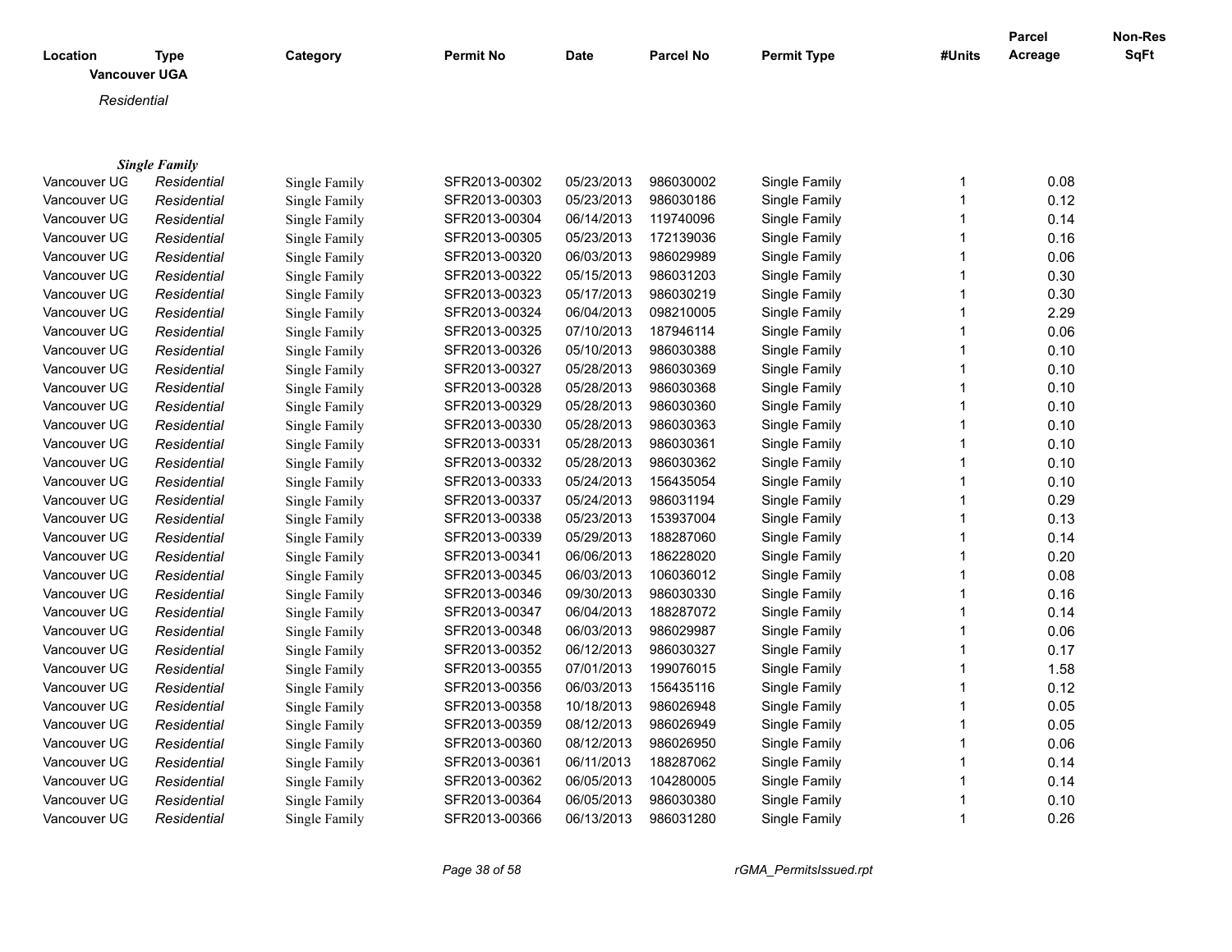| Location | Type | Category | Permit No | Date | Parcel No | Permit Type | #Units | Parcel Acreage | Non-Res SqFt |
|---|---|---|---|---|---|---|---|---|---|

**Vancouver UGA**

*Residential*

***Single Family***

| Location | Type | Category | Permit No | Date | Parcel No | Permit Type | #Units | Parcel Acreage | Non-Res SqFt |
|---|---|---|---|---|---|---|---|---|---|
| Vancouver UG | *Residential* | Single Family | SFR2013-00302 | 05/23/2013 | 986030002 | Single Family | 1 | 0.08 | |
| Vancouver UG | *Residential* | Single Family | SFR2013-00303 | 05/23/2013 | 986030186 | Single Family | 1 | 0.12 | |
| Vancouver UG | *Residential* | Single Family | SFR2013-00304 | 06/14/2013 | 119740096 | Single Family | 1 | 0.14 | |
| Vancouver UG | *Residential* | Single Family | SFR2013-00305 | 05/23/2013 | 172139036 | Single Family | 1 | 0.16 | |
| Vancouver UG | *Residential* | Single Family | SFR2013-00320 | 06/03/2013 | 986029989 | Single Family | 1 | 0.06 | |
| Vancouver UG | *Residential* | Single Family | SFR2013-00322 | 05/15/2013 | 986031203 | Single Family | 1 | 0.30 | |
| Vancouver UG | *Residential* | Single Family | SFR2013-00323 | 05/17/2013 | 986030219 | Single Family | 1 | 0.30 | |
| Vancouver UG | *Residential* | Single Family | SFR2013-00324 | 06/04/2013 | 098210005 | Single Family | 1 | 2.29 | |
| Vancouver UG | *Residential* | Single Family | SFR2013-00325 | 07/10/2013 | 187946114 | Single Family | 1 | 0.06 | |
| Vancouver UG | *Residential* | Single Family | SFR2013-00326 | 05/10/2013 | 986030388 | Single Family | 1 | 0.10 | |
| Vancouver UG | *Residential* | Single Family | SFR2013-00327 | 05/28/2013 | 986030369 | Single Family | 1 | 0.10 | |
| Vancouver UG | *Residential* | Single Family | SFR2013-00328 | 05/28/2013 | 986030368 | Single Family | 1 | 0.10 | |
| Vancouver UG | *Residential* | Single Family | SFR2013-00329 | 05/28/2013 | 986030360 | Single Family | 1 | 0.10 | |
| Vancouver UG | *Residential* | Single Family | SFR2013-00330 | 05/28/2013 | 986030363 | Single Family | 1 | 0.10 | |
| Vancouver UG | *Residential* | Single Family | SFR2013-00331 | 05/28/2013 | 986030361 | Single Family | 1 | 0.10 | |
| Vancouver UG | *Residential* | Single Family | SFR2013-00332 | 05/28/2013 | 986030362 | Single Family | 1 | 0.10 | |
| Vancouver UG | *Residential* | Single Family | SFR2013-00333 | 05/24/2013 | 156435054 | Single Family | 1 | 0.10 | |
| Vancouver UG | *Residential* | Single Family | SFR2013-00337 | 05/24/2013 | 986031194 | Single Family | 1 | 0.29 | |
| Vancouver UG | *Residential* | Single Family | SFR2013-00338 | 05/23/2013 | 153937004 | Single Family | 1 | 0.13 | |
| Vancouver UG | *Residential* | Single Family | SFR2013-00339 | 05/29/2013 | 188287060 | Single Family | 1 | 0.14 | |
| Vancouver UG | *Residential* | Single Family | SFR2013-00341 | 06/06/2013 | 186228020 | Single Family | 1 | 0.20 | |
| Vancouver UG | *Residential* | Single Family | SFR2013-00345 | 06/03/2013 | 106036012 | Single Family | 1 | 0.08 | |
| Vancouver UG | *Residential* | Single Family | SFR2013-00346 | 09/30/2013 | 986030330 | Single Family | 1 | 0.16 | |
| Vancouver UG | *Residential* | Single Family | SFR2013-00347 | 06/04/2013 | 188287072 | Single Family | 1 | 0.14 | |
| Vancouver UG | *Residential* | Single Family | SFR2013-00348 | 06/03/2013 | 986029987 | Single Family | 1 | 0.06 | |
| Vancouver UG | *Residential* | Single Family | SFR2013-00352 | 06/12/2013 | 986030327 | Single Family | 1 | 0.17 | |
| Vancouver UG | *Residential* | Single Family | SFR2013-00355 | 07/01/2013 | 199076015 | Single Family | 1 | 1.58 | |
| Vancouver UG | *Residential* | Single Family | SFR2013-00356 | 06/03/2013 | 156435116 | Single Family | 1 | 0.12 | |
| Vancouver UG | *Residential* | Single Family | SFR2013-00358 | 10/18/2013 | 986026948 | Single Family | 1 | 0.05 | |
| Vancouver UG | *Residential* | Single Family | SFR2013-00359 | 08/12/2013 | 986026949 | Single Family | 1 | 0.05 | |
| Vancouver UG | *Residential* | Single Family | SFR2013-00360 | 08/12/2013 | 986026950 | Single Family | 1 | 0.06 | |
| Vancouver UG | *Residential* | Single Family | SFR2013-00361 | 06/11/2013 | 188287062 | Single Family | 1 | 0.14 | |
| Vancouver UG | *Residential* | Single Family | SFR2013-00362 | 06/05/2013 | 104280005 | Single Family | 1 | 0.14 | |
| Vancouver UG | *Residential* | Single Family | SFR2013-00364 | 06/05/2013 | 986030380 | Single Family | 1 | 0.10 | |
| Vancouver UG | *Residential* | Single Family | SFR2013-00366 | 06/13/2013 | 986031280 | Single Family | 1 | 0.26 | |

rGMA_PermitsIssued.rpt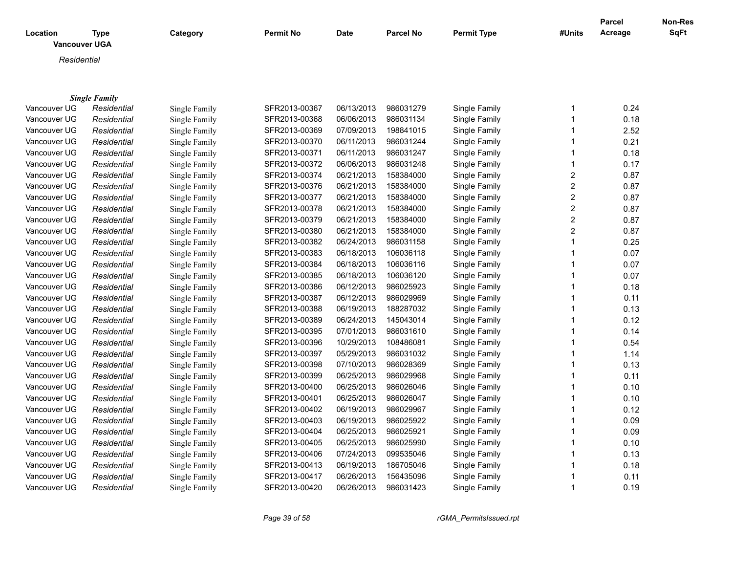**Vancouver UGA**

*Residential*

***Single Family***

| Location | Type | Category | Permit No | Date | Parcel No | Permit Type | #Units | Parcel Acreage | Non-Res SqFt |
|---|---|---|---|---|---|---|---|---|---|
| Vancouver UG | *Residential* | Single Family | SFR2013-00367 | 06/13/2013 | 986031279 | Single Family | 1 | 0.24 | |
| Vancouver UG | *Residential* | Single Family | SFR2013-00368 | 06/06/2013 | 986031134 | Single Family | 1 | 0.18 | |
| Vancouver UG | *Residential* | Single Family | SFR2013-00369 | 07/09/2013 | 198841015 | Single Family | 1 | 2.52 | |
| Vancouver UG | *Residential* | Single Family | SFR2013-00370 | 06/11/2013 | 986031244 | Single Family | 1 | 0.21 | |
| Vancouver UG | *Residential* | Single Family | SFR2013-00371 | 06/11/2013 | 986031247 | Single Family | 1 | 0.18 | |
| Vancouver UG | *Residential* | Single Family | SFR2013-00372 | 06/06/2013 | 986031248 | Single Family | 1 | 0.17 | |
| Vancouver UG | *Residential* | Single Family | SFR2013-00374 | 06/21/2013 | 158384000 | Single Family | 2 | 0.87 | |
| Vancouver UG | *Residential* | Single Family | SFR2013-00376 | 06/21/2013 | 158384000 | Single Family | 2 | 0.87 | |
| Vancouver UG | *Residential* | Single Family | SFR2013-00377 | 06/21/2013 | 158384000 | Single Family | 2 | 0.87 | |
| Vancouver UG | *Residential* | Single Family | SFR2013-00378 | 06/21/2013 | 158384000 | Single Family | 2 | 0.87 | |
| Vancouver UG | *Residential* | Single Family | SFR2013-00379 | 06/21/2013 | 158384000 | Single Family | 2 | 0.87 | |
| Vancouver UG | *Residential* | Single Family | SFR2013-00380 | 06/21/2013 | 158384000 | Single Family | 2 | 0.87 | |
| Vancouver UG | *Residential* | Single Family | SFR2013-00382 | 06/24/2013 | 986031158 | Single Family | 1 | 0.25 | |
| Vancouver UG | *Residential* | Single Family | SFR2013-00383 | 06/18/2013 | 106036118 | Single Family | 1 | 0.07 | |
| Vancouver UG | *Residential* | Single Family | SFR2013-00384 | 06/18/2013 | 106036116 | Single Family | 1 | 0.07 | |
| Vancouver UG | *Residential* | Single Family | SFR2013-00385 | 06/18/2013 | 106036120 | Single Family | 1 | 0.07 | |
| Vancouver UG | *Residential* | Single Family | SFR2013-00386 | 06/12/2013 | 986025923 | Single Family | 1 | 0.18 | |
| Vancouver UG | *Residential* | Single Family | SFR2013-00387 | 06/12/2013 | 986029969 | Single Family | 1 | 0.11 | |
| Vancouver UG | *Residential* | Single Family | SFR2013-00388 | 06/19/2013 | 188287032 | Single Family | 1 | 0.13 | |
| Vancouver UG | *Residential* | Single Family | SFR2013-00389 | 06/24/2013 | 145043014 | Single Family | 1 | 0.12 | |
| Vancouver UG | *Residential* | Single Family | SFR2013-00395 | 07/01/2013 | 986031610 | Single Family | 1 | 0.14 | |
| Vancouver UG | *Residential* | Single Family | SFR2013-00396 | 10/29/2013 | 108486081 | Single Family | 1 | 0.54 | |
| Vancouver UG | *Residential* | Single Family | SFR2013-00397 | 05/29/2013 | 986031032 | Single Family | 1 | 1.14 | |
| Vancouver UG | *Residential* | Single Family | SFR2013-00398 | 07/10/2013 | 986028369 | Single Family | 1 | 0.13 | |
| Vancouver UG | *Residential* | Single Family | SFR2013-00399 | 06/25/2013 | 986029968 | Single Family | 1 | 0.11 | |
| Vancouver UG | *Residential* | Single Family | SFR2013-00400 | 06/25/2013 | 986026046 | Single Family | 1 | 0.10 | |
| Vancouver UG | *Residential* | Single Family | SFR2013-00401 | 06/25/2013 | 986026047 | Single Family | 1 | 0.10 | |
| Vancouver UG | *Residential* | Single Family | SFR2013-00402 | 06/19/2013 | 986029967 | Single Family | 1 | 0.12 | |
| Vancouver UG | *Residential* | Single Family | SFR2013-00403 | 06/19/2013 | 986025922 | Single Family | 1 | 0.09 | |
| Vancouver UG | *Residential* | Single Family | SFR2013-00404 | 06/25/2013 | 986025921 | Single Family | 1 | 0.09 | |
| Vancouver UG | *Residential* | Single Family | SFR2013-00405 | 06/25/2013 | 986025990 | Single Family | 1 | 0.10 | |
| Vancouver UG | *Residential* | Single Family | SFR2013-00406 | 07/24/2013 | 099535046 | Single Family | 1 | 0.13 | |
| Vancouver UG | *Residential* | Single Family | SFR2013-00413 | 06/19/2013 | 186705046 | Single Family | 1 | 0.18 | |
| Vancouver UG | *Residential* | Single Family | SFR2013-00417 | 06/26/2013 | 156435096 | Single Family | 1 | 0.11 | |
| Vancouver UG | *Residential* | Single Family | SFR2013-00420 | 06/26/2013 | 986031423 | Single Family | 1 | 0.19 | |

*rGMA_PermitsIssued.rpt*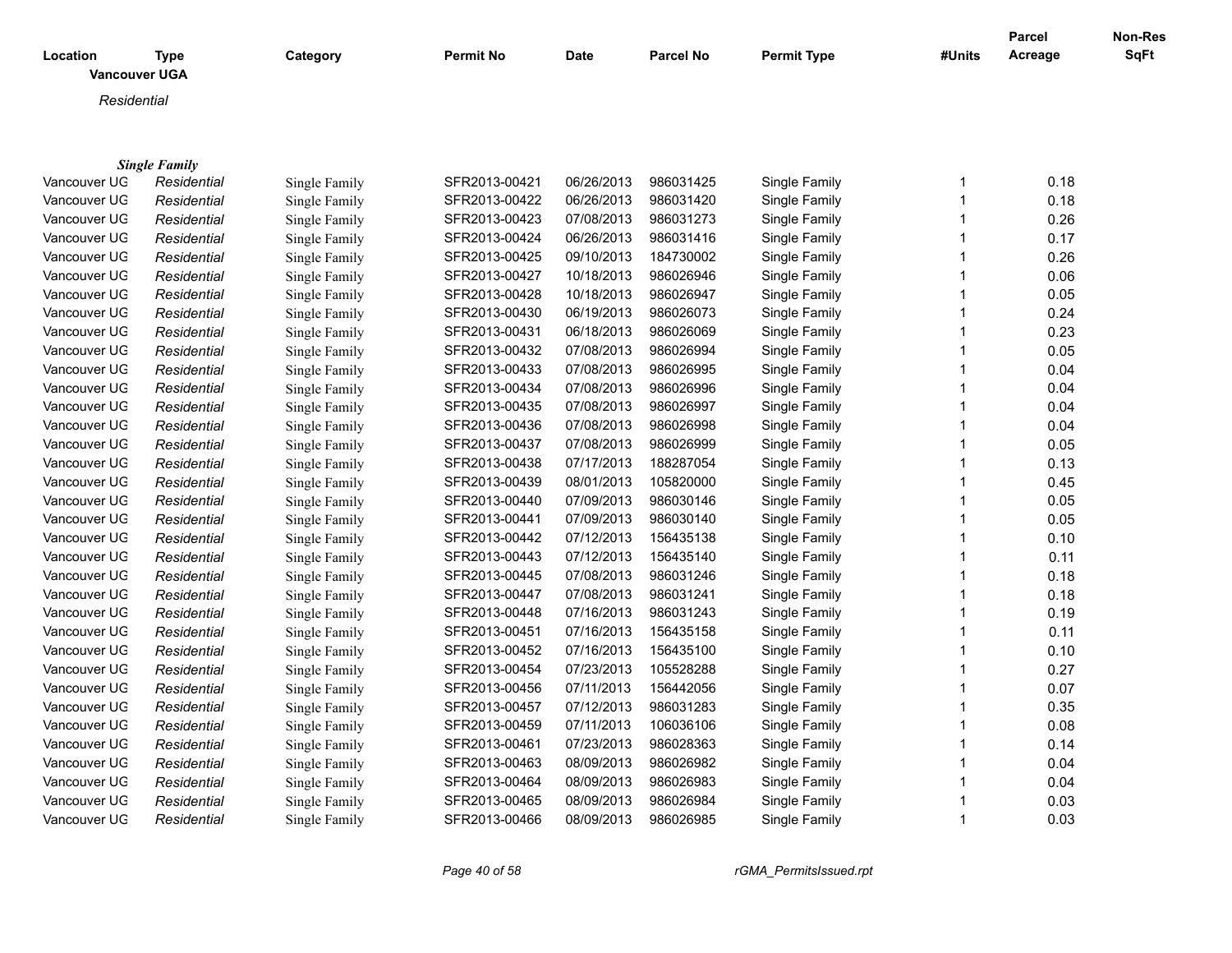| Location | Type | Category | Permit No | Date | Parcel No | Permit Type | #Units | Parcel Acreage | Non-Res SqFt |
|---|---|---|---|---|---|---|---|---|---|
| **Vancouver UGA** | | | | | | | | | |
| *Residential* | | | | | | | | | |
| ***Single Family*** | | | | | | | | | |
| Vancouver UG | *Residential* | Single Family | SFR2013-00421 | 06/26/2013 | 986031425 | Single Family | 1 | 0.18 | |
| Vancouver UG | *Residential* | Single Family | SFR2013-00422 | 06/26/2013 | 986031420 | Single Family | 1 | 0.18 | |
| Vancouver UG | *Residential* | Single Family | SFR2013-00423 | 07/08/2013 | 986031273 | Single Family | 1 | 0.26 | |
| Vancouver UG | *Residential* | Single Family | SFR2013-00424 | 06/26/2013 | 986031416 | Single Family | 1 | 0.17 | |
| Vancouver UG | *Residential* | Single Family | SFR2013-00425 | 09/10/2013 | 184730002 | Single Family | 1 | 0.26 | |
| Vancouver UG | *Residential* | Single Family | SFR2013-00427 | 10/18/2013 | 986026946 | Single Family | 1 | 0.06 | |
| Vancouver UG | *Residential* | Single Family | SFR2013-00428 | 10/18/2013 | 986026947 | Single Family | 1 | 0.05 | |
| Vancouver UG | *Residential* | Single Family | SFR2013-00430 | 06/19/2013 | 986026073 | Single Family | 1 | 0.24 | |
| Vancouver UG | *Residential* | Single Family | SFR2013-00431 | 06/18/2013 | 986026069 | Single Family | 1 | 0.23 | |
| Vancouver UG | *Residential* | Single Family | SFR2013-00432 | 07/08/2013 | 986026994 | Single Family | 1 | 0.05 | |
| Vancouver UG | *Residential* | Single Family | SFR2013-00433 | 07/08/2013 | 986026995 | Single Family | 1 | 0.04 | |
| Vancouver UG | *Residential* | Single Family | SFR2013-00434 | 07/08/2013 | 986026996 | Single Family | 1 | 0.04 | |
| Vancouver UG | *Residential* | Single Family | SFR2013-00435 | 07/08/2013 | 986026997 | Single Family | 1 | 0.04 | |
| Vancouver UG | *Residential* | Single Family | SFR2013-00436 | 07/08/2013 | 986026998 | Single Family | 1 | 0.04 | |
| Vancouver UG | *Residential* | Single Family | SFR2013-00437 | 07/08/2013 | 986026999 | Single Family | 1 | 0.05 | |
| Vancouver UG | *Residential* | Single Family | SFR2013-00438 | 07/17/2013 | 188287054 | Single Family | 1 | 0.13 | |
| Vancouver UG | *Residential* | Single Family | SFR2013-00439 | 08/01/2013 | 105820000 | Single Family | 1 | 0.45 | |
| Vancouver UG | *Residential* | Single Family | SFR2013-00440 | 07/09/2013 | 986030146 | Single Family | 1 | 0.05 | |
| Vancouver UG | *Residential* | Single Family | SFR2013-00441 | 07/09/2013 | 986030140 | Single Family | 1 | 0.05 | |
| Vancouver UG | *Residential* | Single Family | SFR2013-00442 | 07/12/2013 | 156435138 | Single Family | 1 | 0.10 | |
| Vancouver UG | *Residential* | Single Family | SFR2013-00443 | 07/12/2013 | 156435140 | Single Family | 1 | 0.11 | |
| Vancouver UG | *Residential* | Single Family | SFR2013-00445 | 07/08/2013 | 986031246 | Single Family | 1 | 0.18 | |
| Vancouver UG | *Residential* | Single Family | SFR2013-00447 | 07/08/2013 | 986031241 | Single Family | 1 | 0.18 | |
| Vancouver UG | *Residential* | Single Family | SFR2013-00448 | 07/16/2013 | 986031243 | Single Family | 1 | 0.19 | |
| Vancouver UG | *Residential* | Single Family | SFR2013-00451 | 07/16/2013 | 156435158 | Single Family | 1 | 0.11 | |
| Vancouver UG | *Residential* | Single Family | SFR2013-00452 | 07/16/2013 | 156435100 | Single Family | 1 | 0.10 | |
| Vancouver UG | *Residential* | Single Family | SFR2013-00454 | 07/23/2013 | 105528288 | Single Family | 1 | 0.27 | |
| Vancouver UG | *Residential* | Single Family | SFR2013-00456 | 07/11/2013 | 156442056 | Single Family | 1 | 0.07 | |
| Vancouver UG | *Residential* | Single Family | SFR2013-00457 | 07/12/2013 | 986031283 | Single Family | 1 | 0.35 | |
| Vancouver UG | *Residential* | Single Family | SFR2013-00459 | 07/11/2013 | 106036106 | Single Family | 1 | 0.08 | |
| Vancouver UG | *Residential* | Single Family | SFR2013-00461 | 07/23/2013 | 986028363 | Single Family | 1 | 0.14 | |
| Vancouver UG | *Residential* | Single Family | SFR2013-00463 | 08/09/2013 | 986026982 | Single Family | 1 | 0.04 | |
| Vancouver UG | *Residential* | Single Family | SFR2013-00464 | 08/09/2013 | 986026983 | Single Family | 1 | 0.04 | |
| Vancouver UG | *Residential* | Single Family | SFR2013-00465 | 08/09/2013 | 986026984 | Single Family | 1 | 0.03 | |
| Vancouver UG | *Residential* | Single Family | SFR2013-00466 | 08/09/2013 | 986026985 | Single Family | 1 | 0.03 | |

rGMA_PermitsIssued.rpt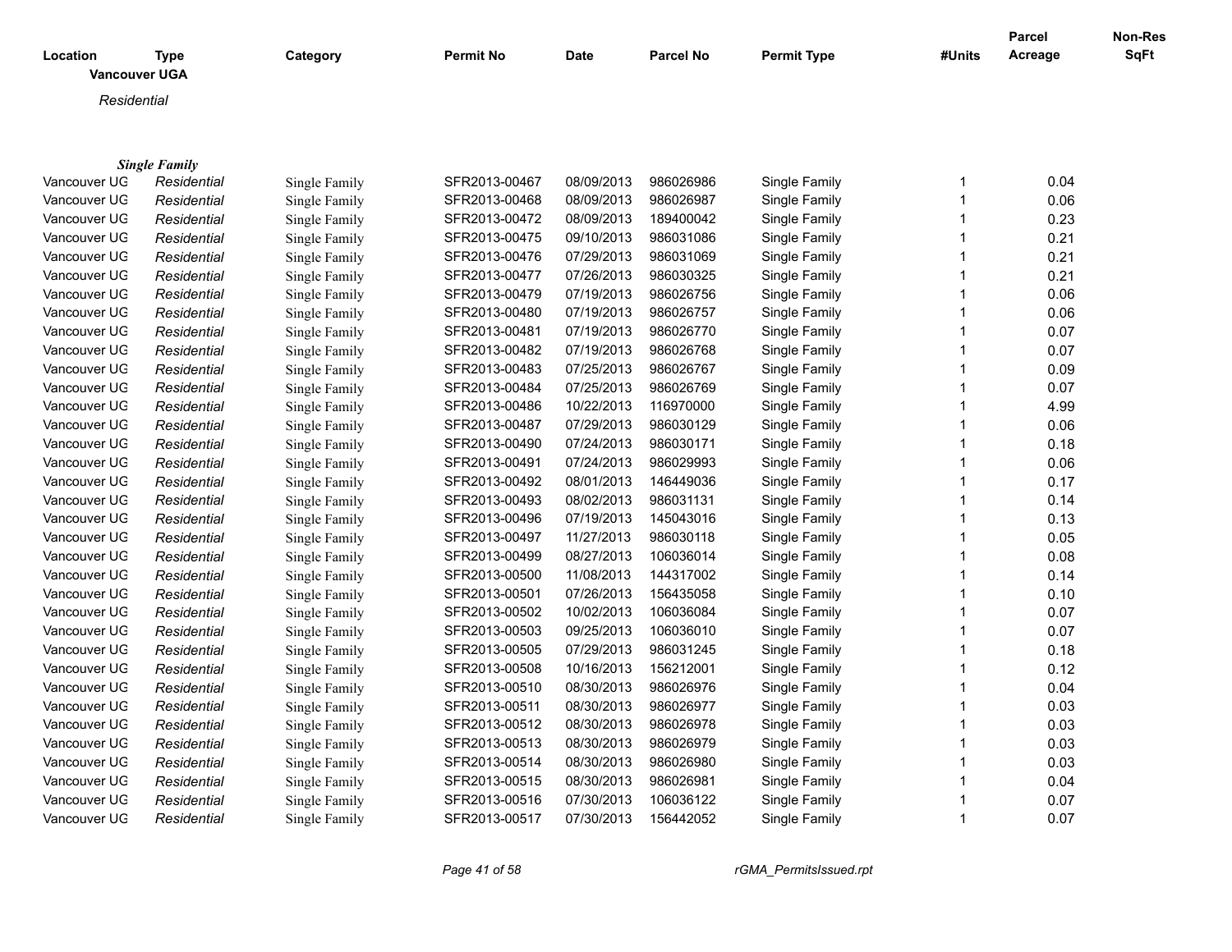| Location | Type | Category | Permit No | Date | Parcel No | Permit Type | #Units | Parcel Acreage | Non-Res SqFt |
|---|---|---|---|---|---|---|---|---|---|
| **Vancouver UGA** | | | | | | | | | |
| *Residential* | | | | | | | | | |
| ***Single Family*** | | | | | | | | | |
| Vancouver UG | *Residential* | Single Family | SFR2013-00467 | 08/09/2013 | 986026986 | Single Family | 1 | 0.04 | |
| Vancouver UG | *Residential* | Single Family | SFR2013-00468 | 08/09/2013 | 986026987 | Single Family | 1 | 0.06 | |
| Vancouver UG | *Residential* | Single Family | SFR2013-00472 | 08/09/2013 | 189400042 | Single Family | 1 | 0.23 | |
| Vancouver UG | *Residential* | Single Family | SFR2013-00475 | 09/10/2013 | 986031086 | Single Family | 1 | 0.21 | |
| Vancouver UG | *Residential* | Single Family | SFR2013-00476 | 07/29/2013 | 986031069 | Single Family | 1 | 0.21 | |
| Vancouver UG | *Residential* | Single Family | SFR2013-00477 | 07/26/2013 | 986030325 | Single Family | 1 | 0.21 | |
| Vancouver UG | *Residential* | Single Family | SFR2013-00479 | 07/19/2013 | 986026756 | Single Family | 1 | 0.06 | |
| Vancouver UG | *Residential* | Single Family | SFR2013-00480 | 07/19/2013 | 986026757 | Single Family | 1 | 0.06 | |
| Vancouver UG | *Residential* | Single Family | SFR2013-00481 | 07/19/2013 | 986026770 | Single Family | 1 | 0.07 | |
| Vancouver UG | *Residential* | Single Family | SFR2013-00482 | 07/19/2013 | 986026768 | Single Family | 1 | 0.07 | |
| Vancouver UG | *Residential* | Single Family | SFR2013-00483 | 07/25/2013 | 986026767 | Single Family | 1 | 0.09 | |
| Vancouver UG | *Residential* | Single Family | SFR2013-00484 | 07/25/2013 | 986026769 | Single Family | 1 | 0.07 | |
| Vancouver UG | *Residential* | Single Family | SFR2013-00486 | 10/22/2013 | 116970000 | Single Family | 1 | 4.99 | |
| Vancouver UG | *Residential* | Single Family | SFR2013-00487 | 07/29/2013 | 986030129 | Single Family | 1 | 0.06 | |
| Vancouver UG | *Residential* | Single Family | SFR2013-00490 | 07/24/2013 | 986030171 | Single Family | 1 | 0.18 | |
| Vancouver UG | *Residential* | Single Family | SFR2013-00491 | 07/24/2013 | 986029993 | Single Family | 1 | 0.06 | |
| Vancouver UG | *Residential* | Single Family | SFR2013-00492 | 08/01/2013 | 146449036 | Single Family | 1 | 0.17 | |
| Vancouver UG | *Residential* | Single Family | SFR2013-00493 | 08/02/2013 | 986031131 | Single Family | 1 | 0.14 | |
| Vancouver UG | *Residential* | Single Family | SFR2013-00496 | 07/19/2013 | 145043016 | Single Family | 1 | 0.13 | |
| Vancouver UG | *Residential* | Single Family | SFR2013-00497 | 11/27/2013 | 986030118 | Single Family | 1 | 0.05 | |
| Vancouver UG | *Residential* | Single Family | SFR2013-00499 | 08/27/2013 | 106036014 | Single Family | 1 | 0.08 | |
| Vancouver UG | *Residential* | Single Family | SFR2013-00500 | 11/08/2013 | 144317002 | Single Family | 1 | 0.14 | |
| Vancouver UG | *Residential* | Single Family | SFR2013-00501 | 07/26/2013 | 156435058 | Single Family | 1 | 0.10 | |
| Vancouver UG | *Residential* | Single Family | SFR2013-00502 | 10/02/2013 | 106036084 | Single Family | 1 | 0.07 | |
| Vancouver UG | *Residential* | Single Family | SFR2013-00503 | 09/25/2013 | 106036010 | Single Family | 1 | 0.07 | |
| Vancouver UG | *Residential* | Single Family | SFR2013-00505 | 07/29/2013 | 986031245 | Single Family | 1 | 0.18 | |
| Vancouver UG | *Residential* | Single Family | SFR2013-00508 | 10/16/2013 | 156212001 | Single Family | 1 | 0.12 | |
| Vancouver UG | *Residential* | Single Family | SFR2013-00510 | 08/30/2013 | 986026976 | Single Family | 1 | 0.04 | |
| Vancouver UG | *Residential* | Single Family | SFR2013-00511 | 08/30/2013 | 986026977 | Single Family | 1 | 0.03 | |
| Vancouver UG | *Residential* | Single Family | SFR2013-00512 | 08/30/2013 | 986026978 | Single Family | 1 | 0.03 | |
| Vancouver UG | *Residential* | Single Family | SFR2013-00513 | 08/30/2013 | 986026979 | Single Family | 1 | 0.03 | |
| Vancouver UG | *Residential* | Single Family | SFR2013-00514 | 08/30/2013 | 986026980 | Single Family | 1 | 0.03 | |
| Vancouver UG | *Residential* | Single Family | SFR2013-00515 | 08/30/2013 | 986026981 | Single Family | 1 | 0.04 | |
| Vancouver UG | *Residential* | Single Family | SFR2013-00516 | 07/30/2013 | 106036122 | Single Family | 1 | 0.07 | |
| Vancouver UG | *Residential* | Single Family | SFR2013-00517 | 07/30/2013 | 156442052 | Single Family | 1 | 0.07 | |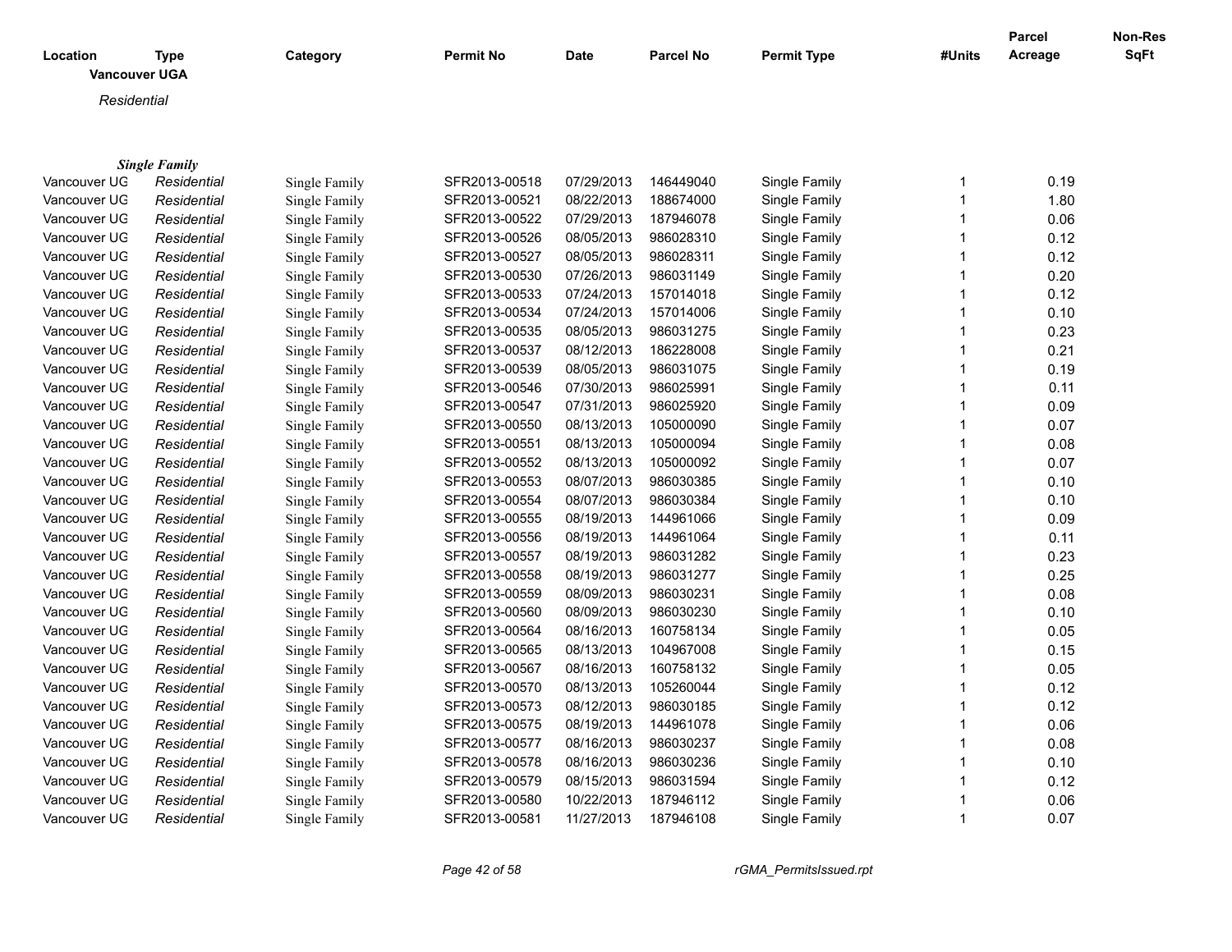| Location | Type | Category | Permit No | Date | Parcel No | Permit Type | #Units | Parcel Acreage | Non-Res SqFt |
|---|---|---|---|---|---|---|---|---|---|
| **Vancouver UGA** | | | | | | | | | |
| *Residential* | | | | | | | | | |
| ***Single Family*** | | | | | | | | | |
| Vancouver UG | *Residential* | Single Family | SFR2013-00518 | 07/29/2013 | 146449040 | Single Family | 1 | 0.19 | |
| Vancouver UG | *Residential* | Single Family | SFR2013-00521 | 08/22/2013 | 188674000 | Single Family | 1 | 1.80 | |
| Vancouver UG | *Residential* | Single Family | SFR2013-00522 | 07/29/2013 | 187946078 | Single Family | 1 | 0.06 | |
| Vancouver UG | *Residential* | Single Family | SFR2013-00526 | 08/05/2013 | 986028310 | Single Family | 1 | 0.12 | |
| Vancouver UG | *Residential* | Single Family | SFR2013-00527 | 08/05/2013 | 986028311 | Single Family | 1 | 0.12 | |
| Vancouver UG | *Residential* | Single Family | SFR2013-00530 | 07/26/2013 | 986031149 | Single Family | 1 | 0.20 | |
| Vancouver UG | *Residential* | Single Family | SFR2013-00533 | 07/24/2013 | 157014018 | Single Family | 1 | 0.12 | |
| Vancouver UG | *Residential* | Single Family | SFR2013-00534 | 07/24/2013 | 157014006 | Single Family | 1 | 0.10 | |
| Vancouver UG | *Residential* | Single Family | SFR2013-00535 | 08/05/2013 | 986031275 | Single Family | 1 | 0.23 | |
| Vancouver UG | *Residential* | Single Family | SFR2013-00537 | 08/12/2013 | 186228008 | Single Family | 1 | 0.21 | |
| Vancouver UG | *Residential* | Single Family | SFR2013-00539 | 08/05/2013 | 986031075 | Single Family | 1 | 0.19 | |
| Vancouver UG | *Residential* | Single Family | SFR2013-00546 | 07/30/2013 | 986025991 | Single Family | 1 | 0.11 | |
| Vancouver UG | *Residential* | Single Family | SFR2013-00547 | 07/31/2013 | 986025920 | Single Family | 1 | 0.09 | |
| Vancouver UG | *Residential* | Single Family | SFR2013-00550 | 08/13/2013 | 105000090 | Single Family | 1 | 0.07 | |
| Vancouver UG | *Residential* | Single Family | SFR2013-00551 | 08/13/2013 | 105000094 | Single Family | 1 | 0.08 | |
| Vancouver UG | *Residential* | Single Family | SFR2013-00552 | 08/13/2013 | 105000092 | Single Family | 1 | 0.07 | |
| Vancouver UG | *Residential* | Single Family | SFR2013-00553 | 08/07/2013 | 986030385 | Single Family | 1 | 0.10 | |
| Vancouver UG | *Residential* | Single Family | SFR2013-00554 | 08/07/2013 | 986030384 | Single Family | 1 | 0.10 | |
| Vancouver UG | *Residential* | Single Family | SFR2013-00555 | 08/19/2013 | 144961066 | Single Family | 1 | 0.09 | |
| Vancouver UG | *Residential* | Single Family | SFR2013-00556 | 08/19/2013 | 144961064 | Single Family | 1 | 0.11 | |
| Vancouver UG | *Residential* | Single Family | SFR2013-00557 | 08/19/2013 | 986031282 | Single Family | 1 | 0.23 | |
| Vancouver UG | *Residential* | Single Family | SFR2013-00558 | 08/19/2013 | 986031277 | Single Family | 1 | 0.25 | |
| Vancouver UG | *Residential* | Single Family | SFR2013-00559 | 08/09/2013 | 986030231 | Single Family | 1 | 0.08 | |
| Vancouver UG | *Residential* | Single Family | SFR2013-00560 | 08/09/2013 | 986030230 | Single Family | 1 | 0.10 | |
| Vancouver UG | *Residential* | Single Family | SFR2013-00564 | 08/16/2013 | 160758134 | Single Family | 1 | 0.05 | |
| Vancouver UG | *Residential* | Single Family | SFR2013-00565 | 08/13/2013 | 104967008 | Single Family | 1 | 0.15 | |
| Vancouver UG | *Residential* | Single Family | SFR2013-00567 | 08/16/2013 | 160758132 | Single Family | 1 | 0.05 | |
| Vancouver UG | *Residential* | Single Family | SFR2013-00570 | 08/13/2013 | 105260044 | Single Family | 1 | 0.12 | |
| Vancouver UG | *Residential* | Single Family | SFR2013-00573 | 08/12/2013 | 986030185 | Single Family | 1 | 0.12 | |
| Vancouver UG | *Residential* | Single Family | SFR2013-00575 | 08/19/2013 | 144961078 | Single Family | 1 | 0.06 | |
| Vancouver UG | *Residential* | Single Family | SFR2013-00577 | 08/16/2013 | 986030237 | Single Family | 1 | 0.08 | |
| Vancouver UG | *Residential* | Single Family | SFR2013-00578 | 08/16/2013 | 986030236 | Single Family | 1 | 0.10 | |
| Vancouver UG | *Residential* | Single Family | SFR2013-00579 | 08/15/2013 | 986031594 | Single Family | 1 | 0.12 | |
| Vancouver UG | *Residential* | Single Family | SFR2013-00580 | 10/22/2013 | 187946112 | Single Family | 1 | 0.06 | |
| Vancouver UG | *Residential* | Single Family | SFR2013-00581 | 11/27/2013 | 187946108 | Single Family | 1 | 0.07 | |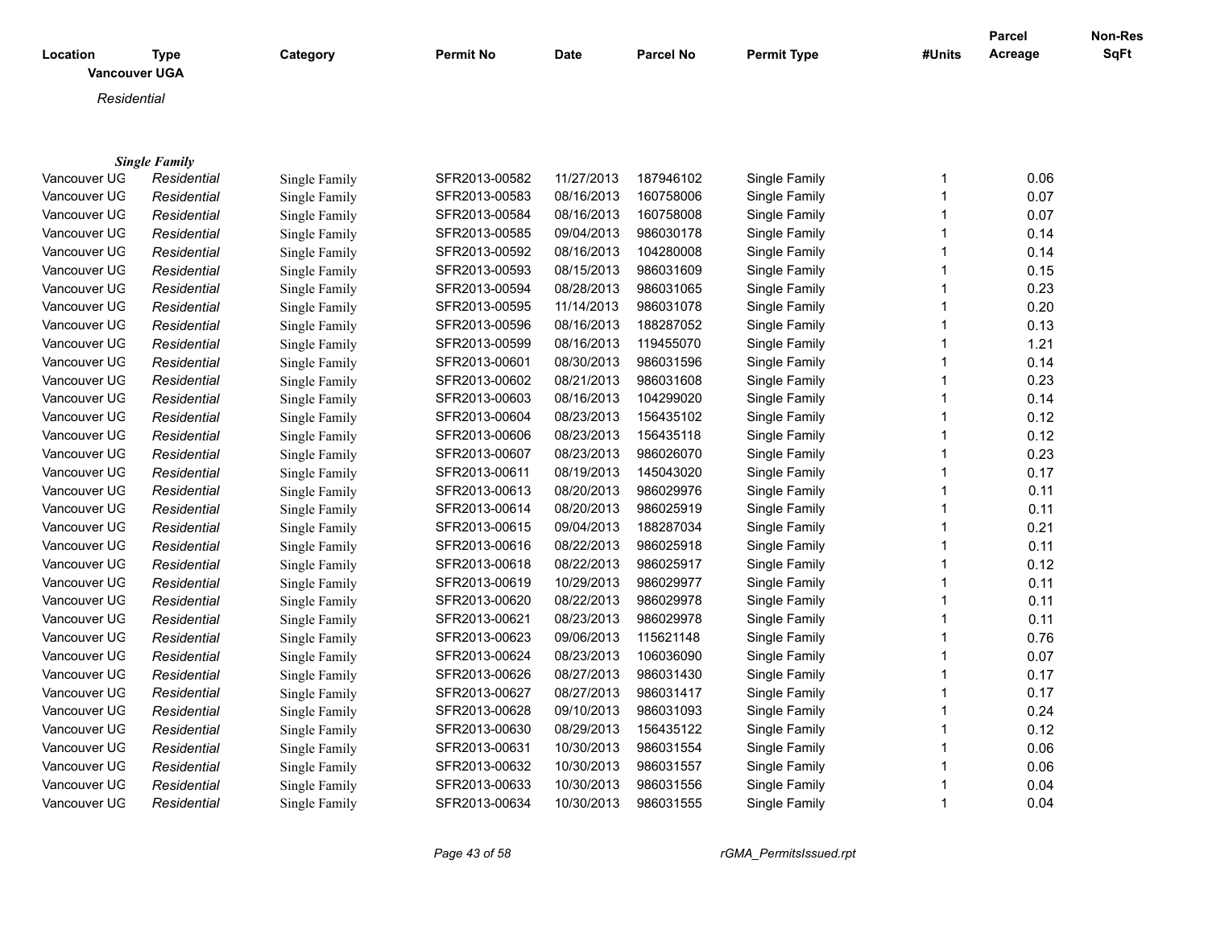| Location | Type | Category | Permit No | Date | Parcel No | Permit Type | #Units | Parcel Acreage | Non-Res SqFt |
|---|---|---|---|---|---|---|---|---|---|

**Vancouver UGA**

*Residential*

***Single Family***

| Location | Type | Category | Permit No | Date | Parcel No | Permit Type | #Units | Parcel Acreage | Non-Res SqFt |
|---|---|---|---|---|---|---|---|---|---|
| Vancouver UG | *Residential* | Single Family | SFR2013-00582 | 11/27/2013 | 187946102 | Single Family | 1 | 0.06 | |
| Vancouver UG | *Residential* | Single Family | SFR2013-00583 | 08/16/2013 | 160758006 | Single Family | 1 | 0.07 | |
| Vancouver UG | *Residential* | Single Family | SFR2013-00584 | 08/16/2013 | 160758008 | Single Family | 1 | 0.07 | |
| Vancouver UG | *Residential* | Single Family | SFR2013-00585 | 09/04/2013 | 986030178 | Single Family | 1 | 0.14 | |
| Vancouver UG | *Residential* | Single Family | SFR2013-00592 | 08/16/2013 | 104280008 | Single Family | 1 | 0.14 | |
| Vancouver UG | *Residential* | Single Family | SFR2013-00593 | 08/15/2013 | 986031609 | Single Family | 1 | 0.15 | |
| Vancouver UG | *Residential* | Single Family | SFR2013-00594 | 08/28/2013 | 986031065 | Single Family | 1 | 0.23 | |
| Vancouver UG | *Residential* | Single Family | SFR2013-00595 | 11/14/2013 | 986031078 | Single Family | 1 | 0.20 | |
| Vancouver UG | *Residential* | Single Family | SFR2013-00596 | 08/16/2013 | 188287052 | Single Family | 1 | 0.13 | |
| Vancouver UG | *Residential* | Single Family | SFR2013-00599 | 08/16/2013 | 119455070 | Single Family | 1 | 1.21 | |
| Vancouver UG | *Residential* | Single Family | SFR2013-00601 | 08/30/2013 | 986031596 | Single Family | 1 | 0.14 | |
| Vancouver UG | *Residential* | Single Family | SFR2013-00602 | 08/21/2013 | 986031608 | Single Family | 1 | 0.23 | |
| Vancouver UG | *Residential* | Single Family | SFR2013-00603 | 08/16/2013 | 104299020 | Single Family | 1 | 0.14 | |
| Vancouver UG | *Residential* | Single Family | SFR2013-00604 | 08/23/2013 | 156435102 | Single Family | 1 | 0.12 | |
| Vancouver UG | *Residential* | Single Family | SFR2013-00606 | 08/23/2013 | 156435118 | Single Family | 1 | 0.12 | |
| Vancouver UG | *Residential* | Single Family | SFR2013-00607 | 08/23/2013 | 986026070 | Single Family | 1 | 0.23 | |
| Vancouver UG | *Residential* | Single Family | SFR2013-00611 | 08/19/2013 | 145043020 | Single Family | 1 | 0.17 | |
| Vancouver UG | *Residential* | Single Family | SFR2013-00613 | 08/20/2013 | 986029976 | Single Family | 1 | 0.11 | |
| Vancouver UG | *Residential* | Single Family | SFR2013-00614 | 08/20/2013 | 986025919 | Single Family | 1 | 0.11 | |
| Vancouver UG | *Residential* | Single Family | SFR2013-00615 | 09/04/2013 | 188287034 | Single Family | 1 | 0.21 | |
| Vancouver UG | *Residential* | Single Family | SFR2013-00616 | 08/22/2013 | 986025918 | Single Family | 1 | 0.11 | |
| Vancouver UG | *Residential* | Single Family | SFR2013-00618 | 08/22/2013 | 986025917 | Single Family | 1 | 0.12 | |
| Vancouver UG | *Residential* | Single Family | SFR2013-00619 | 10/29/2013 | 986029977 | Single Family | 1 | 0.11 | |
| Vancouver UG | *Residential* | Single Family | SFR2013-00620 | 08/22/2013 | 986029978 | Single Family | 1 | 0.11 | |
| Vancouver UG | *Residential* | Single Family | SFR2013-00621 | 08/23/2013 | 986029978 | Single Family | 1 | 0.11 | |
| Vancouver UG | *Residential* | Single Family | SFR2013-00623 | 09/06/2013 | 115621148 | Single Family | 1 | 0.76 | |
| Vancouver UG | *Residential* | Single Family | SFR2013-00624 | 08/23/2013 | 106036090 | Single Family | 1 | 0.07 | |
| Vancouver UG | *Residential* | Single Family | SFR2013-00626 | 08/27/2013 | 986031430 | Single Family | 1 | 0.17 | |
| Vancouver UG | *Residential* | Single Family | SFR2013-00627 | 08/27/2013 | 986031417 | Single Family | 1 | 0.17 | |
| Vancouver UG | *Residential* | Single Family | SFR2013-00628 | 09/10/2013 | 986031093 | Single Family | 1 | 0.24 | |
| Vancouver UG | *Residential* | Single Family | SFR2013-00630 | 08/29/2013 | 156435122 | Single Family | 1 | 0.12 | |
| Vancouver UG | *Residential* | Single Family | SFR2013-00631 | 10/30/2013 | 986031554 | Single Family | 1 | 0.06 | |
| Vancouver UG | *Residential* | Single Family | SFR2013-00632 | 10/30/2013 | 986031557 | Single Family | 1 | 0.06 | |
| Vancouver UG | *Residential* | Single Family | SFR2013-00633 | 10/30/2013 | 986031556 | Single Family | 1 | 0.04 | |
| Vancouver UG | *Residential* | Single Family | SFR2013-00634 | 10/30/2013 | 986031555 | Single Family | 1 | 0.04 | |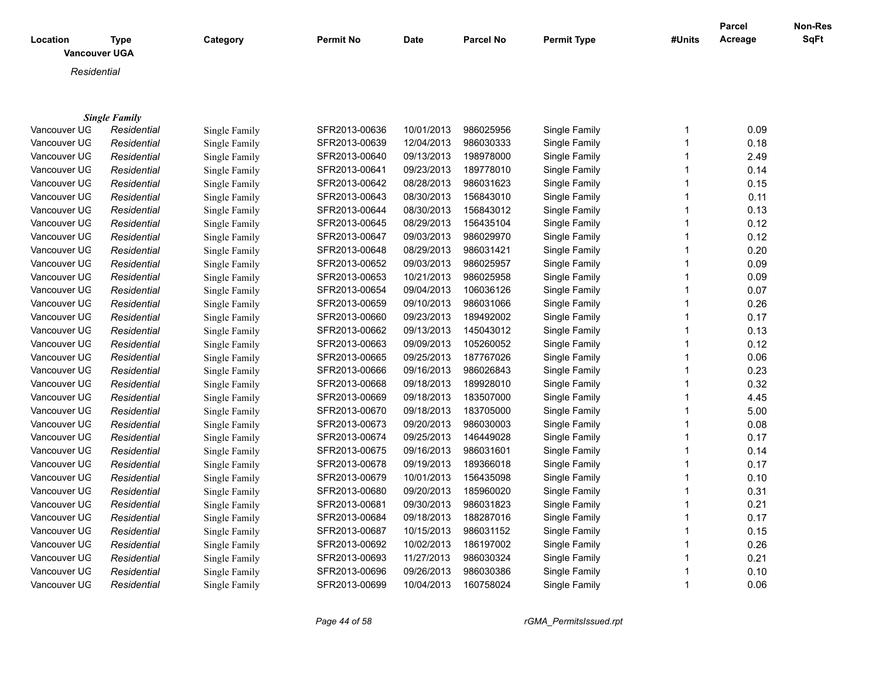| Location | Type | Category | Permit No | Date | Parcel No | Permit Type | #Units | Parcel Acreage | Non-Res SqFt |
|---|---|---|---|---|---|---|---|---|---|

**Vancouver UGA**

*Residential*

***Single Family***

| Location | Type | Category | Permit No | Date | Parcel No | Permit Type | #Units | Parcel Acreage | Non-Res SqFt |
|---|---|---|---|---|---|---|---|---|---|
| Vancouver UG | *Residential* | Single Family | SFR2013-00636 | 10/01/2013 | 986025956 | Single Family | 1 | 0.09 | |
| Vancouver UG | *Residential* | Single Family | SFR2013-00639 | 12/04/2013 | 986030333 | Single Family | 1 | 0.18 | |
| Vancouver UG | *Residential* | Single Family | SFR2013-00640 | 09/13/2013 | 198978000 | Single Family | 1 | 2.49 | |
| Vancouver UG | *Residential* | Single Family | SFR2013-00641 | 09/23/2013 | 189778010 | Single Family | 1 | 0.14 | |
| Vancouver UG | *Residential* | Single Family | SFR2013-00642 | 08/28/2013 | 986031623 | Single Family | 1 | 0.15 | |
| Vancouver UG | *Residential* | Single Family | SFR2013-00643 | 08/30/2013 | 156843010 | Single Family | 1 | 0.11 | |
| Vancouver UG | *Residential* | Single Family | SFR2013-00644 | 08/30/2013 | 156843012 | Single Family | 1 | 0.13 | |
| Vancouver UG | *Residential* | Single Family | SFR2013-00645 | 08/29/2013 | 156435104 | Single Family | 1 | 0.12 | |
| Vancouver UG | *Residential* | Single Family | SFR2013-00647 | 09/03/2013 | 986029970 | Single Family | 1 | 0.12 | |
| Vancouver UG | *Residential* | Single Family | SFR2013-00648 | 08/29/2013 | 986031421 | Single Family | 1 | 0.20 | |
| Vancouver UG | *Residential* | Single Family | SFR2013-00652 | 09/03/2013 | 986025957 | Single Family | 1 | 0.09 | |
| Vancouver UG | *Residential* | Single Family | SFR2013-00653 | 10/21/2013 | 986025958 | Single Family | 1 | 0.09 | |
| Vancouver UG | *Residential* | Single Family | SFR2013-00654 | 09/04/2013 | 106036126 | Single Family | 1 | 0.07 | |
| Vancouver UG | *Residential* | Single Family | SFR2013-00659 | 09/10/2013 | 986031066 | Single Family | 1 | 0.26 | |
| Vancouver UG | *Residential* | Single Family | SFR2013-00660 | 09/23/2013 | 189492002 | Single Family | 1 | 0.17 | |
| Vancouver UG | *Residential* | Single Family | SFR2013-00662 | 09/13/2013 | 145043012 | Single Family | 1 | 0.13 | |
| Vancouver UG | *Residential* | Single Family | SFR2013-00663 | 09/09/2013 | 105260052 | Single Family | 1 | 0.12 | |
| Vancouver UG | *Residential* | Single Family | SFR2013-00665 | 09/25/2013 | 187767026 | Single Family | 1 | 0.06 | |
| Vancouver UG | *Residential* | Single Family | SFR2013-00666 | 09/16/2013 | 986026843 | Single Family | 1 | 0.23 | |
| Vancouver UG | *Residential* | Single Family | SFR2013-00668 | 09/18/2013 | 189928010 | Single Family | 1 | 0.32 | |
| Vancouver UG | *Residential* | Single Family | SFR2013-00669 | 09/18/2013 | 183507000 | Single Family | 1 | 4.45 | |
| Vancouver UG | *Residential* | Single Family | SFR2013-00670 | 09/18/2013 | 183705000 | Single Family | 1 | 5.00 | |
| Vancouver UG | *Residential* | Single Family | SFR2013-00673 | 09/20/2013 | 986030003 | Single Family | 1 | 0.08 | |
| Vancouver UG | *Residential* | Single Family | SFR2013-00674 | 09/25/2013 | 146449028 | Single Family | 1 | 0.17 | |
| Vancouver UG | *Residential* | Single Family | SFR2013-00675 | 09/16/2013 | 986031601 | Single Family | 1 | 0.14 | |
| Vancouver UG | *Residential* | Single Family | SFR2013-00678 | 09/19/2013 | 189366018 | Single Family | 1 | 0.17 | |
| Vancouver UG | *Residential* | Single Family | SFR2013-00679 | 10/01/2013 | 156435098 | Single Family | 1 | 0.10 | |
| Vancouver UG | *Residential* | Single Family | SFR2013-00680 | 09/20/2013 | 185960020 | Single Family | 1 | 0.31 | |
| Vancouver UG | *Residential* | Single Family | SFR2013-00681 | 09/30/2013 | 986031823 | Single Family | 1 | 0.21 | |
| Vancouver UG | *Residential* | Single Family | SFR2013-00684 | 09/18/2013 | 188287016 | Single Family | 1 | 0.17 | |
| Vancouver UG | *Residential* | Single Family | SFR2013-00687 | 10/15/2013 | 986031152 | Single Family | 1 | 0.15 | |
| Vancouver UG | *Residential* | Single Family | SFR2013-00692 | 10/02/2013 | 186197002 | Single Family | 1 | 0.26 | |
| Vancouver UG | *Residential* | Single Family | SFR2013-00693 | 11/27/2013 | 986030324 | Single Family | 1 | 0.21 | |
| Vancouver UG | *Residential* | Single Family | SFR2013-00696 | 09/26/2013 | 986030386 | Single Family | 1 | 0.10 | |
| Vancouver UG | *Residential* | Single Family | SFR2013-00699 | 10/04/2013 | 160758024 | Single Family | 1 | 0.06 | |

rGMA_PermitsIssued.rpt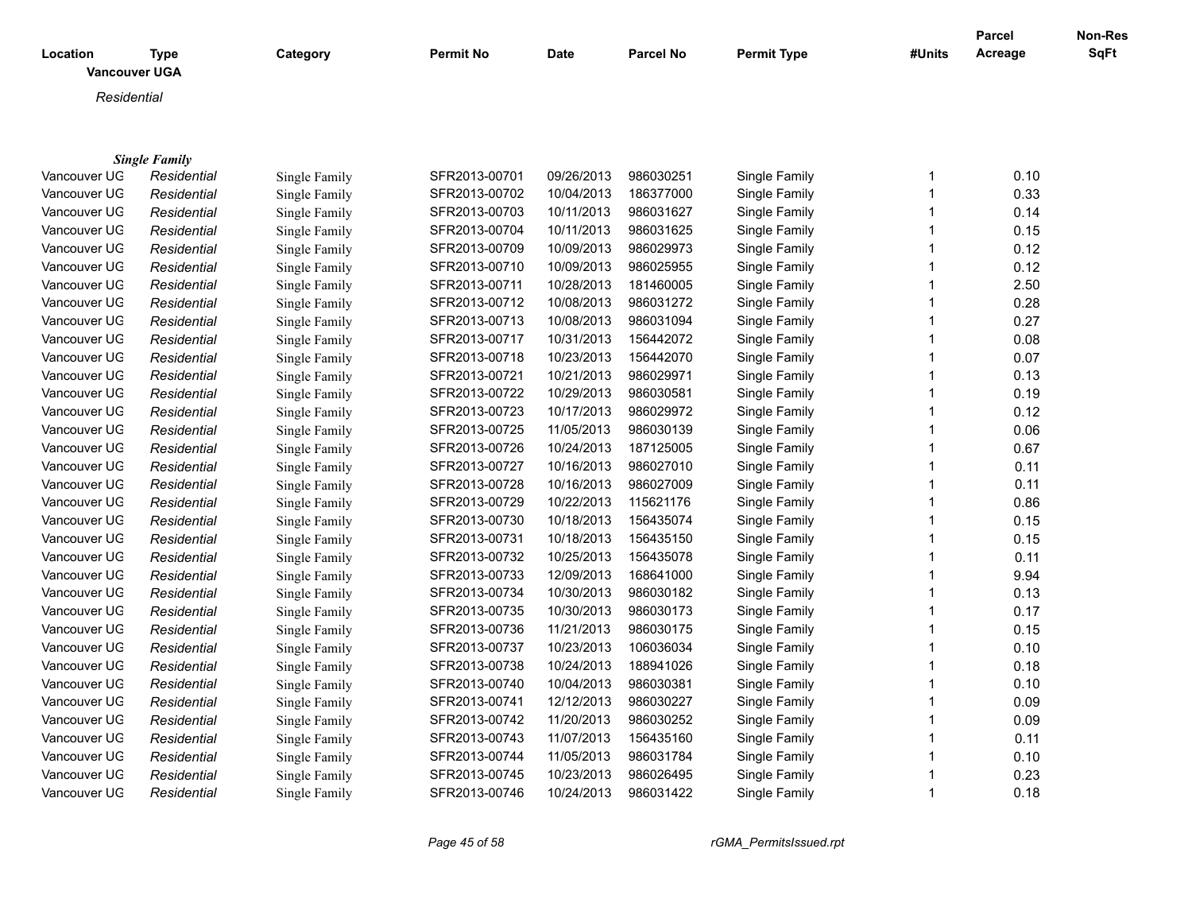| Location | Type | Category | Permit No | Date | Parcel No | Permit Type | #Units | Parcel Acreage | Non-Res SqFt |
|---|---|---|---|---|---|---|---|---|---|

**Vancouver UGA**

*Residential*

***Single Family***

| Location | Type | Category | Permit No | Date | Parcel No | Permit Type | #Units | Parcel Acreage | Non-Res SqFt |
|---|---|---|---|---|---|---|---|---|---|
| Vancouver UG | *Residential* | Single Family | SFR2013-00701 | 09/26/2013 | 986030251 | Single Family | 1 | 0.10 | |
| Vancouver UG | *Residential* | Single Family | SFR2013-00702 | 10/04/2013 | 186377000 | Single Family | 1 | 0.33 | |
| Vancouver UG | *Residential* | Single Family | SFR2013-00703 | 10/11/2013 | 986031627 | Single Family | 1 | 0.14 | |
| Vancouver UG | *Residential* | Single Family | SFR2013-00704 | 10/11/2013 | 986031625 | Single Family | 1 | 0.15 | |
| Vancouver UG | *Residential* | Single Family | SFR2013-00709 | 10/09/2013 | 986029973 | Single Family | 1 | 0.12 | |
| Vancouver UG | *Residential* | Single Family | SFR2013-00710 | 10/09/2013 | 986025955 | Single Family | 1 | 0.12 | |
| Vancouver UG | *Residential* | Single Family | SFR2013-00711 | 10/28/2013 | 181460005 | Single Family | 1 | 2.50 | |
| Vancouver UG | *Residential* | Single Family | SFR2013-00712 | 10/08/2013 | 986031272 | Single Family | 1 | 0.28 | |
| Vancouver UG | *Residential* | Single Family | SFR2013-00713 | 10/08/2013 | 986031094 | Single Family | 1 | 0.27 | |
| Vancouver UG | *Residential* | Single Family | SFR2013-00717 | 10/31/2013 | 156442072 | Single Family | 1 | 0.08 | |
| Vancouver UG | *Residential* | Single Family | SFR2013-00718 | 10/23/2013 | 156442070 | Single Family | 1 | 0.07 | |
| Vancouver UG | *Residential* | Single Family | SFR2013-00721 | 10/21/2013 | 986029971 | Single Family | 1 | 0.13 | |
| Vancouver UG | *Residential* | Single Family | SFR2013-00722 | 10/29/2013 | 986030581 | Single Family | 1 | 0.19 | |
| Vancouver UG | *Residential* | Single Family | SFR2013-00723 | 10/17/2013 | 986029972 | Single Family | 1 | 0.12 | |
| Vancouver UG | *Residential* | Single Family | SFR2013-00725 | 11/05/2013 | 986030139 | Single Family | 1 | 0.06 | |
| Vancouver UG | *Residential* | Single Family | SFR2013-00726 | 10/24/2013 | 187125005 | Single Family | 1 | 0.67 | |
| Vancouver UG | *Residential* | Single Family | SFR2013-00727 | 10/16/2013 | 986027010 | Single Family | 1 | 0.11 | |
| Vancouver UG | *Residential* | Single Family | SFR2013-00728 | 10/16/2013 | 986027009 | Single Family | 1 | 0.11 | |
| Vancouver UG | *Residential* | Single Family | SFR2013-00729 | 10/22/2013 | 115621176 | Single Family | 1 | 0.86 | |
| Vancouver UG | *Residential* | Single Family | SFR2013-00730 | 10/18/2013 | 156435074 | Single Family | 1 | 0.15 | |
| Vancouver UG | *Residential* | Single Family | SFR2013-00731 | 10/18/2013 | 156435150 | Single Family | 1 | 0.15 | |
| Vancouver UG | *Residential* | Single Family | SFR2013-00732 | 10/25/2013 | 156435078 | Single Family | 1 | 0.11 | |
| Vancouver UG | *Residential* | Single Family | SFR2013-00733 | 12/09/2013 | 168641000 | Single Family | 1 | 9.94 | |
| Vancouver UG | *Residential* | Single Family | SFR2013-00734 | 10/30/2013 | 986030182 | Single Family | 1 | 0.13 | |
| Vancouver UG | *Residential* | Single Family | SFR2013-00735 | 10/30/2013 | 986030173 | Single Family | 1 | 0.17 | |
| Vancouver UG | *Residential* | Single Family | SFR2013-00736 | 11/21/2013 | 986030175 | Single Family | 1 | 0.15 | |
| Vancouver UG | *Residential* | Single Family | SFR2013-00737 | 10/23/2013 | 106036034 | Single Family | 1 | 0.10 | |
| Vancouver UG | *Residential* | Single Family | SFR2013-00738 | 10/24/2013 | 188941026 | Single Family | 1 | 0.18 | |
| Vancouver UG | *Residential* | Single Family | SFR2013-00740 | 10/04/2013 | 986030381 | Single Family | 1 | 0.10 | |
| Vancouver UG | *Residential* | Single Family | SFR2013-00741 | 12/12/2013 | 986030227 | Single Family | 1 | 0.09 | |
| Vancouver UG | *Residential* | Single Family | SFR2013-00742 | 11/20/2013 | 986030252 | Single Family | 1 | 0.09 | |
| Vancouver UG | *Residential* | Single Family | SFR2013-00743 | 11/07/2013 | 156435160 | Single Family | 1 | 0.11 | |
| Vancouver UG | *Residential* | Single Family | SFR2013-00744 | 11/05/2013 | 986031784 | Single Family | 1 | 0.10 | |
| Vancouver UG | *Residential* | Single Family | SFR2013-00745 | 10/23/2013 | 986026495 | Single Family | 1 | 0.23 | |
| Vancouver UG | *Residential* | Single Family | SFR2013-00746 | 10/24/2013 | 986031422 | Single Family | 1 | 0.18 | |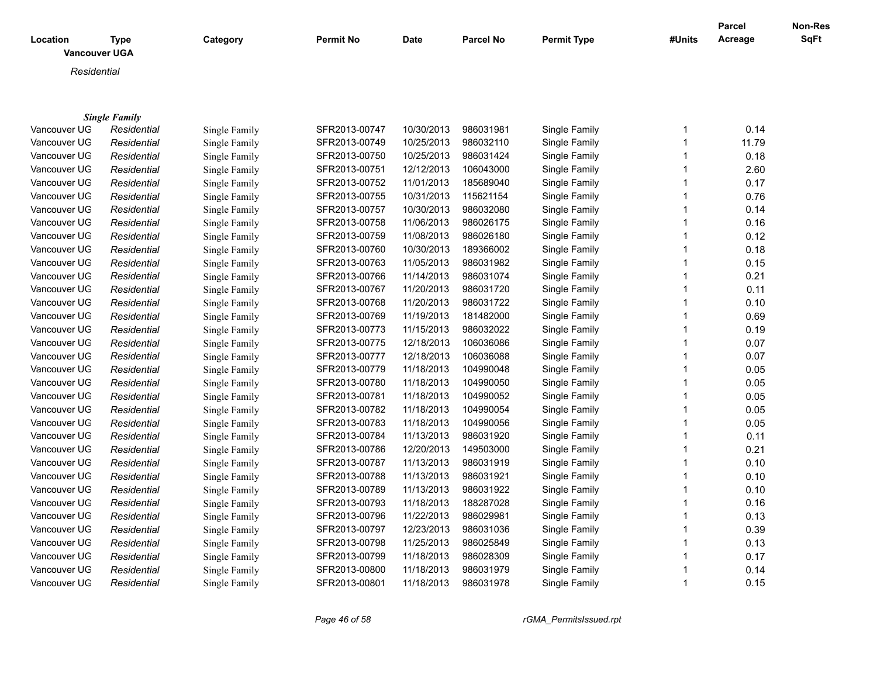| Location | Type | Category | Permit No | Date | Parcel No | Permit Type | #Units | Parcel Acreage | Non-Res SqFt |
|---|---|---|---|---|---|---|---|---|---|
| **Vancouver UGA** | | | | | | | | | |
| *Residential* | | | | | | | | | |
| ***Single Family*** | | | | | | | | | |
| Vancouver UG | *Residential* | Single Family | SFR2013-00747 | 10/30/2013 | 986031981 | Single Family | 1 | 0.14 | |
| Vancouver UG | *Residential* | Single Family | SFR2013-00749 | 10/25/2013 | 986032110 | Single Family | 1 | 11.79 | |
| Vancouver UG | *Residential* | Single Family | SFR2013-00750 | 10/25/2013 | 986031424 | Single Family | 1 | 0.18 | |
| Vancouver UG | *Residential* | Single Family | SFR2013-00751 | 12/12/2013 | 106043000 | Single Family | 1 | 2.60 | |
| Vancouver UG | *Residential* | Single Family | SFR2013-00752 | 11/01/2013 | 185689040 | Single Family | 1 | 0.17 | |
| Vancouver UG | *Residential* | Single Family | SFR2013-00755 | 10/31/2013 | 115621154 | Single Family | 1 | 0.76 | |
| Vancouver UG | *Residential* | Single Family | SFR2013-00757 | 10/30/2013 | 986032080 | Single Family | 1 | 0.14 | |
| Vancouver UG | *Residential* | Single Family | SFR2013-00758 | 11/06/2013 | 986026175 | Single Family | 1 | 0.16 | |
| Vancouver UG | *Residential* | Single Family | SFR2013-00759 | 11/08/2013 | 986026180 | Single Family | 1 | 0.12 | |
| Vancouver UG | *Residential* | Single Family | SFR2013-00760 | 10/30/2013 | 189366002 | Single Family | 1 | 0.18 | |
| Vancouver UG | *Residential* | Single Family | SFR2013-00763 | 11/05/2013 | 986031982 | Single Family | 1 | 0.15 | |
| Vancouver UG | *Residential* | Single Family | SFR2013-00766 | 11/14/2013 | 986031074 | Single Family | 1 | 0.21 | |
| Vancouver UG | *Residential* | Single Family | SFR2013-00767 | 11/20/2013 | 986031720 | Single Family | 1 | 0.11 | |
| Vancouver UG | *Residential* | Single Family | SFR2013-00768 | 11/20/2013 | 986031722 | Single Family | 1 | 0.10 | |
| Vancouver UG | *Residential* | Single Family | SFR2013-00769 | 11/19/2013 | 181482000 | Single Family | 1 | 0.69 | |
| Vancouver UG | *Residential* | Single Family | SFR2013-00773 | 11/15/2013 | 986032022 | Single Family | 1 | 0.19 | |
| Vancouver UG | *Residential* | Single Family | SFR2013-00775 | 12/18/2013 | 106036086 | Single Family | 1 | 0.07 | |
| Vancouver UG | *Residential* | Single Family | SFR2013-00777 | 12/18/2013 | 106036088 | Single Family | 1 | 0.07 | |
| Vancouver UG | *Residential* | Single Family | SFR2013-00779 | 11/18/2013 | 104990048 | Single Family | 1 | 0.05 | |
| Vancouver UG | *Residential* | Single Family | SFR2013-00780 | 11/18/2013 | 104990050 | Single Family | 1 | 0.05 | |
| Vancouver UG | *Residential* | Single Family | SFR2013-00781 | 11/18/2013 | 104990052 | Single Family | 1 | 0.05 | |
| Vancouver UG | *Residential* | Single Family | SFR2013-00782 | 11/18/2013 | 104990054 | Single Family | 1 | 0.05 | |
| Vancouver UG | *Residential* | Single Family | SFR2013-00783 | 11/18/2013 | 104990056 | Single Family | 1 | 0.05 | |
| Vancouver UG | *Residential* | Single Family | SFR2013-00784 | 11/13/2013 | 986031920 | Single Family | 1 | 0.11 | |
| Vancouver UG | *Residential* | Single Family | SFR2013-00786 | 12/20/2013 | 149503000 | Single Family | 1 | 0.21 | |
| Vancouver UG | *Residential* | Single Family | SFR2013-00787 | 11/13/2013 | 986031919 | Single Family | 1 | 0.10 | |
| Vancouver UG | *Residential* | Single Family | SFR2013-00788 | 11/13/2013 | 986031921 | Single Family | 1 | 0.10 | |
| Vancouver UG | *Residential* | Single Family | SFR2013-00789 | 11/13/2013 | 986031922 | Single Family | 1 | 0.10 | |
| Vancouver UG | *Residential* | Single Family | SFR2013-00793 | 11/18/2013 | 188287028 | Single Family | 1 | 0.16 | |
| Vancouver UG | *Residential* | Single Family | SFR2013-00796 | 11/22/2013 | 986029981 | Single Family | 1 | 0.13 | |
| Vancouver UG | *Residential* | Single Family | SFR2013-00797 | 12/23/2013 | 986031036 | Single Family | 1 | 0.39 | |
| Vancouver UG | *Residential* | Single Family | SFR2013-00798 | 11/25/2013 | 986025849 | Single Family | 1 | 0.13 | |
| Vancouver UG | *Residential* | Single Family | SFR2013-00799 | 11/18/2013 | 986028309 | Single Family | 1 | 0.17 | |
| Vancouver UG | *Residential* | Single Family | SFR2013-00800 | 11/18/2013 | 986031979 | Single Family | 1 | 0.14 | |
| Vancouver UG | *Residential* | Single Family | SFR2013-00801 | 11/18/2013 | 986031978 | Single Family | 1 | 0.15 | |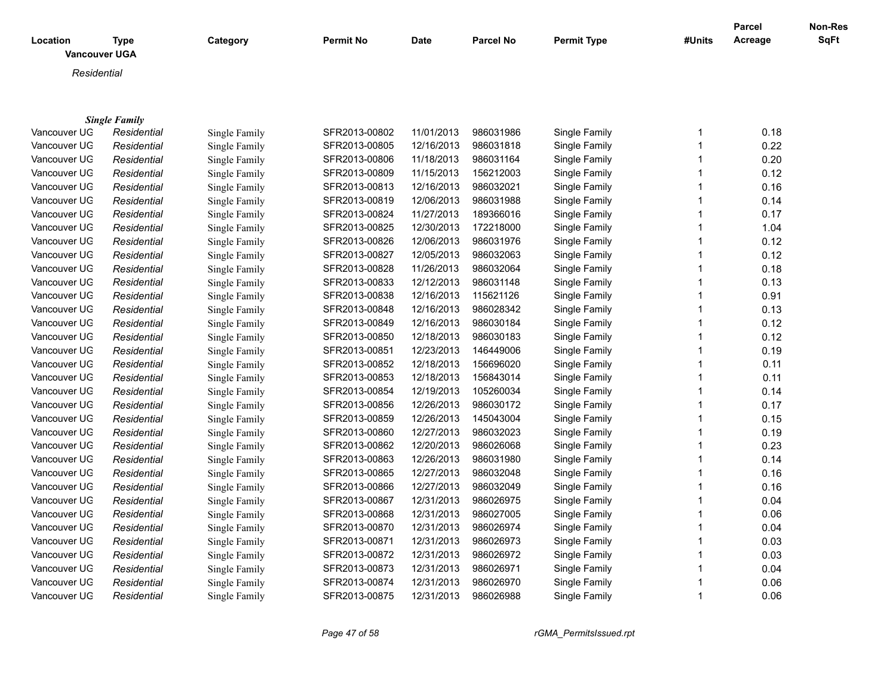| Location | Type | Category | Permit No | Date | Parcel No | Permit Type | #Units | Parcel Acreage | Non-Res SqFt |
|---|---|---|---|---|---|---|---|---|---|

**Vancouver UGA**

*Residential*

***Single Family***

| Location | Type | Category | Permit No | Date | Parcel No | Permit Type | #Units | Parcel Acreage | Non-Res SqFt |
|---|---|---|---|---|---|---|---|---|---|
| Vancouver UG | *Residential* | Single Family | SFR2013-00802 | 11/01/2013 | 986031986 | Single Family | 1 | 0.18 | |
| Vancouver UG | *Residential* | Single Family | SFR2013-00805 | 12/16/2013 | 986031818 | Single Family | 1 | 0.22 | |
| Vancouver UG | *Residential* | Single Family | SFR2013-00806 | 11/18/2013 | 986031164 | Single Family | 1 | 0.20 | |
| Vancouver UG | *Residential* | Single Family | SFR2013-00809 | 11/15/2013 | 156212003 | Single Family | 1 | 0.12 | |
| Vancouver UG | *Residential* | Single Family | SFR2013-00813 | 12/16/2013 | 986032021 | Single Family | 1 | 0.16 | |
| Vancouver UG | *Residential* | Single Family | SFR2013-00819 | 12/06/2013 | 986031988 | Single Family | 1 | 0.14 | |
| Vancouver UG | *Residential* | Single Family | SFR2013-00824 | 11/27/2013 | 189366016 | Single Family | 1 | 0.17 | |
| Vancouver UG | *Residential* | Single Family | SFR2013-00825 | 12/30/2013 | 172218000 | Single Family | 1 | 1.04 | |
| Vancouver UG | *Residential* | Single Family | SFR2013-00826 | 12/06/2013 | 986031976 | Single Family | 1 | 0.12 | |
| Vancouver UG | *Residential* | Single Family | SFR2013-00827 | 12/05/2013 | 986032063 | Single Family | 1 | 0.12 | |
| Vancouver UG | *Residential* | Single Family | SFR2013-00828 | 11/26/2013 | 986032064 | Single Family | 1 | 0.18 | |
| Vancouver UG | *Residential* | Single Family | SFR2013-00833 | 12/12/2013 | 986031148 | Single Family | 1 | 0.13 | |
| Vancouver UG | *Residential* | Single Family | SFR2013-00838 | 12/16/2013 | 115621126 | Single Family | 1 | 0.91 | |
| Vancouver UG | *Residential* | Single Family | SFR2013-00848 | 12/16/2013 | 986028342 | Single Family | 1 | 0.13 | |
| Vancouver UG | *Residential* | Single Family | SFR2013-00849 | 12/16/2013 | 986030184 | Single Family | 1 | 0.12 | |
| Vancouver UG | *Residential* | Single Family | SFR2013-00850 | 12/18/2013 | 986030183 | Single Family | 1 | 0.12 | |
| Vancouver UG | *Residential* | Single Family | SFR2013-00851 | 12/23/2013 | 146449006 | Single Family | 1 | 0.19 | |
| Vancouver UG | *Residential* | Single Family | SFR2013-00852 | 12/18/2013 | 156696020 | Single Family | 1 | 0.11 | |
| Vancouver UG | *Residential* | Single Family | SFR2013-00853 | 12/18/2013 | 156843014 | Single Family | 1 | 0.11 | |
| Vancouver UG | *Residential* | Single Family | SFR2013-00854 | 12/19/2013 | 105260034 | Single Family | 1 | 0.14 | |
| Vancouver UG | *Residential* | Single Family | SFR2013-00856 | 12/26/2013 | 986030172 | Single Family | 1 | 0.17 | |
| Vancouver UG | *Residential* | Single Family | SFR2013-00859 | 12/26/2013 | 145043004 | Single Family | 1 | 0.15 | |
| Vancouver UG | *Residential* | Single Family | SFR2013-00860 | 12/27/2013 | 986032023 | Single Family | 1 | 0.19 | |
| Vancouver UG | *Residential* | Single Family | SFR2013-00862 | 12/20/2013 | 986026068 | Single Family | 1 | 0.23 | |
| Vancouver UG | *Residential* | Single Family | SFR2013-00863 | 12/26/2013 | 986031980 | Single Family | 1 | 0.14 | |
| Vancouver UG | *Residential* | Single Family | SFR2013-00865 | 12/27/2013 | 986032048 | Single Family | 1 | 0.16 | |
| Vancouver UG | *Residential* | Single Family | SFR2013-00866 | 12/27/2013 | 986032049 | Single Family | 1 | 0.16 | |
| Vancouver UG | *Residential* | Single Family | SFR2013-00867 | 12/31/2013 | 986026975 | Single Family | 1 | 0.04 | |
| Vancouver UG | *Residential* | Single Family | SFR2013-00868 | 12/31/2013 | 986027005 | Single Family | 1 | 0.06 | |
| Vancouver UG | *Residential* | Single Family | SFR2013-00870 | 12/31/2013 | 986026974 | Single Family | 1 | 0.04 | |
| Vancouver UG | *Residential* | Single Family | SFR2013-00871 | 12/31/2013 | 986026973 | Single Family | 1 | 0.03 | |
| Vancouver UG | *Residential* | Single Family | SFR2013-00872 | 12/31/2013 | 986026972 | Single Family | 1 | 0.03 | |
| Vancouver UG | *Residential* | Single Family | SFR2013-00873 | 12/31/2013 | 986026971 | Single Family | 1 | 0.04 | |
| Vancouver UG | *Residential* | Single Family | SFR2013-00874 | 12/31/2013 | 986026970 | Single Family | 1 | 0.06 | |
| Vancouver UG | *Residential* | Single Family | SFR2013-00875 | 12/31/2013 | 986026988 | Single Family | 1 | 0.06 | |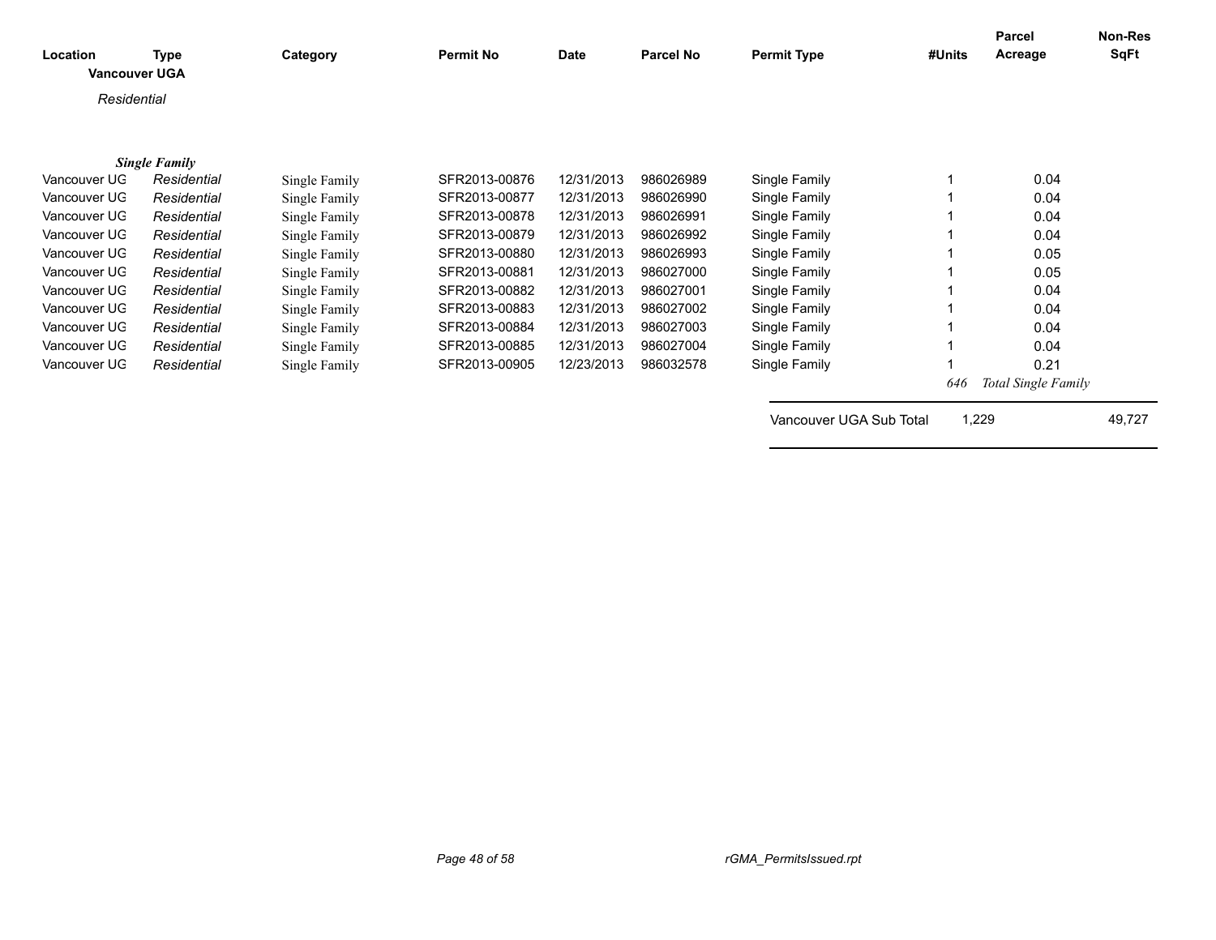| Location | Type | Category | Permit No | Date | Parcel No | Permit Type | #Units | Parcel Acreage | Non-Res SqFt |
|---|---|---|---|---|---|---|---|---|---|
| **Vancouver UGA** | | | | | | | | | |
| *Residential* | | | | | | | | | |
| | ***Single Family*** | | | | | | | | |
| Vancouver UG | *Residential* | Single Family | SFR2013-00876 | 12/31/2013 | 986026989 | Single Family | 1 | 0.04 | |
| Vancouver UG | *Residential* | Single Family | SFR2013-00877 | 12/31/2013 | 986026990 | Single Family | 1 | 0.04 | |
| Vancouver UG | *Residential* | Single Family | SFR2013-00878 | 12/31/2013 | 986026991 | Single Family | 1 | 0.04 | |
| Vancouver UG | *Residential* | Single Family | SFR2013-00879 | 12/31/2013 | 986026992 | Single Family | 1 | 0.04 | |
| Vancouver UG | *Residential* | Single Family | SFR2013-00880 | 12/31/2013 | 986026993 | Single Family | 1 | 0.05 | |
| Vancouver UG | *Residential* | Single Family | SFR2013-00881 | 12/31/2013 | 986027000 | Single Family | 1 | 0.05 | |
| Vancouver UG | *Residential* | Single Family | SFR2013-00882 | 12/31/2013 | 986027001 | Single Family | 1 | 0.04 | |
| Vancouver UG | *Residential* | Single Family | SFR2013-00883 | 12/31/2013 | 986027002 | Single Family | 1 | 0.04 | |
| Vancouver UG | *Residential* | Single Family | SFR2013-00884 | 12/31/2013 | 986027003 | Single Family | 1 | 0.04 | |
| Vancouver UG | *Residential* | Single Family | SFR2013-00885 | 12/31/2013 | 986027004 | Single Family | 1 | 0.04 | |
| Vancouver UG | *Residential* | Single Family | SFR2013-00905 | 12/23/2013 | 986032578 | Single Family | 1 | 0.21 | |
| | | | | | | | *646* | *Total Single Family* | |
| | | | | | | Vancouver UGA Sub Total | 1,229 | | 49,727 |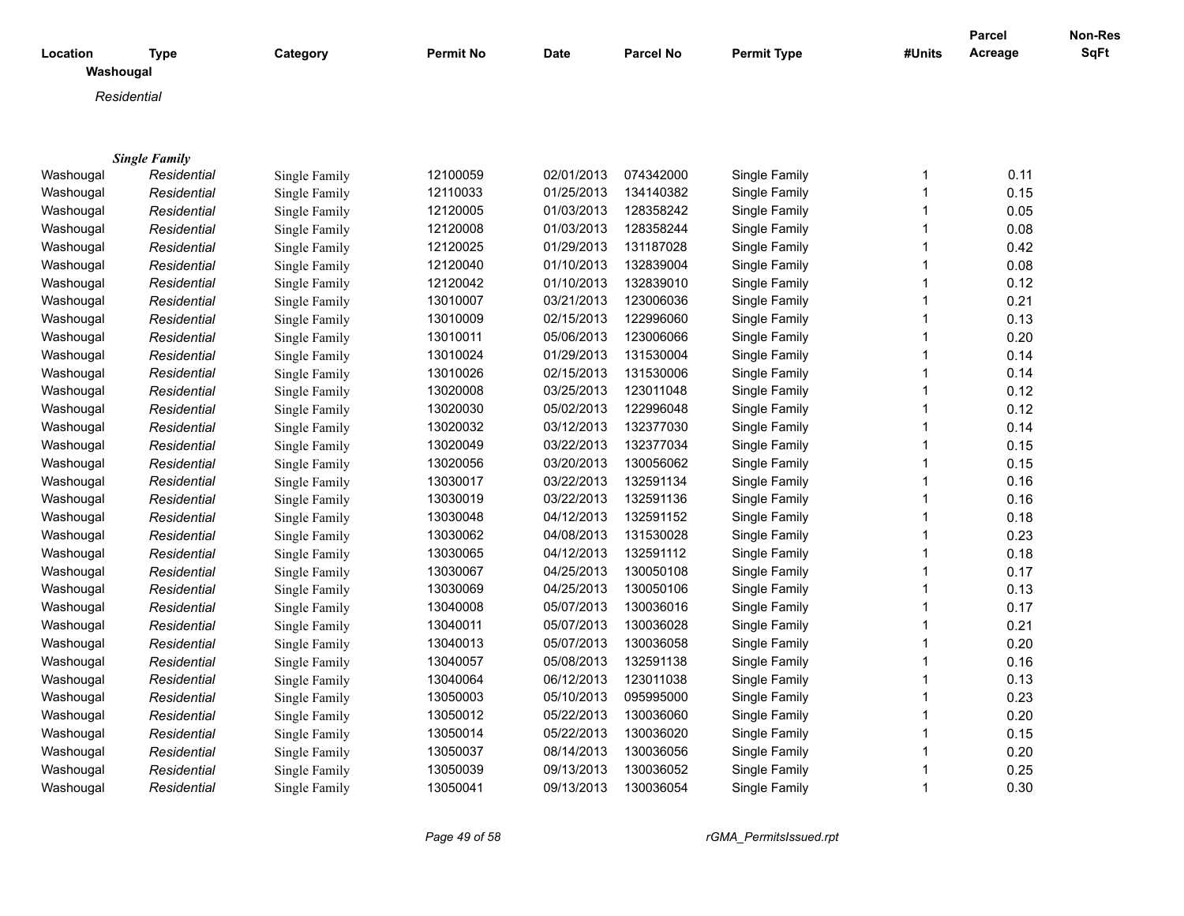| Location | Type | Category | Permit No | Date | Parcel No | Permit Type | #Units | Parcel Acreage | Non-Res SqFt |
|---|---|---|---|---|---|---|---|---|---|
| **Washougal** | | | | | | | | | |
| *Residential* | | | | | | | | | |
| ***Single Family*** | | | | | | | | | |
| Washougal | *Residential* | Single Family | 12100059 | 02/01/2013 | 074342000 | Single Family | 1 | 0.11 | |
| Washougal | *Residential* | Single Family | 12110033 | 01/25/2013 | 134140382 | Single Family | 1 | 0.15 | |
| Washougal | *Residential* | Single Family | 12120005 | 01/03/2013 | 128358242 | Single Family | 1 | 0.05 | |
| Washougal | *Residential* | Single Family | 12120008 | 01/03/2013 | 128358244 | Single Family | 1 | 0.08 | |
| Washougal | *Residential* | Single Family | 12120025 | 01/29/2013 | 131187028 | Single Family | 1 | 0.42 | |
| Washougal | *Residential* | Single Family | 12120040 | 01/10/2013 | 132839004 | Single Family | 1 | 0.08 | |
| Washougal | *Residential* | Single Family | 12120042 | 01/10/2013 | 132839010 | Single Family | 1 | 0.12 | |
| Washougal | *Residential* | Single Family | 13010007 | 03/21/2013 | 123006036 | Single Family | 1 | 0.21 | |
| Washougal | *Residential* | Single Family | 13010009 | 02/15/2013 | 122996060 | Single Family | 1 | 0.13 | |
| Washougal | *Residential* | Single Family | 13010011 | 05/06/2013 | 123006066 | Single Family | 1 | 0.20 | |
| Washougal | *Residential* | Single Family | 13010024 | 01/29/2013 | 131530004 | Single Family | 1 | 0.14 | |
| Washougal | *Residential* | Single Family | 13010026 | 02/15/2013 | 131530006 | Single Family | 1 | 0.14 | |
| Washougal | *Residential* | Single Family | 13020008 | 03/25/2013 | 123011048 | Single Family | 1 | 0.12 | |
| Washougal | *Residential* | Single Family | 13020030 | 05/02/2013 | 122996048 | Single Family | 1 | 0.12 | |
| Washougal | *Residential* | Single Family | 13020032 | 03/12/2013 | 132377030 | Single Family | 1 | 0.14 | |
| Washougal | *Residential* | Single Family | 13020049 | 03/22/2013 | 132377034 | Single Family | 1 | 0.15 | |
| Washougal | *Residential* | Single Family | 13020056 | 03/20/2013 | 130056062 | Single Family | 1 | 0.15 | |
| Washougal | *Residential* | Single Family | 13030017 | 03/22/2013 | 132591134 | Single Family | 1 | 0.16 | |
| Washougal | *Residential* | Single Family | 13030019 | 03/22/2013 | 132591136 | Single Family | 1 | 0.16 | |
| Washougal | *Residential* | Single Family | 13030048 | 04/12/2013 | 132591152 | Single Family | 1 | 0.18 | |
| Washougal | *Residential* | Single Family | 13030062 | 04/08/2013 | 131530028 | Single Family | 1 | 0.23 | |
| Washougal | *Residential* | Single Family | 13030065 | 04/12/2013 | 132591112 | Single Family | 1 | 0.18 | |
| Washougal | *Residential* | Single Family | 13030067 | 04/25/2013 | 130050108 | Single Family | 1 | 0.17 | |
| Washougal | *Residential* | Single Family | 13030069 | 04/25/2013 | 130050106 | Single Family | 1 | 0.13 | |
| Washougal | *Residential* | Single Family | 13040008 | 05/07/2013 | 130036016 | Single Family | 1 | 0.17 | |
| Washougal | *Residential* | Single Family | 13040011 | 05/07/2013 | 130036028 | Single Family | 1 | 0.21 | |
| Washougal | *Residential* | Single Family | 13040013 | 05/07/2013 | 130036058 | Single Family | 1 | 0.20 | |
| Washougal | *Residential* | Single Family | 13040057 | 05/08/2013 | 132591138 | Single Family | 1 | 0.16 | |
| Washougal | *Residential* | Single Family | 13040064 | 06/12/2013 | 123011038 | Single Family | 1 | 0.13 | |
| Washougal | *Residential* | Single Family | 13050003 | 05/10/2013 | 095995000 | Single Family | 1 | 0.23 | |
| Washougal | *Residential* | Single Family | 13050012 | 05/22/2013 | 130036060 | Single Family | 1 | 0.20 | |
| Washougal | *Residential* | Single Family | 13050014 | 05/22/2013 | 130036020 | Single Family | 1 | 0.15 | |
| Washougal | *Residential* | Single Family | 13050037 | 08/14/2013 | 130036056 | Single Family | 1 | 0.20 | |
| Washougal | *Residential* | Single Family | 13050039 | 09/13/2013 | 130036052 | Single Family | 1 | 0.25 | |
| Washougal | *Residential* | Single Family | 13050041 | 09/13/2013 | 130036054 | Single Family | 1 | 0.30 | |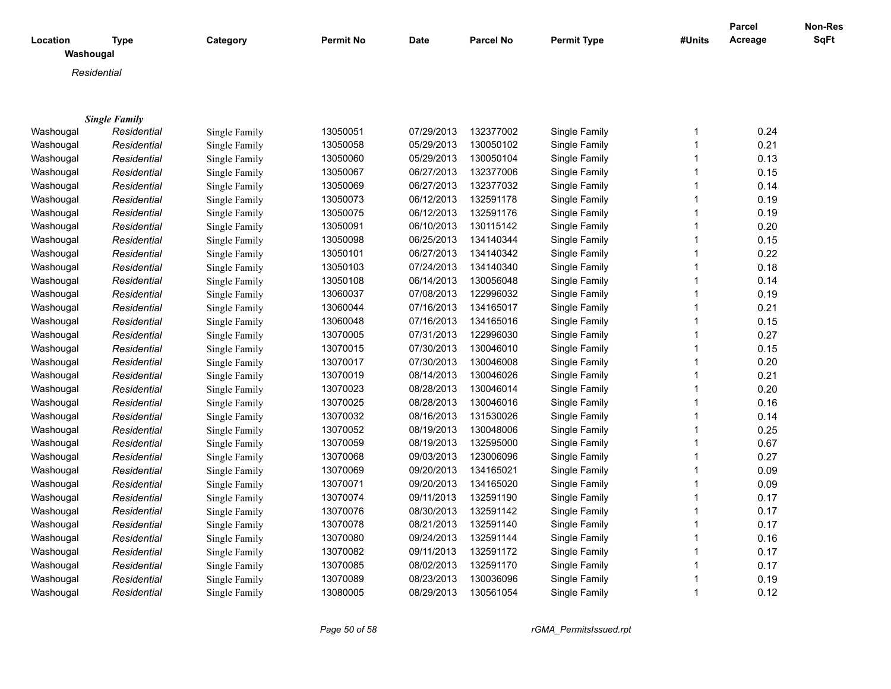| Location | Type | Category | Permit No | Date | Parcel No | Permit Type | #Units | Parcel Acreage | Non-Res SqFt |
|---|---|---|---|---|---|---|---|---|---|
| **Washougal** | | | | | | | | | |
| *Residential* | | | | | | | | | |
| ***Single Family*** | | | | | | | | | |
| Washougal | *Residential* | Single Family | 13050051 | 07/29/2013 | 132377002 | Single Family | 1 | 0.24 | |
| Washougal | *Residential* | Single Family | 13050058 | 05/29/2013 | 130050102 | Single Family | 1 | 0.21 | |
| Washougal | *Residential* | Single Family | 13050060 | 05/29/2013 | 130050104 | Single Family | 1 | 0.13 | |
| Washougal | *Residential* | Single Family | 13050067 | 06/27/2013 | 132377006 | Single Family | 1 | 0.15 | |
| Washougal | *Residential* | Single Family | 13050069 | 06/27/2013 | 132377032 | Single Family | 1 | 0.14 | |
| Washougal | *Residential* | Single Family | 13050073 | 06/12/2013 | 132591178 | Single Family | 1 | 0.19 | |
| Washougal | *Residential* | Single Family | 13050075 | 06/12/2013 | 132591176 | Single Family | 1 | 0.19 | |
| Washougal | *Residential* | Single Family | 13050091 | 06/10/2013 | 130115142 | Single Family | 1 | 0.20 | |
| Washougal | *Residential* | Single Family | 13050098 | 06/25/2013 | 134140344 | Single Family | 1 | 0.15 | |
| Washougal | *Residential* | Single Family | 13050101 | 06/27/2013 | 134140342 | Single Family | 1 | 0.22 | |
| Washougal | *Residential* | Single Family | 13050103 | 07/24/2013 | 134140340 | Single Family | 1 | 0.18 | |
| Washougal | *Residential* | Single Family | 13050108 | 06/14/2013 | 130056048 | Single Family | 1 | 0.14 | |
| Washougal | *Residential* | Single Family | 13060037 | 07/08/2013 | 122996032 | Single Family | 1 | 0.19 | |
| Washougal | *Residential* | Single Family | 13060044 | 07/16/2013 | 134165017 | Single Family | 1 | 0.21 | |
| Washougal | *Residential* | Single Family | 13060048 | 07/16/2013 | 134165016 | Single Family | 1 | 0.15 | |
| Washougal | *Residential* | Single Family | 13070005 | 07/31/2013 | 122996030 | Single Family | 1 | 0.27 | |
| Washougal | *Residential* | Single Family | 13070015 | 07/30/2013 | 130046010 | Single Family | 1 | 0.15 | |
| Washougal | *Residential* | Single Family | 13070017 | 07/30/2013 | 130046008 | Single Family | 1 | 0.20 | |
| Washougal | *Residential* | Single Family | 13070019 | 08/14/2013 | 130046026 | Single Family | 1 | 0.21 | |
| Washougal | *Residential* | Single Family | 13070023 | 08/28/2013 | 130046014 | Single Family | 1 | 0.20 | |
| Washougal | *Residential* | Single Family | 13070025 | 08/28/2013 | 130046016 | Single Family | 1 | 0.16 | |
| Washougal | *Residential* | Single Family | 13070032 | 08/16/2013 | 131530026 | Single Family | 1 | 0.14 | |
| Washougal | *Residential* | Single Family | 13070052 | 08/19/2013 | 130048006 | Single Family | 1 | 0.25 | |
| Washougal | *Residential* | Single Family | 13070059 | 08/19/2013 | 132595000 | Single Family | 1 | 0.67 | |
| Washougal | *Residential* | Single Family | 13070068 | 09/03/2013 | 123006096 | Single Family | 1 | 0.27 | |
| Washougal | *Residential* | Single Family | 13070069 | 09/20/2013 | 134165021 | Single Family | 1 | 0.09 | |
| Washougal | *Residential* | Single Family | 13070071 | 09/20/2013 | 134165020 | Single Family | 1 | 0.09 | |
| Washougal | *Residential* | Single Family | 13070074 | 09/11/2013 | 132591190 | Single Family | 1 | 0.17 | |
| Washougal | *Residential* | Single Family | 13070076 | 08/30/2013 | 132591142 | Single Family | 1 | 0.17 | |
| Washougal | *Residential* | Single Family | 13070078 | 08/21/2013 | 132591140 | Single Family | 1 | 0.17 | |
| Washougal | *Residential* | Single Family | 13070080 | 09/24/2013 | 132591144 | Single Family | 1 | 0.16 | |
| Washougal | *Residential* | Single Family | 13070082 | 09/11/2013 | 132591172 | Single Family | 1 | 0.17 | |
| Washougal | *Residential* | Single Family | 13070085 | 08/02/2013 | 132591170 | Single Family | 1 | 0.17 | |
| Washougal | *Residential* | Single Family | 13070089 | 08/23/2013 | 130036096 | Single Family | 1 | 0.19 | |
| Washougal | *Residential* | Single Family | 13080005 | 08/29/2013 | 130561054 | Single Family | 1 | 0.12 | |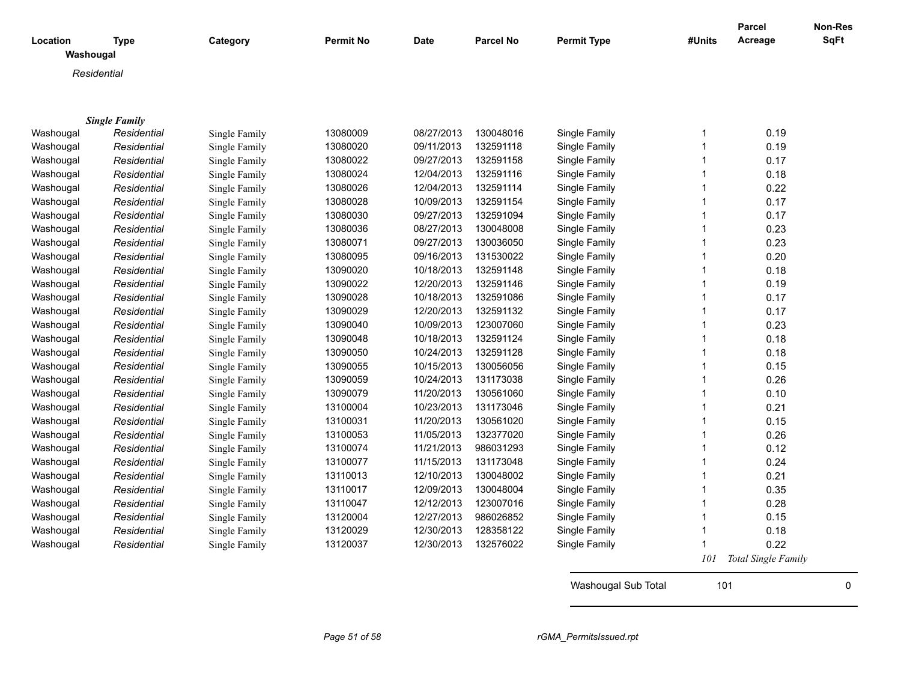| Location | Type | Category | Permit No | Date | Parcel No | Permit Type | #Units | Parcel Acreage | Non-Res SqFt |
|---|---|---|---|---|---|---|---|---|---|

**Washougal**

*Residential*

***Single Family***

| Location | Type | Category | Permit No | Date | Parcel No | Permit Type | #Units | Parcel Acreage | Non-Res SqFt |
|---|---|---|---|---|---|---|---|---|---|
| Washougal | *Residential* | Single Family | 13080009 | 08/27/2013 | 130048016 | Single Family | 1 | 0.19 | |
| Washougal | *Residential* | Single Family | 13080020 | 09/11/2013 | 132591118 | Single Family | 1 | 0.19 | |
| Washougal | *Residential* | Single Family | 13080022 | 09/27/2013 | 132591158 | Single Family | 1 | 0.17 | |
| Washougal | *Residential* | Single Family | 13080024 | 12/04/2013 | 132591116 | Single Family | 1 | 0.18 | |
| Washougal | *Residential* | Single Family | 13080026 | 12/04/2013 | 132591114 | Single Family | 1 | 0.22 | |
| Washougal | *Residential* | Single Family | 13080028 | 10/09/2013 | 132591154 | Single Family | 1 | 0.17 | |
| Washougal | *Residential* | Single Family | 13080030 | 09/27/2013 | 132591094 | Single Family | 1 | 0.17 | |
| Washougal | *Residential* | Single Family | 13080036 | 08/27/2013 | 130048008 | Single Family | 1 | 0.23 | |
| Washougal | *Residential* | Single Family | 13080071 | 09/27/2013 | 130036050 | Single Family | 1 | 0.23 | |
| Washougal | *Residential* | Single Family | 13080095 | 09/16/2013 | 131530022 | Single Family | 1 | 0.20 | |
| Washougal | *Residential* | Single Family | 13090020 | 10/18/2013 | 132591148 | Single Family | 1 | 0.18 | |
| Washougal | *Residential* | Single Family | 13090022 | 12/20/2013 | 132591146 | Single Family | 1 | 0.19 | |
| Washougal | *Residential* | Single Family | 13090028 | 10/18/2013 | 132591086 | Single Family | 1 | 0.17 | |
| Washougal | *Residential* | Single Family | 13090029 | 12/20/2013 | 132591132 | Single Family | 1 | 0.17 | |
| Washougal | *Residential* | Single Family | 13090040 | 10/09/2013 | 123007060 | Single Family | 1 | 0.23 | |
| Washougal | *Residential* | Single Family | 13090048 | 10/18/2013 | 132591124 | Single Family | 1 | 0.18 | |
| Washougal | *Residential* | Single Family | 13090050 | 10/24/2013 | 132591128 | Single Family | 1 | 0.18 | |
| Washougal | *Residential* | Single Family | 13090055 | 10/15/2013 | 130056056 | Single Family | 1 | 0.15 | |
| Washougal | *Residential* | Single Family | 13090059 | 10/24/2013 | 131173038 | Single Family | 1 | 0.26 | |
| Washougal | *Residential* | Single Family | 13090079 | 11/20/2013 | 130561060 | Single Family | 1 | 0.10 | |
| Washougal | *Residential* | Single Family | 13100004 | 10/23/2013 | 131173046 | Single Family | 1 | 0.21 | |
| Washougal | *Residential* | Single Family | 13100031 | 11/20/2013 | 130561020 | Single Family | 1 | 0.15 | |
| Washougal | *Residential* | Single Family | 13100053 | 11/05/2013 | 132377020 | Single Family | 1 | 0.26 | |
| Washougal | *Residential* | Single Family | 13100074 | 11/21/2013 | 986031293 | Single Family | 1 | 0.12 | |
| Washougal | *Residential* | Single Family | 13100077 | 11/15/2013 | 131173048 | Single Family | 1 | 0.24 | |
| Washougal | *Residential* | Single Family | 13110013 | 12/10/2013 | 130048002 | Single Family | 1 | 0.21 | |
| Washougal | *Residential* | Single Family | 13110017 | 12/09/2013 | 130048004 | Single Family | 1 | 0.35 | |
| Washougal | *Residential* | Single Family | 13110047 | 12/12/2013 | 123007016 | Single Family | 1 | 0.28 | |
| Washougal | *Residential* | Single Family | 13120004 | 12/27/2013 | 986026852 | Single Family | 1 | 0.15 | |
| Washougal | *Residential* | Single Family | 13120029 | 12/30/2013 | 128358122 | Single Family | 1 | 0.18 | |
| Washougal | *Residential* | Single Family | 13120037 | 12/30/2013 | 132576022 | Single Family | 1 | 0.22 | |
| | | | | | | | *101* | *Total Single Family* | |

| | | |
|---|---|---|
| Washougal Sub Total | 101 | 0 |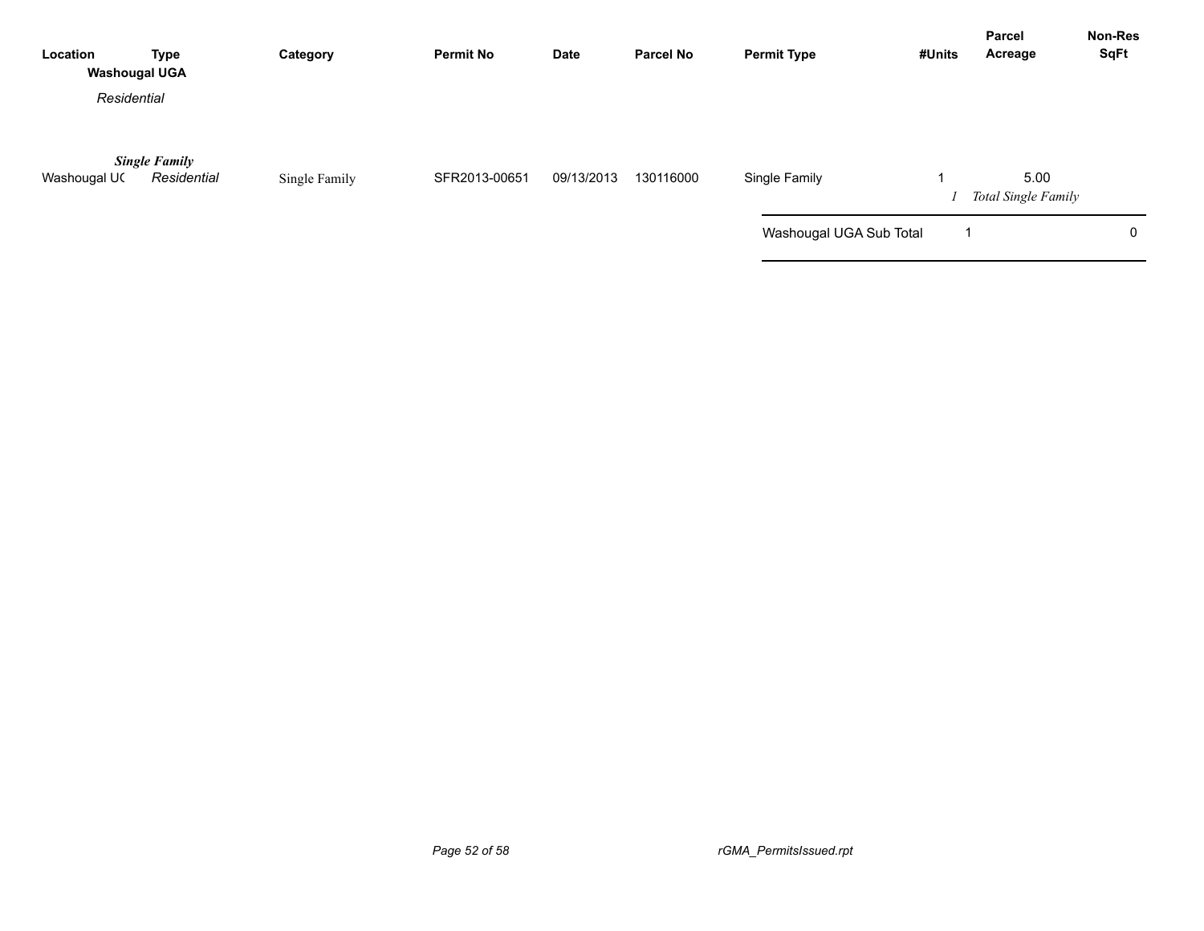| Location | Type | Category | Permit No | Date | Parcel No | Permit Type | #Units | Parcel Acreage | Non-Res SqFt |
|---|---|---|---|---|---|---|---|---|---|
| **Washougal UGA** | | | | | | | | | |
| *Residential* | | | | | | | | | |
| | ***Single Family*** | | | | | | | | |
| Washougal UC | *Residential* | Single Family | SFR2013-00651 | 09/13/2013 | 130116000 | Single Family | 1 | 5.00 | |
| | | | | | | | *1* | *Total Single Family* | |
| | | | | | | Washougal UGA Sub Total | 1 | | 0 |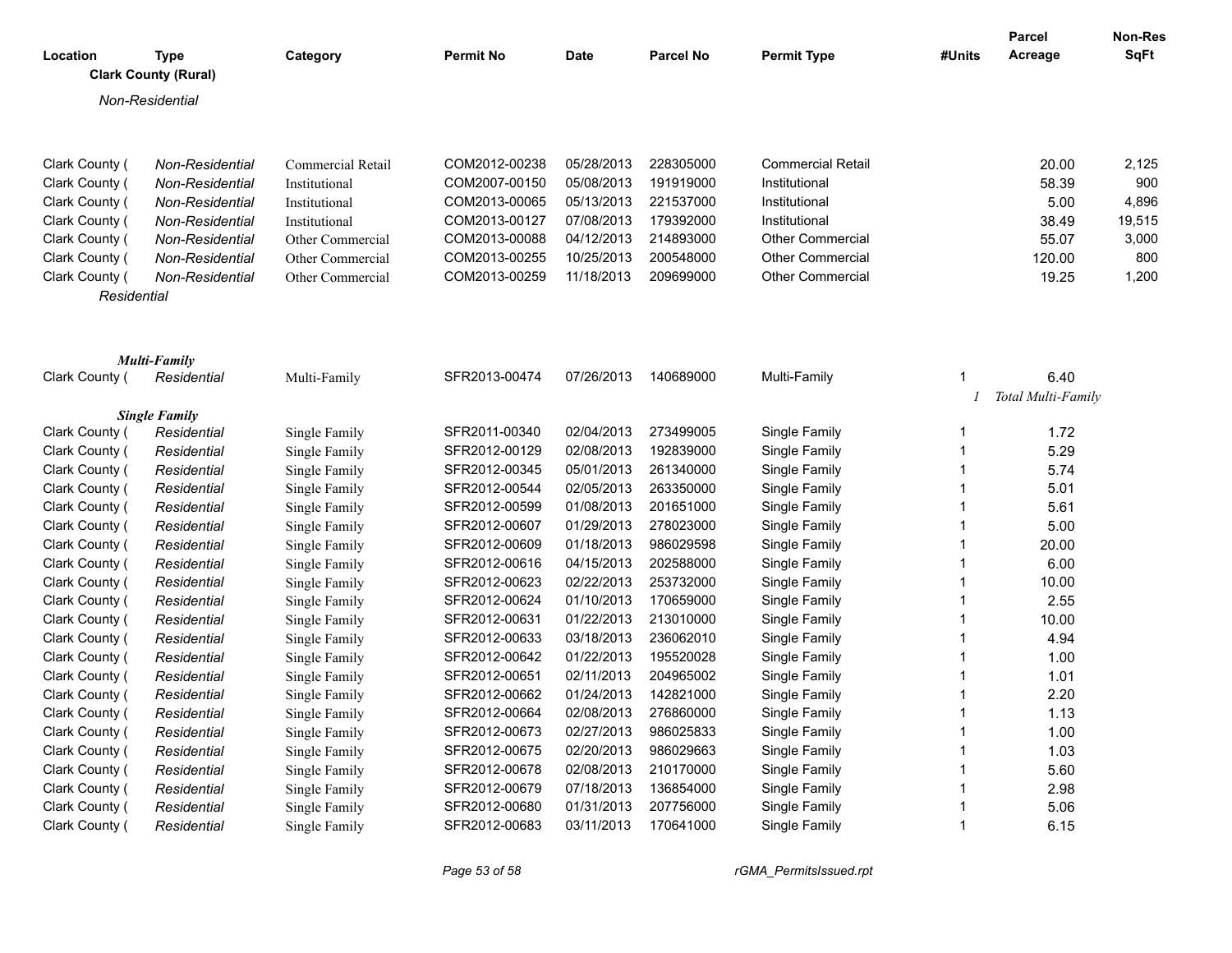| Location | Type | Category | Permit No | Date | Parcel No | Permit Type | #Units | Parcel Acreage | Non-Res SqFt |
|---|---|---|---|---|---|---|---|---|---|
| **Clark County (Rural)** | | | | | | | | | |
| *Non-Residential* | | | | | | | | | |
| Clark County ( | *Non-Residential* | Commercial Retail | COM2012-00238 | 05/28/2013 | 228305000 | Commercial Retail | | 20.00 | 2,125 |
| Clark County ( | *Non-Residential* | Institutional | COM2007-00150 | 05/08/2013 | 191919000 | Institutional | | 58.39 | 900 |
| Clark County ( | *Non-Residential* | Institutional | COM2013-00065 | 05/13/2013 | 221537000 | Institutional | | 5.00 | 4,896 |
| Clark County ( | *Non-Residential* | Institutional | COM2013-00127 | 07/08/2013 | 179392000 | Institutional | | 38.49 | 19,515 |
| Clark County ( | *Non-Residential* | Other Commercial | COM2013-00088 | 04/12/2013 | 214893000 | Other Commercial | | 55.07 | 3,000 |
| Clark County ( | *Non-Residential* | Other Commercial | COM2013-00255 | 10/25/2013 | 200548000 | Other Commercial | | 120.00 | 800 |
| Clark County ( | *Non-Residential* | Other Commercial | COM2013-00259 | 11/18/2013 | 209699000 | Other Commercial | | 19.25 | 1,200 |
| *Residential* | | | | | | | | | |
| ***Multi-Family*** | | | | | | | | | |
| Clark County ( | *Residential* | Multi-Family | SFR2013-00474 | 07/26/2013 | 140689000 | Multi-Family | 1 | 6.40 | |
| | | | | | | | *1* | *Total Multi-Family* | |
| ***Single Family*** | | | | | | | | | |
| Clark County ( | *Residential* | Single Family | SFR2011-00340 | 02/04/2013 | 273499005 | Single Family | 1 | 1.72 | |
| Clark County ( | *Residential* | Single Family | SFR2012-00129 | 02/08/2013 | 192839000 | Single Family | 1 | 5.29 | |
| Clark County ( | *Residential* | Single Family | SFR2012-00345 | 05/01/2013 | 261340000 | Single Family | 1 | 5.74 | |
| Clark County ( | *Residential* | Single Family | SFR2012-00544 | 02/05/2013 | 263350000 | Single Family | 1 | 5.01 | |
| Clark County ( | *Residential* | Single Family | SFR2012-00599 | 01/08/2013 | 201651000 | Single Family | 1 | 5.61 | |
| Clark County ( | *Residential* | Single Family | SFR2012-00607 | 01/29/2013 | 278023000 | Single Family | 1 | 5.00 | |
| Clark County ( | *Residential* | Single Family | SFR2012-00609 | 01/18/2013 | 986029598 | Single Family | 1 | 20.00 | |
| Clark County ( | *Residential* | Single Family | SFR2012-00616 | 04/15/2013 | 202588000 | Single Family | 1 | 6.00 | |
| Clark County ( | *Residential* | Single Family | SFR2012-00623 | 02/22/2013 | 253732000 | Single Family | 1 | 10.00 | |
| Clark County ( | *Residential* | Single Family | SFR2012-00624 | 01/10/2013 | 170659000 | Single Family | 1 | 2.55 | |
| Clark County ( | *Residential* | Single Family | SFR2012-00631 | 01/22/2013 | 213010000 | Single Family | 1 | 10.00 | |
| Clark County ( | *Residential* | Single Family | SFR2012-00633 | 03/18/2013 | 236062010 | Single Family | 1 | 4.94 | |
| Clark County ( | *Residential* | Single Family | SFR2012-00642 | 01/22/2013 | 195520028 | Single Family | 1 | 1.00 | |
| Clark County ( | *Residential* | Single Family | SFR2012-00651 | 02/11/2013 | 204965002 | Single Family | 1 | 1.01 | |
| Clark County ( | *Residential* | Single Family | SFR2012-00662 | 01/24/2013 | 142821000 | Single Family | 1 | 2.20 | |
| Clark County ( | *Residential* | Single Family | SFR2012-00664 | 02/08/2013 | 276860000 | Single Family | 1 | 1.13 | |
| Clark County ( | *Residential* | Single Family | SFR2012-00673 | 02/27/2013 | 986025833 | Single Family | 1 | 1.00 | |
| Clark County ( | *Residential* | Single Family | SFR2012-00675 | 02/20/2013 | 986029663 | Single Family | 1 | 1.03 | |
| Clark County ( | *Residential* | Single Family | SFR2012-00678 | 02/08/2013 | 210170000 | Single Family | 1 | 5.60 | |
| Clark County ( | *Residential* | Single Family | SFR2012-00679 | 07/18/2013 | 136854000 | Single Family | 1 | 2.98 | |
| Clark County ( | *Residential* | Single Family | SFR2012-00680 | 01/31/2013 | 207756000 | Single Family | 1 | 5.06 | |
| Clark County ( | *Residential* | Single Family | SFR2012-00683 | 03/11/2013 | 170641000 | Single Family | 1 | 6.15 | |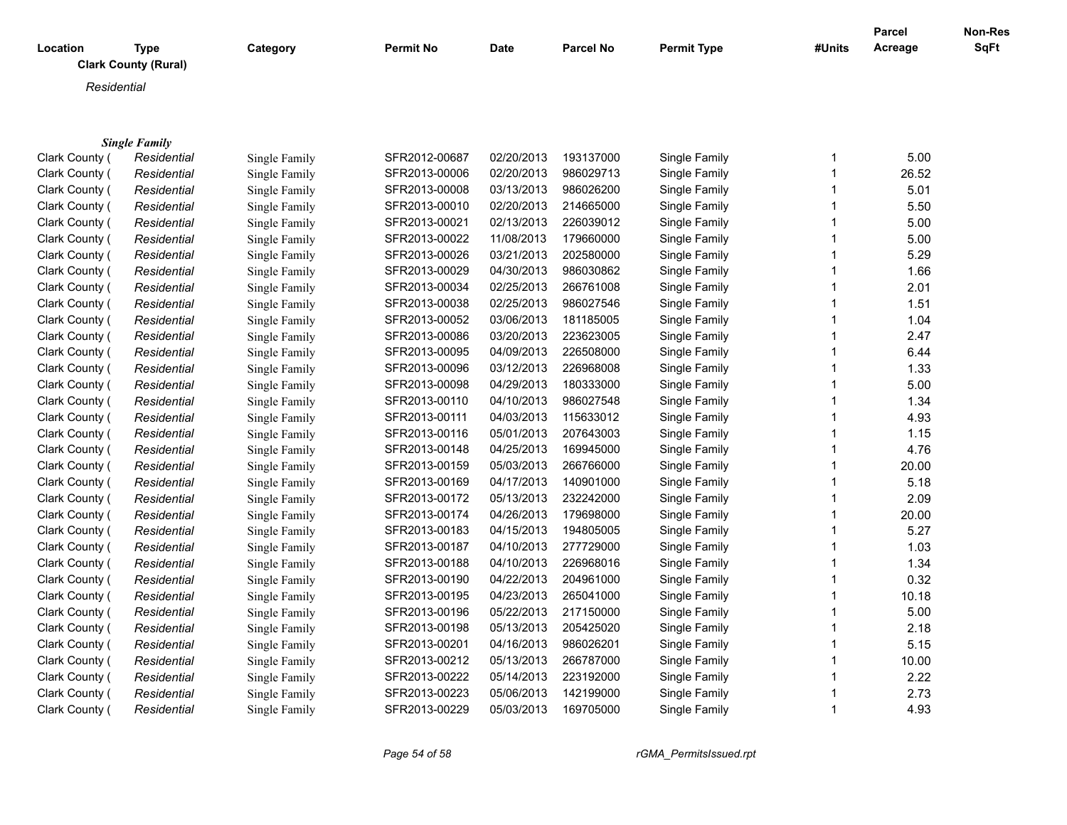| Location | Type | Category | Permit No | Date | Parcel No | Permit Type | #Units | Parcel Acreage | Non-Res SqFt |
|---|---|---|---|---|---|---|---|---|---|

**Clark County (Rural)**

*Residential*

***Single Family***

| Location | Type | Category | Permit No | Date | Parcel No | Permit Type | #Units | Parcel Acreage | Non-Res SqFt |
|---|---|---|---|---|---|---|---|---|---|
| Clark County ( | *Residential* | Single Family | SFR2012-00687 | 02/20/2013 | 193137000 | Single Family | 1 | 5.00 | |
| Clark County ( | *Residential* | Single Family | SFR2013-00006 | 02/20/2013 | 986029713 | Single Family | 1 | 26.52 | |
| Clark County ( | *Residential* | Single Family | SFR2013-00008 | 03/13/2013 | 986026200 | Single Family | 1 | 5.01 | |
| Clark County ( | *Residential* | Single Family | SFR2013-00010 | 02/20/2013 | 214665000 | Single Family | 1 | 5.50 | |
| Clark County ( | *Residential* | Single Family | SFR2013-00021 | 02/13/2013 | 226039012 | Single Family | 1 | 5.00 | |
| Clark County ( | *Residential* | Single Family | SFR2013-00022 | 11/08/2013 | 179660000 | Single Family | 1 | 5.00 | |
| Clark County ( | *Residential* | Single Family | SFR2013-00026 | 03/21/2013 | 202580000 | Single Family | 1 | 5.29 | |
| Clark County ( | *Residential* | Single Family | SFR2013-00029 | 04/30/2013 | 986030862 | Single Family | 1 | 1.66 | |
| Clark County ( | *Residential* | Single Family | SFR2013-00034 | 02/25/2013 | 266761008 | Single Family | 1 | 2.01 | |
| Clark County ( | *Residential* | Single Family | SFR2013-00038 | 02/25/2013 | 986027546 | Single Family | 1 | 1.51 | |
| Clark County ( | *Residential* | Single Family | SFR2013-00052 | 03/06/2013 | 181185005 | Single Family | 1 | 1.04 | |
| Clark County ( | *Residential* | Single Family | SFR2013-00086 | 03/20/2013 | 223623005 | Single Family | 1 | 2.47 | |
| Clark County ( | *Residential* | Single Family | SFR2013-00095 | 04/09/2013 | 226508000 | Single Family | 1 | 6.44 | |
| Clark County ( | *Residential* | Single Family | SFR2013-00096 | 03/12/2013 | 226968008 | Single Family | 1 | 1.33 | |
| Clark County ( | *Residential* | Single Family | SFR2013-00098 | 04/29/2013 | 180333000 | Single Family | 1 | 5.00 | |
| Clark County ( | *Residential* | Single Family | SFR2013-00110 | 04/10/2013 | 986027548 | Single Family | 1 | 1.34 | |
| Clark County ( | *Residential* | Single Family | SFR2013-00111 | 04/03/2013 | 115633012 | Single Family | 1 | 4.93 | |
| Clark County ( | *Residential* | Single Family | SFR2013-00116 | 05/01/2013 | 207643003 | Single Family | 1 | 1.15 | |
| Clark County ( | *Residential* | Single Family | SFR2013-00148 | 04/25/2013 | 169945000 | Single Family | 1 | 4.76 | |
| Clark County ( | *Residential* | Single Family | SFR2013-00159 | 05/03/2013 | 266766000 | Single Family | 1 | 20.00 | |
| Clark County ( | *Residential* | Single Family | SFR2013-00169 | 04/17/2013 | 140901000 | Single Family | 1 | 5.18 | |
| Clark County ( | *Residential* | Single Family | SFR2013-00172 | 05/13/2013 | 232242000 | Single Family | 1 | 2.09 | |
| Clark County ( | *Residential* | Single Family | SFR2013-00174 | 04/26/2013 | 179698000 | Single Family | 1 | 20.00 | |
| Clark County ( | *Residential* | Single Family | SFR2013-00183 | 04/15/2013 | 194805005 | Single Family | 1 | 5.27 | |
| Clark County ( | *Residential* | Single Family | SFR2013-00187 | 04/10/2013 | 277729000 | Single Family | 1 | 1.03 | |
| Clark County ( | *Residential* | Single Family | SFR2013-00188 | 04/10/2013 | 226968016 | Single Family | 1 | 1.34 | |
| Clark County ( | *Residential* | Single Family | SFR2013-00190 | 04/22/2013 | 204961000 | Single Family | 1 | 0.32 | |
| Clark County ( | *Residential* | Single Family | SFR2013-00195 | 04/23/2013 | 265041000 | Single Family | 1 | 10.18 | |
| Clark County ( | *Residential* | Single Family | SFR2013-00196 | 05/22/2013 | 217150000 | Single Family | 1 | 5.00 | |
| Clark County ( | *Residential* | Single Family | SFR2013-00198 | 05/13/2013 | 205425020 | Single Family | 1 | 2.18 | |
| Clark County ( | *Residential* | Single Family | SFR2013-00201 | 04/16/2013 | 986026201 | Single Family | 1 | 5.15 | |
| Clark County ( | *Residential* | Single Family | SFR2013-00212 | 05/13/2013 | 266787000 | Single Family | 1 | 10.00 | |
| Clark County ( | *Residential* | Single Family | SFR2013-00222 | 05/14/2013 | 223192000 | Single Family | 1 | 2.22 | |
| Clark County ( | *Residential* | Single Family | SFR2013-00223 | 05/06/2013 | 142199000 | Single Family | 1 | 2.73 | |
| Clark County ( | *Residential* | Single Family | SFR2013-00229 | 05/03/2013 | 169705000 | Single Family | 1 | 4.93 | |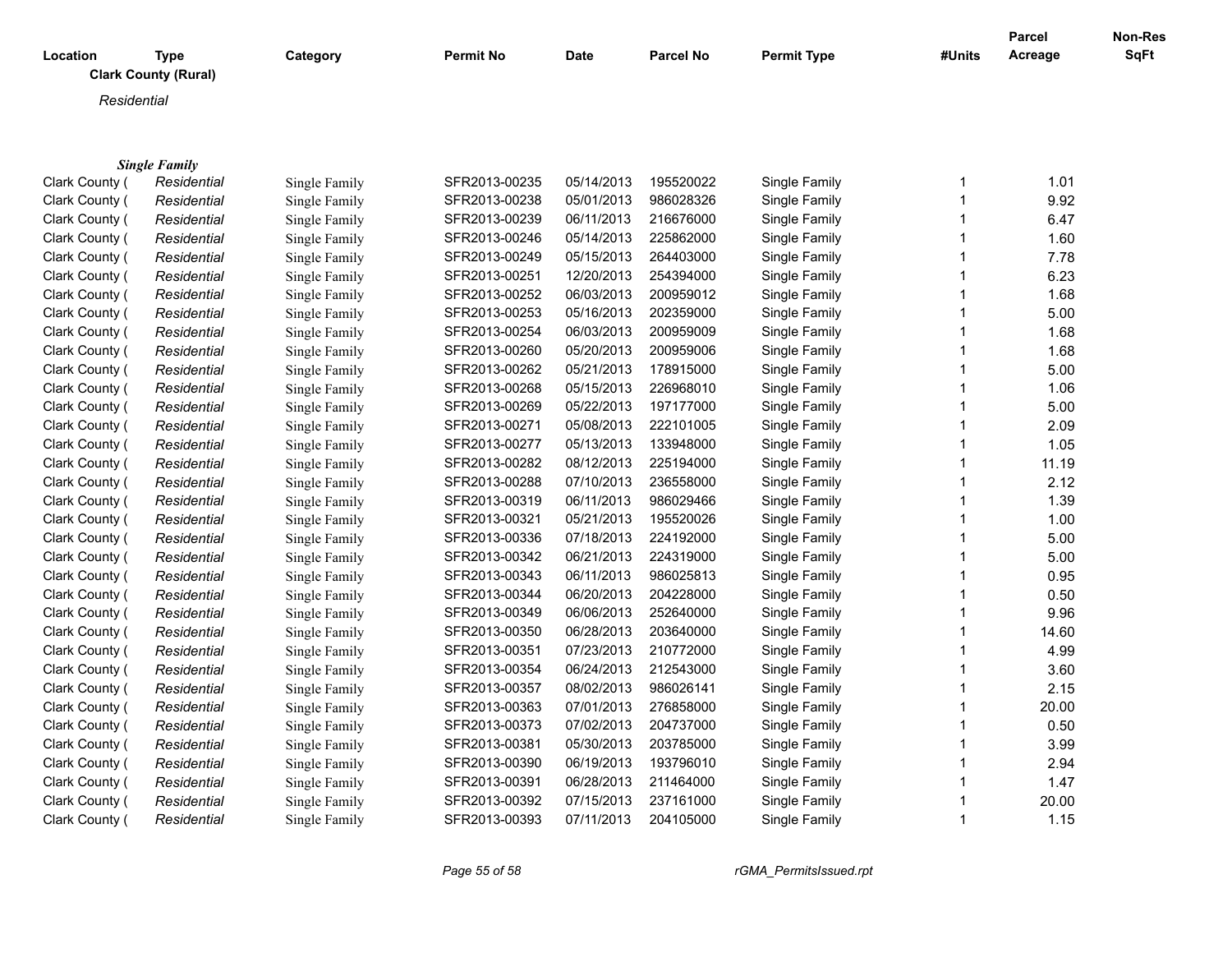| Location | Type | Category | Permit No | Date | Parcel No | Permit Type | #Units | Parcel Acreage | Non-Res SqFt |
|---|---|---|---|---|---|---|---|---|---|

**Clark County (Rural)**

*Residential*

***Single Family***

| Location | Type | Category | Permit No | Date | Parcel No | Permit Type | #Units | Parcel Acreage | Non-Res SqFt |
|---|---|---|---|---|---|---|---|---|---|
| Clark County ( | *Residential* | Single Family | SFR2013-00235 | 05/14/2013 | 195520022 | Single Family | 1 | 1.01 | |
| Clark County ( | *Residential* | Single Family | SFR2013-00238 | 05/01/2013 | 986028326 | Single Family | 1 | 9.92 | |
| Clark County ( | *Residential* | Single Family | SFR2013-00239 | 06/11/2013 | 216676000 | Single Family | 1 | 6.47 | |
| Clark County ( | *Residential* | Single Family | SFR2013-00246 | 05/14/2013 | 225862000 | Single Family | 1 | 1.60 | |
| Clark County ( | *Residential* | Single Family | SFR2013-00249 | 05/15/2013 | 264403000 | Single Family | 1 | 7.78 | |
| Clark County ( | *Residential* | Single Family | SFR2013-00251 | 12/20/2013 | 254394000 | Single Family | 1 | 6.23 | |
| Clark County ( | *Residential* | Single Family | SFR2013-00252 | 06/03/2013 | 200959012 | Single Family | 1 | 1.68 | |
| Clark County ( | *Residential* | Single Family | SFR2013-00253 | 05/16/2013 | 202359000 | Single Family | 1 | 5.00 | |
| Clark County ( | *Residential* | Single Family | SFR2013-00254 | 06/03/2013 | 200959009 | Single Family | 1 | 1.68 | |
| Clark County ( | *Residential* | Single Family | SFR2013-00260 | 05/20/2013 | 200959006 | Single Family | 1 | 1.68 | |
| Clark County ( | *Residential* | Single Family | SFR2013-00262 | 05/21/2013 | 178915000 | Single Family | 1 | 5.00 | |
| Clark County ( | *Residential* | Single Family | SFR2013-00268 | 05/15/2013 | 226968010 | Single Family | 1 | 1.06 | |
| Clark County ( | *Residential* | Single Family | SFR2013-00269 | 05/22/2013 | 197177000 | Single Family | 1 | 5.00 | |
| Clark County ( | *Residential* | Single Family | SFR2013-00271 | 05/08/2013 | 222101005 | Single Family | 1 | 2.09 | |
| Clark County ( | *Residential* | Single Family | SFR2013-00277 | 05/13/2013 | 133948000 | Single Family | 1 | 1.05 | |
| Clark County ( | *Residential* | Single Family | SFR2013-00282 | 08/12/2013 | 225194000 | Single Family | 1 | 11.19 | |
| Clark County ( | *Residential* | Single Family | SFR2013-00288 | 07/10/2013 | 236558000 | Single Family | 1 | 2.12 | |
| Clark County ( | *Residential* | Single Family | SFR2013-00319 | 06/11/2013 | 986029466 | Single Family | 1 | 1.39 | |
| Clark County ( | *Residential* | Single Family | SFR2013-00321 | 05/21/2013 | 195520026 | Single Family | 1 | 1.00 | |
| Clark County ( | *Residential* | Single Family | SFR2013-00336 | 07/18/2013 | 224192000 | Single Family | 1 | 5.00 | |
| Clark County ( | *Residential* | Single Family | SFR2013-00342 | 06/21/2013 | 224319000 | Single Family | 1 | 5.00 | |
| Clark County ( | *Residential* | Single Family | SFR2013-00343 | 06/11/2013 | 986025813 | Single Family | 1 | 0.95 | |
| Clark County ( | *Residential* | Single Family | SFR2013-00344 | 06/20/2013 | 204228000 | Single Family | 1 | 0.50 | |
| Clark County ( | *Residential* | Single Family | SFR2013-00349 | 06/06/2013 | 252640000 | Single Family | 1 | 9.96 | |
| Clark County ( | *Residential* | Single Family | SFR2013-00350 | 06/28/2013 | 203640000 | Single Family | 1 | 14.60 | |
| Clark County ( | *Residential* | Single Family | SFR2013-00351 | 07/23/2013 | 210772000 | Single Family | 1 | 4.99 | |
| Clark County ( | *Residential* | Single Family | SFR2013-00354 | 06/24/2013 | 212543000 | Single Family | 1 | 3.60 | |
| Clark County ( | *Residential* | Single Family | SFR2013-00357 | 08/02/2013 | 986026141 | Single Family | 1 | 2.15 | |
| Clark County ( | *Residential* | Single Family | SFR2013-00363 | 07/01/2013 | 276858000 | Single Family | 1 | 20.00 | |
| Clark County ( | *Residential* | Single Family | SFR2013-00373 | 07/02/2013 | 204737000 | Single Family | 1 | 0.50 | |
| Clark County ( | *Residential* | Single Family | SFR2013-00381 | 05/30/2013 | 203785000 | Single Family | 1 | 3.99 | |
| Clark County ( | *Residential* | Single Family | SFR2013-00390 | 06/19/2013 | 193796010 | Single Family | 1 | 2.94 | |
| Clark County ( | *Residential* | Single Family | SFR2013-00391 | 06/28/2013 | 211464000 | Single Family | 1 | 1.47 | |
| Clark County ( | *Residential* | Single Family | SFR2013-00392 | 07/15/2013 | 237161000 | Single Family | 1 | 20.00 | |
| Clark County ( | *Residential* | Single Family | SFR2013-00393 | 07/11/2013 | 204105000 | Single Family | 1 | 1.15 | |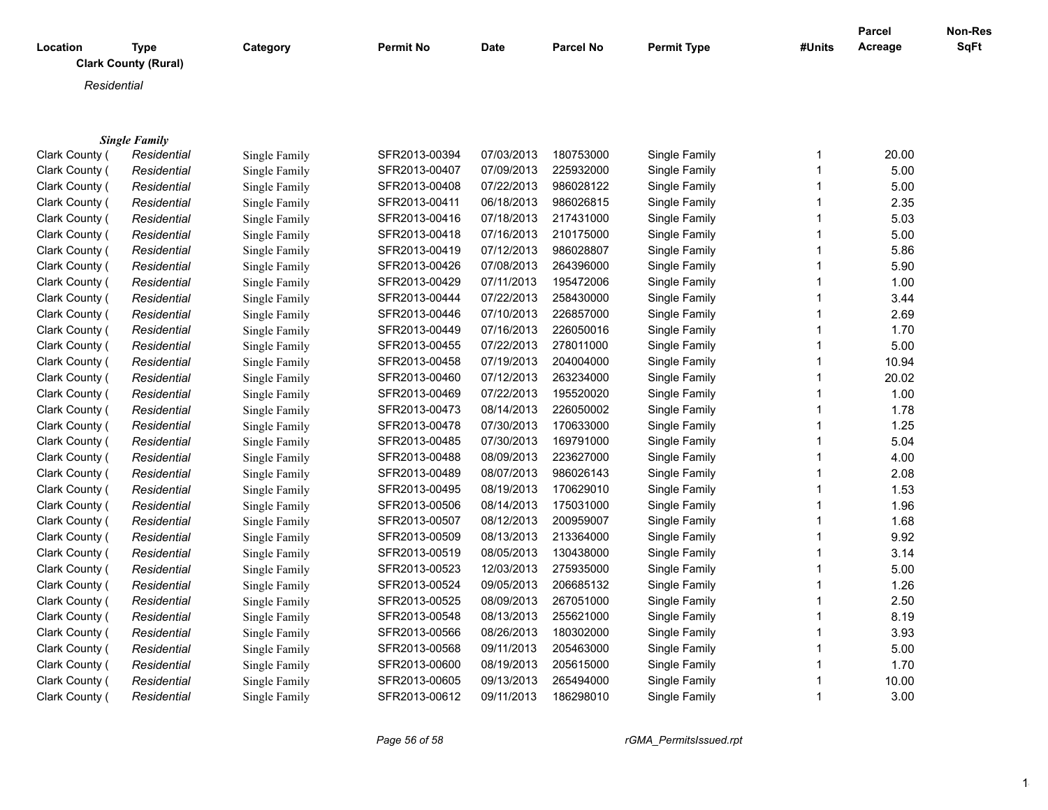| Location | Type | Category | Permit No | Date | Parcel No | Permit Type | #Units | Parcel Acreage | Non-Res SqFt |
|---|---|---|---|---|---|---|---|---|---|

**Clark County (Rural)**

*Residential*

***Single Family***

| Location | Type | Category | Permit No | Date | Parcel No | Permit Type | #Units | Parcel Acreage | Non-Res SqFt |
|---|---|---|---|---|---|---|---|---|---|
| Clark County ( | *Residential* | Single Family | SFR2013-00394 | 07/03/2013 | 180753000 | Single Family | 1 | 20.00 | |
| Clark County ( | *Residential* | Single Family | SFR2013-00407 | 07/09/2013 | 225932000 | Single Family | 1 | 5.00 | |
| Clark County ( | *Residential* | Single Family | SFR2013-00408 | 07/22/2013 | 986028122 | Single Family | 1 | 5.00 | |
| Clark County ( | *Residential* | Single Family | SFR2013-00411 | 06/18/2013 | 986026815 | Single Family | 1 | 2.35 | |
| Clark County ( | *Residential* | Single Family | SFR2013-00416 | 07/18/2013 | 217431000 | Single Family | 1 | 5.03 | |
| Clark County ( | *Residential* | Single Family | SFR2013-00418 | 07/16/2013 | 210175000 | Single Family | 1 | 5.00 | |
| Clark County ( | *Residential* | Single Family | SFR2013-00419 | 07/12/2013 | 986028807 | Single Family | 1 | 5.86 | |
| Clark County ( | *Residential* | Single Family | SFR2013-00426 | 07/08/2013 | 264396000 | Single Family | 1 | 5.90 | |
| Clark County ( | *Residential* | Single Family | SFR2013-00429 | 07/11/2013 | 195472006 | Single Family | 1 | 1.00 | |
| Clark County ( | *Residential* | Single Family | SFR2013-00444 | 07/22/2013 | 258430000 | Single Family | 1 | 3.44 | |
| Clark County ( | *Residential* | Single Family | SFR2013-00446 | 07/10/2013 | 226857000 | Single Family | 1 | 2.69 | |
| Clark County ( | *Residential* | Single Family | SFR2013-00449 | 07/16/2013 | 226050016 | Single Family | 1 | 1.70 | |
| Clark County ( | *Residential* | Single Family | SFR2013-00455 | 07/22/2013 | 278011000 | Single Family | 1 | 5.00 | |
| Clark County ( | *Residential* | Single Family | SFR2013-00458 | 07/19/2013 | 204004000 | Single Family | 1 | 10.94 | |
| Clark County ( | *Residential* | Single Family | SFR2013-00460 | 07/12/2013 | 263234000 | Single Family | 1 | 20.02 | |
| Clark County ( | *Residential* | Single Family | SFR2013-00469 | 07/22/2013 | 195520020 | Single Family | 1 | 1.00 | |
| Clark County ( | *Residential* | Single Family | SFR2013-00473 | 08/14/2013 | 226050002 | Single Family | 1 | 1.78 | |
| Clark County ( | *Residential* | Single Family | SFR2013-00478 | 07/30/2013 | 170633000 | Single Family | 1 | 1.25 | |
| Clark County ( | *Residential* | Single Family | SFR2013-00485 | 07/30/2013 | 169791000 | Single Family | 1 | 5.04 | |
| Clark County ( | *Residential* | Single Family | SFR2013-00488 | 08/09/2013 | 223627000 | Single Family | 1 | 4.00 | |
| Clark County ( | *Residential* | Single Family | SFR2013-00489 | 08/07/2013 | 986026143 | Single Family | 1 | 2.08 | |
| Clark County ( | *Residential* | Single Family | SFR2013-00495 | 08/19/2013 | 170629010 | Single Family | 1 | 1.53 | |
| Clark County ( | *Residential* | Single Family | SFR2013-00506 | 08/14/2013 | 175031000 | Single Family | 1 | 1.96 | |
| Clark County ( | *Residential* | Single Family | SFR2013-00507 | 08/12/2013 | 200959007 | Single Family | 1 | 1.68 | |
| Clark County ( | *Residential* | Single Family | SFR2013-00509 | 08/13/2013 | 213364000 | Single Family | 1 | 9.92 | |
| Clark County ( | *Residential* | Single Family | SFR2013-00519 | 08/05/2013 | 130438000 | Single Family | 1 | 3.14 | |
| Clark County ( | *Residential* | Single Family | SFR2013-00523 | 12/03/2013 | 275935000 | Single Family | 1 | 5.00 | |
| Clark County ( | *Residential* | Single Family | SFR2013-00524 | 09/05/2013 | 206685132 | Single Family | 1 | 1.26 | |
| Clark County ( | *Residential* | Single Family | SFR2013-00525 | 08/09/2013 | 267051000 | Single Family | 1 | 2.50 | |
| Clark County ( | *Residential* | Single Family | SFR2013-00548 | 08/13/2013 | 255621000 | Single Family | 1 | 8.19 | |
| Clark County ( | *Residential* | Single Family | SFR2013-00566 | 08/26/2013 | 180302000 | Single Family | 1 | 3.93 | |
| Clark County ( | *Residential* | Single Family | SFR2013-00568 | 09/11/2013 | 205463000 | Single Family | 1 | 5.00 | |
| Clark County ( | *Residential* | Single Family | SFR2013-00600 | 08/19/2013 | 205615000 | Single Family | 1 | 1.70 | |
| Clark County ( | *Residential* | Single Family | SFR2013-00605 | 09/13/2013 | 265494000 | Single Family | 1 | 10.00 | |
| Clark County ( | *Residential* | Single Family | SFR2013-00612 | 09/11/2013 | 186298010 | Single Family | 1 | 3.00 | |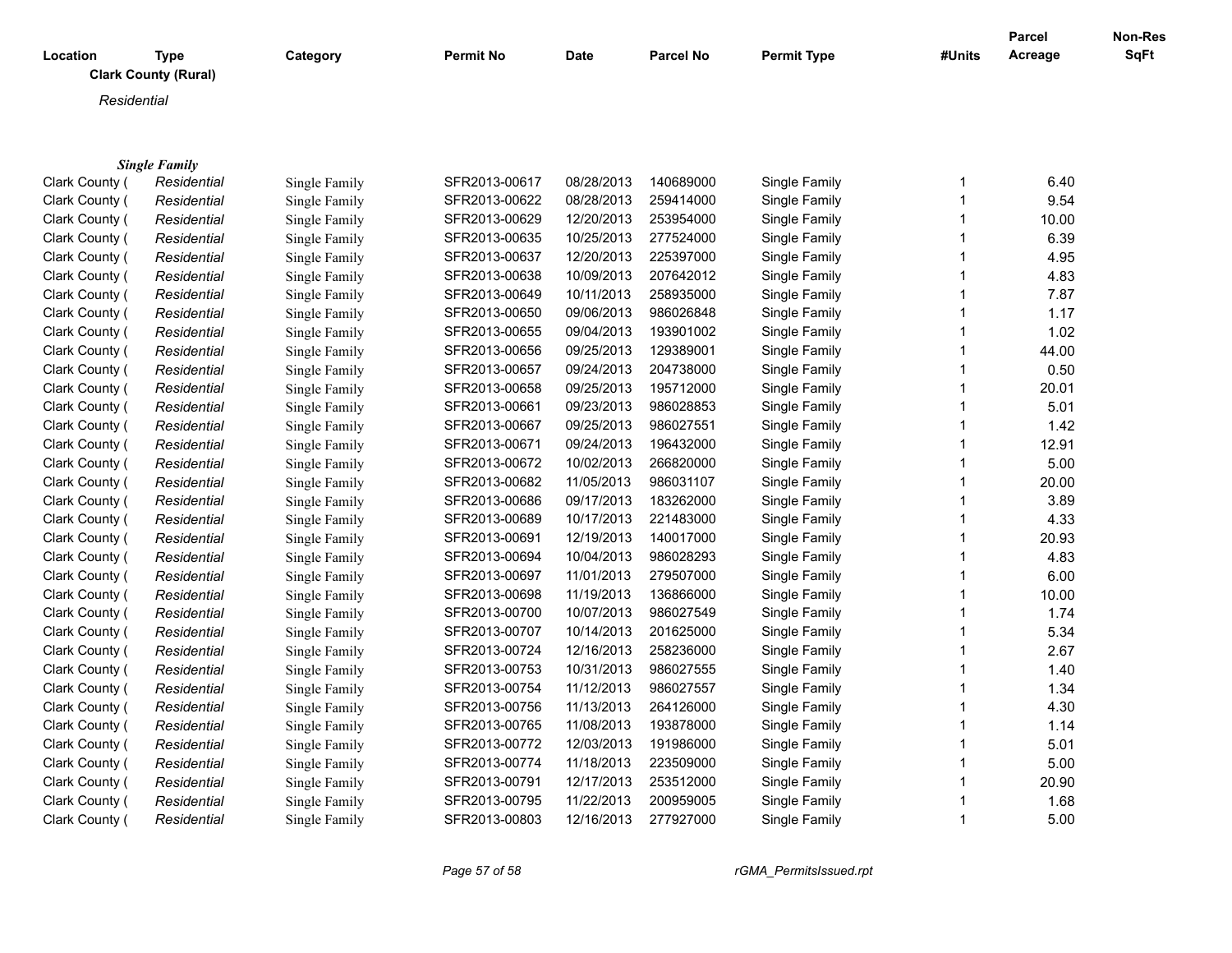| Location | Type | Category | Permit No | Date | Parcel No | Permit Type | #Units | Parcel Acreage | Non-Res SqFt |
|---|---|---|---|---|---|---|---|---|---|
| **Clark County (Rural)** | | | | | | | | | |
| *Residential* | | | | | | | | | |
| ***Single Family*** | | | | | | | | | |
| Clark County ( | *Residential* | Single Family | SFR2013-00617 | 08/28/2013 | 140689000 | Single Family | 1 | 6.40 | |
| Clark County ( | *Residential* | Single Family | SFR2013-00622 | 08/28/2013 | 259414000 | Single Family | 1 | 9.54 | |
| Clark County ( | *Residential* | Single Family | SFR2013-00629 | 12/20/2013 | 253954000 | Single Family | 1 | 10.00 | |
| Clark County ( | *Residential* | Single Family | SFR2013-00635 | 10/25/2013 | 277524000 | Single Family | 1 | 6.39 | |
| Clark County ( | *Residential* | Single Family | SFR2013-00637 | 12/20/2013 | 225397000 | Single Family | 1 | 4.95 | |
| Clark County ( | *Residential* | Single Family | SFR2013-00638 | 10/09/2013 | 207642012 | Single Family | 1 | 4.83 | |
| Clark County ( | *Residential* | Single Family | SFR2013-00649 | 10/11/2013 | 258935000 | Single Family | 1 | 7.87 | |
| Clark County ( | *Residential* | Single Family | SFR2013-00650 | 09/06/2013 | 986026848 | Single Family | 1 | 1.17 | |
| Clark County ( | *Residential* | Single Family | SFR2013-00655 | 09/04/2013 | 193901002 | Single Family | 1 | 1.02 | |
| Clark County ( | *Residential* | Single Family | SFR2013-00656 | 09/25/2013 | 129389001 | Single Family | 1 | 44.00 | |
| Clark County ( | *Residential* | Single Family | SFR2013-00657 | 09/24/2013 | 204738000 | Single Family | 1 | 0.50 | |
| Clark County ( | *Residential* | Single Family | SFR2013-00658 | 09/25/2013 | 195712000 | Single Family | 1 | 20.01 | |
| Clark County ( | *Residential* | Single Family | SFR2013-00661 | 09/23/2013 | 986028853 | Single Family | 1 | 5.01 | |
| Clark County ( | *Residential* | Single Family | SFR2013-00667 | 09/25/2013 | 986027551 | Single Family | 1 | 1.42 | |
| Clark County ( | *Residential* | Single Family | SFR2013-00671 | 09/24/2013 | 196432000 | Single Family | 1 | 12.91 | |
| Clark County ( | *Residential* | Single Family | SFR2013-00672 | 10/02/2013 | 266820000 | Single Family | 1 | 5.00 | |
| Clark County ( | *Residential* | Single Family | SFR2013-00682 | 11/05/2013 | 986031107 | Single Family | 1 | 20.00 | |
| Clark County ( | *Residential* | Single Family | SFR2013-00686 | 09/17/2013 | 183262000 | Single Family | 1 | 3.89 | |
| Clark County ( | *Residential* | Single Family | SFR2013-00689 | 10/17/2013 | 221483000 | Single Family | 1 | 4.33 | |
| Clark County ( | *Residential* | Single Family | SFR2013-00691 | 12/19/2013 | 140017000 | Single Family | 1 | 20.93 | |
| Clark County ( | *Residential* | Single Family | SFR2013-00694 | 10/04/2013 | 986028293 | Single Family | 1 | 4.83 | |
| Clark County ( | *Residential* | Single Family | SFR2013-00697 | 11/01/2013 | 279507000 | Single Family | 1 | 6.00 | |
| Clark County ( | *Residential* | Single Family | SFR2013-00698 | 11/19/2013 | 136866000 | Single Family | 1 | 10.00 | |
| Clark County ( | *Residential* | Single Family | SFR2013-00700 | 10/07/2013 | 986027549 | Single Family | 1 | 1.74 | |
| Clark County ( | *Residential* | Single Family | SFR2013-00707 | 10/14/2013 | 201625000 | Single Family | 1 | 5.34 | |
| Clark County ( | *Residential* | Single Family | SFR2013-00724 | 12/16/2013 | 258236000 | Single Family | 1 | 2.67 | |
| Clark County ( | *Residential* | Single Family | SFR2013-00753 | 10/31/2013 | 986027555 | Single Family | 1 | 1.40 | |
| Clark County ( | *Residential* | Single Family | SFR2013-00754 | 11/12/2013 | 986027557 | Single Family | 1 | 1.34 | |
| Clark County ( | *Residential* | Single Family | SFR2013-00756 | 11/13/2013 | 264126000 | Single Family | 1 | 4.30 | |
| Clark County ( | *Residential* | Single Family | SFR2013-00765 | 11/08/2013 | 193878000 | Single Family | 1 | 1.14 | |
| Clark County ( | *Residential* | Single Family | SFR2013-00772 | 12/03/2013 | 191986000 | Single Family | 1 | 5.01 | |
| Clark County ( | *Residential* | Single Family | SFR2013-00774 | 11/18/2013 | 223509000 | Single Family | 1 | 5.00 | |
| Clark County ( | *Residential* | Single Family | SFR2013-00791 | 12/17/2013 | 253512000 | Single Family | 1 | 20.90 | |
| Clark County ( | *Residential* | Single Family | SFR2013-00795 | 11/22/2013 | 200959005 | Single Family | 1 | 1.68 | |
| Clark County ( | *Residential* | Single Family | SFR2013-00803 | 12/16/2013 | 277927000 | Single Family | 1 | 5.00 | |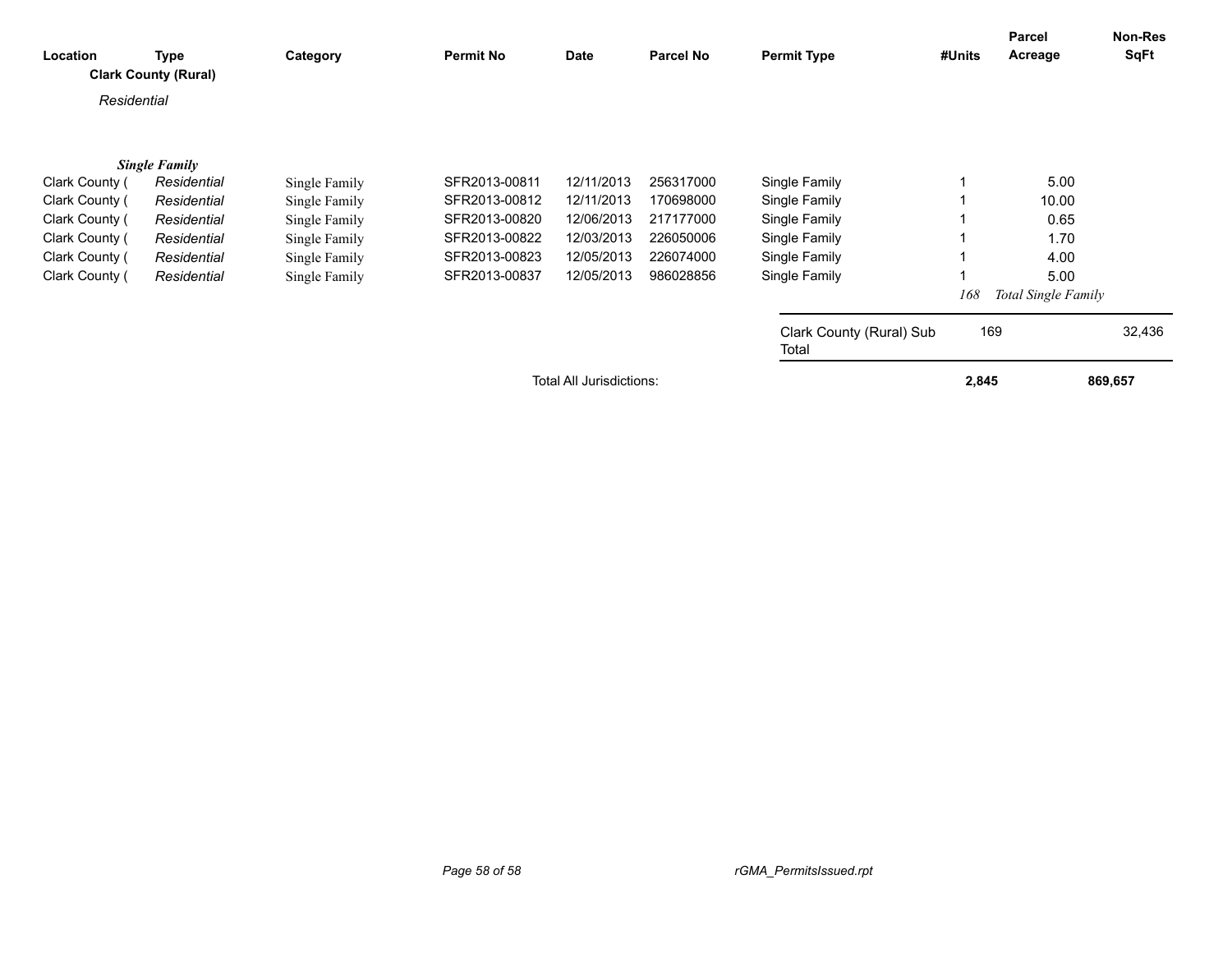| Location | Type | Category | Permit No | Date | Parcel No | Permit Type | #Units | Parcel Acreage | Non-Res SqFt |
|---|---|---|---|---|---|---|---|---|---|
| **Clark County (Rural)** | | | | | | | | | |
| *Residential* | | | | | | | | | |
| | ***Single Family*** | | | | | | | | |
| Clark County ( | *Residential* | Single Family | SFR2013-00811 | 12/11/2013 | 256317000 | Single Family | 1 | 5.00 | |
| Clark County ( | *Residential* | Single Family | SFR2013-00812 | 12/11/2013 | 170698000 | Single Family | 1 | 10.00 | |
| Clark County ( | *Residential* | Single Family | SFR2013-00820 | 12/06/2013 | 217177000 | Single Family | 1 | 0.65 | |
| Clark County ( | *Residential* | Single Family | SFR2013-00822 | 12/03/2013 | 226050006 | Single Family | 1 | 1.70 | |
| Clark County ( | *Residential* | Single Family | SFR2013-00823 | 12/05/2013 | 226074000 | Single Family | 1 | 4.00 | |
| Clark County ( | *Residential* | Single Family | SFR2013-00837 | 12/05/2013 | 986028856 | Single Family | 1 | 5.00 | |
| | | | | | | | *168* | *Total Single Family* | |
| | | | | | | Clark County (Rural) Sub Total | 169 | | 32,436 |
| | | | | Total All Jurisdictions: | | | **2,845** | | **869,657** |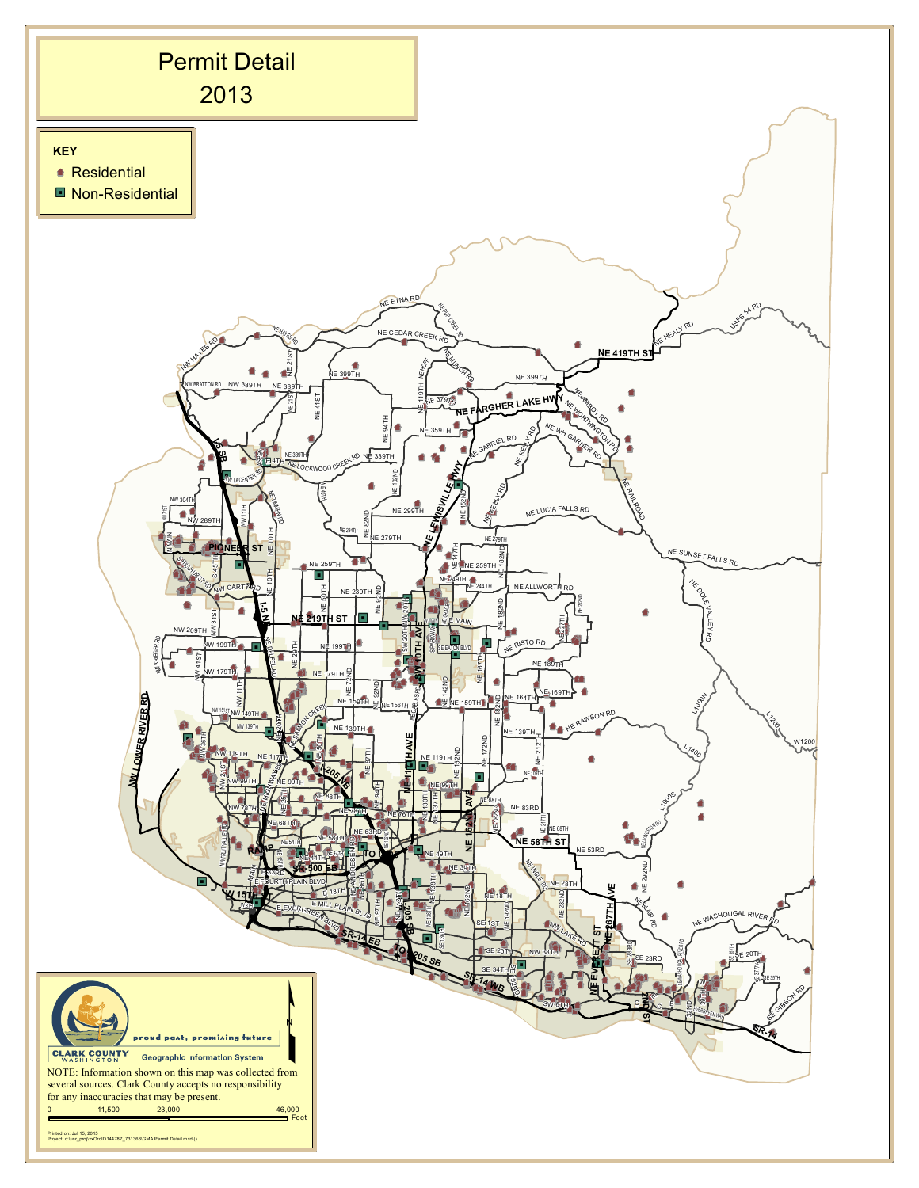# Permit Detail
# 2013

**KEY**

- Residential
- Non-Residential

CLARK COUNTY WASHINGTON

proud past, promising future

Geographic Information System

NOTE: Information shown on this map was collected from several sources. Clark County accepts no responsibility for any inaccuracies that may be present.

0 11,500 23,000 46,000 Feet

Printed on: Jul 15, 2015